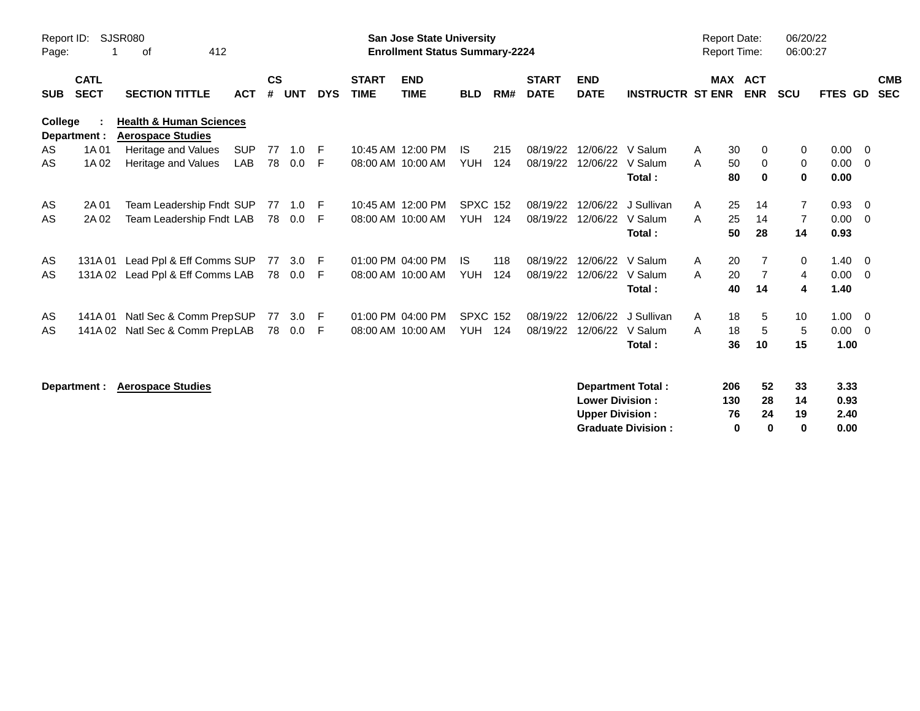Report ID: SJSR080

**San Jose State University**
**Enrollment Status Summary-2224**

Report Date: 06/20/22
Report Time: 06:00:27

**College : Health & Human Sciences**
**Department : Aerospace Studies**

| SUB | CATL SECT | SECTION TITTLE | ACT | CS # | UNT | DYS | START TIME | END TIME | BLD | RM# | START DATE | END DATE | INSTRUCTR | ST | MAX ENR | ACT ENR | SCU | FTES | GD | CMB SEC |
|---|---|---|---|---|---|---|---|---|---|---|---|---|---|---|---|---|---|---|---|---|
| AS | 1A 01 | Heritage and Values | SUP | 77 | 1.0 | F | 10:45 AM | 12:00 PM | IS | 215 | 08/19/22 | 12/06/22 | V Salum | A | 30 | 0 | 0 | 0.00 | 0 | |
| AS | 1A 02 | Heritage and Values | LAB | 78 | 0.0 | F | 08:00 AM | 10:00 AM | YUH | 124 | 08/19/22 | 12/06/22 | V Salum | A | 50 | 0 | 0 | 0.00 | 0 | |
| | | | | | | | | | | | | | **Total :** | | **80** | **0** | **0** | **0.00** | | |
| AS | 2A 01 | Team Leadership Fndt | SUP | 77 | 1.0 | F | 10:45 AM | 12:00 PM | SPXC | 152 | 08/19/22 | 12/06/22 | J Sullivan | A | 25 | 14 | 7 | 0.93 | 0 | |
| AS | 2A 02 | Team Leadership Fndt | LAB | 78 | 0.0 | F | 08:00 AM | 10:00 AM | YUH | 124 | 08/19/22 | 12/06/22 | V Salum | A | 25 | 14 | 7 | 0.00 | 0 | |
| | | | | | | | | | | | | | **Total :** | | **50** | **28** | **14** | **0.93** | | |
| AS | 131A 01 | Lead Ppl & Eff Comms | SUP | 77 | 3.0 | F | 01:00 PM | 04:00 PM | IS | 118 | 08/19/22 | 12/06/22 | V Salum | A | 20 | 7 | 0 | 1.40 | 0 | |
| AS | 131A 02 | Lead Ppl & Eff Comms | LAB | 78 | 0.0 | F | 08:00 AM | 10:00 AM | YUH | 124 | 08/19/22 | 12/06/22 | V Salum | A | 20 | 7 | 4 | 0.00 | 0 | |
| | | | | | | | | | | | | | **Total :** | | **40** | **14** | **4** | **1.40** | | |
| AS | 141A 01 | Natl Sec & Comm Prep | SUP | 77 | 3.0 | F | 01:00 PM | 04:00 PM | SPXC | 152 | 08/19/22 | 12/06/22 | J Sullivan | A | 18 | 5 | 10 | 1.00 | 0 | |
| AS | 141A 02 | Natl Sec & Comm Prep | LAB | 78 | 0.0 | F | 08:00 AM | 10:00 AM | YUH | 124 | 08/19/22 | 12/06/22 | V Salum | A | 18 | 5 | 5 | 0.00 | 0 | |
| | | | | | | | | | | | | | **Total :** | | **36** | **10** | **15** | **1.00** | | |

**Department : Aerospace Studies**

| | MAX ENR | ACT ENR | SCU | FTES |
|---|---|---|---|---|
| **Department Total :** | **206** | **52** | **33** | **3.33** |
| **Lower Division :** | **130** | **28** | **14** | **0.93** |
| **Upper Division :** | **76** | **24** | **19** | **2.40** |
| **Graduate Division :** | **0** | **0** | **0** | **0.00** |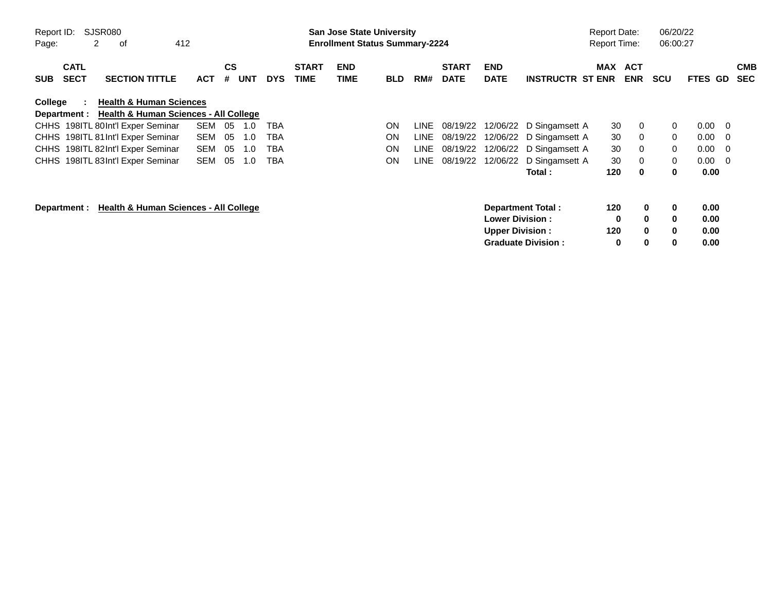Report ID: SJSR080

**San Jose State University**
**Enrollment Status Summary-2224**

Report Date: 06/20/22
Report Time: 06:00:27

| SUB | CATL SECT | SECTION TITTLE | ACT | CS # | UNT | DYS | START TIME | END TIME | BLD | RM# | START DATE | END DATE | INSTRUCTR | ST | MAX ENR | ACT ENR | SCU | FTES | GD | CMB SEC |
|---|---|---|---|---|---|---|---|---|---|---|---|---|---|---|---|---|---|---|---|---|
| **College : Health & Human Sciences** | | | | | | | | | | | | | | | | | | | | |
| **Department : Health & Human Sciences - All College** | | | | | | | | | | | | | | | | | | | | |
| CHHS | 198ITL 80 | Int'l Exper Seminar | SEM | 05 | 1.0 | TBA | | | ON | LINE | 08/19/22 | 12/06/22 | D Singamsett | A | 30 | 0 | 0 | 0.00 | 0 | |
| CHHS | 198ITL 81 | Int'l Exper Seminar | SEM | 05 | 1.0 | TBA | | | ON | LINE | 08/19/22 | 12/06/22 | D Singamsett | A | 30 | 0 | 0 | 0.00 | 0 | |
| CHHS | 198ITL 82 | Int'l Exper Seminar | SEM | 05 | 1.0 | TBA | | | ON | LINE | 08/19/22 | 12/06/22 | D Singamsett | A | 30 | 0 | 0 | 0.00 | 0 | |
| CHHS | 198ITL 83 | Int'l Exper Seminar | SEM | 05 | 1.0 | TBA | | | ON | LINE | 08/19/22 | 12/06/22 | D Singamsett | A | 30 | 0 | 0 | 0.00 | 0 | |
| | | | | | | | | | | | | | **Total :** | | **120** | **0** | **0** | **0.00** | | |

**Department : Health & Human Sciences - All College**

| | MAX ENR | ACT ENR | SCU | FTES |
|---|---|---|---|---|
| **Department Total :** | **120** | **0** | **0** | **0.00** |
| **Lower Division :** | **0** | **0** | **0** | **0.00** |
| **Upper Division :** | **120** | **0** | **0** | **0.00** |
| **Graduate Division :** | **0** | **0** | **0** | **0.00** |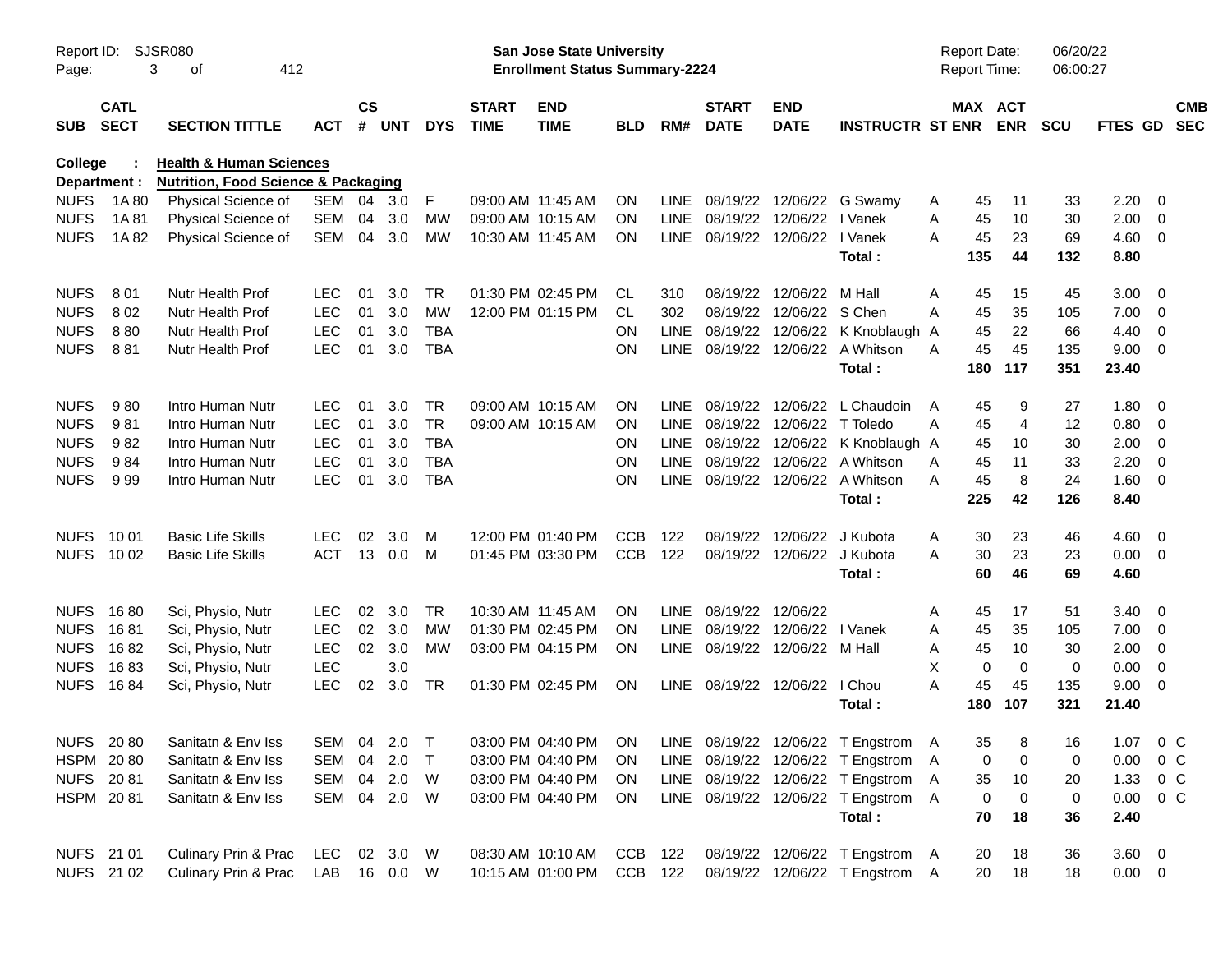**San Jose State University**
**Enrollment Status Summary-2224**

Report ID: SJSR080

Report Date: 06/20/22
Report Time: 06:00:27

**College : Health & Human Sciences**
**Department : Nutrition, Food Science & Packaging**

| SUB | CATL SECT | SECTION TITTLE | ACT | CS # | UNT | DYS | START TIME | END TIME | BLD | RM# | START DATE | END DATE | INSTRUCTR | ST | MAX ENR | ACT ENR | SCU | FTES | GD | CMB SEC |
|---|---|---|---|---|---|---|---|---|---|---|---|---|---|---|---|---|---|---|---|---|
| NUFS | 1A 80 | Physical Science of | SEM | 04 | 3.0 | F | 09:00 AM | 11:45 AM | ON | LINE | 08/19/22 | 12/06/22 | G Swamy | A | 45 | 11 | 33 | 2.20 | 0 | |
| NUFS | 1A 81 | Physical Science of | SEM | 04 | 3.0 | MW | 09:00 AM | 10:15 AM | ON | LINE | 08/19/22 | 12/06/22 | I Vanek | A | 45 | 10 | 30 | 2.00 | 0 | |
| NUFS | 1A 82 | Physical Science of | SEM | 04 | 3.0 | MW | 10:30 AM | 11:45 AM | ON | LINE | 08/19/22 | 12/06/22 | I Vanek | A | 45 | 23 | 69 | 4.60 | 0 | |
| | | | | | | | | | | | | | **Total :** | | **135** | **44** | **132** | **8.80** | | |
| NUFS | 8 01 | Nutr Health Prof | LEC | 01 | 3.0 | TR | 01:30 PM | 02:45 PM | CL | 310 | 08/19/22 | 12/06/22 | M Hall | A | 45 | 15 | 45 | 3.00 | 0 | |
| NUFS | 8 02 | Nutr Health Prof | LEC | 01 | 3.0 | MW | 12:00 PM | 01:15 PM | CL | 302 | 08/19/22 | 12/06/22 | S Chen | A | 45 | 35 | 105 | 7.00 | 0 | |
| NUFS | 8 80 | Nutr Health Prof | LEC | 01 | 3.0 | TBA | | | ON | LINE | 08/19/22 | 12/06/22 | K Knoblaugh | A | 45 | 22 | 66 | 4.40 | 0 | |
| NUFS | 8 81 | Nutr Health Prof | LEC | 01 | 3.0 | TBA | | | ON | LINE | 08/19/22 | 12/06/22 | A Whitson | A | 45 | 45 | 135 | 9.00 | 0 | |
| | | | | | | | | | | | | | **Total :** | | **180** | **117** | **351** | **23.40** | | |
| NUFS | 9 80 | Intro Human Nutr | LEC | 01 | 3.0 | TR | 09:00 AM | 10:15 AM | ON | LINE | 08/19/22 | 12/06/22 | L Chaudoin | A | 45 | 9 | 27 | 1.80 | 0 | |
| NUFS | 9 81 | Intro Human Nutr | LEC | 01 | 3.0 | TR | 09:00 AM | 10:15 AM | ON | LINE | 08/19/22 | 12/06/22 | T Toledo | A | 45 | 4 | 12 | 0.80 | 0 | |
| NUFS | 9 82 | Intro Human Nutr | LEC | 01 | 3.0 | TBA | | | ON | LINE | 08/19/22 | 12/06/22 | K Knoblaugh | A | 45 | 10 | 30 | 2.00 | 0 | |
| NUFS | 9 84 | Intro Human Nutr | LEC | 01 | 3.0 | TBA | | | ON | LINE | 08/19/22 | 12/06/22 | A Whitson | A | 45 | 11 | 33 | 2.20 | 0 | |
| NUFS | 9 99 | Intro Human Nutr | LEC | 01 | 3.0 | TBA | | | ON | LINE | 08/19/22 | 12/06/22 | A Whitson | A | 45 | 8 | 24 | 1.60 | 0 | |
| | | | | | | | | | | | | | **Total :** | | **225** | **42** | **126** | **8.40** | | |
| NUFS | 10 01 | Basic Life Skills | LEC | 02 | 3.0 | M | 12:00 PM | 01:40 PM | CCB | 122 | 08/19/22 | 12/06/22 | J Kubota | A | 30 | 23 | 46 | 4.60 | 0 | |
| NUFS | 10 02 | Basic Life Skills | ACT | 13 | 0.0 | M | 01:45 PM | 03:30 PM | CCB | 122 | 08/19/22 | 12/06/22 | J Kubota | A | 30 | 23 | 23 | 0.00 | 0 | |
| | | | | | | | | | | | | | **Total :** | | **60** | **46** | **69** | **4.60** | | |
| NUFS | 16 80 | Sci, Physio, Nutr | LEC | 02 | 3.0 | TR | 10:30 AM | 11:45 AM | ON | LINE | 08/19/22 | 12/06/22 | | A | 45 | 17 | 51 | 3.40 | 0 | |
| NUFS | 16 81 | Sci, Physio, Nutr | LEC | 02 | 3.0 | MW | 01:30 PM | 02:45 PM | ON | LINE | 08/19/22 | 12/06/22 | I Vanek | A | 45 | 35 | 105 | 7.00 | 0 | |
| NUFS | 16 82 | Sci, Physio, Nutr | LEC | 02 | 3.0 | MW | 03:00 PM | 04:15 PM | ON | LINE | 08/19/22 | 12/06/22 | M Hall | A | 45 | 10 | 30 | 2.00 | 0 | |
| NUFS | 16 83 | Sci, Physio, Nutr | LEC | | 3.0 | | | | | | | | | X | 0 | 0 | 0 | 0.00 | 0 | |
| NUFS | 16 84 | Sci, Physio, Nutr | LEC | 02 | 3.0 | TR | 01:30 PM | 02:45 PM | ON | LINE | 08/19/22 | 12/06/22 | I Chou | A | 45 | 45 | 135 | 9.00 | 0 | |
| | | | | | | | | | | | | | **Total :** | | **180** | **107** | **321** | **21.40** | | |
| NUFS | 20 80 | Sanitatn & Env Iss | SEM | 04 | 2.0 | T | 03:00 PM | 04:40 PM | ON | LINE | 08/19/22 | 12/06/22 | T Engstrom | A | 35 | 8 | 16 | 1.07 | 0 | C |
| HSPM | 20 80 | Sanitatn & Env Iss | SEM | 04 | 2.0 | T | 03:00 PM | 04:40 PM | ON | LINE | 08/19/22 | 12/06/22 | T Engstrom | A | 0 | 0 | 0 | 0.00 | 0 | C |
| NUFS | 20 81 | Sanitatn & Env Iss | SEM | 04 | 2.0 | W | 03:00 PM | 04:40 PM | ON | LINE | 08/19/22 | 12/06/22 | T Engstrom | A | 35 | 10 | 20 | 1.33 | 0 | C |
| HSPM | 20 81 | Sanitatn & Env Iss | SEM | 04 | 2.0 | W | 03:00 PM | 04:40 PM | ON | LINE | 08/19/22 | 12/06/22 | T Engstrom | A | 0 | 0 | 0 | 0.00 | 0 | C |
| | | | | | | | | | | | | | **Total :** | | **70** | **18** | **36** | **2.40** | | |
| NUFS | 21 01 | Culinary Prin & Prac | LEC | 02 | 3.0 | W | 08:30 AM | 10:10 AM | CCB | 122 | 08/19/22 | 12/06/22 | T Engstrom | A | 20 | 18 | 36 | 3.60 | 0 | |
| NUFS | 21 02 | Culinary Prin & Prac | LAB | 16 | 0.0 | W | 10:15 AM | 01:00 PM | CCB | 122 | 08/19/22 | 12/06/22 | T Engstrom | A | 20 | 18 | 18 | 0.00 | 0 | |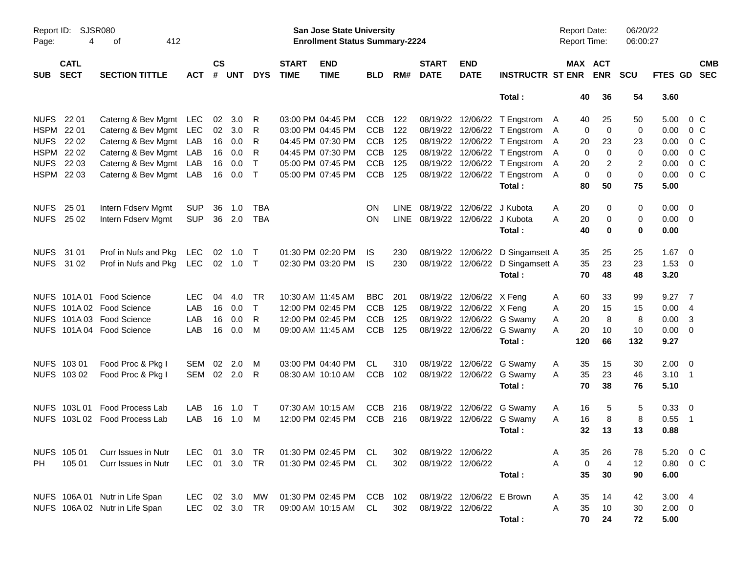Report ID: SJSR080

**San Jose State University**
**Enrollment Status Summary-2224**

Report Date: 06/20/22
Report Time: 06:00:27

| SUB | CATL SECT | SECTION TITTLE | ACT | CS # | UNT | DYS | START TIME | END TIME | BLD | RM# | START DATE | END DATE | INSTRUCTR | ST | MAX ENR | ACT ENR | SCU | FTES | GD | CMB SEC |
|---|---|---|---|---|---|---|---|---|---|---|---|---|---|---|---|---|---|---|---|---|
| | | | | | | | | | | | | | Total : | | 40 | 36 | 54 | 3.60 | | |
| NUFS | 22 01 | Caterng & Bev Mgmt | LEC | 02 | 3.0 | R | 03:00 PM | 04:45 PM | CCB | 122 | 08/19/22 | 12/06/22 | T Engstrom | A | 40 | 25 | 50 | 5.00 | 0 | C |
| HSPM | 22 01 | Caterng & Bev Mgmt | LEC | 02 | 3.0 | R | 03:00 PM | 04:45 PM | CCB | 122 | 08/19/22 | 12/06/22 | T Engstrom | A | 0 | 0 | 0 | 0.00 | 0 | C |
| NUFS | 22 02 | Caterng & Bev Mgmt | LAB | 16 | 0.0 | R | 04:45 PM | 07:30 PM | CCB | 125 | 08/19/22 | 12/06/22 | T Engstrom | A | 20 | 23 | 23 | 0.00 | 0 | C |
| HSPM | 22 02 | Caterng & Bev Mgmt | LAB | 16 | 0.0 | R | 04:45 PM | 07:30 PM | CCB | 125 | 08/19/22 | 12/06/22 | T Engstrom | A | 0 | 0 | 0 | 0.00 | 0 | C |
| NUFS | 22 03 | Caterng & Bev Mgmt | LAB | 16 | 0.0 | T | 05:00 PM | 07:45 PM | CCB | 125 | 08/19/22 | 12/06/22 | T Engstrom | A | 20 | 2 | 2 | 0.00 | 0 | C |
| HSPM | 22 03 | Caterng & Bev Mgmt | LAB | 16 | 0.0 | T | 05:00 PM | 07:45 PM | CCB | 125 | 08/19/22 | 12/06/22 | T Engstrom | A | 0 | 0 | 0 | 0.00 | 0 | C |
| | | | | | | | | | | | | | Total : | | 80 | 50 | 75 | 5.00 | | |
| NUFS | 25 01 | Intern Fdserv Mgmt | SUP | 36 | 1.0 | TBA | | | ON | LINE | 08/19/22 | 12/06/22 | J Kubota | A | 20 | 0 | 0 | 0.00 | 0 | |
| NUFS | 25 02 | Intern Fdserv Mgmt | SUP | 36 | 2.0 | TBA | | | ON | LINE | 08/19/22 | 12/06/22 | J Kubota | A | 20 | 0 | 0 | 0.00 | 0 | |
| | | | | | | | | | | | | | Total : | | 40 | 0 | 0 | 0.00 | | |
| NUFS | 31 01 | Prof in Nufs and Pkg | LEC | 02 | 1.0 | T | 01:30 PM | 02:20 PM | IS | 230 | 08/19/22 | 12/06/22 | D Singamsett | A | 35 | 25 | 25 | 1.67 | 0 | |
| NUFS | 31 02 | Prof in Nufs and Pkg | LEC | 02 | 1.0 | T | 02:30 PM | 03:20 PM | IS | 230 | 08/19/22 | 12/06/22 | D Singamsett | A | 35 | 23 | 23 | 1.53 | 0 | |
| | | | | | | | | | | | | | Total : | | 70 | 48 | 48 | 3.20 | | |
| NUFS | 101A 01 | Food Science | LEC | 04 | 4.0 | TR | 10:30 AM | 11:45 AM | BBC | 201 | 08/19/22 | 12/06/22 | X Feng | A | 60 | 33 | 99 | 9.27 | 7 | |
| NUFS | 101A 02 | Food Science | LAB | 16 | 0.0 | T | 12:00 PM | 02:45 PM | CCB | 125 | 08/19/22 | 12/06/22 | X Feng | A | 20 | 15 | 15 | 0.00 | 4 | |
| NUFS | 101A 03 | Food Science | LAB | 16 | 0.0 | R | 12:00 PM | 02:45 PM | CCB | 125 | 08/19/22 | 12/06/22 | G Swamy | A | 20 | 8 | 8 | 0.00 | 3 | |
| NUFS | 101A 04 | Food Science | LAB | 16 | 0.0 | M | 09:00 AM | 11:45 AM | CCB | 125 | 08/19/22 | 12/06/22 | G Swamy | A | 20 | 10 | 10 | 0.00 | 0 | |
| | | | | | | | | | | | | | Total : | | 120 | 66 | 132 | 9.27 | | |
| NUFS | 103 01 | Food Proc & Pkg I | SEM | 02 | 2.0 | M | 03:00 PM | 04:40 PM | CL | 310 | 08/19/22 | 12/06/22 | G Swamy | A | 35 | 15 | 30 | 2.00 | 0 | |
| NUFS | 103 02 | Food Proc & Pkg I | SEM | 02 | 2.0 | R | 08:30 AM | 10:10 AM | CCB | 102 | 08/19/22 | 12/06/22 | G Swamy | A | 35 | 23 | 46 | 3.10 | 1 | |
| | | | | | | | | | | | | | Total : | | 70 | 38 | 76 | 5.10 | | |
| NUFS | 103L 01 | Food Process Lab | LAB | 16 | 1.0 | T | 07:30 AM | 10:15 AM | CCB | 216 | 08/19/22 | 12/06/22 | G Swamy | A | 16 | 5 | 5 | 0.33 | 0 | |
| NUFS | 103L 02 | Food Process Lab | LAB | 16 | 1.0 | M | 12:00 PM | 02:45 PM | CCB | 216 | 08/19/22 | 12/06/22 | G Swamy | A | 16 | 8 | 8 | 0.55 | 1 | |
| | | | | | | | | | | | | | Total : | | 32 | 13 | 13 | 0.88 | | |
| NUFS | 105 01 | Curr Issues in Nutr | LEC | 01 | 3.0 | TR | 01:30 PM | 02:45 PM | CL | 302 | 08/19/22 | 12/06/22 | | A | 35 | 26 | 78 | 5.20 | 0 | C |
| PH | 105 01 | Curr Issues in Nutr | LEC | 01 | 3.0 | TR | 01:30 PM | 02:45 PM | CL | 302 | 08/19/22 | 12/06/22 | | A | 0 | 4 | 12 | 0.80 | 0 | C |
| | | | | | | | | | | | | | Total : | | 35 | 30 | 90 | 6.00 | | |
| NUFS | 106A 01 | Nutr in Life Span | LEC | 02 | 3.0 | MW | 01:30 PM | 02:45 PM | CCB | 102 | 08/19/22 | 12/06/22 | E Brown | A | 35 | 14 | 42 | 3.00 | 4 | |
| NUFS | 106A 02 | Nutr in Life Span | LEC | 02 | 3.0 | TR | 09:00 AM | 10:15 AM | CL | 302 | 08/19/22 | 12/06/22 | | A | 35 | 10 | 30 | 2.00 | 0 | |
| | | | | | | | | | | | | | Total : | | 70 | 24 | 72 | 5.00 | | |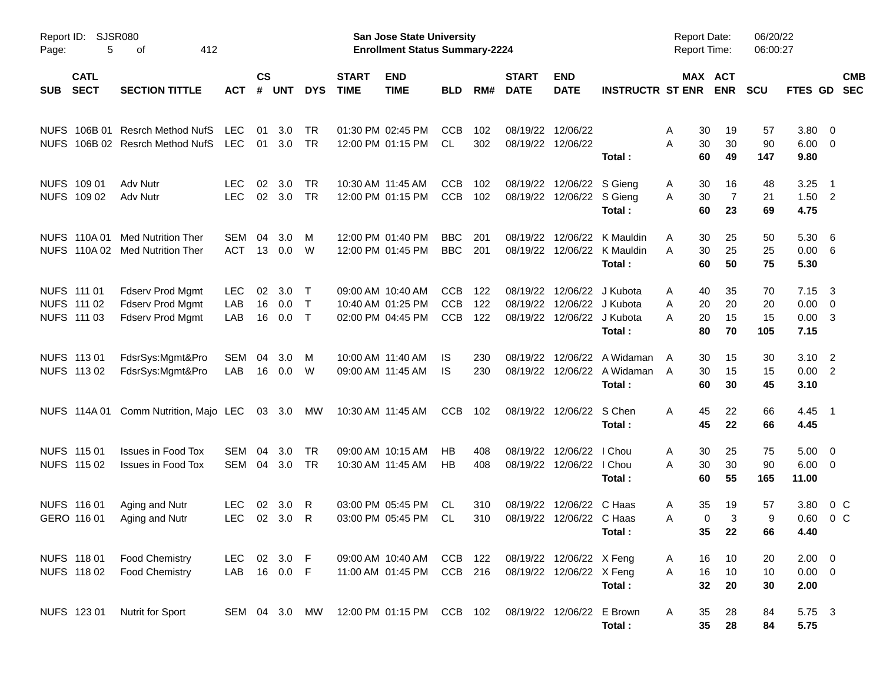Report ID: SJSR080

**San Jose State University**
**Enrollment Status Summary-2224**

Report Date: 06/20/22
Report Time: 06:00:27

| SUB | CATL SECT | SECTION TITTLE | ACT | CS # | UNT | DYS | START TIME | END TIME | BLD | RM# | START DATE | END DATE | INSTRUCTR | ST | MAX ENR | ACT ENR | SCU | FTES | GD | CMB SEC |
|---|---|---|---|---|---|---|---|---|---|---|---|---|---|---|---|---|---|---|---|---|
| NUFS | 106B 01 | Resrch Method NufS | LEC | 01 | 3.0 | TR | 01:30 PM | 02:45 PM | CCB | 102 | 08/19/22 | 12/06/22 | | A | 30 | 19 | 57 | 3.80 | 0 | |
| NUFS | 106B 02 | Resrch Method NufS | LEC | 01 | 3.0 | TR | 12:00 PM | 01:15 PM | CL | 302 | 08/19/22 | 12/06/22 | | A | 30 | 30 | 90 | 6.00 | 0 | |
| | | | | | | | | | | | | | **Total :** | | **60** | **49** | **147** | **9.80** | | |
| NUFS | 109 01 | Adv Nutr | LEC | 02 | 3.0 | TR | 10:30 AM | 11:45 AM | CCB | 102 | 08/19/22 | 12/06/22 | S Gieng | A | 30 | 16 | 48 | 3.25 | 1 | |
| NUFS | 109 02 | Adv Nutr | LEC | 02 | 3.0 | TR | 12:00 PM | 01:15 PM | CCB | 102 | 08/19/22 | 12/06/22 | S Gieng | A | 30 | 7 | 21 | 1.50 | 2 | |
| | | | | | | | | | | | | | **Total :** | | **60** | **23** | **69** | **4.75** | | |
| NUFS | 110A 01 | Med Nutrition Ther | SEM | 04 | 3.0 | M | 12:00 PM | 01:40 PM | BBC | 201 | 08/19/22 | 12/06/22 | K Mauldin | A | 30 | 25 | 50 | 5.30 | 6 | |
| NUFS | 110A 02 | Med Nutrition Ther | ACT | 13 | 0.0 | W | 12:00 PM | 01:45 PM | BBC | 201 | 08/19/22 | 12/06/22 | K Mauldin | A | 30 | 25 | 25 | 0.00 | 6 | |
| | | | | | | | | | | | | | **Total :** | | **60** | **50** | **75** | **5.30** | | |
| NUFS | 111 01 | Fdserv Prod Mgmt | LEC | 02 | 3.0 | T | 09:00 AM | 10:40 AM | CCB | 122 | 08/19/22 | 12/06/22 | J Kubota | A | 40 | 35 | 70 | 7.15 | 3 | |
| NUFS | 111 02 | Fdserv Prod Mgmt | LAB | 16 | 0.0 | T | 10:40 AM | 01:25 PM | CCB | 122 | 08/19/22 | 12/06/22 | J Kubota | A | 20 | 20 | 20 | 0.00 | 0 | |
| NUFS | 111 03 | Fdserv Prod Mgmt | LAB | 16 | 0.0 | T | 02:00 PM | 04:45 PM | CCB | 122 | 08/19/22 | 12/06/22 | J Kubota | A | 20 | 15 | 15 | 0.00 | 3 | |
| | | | | | | | | | | | | | **Total :** | | **80** | **70** | **105** | **7.15** | | |
| NUFS | 113 01 | FdsrSys:Mgmt&Pro | SEM | 04 | 3.0 | M | 10:00 AM | 11:40 AM | IS | 230 | 08/19/22 | 12/06/22 | A Widaman | A | 30 | 15 | 30 | 3.10 | 2 | |
| NUFS | 113 02 | FdsrSys:Mgmt&Pro | LAB | 16 | 0.0 | W | 09:00 AM | 11:45 AM | IS | 230 | 08/19/22 | 12/06/22 | A Widaman | A | 30 | 15 | 15 | 0.00 | 2 | |
| | | | | | | | | | | | | | **Total :** | | **60** | **30** | **45** | **3.10** | | |
| NUFS | 114A 01 | Comm Nutrition, Majo | LEC | 03 | 3.0 | MW | 10:30 AM | 11:45 AM | CCB | 102 | 08/19/22 | 12/06/22 | S Chen | A | 45 | 22 | 66 | 4.45 | 1 | |
| | | | | | | | | | | | | | **Total :** | | **45** | **22** | **66** | **4.45** | | |
| NUFS | 115 01 | Issues in Food Tox | SEM | 04 | 3.0 | TR | 09:00 AM | 10:15 AM | HB | 408 | 08/19/22 | 12/06/22 | I Chou | A | 30 | 25 | 75 | 5.00 | 0 | |
| NUFS | 115 02 | Issues in Food Tox | SEM | 04 | 3.0 | TR | 10:30 AM | 11:45 AM | HB | 408 | 08/19/22 | 12/06/22 | I Chou | A | 30 | 30 | 90 | 6.00 | 0 | |
| | | | | | | | | | | | | | **Total :** | | **60** | **55** | **165** | **11.00** | | |
| NUFS | 116 01 | Aging and Nutr | LEC | 02 | 3.0 | R | 03:00 PM | 05:45 PM | CL | 310 | 08/19/22 | 12/06/22 | C Haas | A | 35 | 19 | 57 | 3.80 | 0 | C |
| GERO | 116 01 | Aging and Nutr | LEC | 02 | 3.0 | R | 03:00 PM | 05:45 PM | CL | 310 | 08/19/22 | 12/06/22 | C Haas | A | 0 | 3 | 9 | 0.60 | 0 | C |
| | | | | | | | | | | | | | **Total :** | | **35** | **22** | **66** | **4.40** | | |
| NUFS | 118 01 | Food Chemistry | LEC | 02 | 3.0 | F | 09:00 AM | 10:40 AM | CCB | 122 | 08/19/22 | 12/06/22 | X Feng | A | 16 | 10 | 20 | 2.00 | 0 | |
| NUFS | 118 02 | Food Chemistry | LAB | 16 | 0.0 | F | 11:00 AM | 01:45 PM | CCB | 216 | 08/19/22 | 12/06/22 | X Feng | A | 16 | 10 | 10 | 0.00 | 0 | |
| | | | | | | | | | | | | | **Total :** | | **32** | **20** | **30** | **2.00** | | |
| NUFS | 123 01 | Nutrit for Sport | SEM | 04 | 3.0 | MW | 12:00 PM | 01:15 PM | CCB | 102 | 08/19/22 | 12/06/22 | E Brown | A | 35 | 28 | 84 | 5.75 | 3 | |
| | | | | | | | | | | | | | **Total :** | | **35** | **28** | **84** | **5.75** | | |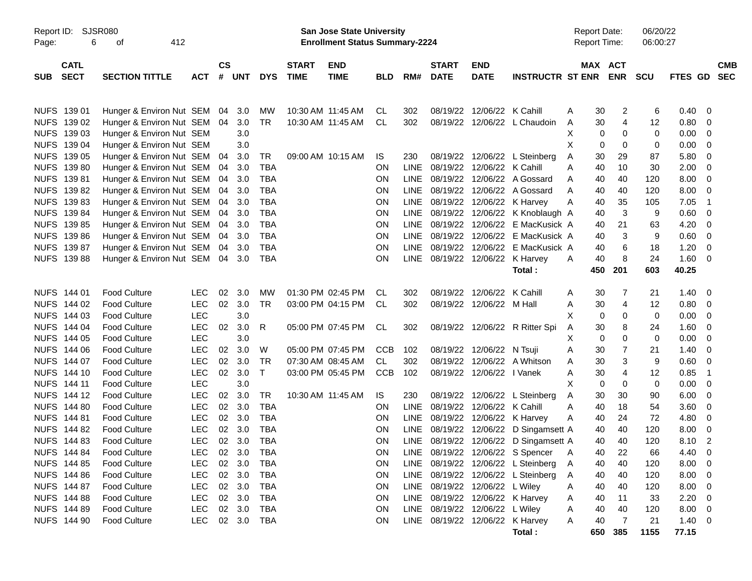Report ID: SJSR080

**San Jose State University**
**Enrollment Status Summary-2224**

Report Date: 06/20/22
Report Time: 06:00:27

| SUB | CATL SECT | SECTION TITTLE | ACT | CS # | UNT | DYS | START TIME | END TIME | BLD | RM# | START DATE | END DATE | INSTRUCTR | ST | MAX ENR | ACT ENR | SCU | FTES | GD | CMB SEC |
|---|---|---|---|---|---|---|---|---|---|---|---|---|---|---|---|---|---|---|---|---|
| NUFS | 139 01 | Hunger & Environ Nut | SEM | 04 | 3.0 | MW | 10:30 AM | 11:45 AM | CL | 302 | 08/19/22 | 12/06/22 | K Cahill | A | 30 | 2 | 6 | 0.40 | 0 | |
| NUFS | 139 02 | Hunger & Environ Nut | SEM | 04 | 3.0 | TR | 10:30 AM | 11:45 AM | CL | 302 | 08/19/22 | 12/06/22 | L Chaudoin | A | 30 | 4 | 12 | 0.80 | 0 | |
| NUFS | 139 03 | Hunger & Environ Nut | SEM | | 3.0 | | | | | | | | | X | 0 | 0 | 0 | 0.00 | 0 | |
| NUFS | 139 04 | Hunger & Environ Nut | SEM | | 3.0 | | | | | | | | | X | 0 | 0 | 0 | 0.00 | 0 | |
| NUFS | 139 05 | Hunger & Environ Nut | SEM | 04 | 3.0 | TR | 09:00 AM | 10:15 AM | IS | 230 | 08/19/22 | 12/06/22 | L Steinberg | A | 30 | 29 | 87 | 5.80 | 0 | |
| NUFS | 139 80 | Hunger & Environ Nut | SEM | 04 | 3.0 | TBA | | | ON | LINE | 08/19/22 | 12/06/22 | K Cahill | A | 40 | 10 | 30 | 2.00 | 0 | |
| NUFS | 139 81 | Hunger & Environ Nut | SEM | 04 | 3.0 | TBA | | | ON | LINE | 08/19/22 | 12/06/22 | A Gossard | A | 40 | 40 | 120 | 8.00 | 0 | |
| NUFS | 139 82 | Hunger & Environ Nut | SEM | 04 | 3.0 | TBA | | | ON | LINE | 08/19/22 | 12/06/22 | A Gossard | A | 40 | 40 | 120 | 8.00 | 0 | |
| NUFS | 139 83 | Hunger & Environ Nut | SEM | 04 | 3.0 | TBA | | | ON | LINE | 08/19/22 | 12/06/22 | K Harvey | A | 40 | 35 | 105 | 7.05 | 1 | |
| NUFS | 139 84 | Hunger & Environ Nut | SEM | 04 | 3.0 | TBA | | | ON | LINE | 08/19/22 | 12/06/22 | K Knoblaugh | A | 40 | 3 | 9 | 0.60 | 0 | |
| NUFS | 139 85 | Hunger & Environ Nut | SEM | 04 | 3.0 | TBA | | | ON | LINE | 08/19/22 | 12/06/22 | E MacKusick | A | 40 | 21 | 63 | 4.20 | 0 | |
| NUFS | 139 86 | Hunger & Environ Nut | SEM | 04 | 3.0 | TBA | | | ON | LINE | 08/19/22 | 12/06/22 | E MacKusick | A | 40 | 3 | 9 | 0.60 | 0 | |
| NUFS | 139 87 | Hunger & Environ Nut | SEM | 04 | 3.0 | TBA | | | ON | LINE | 08/19/22 | 12/06/22 | E MacKusick | A | 40 | 6 | 18 | 1.20 | 0 | |
| NUFS | 139 88 | Hunger & Environ Nut | SEM | 04 | 3.0 | TBA | | | ON | LINE | 08/19/22 | 12/06/22 | K Harvey | A | 40 | 8 | 24 | 1.60 | 0 | |
| | | | | | | | | | | | | | **Total :** | | **450** | **201** | **603** | **40.25** | | |
| NUFS | 144 01 | Food Culture | LEC | 02 | 3.0 | MW | 01:30 PM | 02:45 PM | CL | 302 | 08/19/22 | 12/06/22 | K Cahill | A | 30 | 7 | 21 | 1.40 | 0 | |
| NUFS | 144 02 | Food Culture | LEC | 02 | 3.0 | TR | 03:00 PM | 04:15 PM | CL | 302 | 08/19/22 | 12/06/22 | M Hall | A | 30 | 4 | 12 | 0.80 | 0 | |
| NUFS | 144 03 | Food Culture | LEC | | 3.0 | | | | | | | | | X | 0 | 0 | 0 | 0.00 | 0 | |
| NUFS | 144 04 | Food Culture | LEC | 02 | 3.0 | R | 05:00 PM | 07:45 PM | CL | 302 | 08/19/22 | 12/06/22 | R Ritter Spi | A | 30 | 8 | 24 | 1.60 | 0 | |
| NUFS | 144 05 | Food Culture | LEC | | 3.0 | | | | | | | | | X | 0 | 0 | 0 | 0.00 | 0 | |
| NUFS | 144 06 | Food Culture | LEC | 02 | 3.0 | W | 05:00 PM | 07:45 PM | CCB | 102 | 08/19/22 | 12/06/22 | N Tsuji | A | 30 | 7 | 21 | 1.40 | 0 | |
| NUFS | 144 07 | Food Culture | LEC | 02 | 3.0 | TR | 07:30 AM | 08:45 AM | CL | 302 | 08/19/22 | 12/06/22 | A Whitson | A | 30 | 3 | 9 | 0.60 | 0 | |
| NUFS | 144 10 | Food Culture | LEC | 02 | 3.0 | T | 03:00 PM | 05:45 PM | CCB | 102 | 08/19/22 | 12/06/22 | I Vanek | A | 30 | 4 | 12 | 0.85 | 1 | |
| NUFS | 144 11 | Food Culture | LEC | | 3.0 | | | | | | | | | X | 0 | 0 | 0 | 0.00 | 0 | |
| NUFS | 144 12 | Food Culture | LEC | 02 | 3.0 | TR | 10:30 AM | 11:45 AM | IS | 230 | 08/19/22 | 12/06/22 | L Steinberg | A | 30 | 30 | 90 | 6.00 | 0 | |
| NUFS | 144 80 | Food Culture | LEC | 02 | 3.0 | TBA | | | ON | LINE | 08/19/22 | 12/06/22 | K Cahill | A | 40 | 18 | 54 | 3.60 | 0 | |
| NUFS | 144 81 | Food Culture | LEC | 02 | 3.0 | TBA | | | ON | LINE | 08/19/22 | 12/06/22 | K Harvey | A | 40 | 24 | 72 | 4.80 | 0 | |
| NUFS | 144 82 | Food Culture | LEC | 02 | 3.0 | TBA | | | ON | LINE | 08/19/22 | 12/06/22 | D Singamsett | A | 40 | 40 | 120 | 8.00 | 0 | |
| NUFS | 144 83 | Food Culture | LEC | 02 | 3.0 | TBA | | | ON | LINE | 08/19/22 | 12/06/22 | D Singamsett | A | 40 | 40 | 120 | 8.10 | 2 | |
| NUFS | 144 84 | Food Culture | LEC | 02 | 3.0 | TBA | | | ON | LINE | 08/19/22 | 12/06/22 | S Spencer | A | 40 | 22 | 66 | 4.40 | 0 | |
| NUFS | 144 85 | Food Culture | LEC | 02 | 3.0 | TBA | | | ON | LINE | 08/19/22 | 12/06/22 | L Steinberg | A | 40 | 40 | 120 | 8.00 | 0 | |
| NUFS | 144 86 | Food Culture | LEC | 02 | 3.0 | TBA | | | ON | LINE | 08/19/22 | 12/06/22 | L Steinberg | A | 40 | 40 | 120 | 8.00 | 0 | |
| NUFS | 144 87 | Food Culture | LEC | 02 | 3.0 | TBA | | | ON | LINE | 08/19/22 | 12/06/22 | L Wiley | A | 40 | 40 | 120 | 8.00 | 0 | |
| NUFS | 144 88 | Food Culture | LEC | 02 | 3.0 | TBA | | | ON | LINE | 08/19/22 | 12/06/22 | K Harvey | A | 40 | 11 | 33 | 2.20 | 0 | |
| NUFS | 144 89 | Food Culture | LEC | 02 | 3.0 | TBA | | | ON | LINE | 08/19/22 | 12/06/22 | L Wiley | A | 40 | 40 | 120 | 8.00 | 0 | |
| NUFS | 144 90 | Food Culture | LEC | 02 | 3.0 | TBA | | | ON | LINE | 08/19/22 | 12/06/22 | K Harvey | A | 40 | 7 | 21 | 1.40 | 0 | |
| | | | | | | | | | | | | | **Total :** | | **650** | **385** | **1155** | **77.15** | | |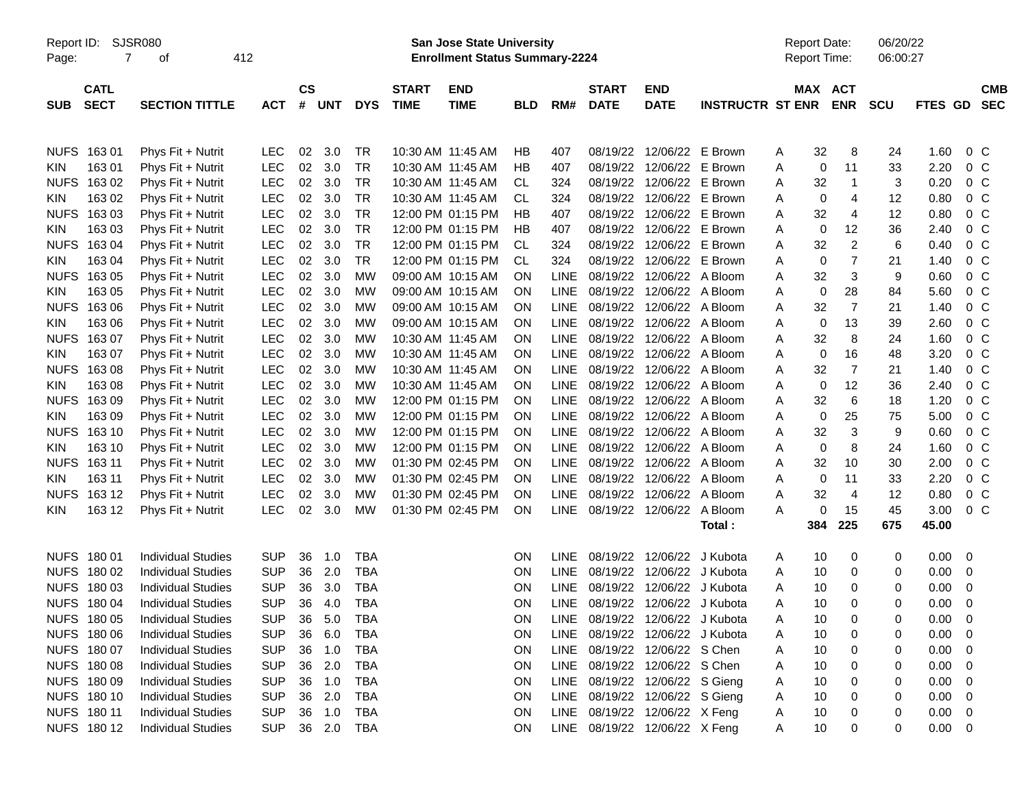Report ID: SJSR080

**San Jose State University**
**Enrollment Status Summary-2224**

Report Date: 06/20/22
Report Time: 06:00:27

| SUB | CATL SECT | SECTION TITTLE | ACT | CS # | UNT | DYS | START TIME | END TIME | BLD | RM# | START DATE | END DATE | INSTRUCTR | ST | MAX ENR | ACT ENR | SCU | FTES | GD | CMB SEC |
|---|---|---|---|---|---|---|---|---|---|---|---|---|---|---|---|---|---|---|---|---|
| NUFS | 163 01 | Phys Fit + Nutrit | LEC | 02 | 3.0 | TR | 10:30 AM | 11:45 AM | HB | 407 | 08/19/22 | 12/06/22 | E Brown | A | 32 | 8 | 24 | 1.60 | 0 | C |
| KIN | 163 01 | Phys Fit + Nutrit | LEC | 02 | 3.0 | TR | 10:30 AM | 11:45 AM | HB | 407 | 08/19/22 | 12/06/22 | E Brown | A | 0 | 11 | 33 | 2.20 | 0 | C |
| NUFS | 163 02 | Phys Fit + Nutrit | LEC | 02 | 3.0 | TR | 10:30 AM | 11:45 AM | CL | 324 | 08/19/22 | 12/06/22 | E Brown | A | 32 | 1 | 3 | 0.20 | 0 | C |
| KIN | 163 02 | Phys Fit + Nutrit | LEC | 02 | 3.0 | TR | 10:30 AM | 11:45 AM | CL | 324 | 08/19/22 | 12/06/22 | E Brown | A | 0 | 4 | 12 | 0.80 | 0 | C |
| NUFS | 163 03 | Phys Fit + Nutrit | LEC | 02 | 3.0 | TR | 12:00 PM | 01:15 PM | HB | 407 | 08/19/22 | 12/06/22 | E Brown | A | 32 | 4 | 12 | 0.80 | 0 | C |
| KIN | 163 03 | Phys Fit + Nutrit | LEC | 02 | 3.0 | TR | 12:00 PM | 01:15 PM | HB | 407 | 08/19/22 | 12/06/22 | E Brown | A | 0 | 12 | 36 | 2.40 | 0 | C |
| NUFS | 163 04 | Phys Fit + Nutrit | LEC | 02 | 3.0 | TR | 12:00 PM | 01:15 PM | CL | 324 | 08/19/22 | 12/06/22 | E Brown | A | 32 | 2 | 6 | 0.40 | 0 | C |
| KIN | 163 04 | Phys Fit + Nutrit | LEC | 02 | 3.0 | TR | 12:00 PM | 01:15 PM | CL | 324 | 08/19/22 | 12/06/22 | E Brown | A | 0 | 7 | 21 | 1.40 | 0 | C |
| NUFS | 163 05 | Phys Fit + Nutrit | LEC | 02 | 3.0 | MW | 09:00 AM | 10:15 AM | ON | LINE | 08/19/22 | 12/06/22 | A Bloom | A | 32 | 3 | 9 | 0.60 | 0 | C |
| KIN | 163 05 | Phys Fit + Nutrit | LEC | 02 | 3.0 | MW | 09:00 AM | 10:15 AM | ON | LINE | 08/19/22 | 12/06/22 | A Bloom | A | 0 | 28 | 84 | 5.60 | 0 | C |
| NUFS | 163 06 | Phys Fit + Nutrit | LEC | 02 | 3.0 | MW | 09:00 AM | 10:15 AM | ON | LINE | 08/19/22 | 12/06/22 | A Bloom | A | 32 | 7 | 21 | 1.40 | 0 | C |
| KIN | 163 06 | Phys Fit + Nutrit | LEC | 02 | 3.0 | MW | 09:00 AM | 10:15 AM | ON | LINE | 08/19/22 | 12/06/22 | A Bloom | A | 0 | 13 | 39 | 2.60 | 0 | C |
| NUFS | 163 07 | Phys Fit + Nutrit | LEC | 02 | 3.0 | MW | 10:30 AM | 11:45 AM | ON | LINE | 08/19/22 | 12/06/22 | A Bloom | A | 32 | 8 | 24 | 1.60 | 0 | C |
| KIN | 163 07 | Phys Fit + Nutrit | LEC | 02 | 3.0 | MW | 10:30 AM | 11:45 AM | ON | LINE | 08/19/22 | 12/06/22 | A Bloom | A | 0 | 16 | 48 | 3.20 | 0 | C |
| NUFS | 163 08 | Phys Fit + Nutrit | LEC | 02 | 3.0 | MW | 10:30 AM | 11:45 AM | ON | LINE | 08/19/22 | 12/06/22 | A Bloom | A | 32 | 7 | 21 | 1.40 | 0 | C |
| KIN | 163 08 | Phys Fit + Nutrit | LEC | 02 | 3.0 | MW | 10:30 AM | 11:45 AM | ON | LINE | 08/19/22 | 12/06/22 | A Bloom | A | 0 | 12 | 36 | 2.40 | 0 | C |
| NUFS | 163 09 | Phys Fit + Nutrit | LEC | 02 | 3.0 | MW | 12:00 PM | 01:15 PM | ON | LINE | 08/19/22 | 12/06/22 | A Bloom | A | 32 | 6 | 18 | 1.20 | 0 | C |
| KIN | 163 09 | Phys Fit + Nutrit | LEC | 02 | 3.0 | MW | 12:00 PM | 01:15 PM | ON | LINE | 08/19/22 | 12/06/22 | A Bloom | A | 0 | 25 | 75 | 5.00 | 0 | C |
| NUFS | 163 10 | Phys Fit + Nutrit | LEC | 02 | 3.0 | MW | 12:00 PM | 01:15 PM | ON | LINE | 08/19/22 | 12/06/22 | A Bloom | A | 32 | 3 | 9 | 0.60 | 0 | C |
| KIN | 163 10 | Phys Fit + Nutrit | LEC | 02 | 3.0 | MW | 12:00 PM | 01:15 PM | ON | LINE | 08/19/22 | 12/06/22 | A Bloom | A | 0 | 8 | 24 | 1.60 | 0 | C |
| NUFS | 163 11 | Phys Fit + Nutrit | LEC | 02 | 3.0 | MW | 01:30 PM | 02:45 PM | ON | LINE | 08/19/22 | 12/06/22 | A Bloom | A | 32 | 10 | 30 | 2.00 | 0 | C |
| KIN | 163 11 | Phys Fit + Nutrit | LEC | 02 | 3.0 | MW | 01:30 PM | 02:45 PM | ON | LINE | 08/19/22 | 12/06/22 | A Bloom | A | 0 | 11 | 33 | 2.20 | 0 | C |
| NUFS | 163 12 | Phys Fit + Nutrit | LEC | 02 | 3.0 | MW | 01:30 PM | 02:45 PM | ON | LINE | 08/19/22 | 12/06/22 | A Bloom | A | 32 | 4 | 12 | 0.80 | 0 | C |
| KIN | 163 12 | Phys Fit + Nutrit | LEC | 02 | 3.0 | MW | 01:30 PM | 02:45 PM | ON | LINE | 08/19/22 | 12/06/22 | A Bloom | A | 0 | 15 | 45 | 3.00 | 0 | C |
| | | | | | | | | | | | | | **Total :** | | **384** | **225** | **675** | **45.00** | | |
| NUFS | 180 01 | Individual Studies | SUP | 36 | 1.0 | TBA | | | ON | LINE | 08/19/22 | 12/06/22 | J Kubota | A | 10 | 0 | 0 | 0.00 | 0 | |
| NUFS | 180 02 | Individual Studies | SUP | 36 | 2.0 | TBA | | | ON | LINE | 08/19/22 | 12/06/22 | J Kubota | A | 10 | 0 | 0 | 0.00 | 0 | |
| NUFS | 180 03 | Individual Studies | SUP | 36 | 3.0 | TBA | | | ON | LINE | 08/19/22 | 12/06/22 | J Kubota | A | 10 | 0 | 0 | 0.00 | 0 | |
| NUFS | 180 04 | Individual Studies | SUP | 36 | 4.0 | TBA | | | ON | LINE | 08/19/22 | 12/06/22 | J Kubota | A | 10 | 0 | 0 | 0.00 | 0 | |
| NUFS | 180 05 | Individual Studies | SUP | 36 | 5.0 | TBA | | | ON | LINE | 08/19/22 | 12/06/22 | J Kubota | A | 10 | 0 | 0 | 0.00 | 0 | |
| NUFS | 180 06 | Individual Studies | SUP | 36 | 6.0 | TBA | | | ON | LINE | 08/19/22 | 12/06/22 | J Kubota | A | 10 | 0 | 0 | 0.00 | 0 | |
| NUFS | 180 07 | Individual Studies | SUP | 36 | 1.0 | TBA | | | ON | LINE | 08/19/22 | 12/06/22 | S Chen | A | 10 | 0 | 0 | 0.00 | 0 | |
| NUFS | 180 08 | Individual Studies | SUP | 36 | 2.0 | TBA | | | ON | LINE | 08/19/22 | 12/06/22 | S Chen | A | 10 | 0 | 0 | 0.00 | 0 | |
| NUFS | 180 09 | Individual Studies | SUP | 36 | 1.0 | TBA | | | ON | LINE | 08/19/22 | 12/06/22 | S Gieng | A | 10 | 0 | 0 | 0.00 | 0 | |
| NUFS | 180 10 | Individual Studies | SUP | 36 | 2.0 | TBA | | | ON | LINE | 08/19/22 | 12/06/22 | S Gieng | A | 10 | 0 | 0 | 0.00 | 0 | |
| NUFS | 180 11 | Individual Studies | SUP | 36 | 1.0 | TBA | | | ON | LINE | 08/19/22 | 12/06/22 | X Feng | A | 10 | 0 | 0 | 0.00 | 0 | |
| NUFS | 180 12 | Individual Studies | SUP | 36 | 2.0 | TBA | | | ON | LINE | 08/19/22 | 12/06/22 | X Feng | A | 10 | 0 | 0 | 0.00 | 0 | |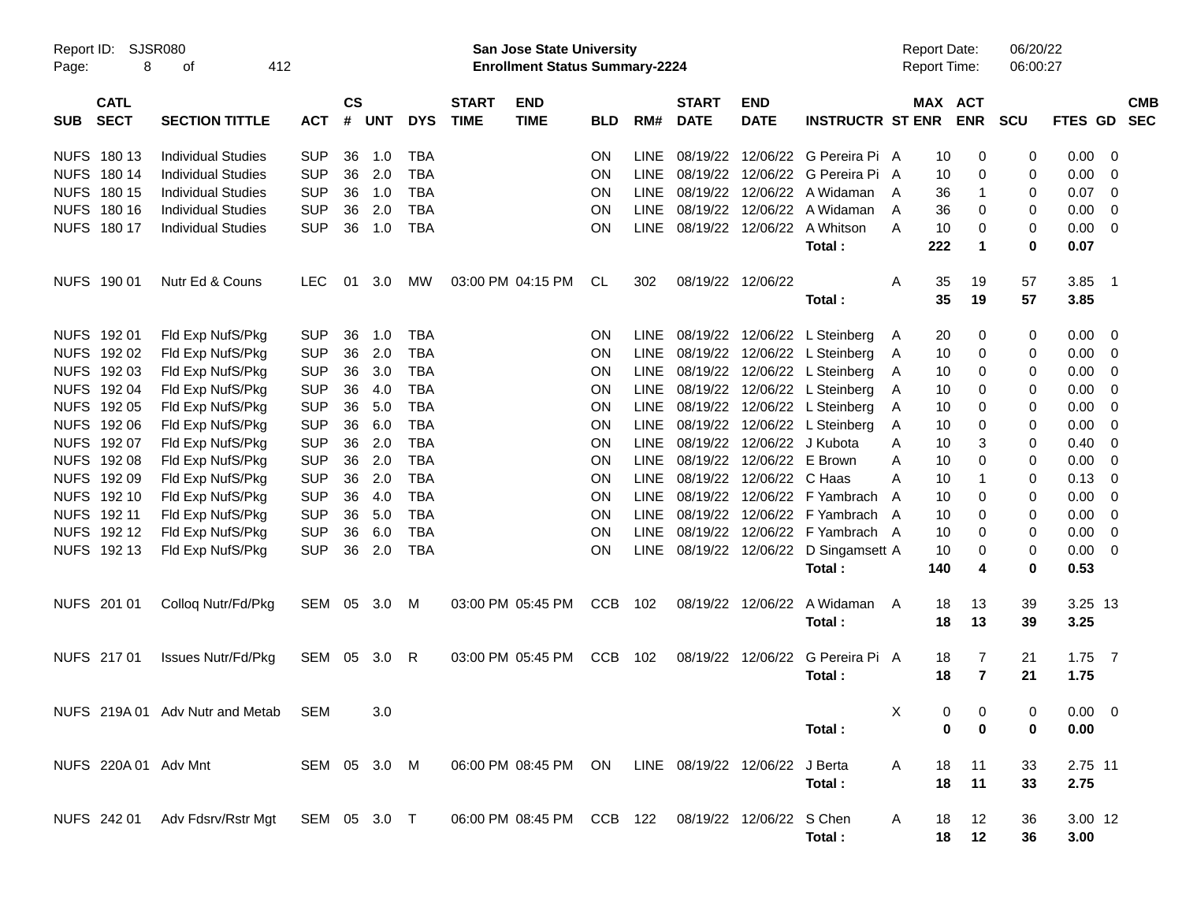Report ID: SJSR080
San Jose State University
Enrollment Status Summary-2224
Report Date: 06/20/22
Report Time: 06:00:27

| SUB | CATL SECT | SECTION TITTLE | ACT | CS # | UNT | DYS | START TIME | END TIME | BLD | RM# | START DATE | END DATE | INSTRUCTR | ST | MAX ENR | ACT ENR | SCU | FTES | GD | CMB SEC |
|---|---|---|---|---|---|---|---|---|---|---|---|---|---|---|---|---|---|---|---|---|
| NUFS | 180 13 | Individual Studies | SUP | 36 | 1.0 | TBA | | | ON | LINE | 08/19/22 | 12/06/22 | G Pereira Pi | A | 10 | 0 | 0 | 0.00 | 0 | |
| NUFS | 180 14 | Individual Studies | SUP | 36 | 2.0 | TBA | | | ON | LINE | 08/19/22 | 12/06/22 | G Pereira Pi | A | 10 | 0 | 0 | 0.00 | 0 | |
| NUFS | 180 15 | Individual Studies | SUP | 36 | 1.0 | TBA | | | ON | LINE | 08/19/22 | 12/06/22 | A Widaman | A | 36 | 1 | 0 | 0.07 | 0 | |
| NUFS | 180 16 | Individual Studies | SUP | 36 | 2.0 | TBA | | | ON | LINE | 08/19/22 | 12/06/22 | A Widaman | A | 36 | 0 | 0 | 0.00 | 0 | |
| NUFS | 180 17 | Individual Studies | SUP | 36 | 1.0 | TBA | | | ON | LINE | 08/19/22 | 12/06/22 | A Whitson | A | 10 | 0 | 0 | 0.00 | 0 | |
| | | | | | | | | | | | | | **Total :** | | **222** | **1** | **0** | **0.07** | | |
| NUFS | 190 01 | Nutr Ed & Couns | LEC | 01 | 3.0 | MW | 03:00 PM | 04:15 PM | CL | 302 | 08/19/22 | 12/06/22 | | A | 35 | 19 | 57 | 3.85 | 1 | |
| | | | | | | | | | | | | | **Total :** | | **35** | **19** | **57** | **3.85** | | |
| NUFS | 192 01 | Fld Exp NufS/Pkg | SUP | 36 | 1.0 | TBA | | | ON | LINE | 08/19/22 | 12/06/22 | L Steinberg | A | 20 | 0 | 0 | 0.00 | 0 | |
| NUFS | 192 02 | Fld Exp NufS/Pkg | SUP | 36 | 2.0 | TBA | | | ON | LINE | 08/19/22 | 12/06/22 | L Steinberg | A | 10 | 0 | 0 | 0.00 | 0 | |
| NUFS | 192 03 | Fld Exp NufS/Pkg | SUP | 36 | 3.0 | TBA | | | ON | LINE | 08/19/22 | 12/06/22 | L Steinberg | A | 10 | 0 | 0 | 0.00 | 0 | |
| NUFS | 192 04 | Fld Exp NufS/Pkg | SUP | 36 | 4.0 | TBA | | | ON | LINE | 08/19/22 | 12/06/22 | L Steinberg | A | 10 | 0 | 0 | 0.00 | 0 | |
| NUFS | 192 05 | Fld Exp NufS/Pkg | SUP | 36 | 5.0 | TBA | | | ON | LINE | 08/19/22 | 12/06/22 | L Steinberg | A | 10 | 0 | 0 | 0.00 | 0 | |
| NUFS | 192 06 | Fld Exp NufS/Pkg | SUP | 36 | 6.0 | TBA | | | ON | LINE | 08/19/22 | 12/06/22 | L Steinberg | A | 10 | 0 | 0 | 0.00 | 0 | |
| NUFS | 192 07 | Fld Exp NufS/Pkg | SUP | 36 | 2.0 | TBA | | | ON | LINE | 08/19/22 | 12/06/22 | J Kubota | A | 10 | 3 | 0 | 0.40 | 0 | |
| NUFS | 192 08 | Fld Exp NufS/Pkg | SUP | 36 | 2.0 | TBA | | | ON | LINE | 08/19/22 | 12/06/22 | E Brown | A | 10 | 0 | 0 | 0.00 | 0 | |
| NUFS | 192 09 | Fld Exp NufS/Pkg | SUP | 36 | 2.0 | TBA | | | ON | LINE | 08/19/22 | 12/06/22 | C Haas | A | 10 | 1 | 0 | 0.13 | 0 | |
| NUFS | 192 10 | Fld Exp NufS/Pkg | SUP | 36 | 4.0 | TBA | | | ON | LINE | 08/19/22 | 12/06/22 | F Yambrach | A | 10 | 0 | 0 | 0.00 | 0 | |
| NUFS | 192 11 | Fld Exp NufS/Pkg | SUP | 36 | 5.0 | TBA | | | ON | LINE | 08/19/22 | 12/06/22 | F Yambrach | A | 10 | 0 | 0 | 0.00 | 0 | |
| NUFS | 192 12 | Fld Exp NufS/Pkg | SUP | 36 | 6.0 | TBA | | | ON | LINE | 08/19/22 | 12/06/22 | F Yambrach | A | 10 | 0 | 0 | 0.00 | 0 | |
| NUFS | 192 13 | Fld Exp NufS/Pkg | SUP | 36 | 2.0 | TBA | | | ON | LINE | 08/19/22 | 12/06/22 | D Singamsett | A | 10 | 0 | 0 | 0.00 | 0 | |
| | | | | | | | | | | | | | **Total :** | | **140** | **4** | **0** | **0.53** | | |
| NUFS | 201 01 | Colloq Nutr/Fd/Pkg | SEM | 05 | 3.0 | M | 03:00 PM | 05:45 PM | CCB | 102 | 08/19/22 | 12/06/22 | A Widaman | A | 18 | 13 | 39 | 3.25 | 13 | |
| | | | | | | | | | | | | | **Total :** | | **18** | **13** | **39** | **3.25** | | |
| NUFS | 217 01 | Issues Nutr/Fd/Pkg | SEM | 05 | 3.0 | R | 03:00 PM | 05:45 PM | CCB | 102 | 08/19/22 | 12/06/22 | G Pereira Pi | A | 18 | 7 | 21 | 1.75 | 7 | |
| | | | | | | | | | | | | | **Total :** | | **18** | **7** | **21** | **1.75** | | |
| NUFS | 219A 01 | Adv Nutr and Metab | SEM | | 3.0 | | | | | | | | | X | 0 | 0 | 0 | 0.00 | 0 | |
| | | | | | | | | | | | | | **Total :** | | **0** | **0** | **0** | **0.00** | | |
| NUFS | 220A 01 | Adv Mnt | SEM | 05 | 3.0 | M | 06:00 PM | 08:45 PM | ON | LINE | 08/19/22 | 12/06/22 | J Berta | A | 18 | 11 | 33 | 2.75 | 11 | |
| | | | | | | | | | | | | | **Total :** | | **18** | **11** | **33** | **2.75** | | |
| NUFS | 242 01 | Adv Fdsrv/Rstr Mgt | SEM | 05 | 3.0 | T | 06:00 PM | 08:45 PM | CCB | 122 | 08/19/22 | 12/06/22 | S Chen | A | 18 | 12 | 36 | 3.00 | 12 | |
| | | | | | | | | | | | | | **Total :** | | **18** | **12** | **36** | **3.00** | | |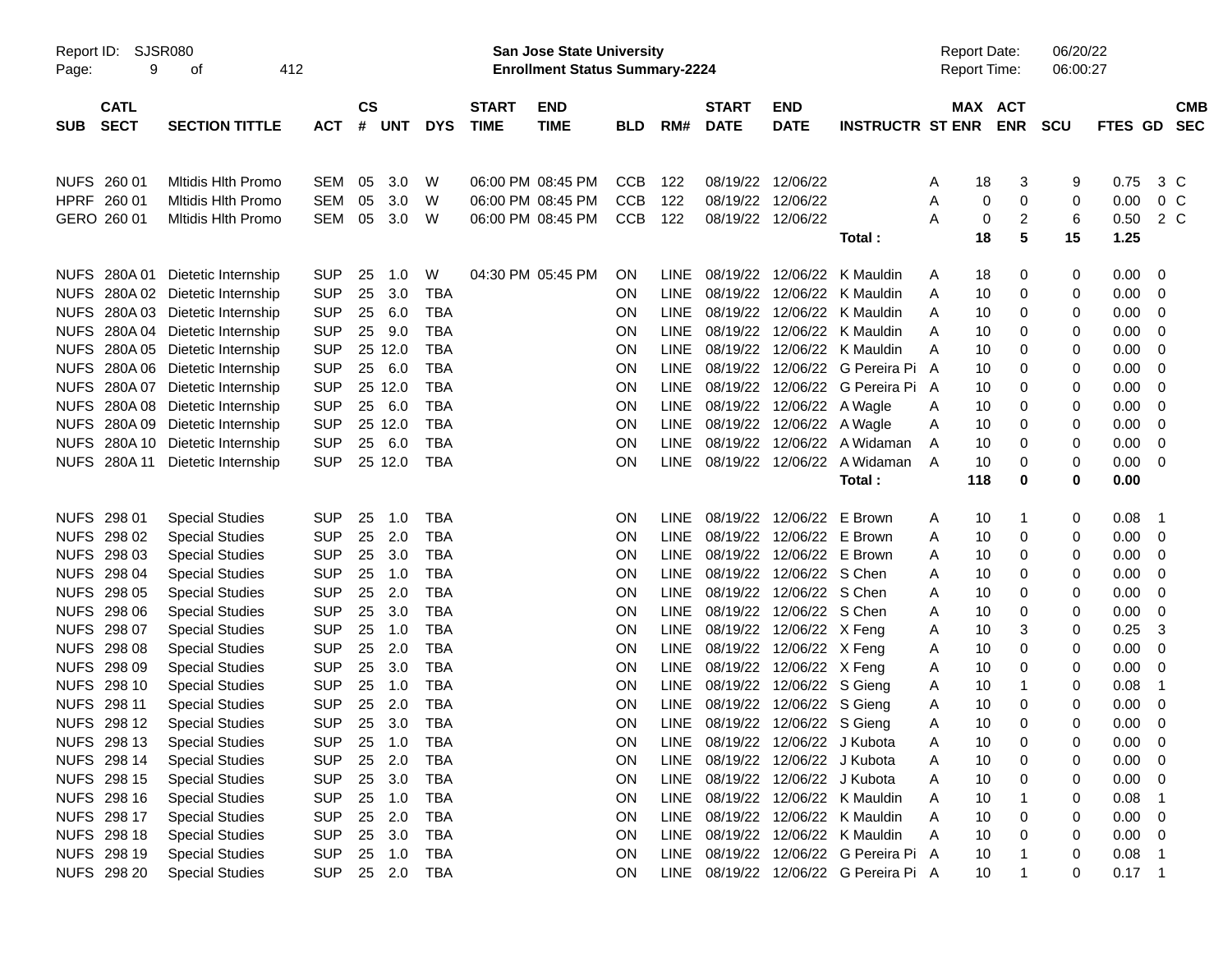| SUB | CATL SECT | SECTION TITTLE | ACT | CS # | UNT | DYS | START TIME | END TIME | BLD | RM# | START DATE | END DATE | INSTRUCTR | ST | MAX ENR | ACT ENR | SCU | FTES | GD | CMB SEC |
|---|---|---|---|---|---|---|---|---|---|---|---|---|---|---|---|---|---|---|---|---|
| NUFS | 260 01 | Mltidis Hlth Promo | SEM | 05 | 3.0 | W | 06:00 PM | 08:45 PM | CCB | 122 | 08/19/22 | 12/06/22 | | A | 18 | 3 | 9 | 0.75 | 3 | C |
| HPRF | 260 01 | Mltidis Hlth Promo | SEM | 05 | 3.0 | W | 06:00 PM | 08:45 PM | CCB | 122 | 08/19/22 | 12/06/22 | | A | 0 | 0 | 0 | 0.00 | 0 | C |
| GERO | 260 01 | Mltidis Hlth Promo | SEM | 05 | 3.0 | W | 06:00 PM | 08:45 PM | CCB | 122 | 08/19/22 | 12/06/22 | | A | 0 | 2 | 6 | 0.50 | 2 | C |
| | | | | | | | | | | | | | **Total :** | | **18** | **5** | **15** | **1.25** | | |
| NUFS | 280A 01 | Dietetic Internship | SUP | 25 | 1.0 | W | 04:30 PM | 05:45 PM | ON | LINE | 08/19/22 | 12/06/22 | K Mauldin | A | 18 | 0 | 0 | 0.00 | 0 | |
| NUFS | 280A 02 | Dietetic Internship | SUP | 25 | 3.0 | TBA | | | ON | LINE | 08/19/22 | 12/06/22 | K Mauldin | A | 10 | 0 | 0 | 0.00 | 0 | |
| NUFS | 280A 03 | Dietetic Internship | SUP | 25 | 6.0 | TBA | | | ON | LINE | 08/19/22 | 12/06/22 | K Mauldin | A | 10 | 0 | 0 | 0.00 | 0 | |
| NUFS | 280A 04 | Dietetic Internship | SUP | 25 | 9.0 | TBA | | | ON | LINE | 08/19/22 | 12/06/22 | K Mauldin | A | 10 | 0 | 0 | 0.00 | 0 | |
| NUFS | 280A 05 | Dietetic Internship | SUP | 25 | 12.0 | TBA | | | ON | LINE | 08/19/22 | 12/06/22 | K Mauldin | A | 10 | 0 | 0 | 0.00 | 0 | |
| NUFS | 280A 06 | Dietetic Internship | SUP | 25 | 6.0 | TBA | | | ON | LINE | 08/19/22 | 12/06/22 | G Pereira Pi | A | 10 | 0 | 0 | 0.00 | 0 | |
| NUFS | 280A 07 | Dietetic Internship | SUP | 25 | 12.0 | TBA | | | ON | LINE | 08/19/22 | 12/06/22 | G Pereira Pi | A | 10 | 0 | 0 | 0.00 | 0 | |
| NUFS | 280A 08 | Dietetic Internship | SUP | 25 | 6.0 | TBA | | | ON | LINE | 08/19/22 | 12/06/22 | A Wagle | A | 10 | 0 | 0 | 0.00 | 0 | |
| NUFS | 280A 09 | Dietetic Internship | SUP | 25 | 12.0 | TBA | | | ON | LINE | 08/19/22 | 12/06/22 | A Wagle | A | 10 | 0 | 0 | 0.00 | 0 | |
| NUFS | 280A 10 | Dietetic Internship | SUP | 25 | 6.0 | TBA | | | ON | LINE | 08/19/22 | 12/06/22 | A Widaman | A | 10 | 0 | 0 | 0.00 | 0 | |
| NUFS | 280A 11 | Dietetic Internship | SUP | 25 | 12.0 | TBA | | | ON | LINE | 08/19/22 | 12/06/22 | A Widaman | A | 10 | 0 | 0 | 0.00 | 0 | |
| | | | | | | | | | | | | | **Total :** | | **118** | **0** | **0** | **0.00** | | |
| NUFS | 298 01 | Special Studies | SUP | 25 | 1.0 | TBA | | | ON | LINE | 08/19/22 | 12/06/22 | E Brown | A | 10 | 1 | 0 | 0.08 | 1 | |
| NUFS | 298 02 | Special Studies | SUP | 25 | 2.0 | TBA | | | ON | LINE | 08/19/22 | 12/06/22 | E Brown | A | 10 | 0 | 0 | 0.00 | 0 | |
| NUFS | 298 03 | Special Studies | SUP | 25 | 3.0 | TBA | | | ON | LINE | 08/19/22 | 12/06/22 | E Brown | A | 10 | 0 | 0 | 0.00 | 0 | |
| NUFS | 298 04 | Special Studies | SUP | 25 | 1.0 | TBA | | | ON | LINE | 08/19/22 | 12/06/22 | S Chen | A | 10 | 0 | 0 | 0.00 | 0 | |
| NUFS | 298 05 | Special Studies | SUP | 25 | 2.0 | TBA | | | ON | LINE | 08/19/22 | 12/06/22 | S Chen | A | 10 | 0 | 0 | 0.00 | 0 | |
| NUFS | 298 06 | Special Studies | SUP | 25 | 3.0 | TBA | | | ON | LINE | 08/19/22 | 12/06/22 | S Chen | A | 10 | 0 | 0 | 0.00 | 0 | |
| NUFS | 298 07 | Special Studies | SUP | 25 | 1.0 | TBA | | | ON | LINE | 08/19/22 | 12/06/22 | X Feng | A | 10 | 3 | 0 | 0.25 | 3 | |
| NUFS | 298 08 | Special Studies | SUP | 25 | 2.0 | TBA | | | ON | LINE | 08/19/22 | 12/06/22 | X Feng | A | 10 | 0 | 0 | 0.00 | 0 | |
| NUFS | 298 09 | Special Studies | SUP | 25 | 3.0 | TBA | | | ON | LINE | 08/19/22 | 12/06/22 | X Feng | A | 10 | 0 | 0 | 0.00 | 0 | |
| NUFS | 298 10 | Special Studies | SUP | 25 | 1.0 | TBA | | | ON | LINE | 08/19/22 | 12/06/22 | S Gieng | A | 10 | 1 | 0 | 0.08 | 1 | |
| NUFS | 298 11 | Special Studies | SUP | 25 | 2.0 | TBA | | | ON | LINE | 08/19/22 | 12/06/22 | S Gieng | A | 10 | 0 | 0 | 0.00 | 0 | |
| NUFS | 298 12 | Special Studies | SUP | 25 | 3.0 | TBA | | | ON | LINE | 08/19/22 | 12/06/22 | S Gieng | A | 10 | 0 | 0 | 0.00 | 0 | |
| NUFS | 298 13 | Special Studies | SUP | 25 | 1.0 | TBA | | | ON | LINE | 08/19/22 | 12/06/22 | J Kubota | A | 10 | 0 | 0 | 0.00 | 0 | |
| NUFS | 298 14 | Special Studies | SUP | 25 | 2.0 | TBA | | | ON | LINE | 08/19/22 | 12/06/22 | J Kubota | A | 10 | 0 | 0 | 0.00 | 0 | |
| NUFS | 298 15 | Special Studies | SUP | 25 | 3.0 | TBA | | | ON | LINE | 08/19/22 | 12/06/22 | J Kubota | A | 10 | 0 | 0 | 0.00 | 0 | |
| NUFS | 298 16 | Special Studies | SUP | 25 | 1.0 | TBA | | | ON | LINE | 08/19/22 | 12/06/22 | K Mauldin | A | 10 | 1 | 0 | 0.08 | 1 | |
| NUFS | 298 17 | Special Studies | SUP | 25 | 2.0 | TBA | | | ON | LINE | 08/19/22 | 12/06/22 | K Mauldin | A | 10 | 0 | 0 | 0.00 | 0 | |
| NUFS | 298 18 | Special Studies | SUP | 25 | 3.0 | TBA | | | ON | LINE | 08/19/22 | 12/06/22 | K Mauldin | A | 10 | 0 | 0 | 0.00 | 0 | |
| NUFS | 298 19 | Special Studies | SUP | 25 | 1.0 | TBA | | | ON | LINE | 08/19/22 | 12/06/22 | G Pereira Pi | A | 10 | 1 | 0 | 0.08 | 1 | |
| NUFS | 298 20 | Special Studies | SUP | 25 | 2.0 | TBA | | | ON | LINE | 08/19/22 | 12/06/22 | G Pereira Pi | A | 10 | 1 | 0 | 0.17 | 1 | |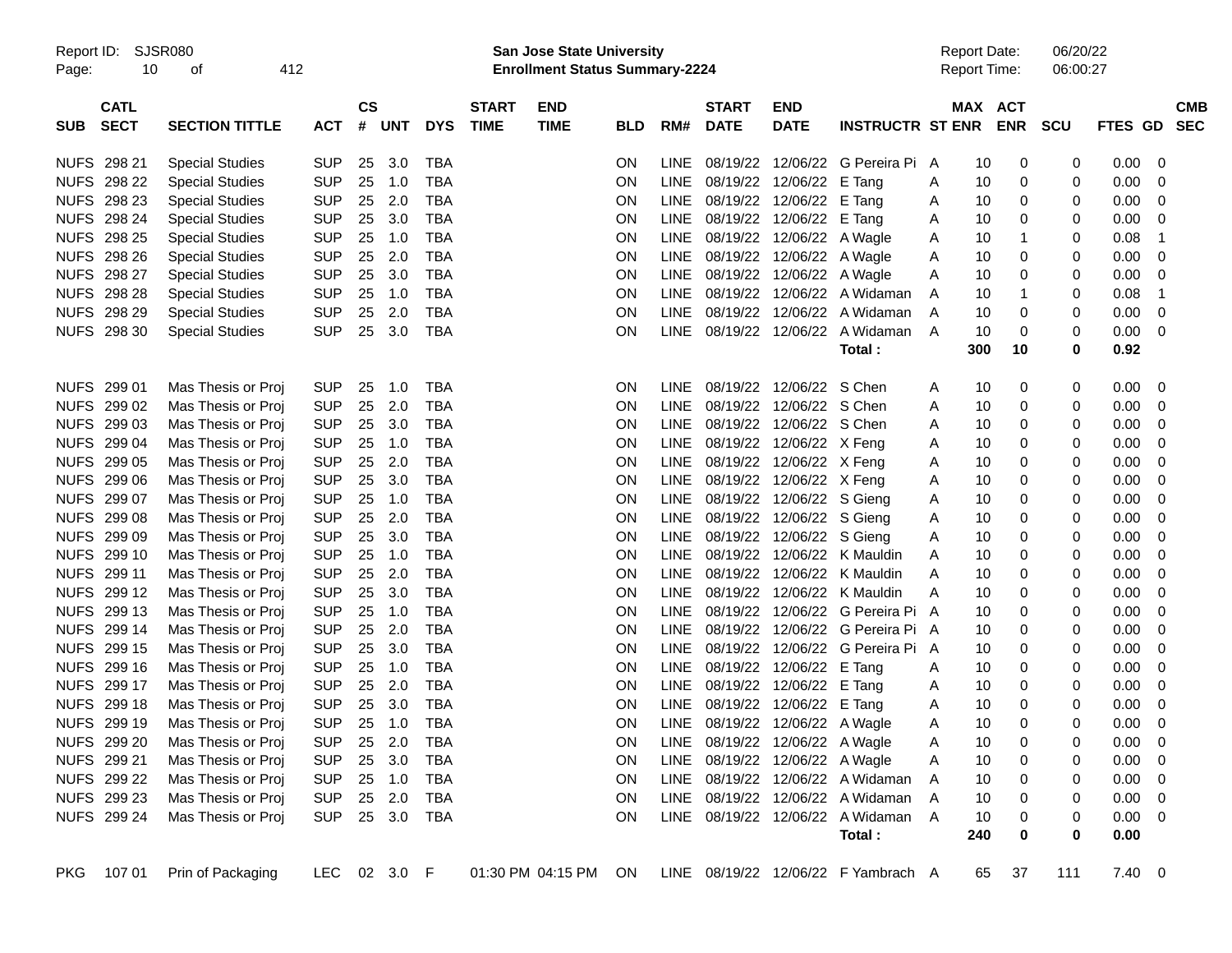| SUB | CATL SECT | SECTION TITTLE | ACT | CS # | UNT | DYS | START TIME | END TIME | BLD | RM# | START DATE | END DATE | INSTRUCTR | ST | MAX ENR | ACT ENR | SCU | FTES | GD | CMB SEC |
|---|---|---|---|---|---|---|---|---|---|---|---|---|---|---|---|---|---|---|---|---|
| NUFS | 298 21 | Special Studies | SUP | 25 | 3.0 | TBA | | | ON | LINE | 08/19/22 | 12/06/22 | G Pereira Pi | A | 10 | 0 | 0 | 0.00 | 0 | |
| NUFS | 298 22 | Special Studies | SUP | 25 | 1.0 | TBA | | | ON | LINE | 08/19/22 | 12/06/22 | E Tang | A | 10 | 0 | 0 | 0.00 | 0 | |
| NUFS | 298 23 | Special Studies | SUP | 25 | 2.0 | TBA | | | ON | LINE | 08/19/22 | 12/06/22 | E Tang | A | 10 | 0 | 0 | 0.00 | 0 | |
| NUFS | 298 24 | Special Studies | SUP | 25 | 3.0 | TBA | | | ON | LINE | 08/19/22 | 12/06/22 | E Tang | A | 10 | 0 | 0 | 0.00 | 0 | |
| NUFS | 298 25 | Special Studies | SUP | 25 | 1.0 | TBA | | | ON | LINE | 08/19/22 | 12/06/22 | A Wagle | A | 10 | 1 | 0 | 0.08 | 1 | |
| NUFS | 298 26 | Special Studies | SUP | 25 | 2.0 | TBA | | | ON | LINE | 08/19/22 | 12/06/22 | A Wagle | A | 10 | 0 | 0 | 0.00 | 0 | |
| NUFS | 298 27 | Special Studies | SUP | 25 | 3.0 | TBA | | | ON | LINE | 08/19/22 | 12/06/22 | A Wagle | A | 10 | 0 | 0 | 0.00 | 0 | |
| NUFS | 298 28 | Special Studies | SUP | 25 | 1.0 | TBA | | | ON | LINE | 08/19/22 | 12/06/22 | A Widaman | A | 10 | 1 | 0 | 0.08 | 1 | |
| NUFS | 298 29 | Special Studies | SUP | 25 | 2.0 | TBA | | | ON | LINE | 08/19/22 | 12/06/22 | A Widaman | A | 10 | 0 | 0 | 0.00 | 0 | |
| NUFS | 298 30 | Special Studies | SUP | 25 | 3.0 | TBA | | | ON | LINE | 08/19/22 | 12/06/22 | A Widaman | A | 10 | 0 | 0 | 0.00 | 0 | |
| | | | | | | | | | | | | | **Total :** | | **300** | **10** | **0** | **0.92** | | |
| NUFS | 299 01 | Mas Thesis or Proj | SUP | 25 | 1.0 | TBA | | | ON | LINE | 08/19/22 | 12/06/22 | S Chen | A | 10 | 0 | 0 | 0.00 | 0 | |
| NUFS | 299 02 | Mas Thesis or Proj | SUP | 25 | 2.0 | TBA | | | ON | LINE | 08/19/22 | 12/06/22 | S Chen | A | 10 | 0 | 0 | 0.00 | 0 | |
| NUFS | 299 03 | Mas Thesis or Proj | SUP | 25 | 3.0 | TBA | | | ON | LINE | 08/19/22 | 12/06/22 | S Chen | A | 10 | 0 | 0 | 0.00 | 0 | |
| NUFS | 299 04 | Mas Thesis or Proj | SUP | 25 | 1.0 | TBA | | | ON | LINE | 08/19/22 | 12/06/22 | X Feng | A | 10 | 0 | 0 | 0.00 | 0 | |
| NUFS | 299 05 | Mas Thesis or Proj | SUP | 25 | 2.0 | TBA | | | ON | LINE | 08/19/22 | 12/06/22 | X Feng | A | 10 | 0 | 0 | 0.00 | 0 | |
| NUFS | 299 06 | Mas Thesis or Proj | SUP | 25 | 3.0 | TBA | | | ON | LINE | 08/19/22 | 12/06/22 | X Feng | A | 10 | 0 | 0 | 0.00 | 0 | |
| NUFS | 299 07 | Mas Thesis or Proj | SUP | 25 | 1.0 | TBA | | | ON | LINE | 08/19/22 | 12/06/22 | S Gieng | A | 10 | 0 | 0 | 0.00 | 0 | |
| NUFS | 299 08 | Mas Thesis or Proj | SUP | 25 | 2.0 | TBA | | | ON | LINE | 08/19/22 | 12/06/22 | S Gieng | A | 10 | 0 | 0 | 0.00 | 0 | |
| NUFS | 299 09 | Mas Thesis or Proj | SUP | 25 | 3.0 | TBA | | | ON | LINE | 08/19/22 | 12/06/22 | S Gieng | A | 10 | 0 | 0 | 0.00 | 0 | |
| NUFS | 299 10 | Mas Thesis or Proj | SUP | 25 | 1.0 | TBA | | | ON | LINE | 08/19/22 | 12/06/22 | K Mauldin | A | 10 | 0 | 0 | 0.00 | 0 | |
| NUFS | 299 11 | Mas Thesis or Proj | SUP | 25 | 2.0 | TBA | | | ON | LINE | 08/19/22 | 12/06/22 | K Mauldin | A | 10 | 0 | 0 | 0.00 | 0 | |
| NUFS | 299 12 | Mas Thesis or Proj | SUP | 25 | 3.0 | TBA | | | ON | LINE | 08/19/22 | 12/06/22 | K Mauldin | A | 10 | 0 | 0 | 0.00 | 0 | |
| NUFS | 299 13 | Mas Thesis or Proj | SUP | 25 | 1.0 | TBA | | | ON | LINE | 08/19/22 | 12/06/22 | G Pereira Pi | A | 10 | 0 | 0 | 0.00 | 0 | |
| NUFS | 299 14 | Mas Thesis or Proj | SUP | 25 | 2.0 | TBA | | | ON | LINE | 08/19/22 | 12/06/22 | G Pereira Pi | A | 10 | 0 | 0 | 0.00 | 0 | |
| NUFS | 299 15 | Mas Thesis or Proj | SUP | 25 | 3.0 | TBA | | | ON | LINE | 08/19/22 | 12/06/22 | G Pereira Pi | A | 10 | 0 | 0 | 0.00 | 0 | |
| NUFS | 299 16 | Mas Thesis or Proj | SUP | 25 | 1.0 | TBA | | | ON | LINE | 08/19/22 | 12/06/22 | E Tang | A | 10 | 0 | 0 | 0.00 | 0 | |
| NUFS | 299 17 | Mas Thesis or Proj | SUP | 25 | 2.0 | TBA | | | ON | LINE | 08/19/22 | 12/06/22 | E Tang | A | 10 | 0 | 0 | 0.00 | 0 | |
| NUFS | 299 18 | Mas Thesis or Proj | SUP | 25 | 3.0 | TBA | | | ON | LINE | 08/19/22 | 12/06/22 | E Tang | A | 10 | 0 | 0 | 0.00 | 0 | |
| NUFS | 299 19 | Mas Thesis or Proj | SUP | 25 | 1.0 | TBA | | | ON | LINE | 08/19/22 | 12/06/22 | A Wagle | A | 10 | 0 | 0 | 0.00 | 0 | |
| NUFS | 299 20 | Mas Thesis or Proj | SUP | 25 | 2.0 | TBA | | | ON | LINE | 08/19/22 | 12/06/22 | A Wagle | A | 10 | 0 | 0 | 0.00 | 0 | |
| NUFS | 299 21 | Mas Thesis or Proj | SUP | 25 | 3.0 | TBA | | | ON | LINE | 08/19/22 | 12/06/22 | A Wagle | A | 10 | 0 | 0 | 0.00 | 0 | |
| NUFS | 299 22 | Mas Thesis or Proj | SUP | 25 | 1.0 | TBA | | | ON | LINE | 08/19/22 | 12/06/22 | A Widaman | A | 10 | 0 | 0 | 0.00 | 0 | |
| NUFS | 299 23 | Mas Thesis or Proj | SUP | 25 | 2.0 | TBA | | | ON | LINE | 08/19/22 | 12/06/22 | A Widaman | A | 10 | 0 | 0 | 0.00 | 0 | |
| NUFS | 299 24 | Mas Thesis or Proj | SUP | 25 | 3.0 | TBA | | | ON | LINE | 08/19/22 | 12/06/22 | A Widaman | A | 10 | 0 | 0 | 0.00 | 0 | |
| | | | | | | | | | | | | | **Total :** | | **240** | **0** | **0** | **0.00** | | |
| PKG | 107 01 | Prin of Packaging | LEC | 02 | 3.0 | F | 01:30 PM | 04:15 PM | ON | LINE | 08/19/22 | 12/06/22 | F Yambrach | A | 65 | 37 | 111 | 7.40 | 0 | |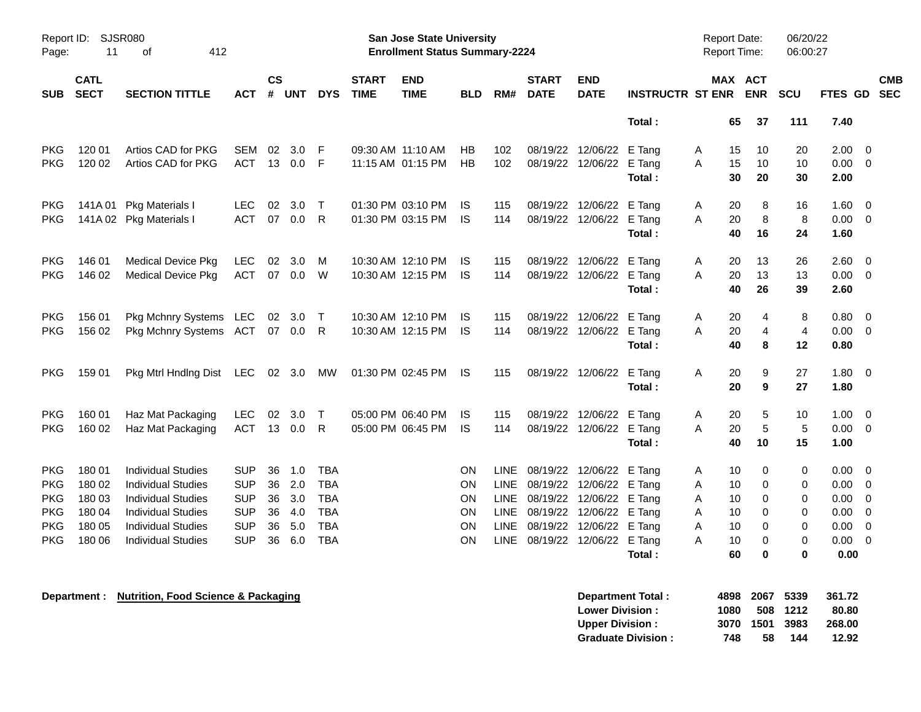Report ID: SJSR080
Page: 11 of 412

**San Jose State University**
**Enrollment Status Summary-2224**

Report Date: 06/20/22
Report Time: 06:00:27

| SUB | CATL SECT | SECTION TITTLE | ACT | CS # | UNT | DYS | START TIME | END TIME | BLD | RM# | START DATE | END DATE | INSTRUCTR | ST | MAX ENR | ACT ENR | SCU | FTES | GD | CMB SEC |
|---|---|---|---|---|---|---|---|---|---|---|---|---|---|---|---|---|---|---|---|---|
| | | | | | | | | | | | | | **Total :** | | **65** | **37** | **111** | **7.40** | | |
| PKG | 120 01 | Artios CAD for PKG | SEM | 02 | 3.0 | F | 09:30 AM | 11:10 AM | HB | 102 | 08/19/22 | 12/06/22 | E Tang | A | 15 | 10 | 20 | 2.00 | 0 | |
| PKG | 120 02 | Artios CAD for PKG | ACT | 13 | 0.0 | F | 11:15 AM | 01:15 PM | HB | 102 | 08/19/22 | 12/06/22 | E Tang | A | 15 | 10 | 10 | 0.00 | 0 | |
| | | | | | | | | | | | | | **Total :** | | **30** | **20** | **30** | **2.00** | | |
| PKG | 141A 01 | Pkg Materials I | LEC | 02 | 3.0 | T | 01:30 PM | 03:10 PM | IS | 115 | 08/19/22 | 12/06/22 | E Tang | A | 20 | 8 | 16 | 1.60 | 0 | |
| PKG | 141A 02 | Pkg Materials I | ACT | 07 | 0.0 | R | 01:30 PM | 03:15 PM | IS | 114 | 08/19/22 | 12/06/22 | E Tang | A | 20 | 8 | 8 | 0.00 | 0 | |
| | | | | | | | | | | | | | **Total :** | | **40** | **16** | **24** | **1.60** | | |
| PKG | 146 01 | Medical Device Pkg | LEC | 02 | 3.0 | M | 10:30 AM | 12:10 PM | IS | 115 | 08/19/22 | 12/06/22 | E Tang | A | 20 | 13 | 26 | 2.60 | 0 | |
| PKG | 146 02 | Medical Device Pkg | ACT | 07 | 0.0 | W | 10:30 AM | 12:15 PM | IS | 114 | 08/19/22 | 12/06/22 | E Tang | A | 20 | 13 | 13 | 0.00 | 0 | |
| | | | | | | | | | | | | | **Total :** | | **40** | **26** | **39** | **2.60** | | |
| PKG | 156 01 | Pkg Mchnry Systems | LEC | 02 | 3.0 | T | 10:30 AM | 12:10 PM | IS | 115 | 08/19/22 | 12/06/22 | E Tang | A | 20 | 4 | 8 | 0.80 | 0 | |
| PKG | 156 02 | Pkg Mchnry Systems | ACT | 07 | 0.0 | R | 10:30 AM | 12:15 PM | IS | 114 | 08/19/22 | 12/06/22 | E Tang | A | 20 | 4 | 4 | 0.00 | 0 | |
| | | | | | | | | | | | | | **Total :** | | **40** | **8** | **12** | **0.80** | | |
| PKG | 159 01 | Pkg Mtrl Hndlng Dist | LEC | 02 | 3.0 | MW | 01:30 PM | 02:45 PM | IS | 115 | 08/19/22 | 12/06/22 | E Tang | A | 20 | 9 | 27 | 1.80 | 0 | |
| | | | | | | | | | | | | | **Total :** | | **20** | **9** | **27** | **1.80** | | |
| PKG | 160 01 | Haz Mat Packaging | LEC | 02 | 3.0 | T | 05:00 PM | 06:40 PM | IS | 115 | 08/19/22 | 12/06/22 | E Tang | A | 20 | 5 | 10 | 1.00 | 0 | |
| PKG | 160 02 | Haz Mat Packaging | ACT | 13 | 0.0 | R | 05:00 PM | 06:45 PM | IS | 114 | 08/19/22 | 12/06/22 | E Tang | A | 20 | 5 | 5 | 0.00 | 0 | |
| | | | | | | | | | | | | | **Total :** | | **40** | **10** | **15** | **1.00** | | |
| PKG | 180 01 | Individual Studies | SUP | 36 | 1.0 | TBA | | | ON | LINE | 08/19/22 | 12/06/22 | E Tang | A | 10 | 0 | 0 | 0.00 | 0 | |
| PKG | 180 02 | Individual Studies | SUP | 36 | 2.0 | TBA | | | ON | LINE | 08/19/22 | 12/06/22 | E Tang | A | 10 | 0 | 0 | 0.00 | 0 | |
| PKG | 180 03 | Individual Studies | SUP | 36 | 3.0 | TBA | | | ON | LINE | 08/19/22 | 12/06/22 | E Tang | A | 10 | 0 | 0 | 0.00 | 0 | |
| PKG | 180 04 | Individual Studies | SUP | 36 | 4.0 | TBA | | | ON | LINE | 08/19/22 | 12/06/22 | E Tang | A | 10 | 0 | 0 | 0.00 | 0 | |
| PKG | 180 05 | Individual Studies | SUP | 36 | 5.0 | TBA | | | ON | LINE | 08/19/22 | 12/06/22 | E Tang | A | 10 | 0 | 0 | 0.00 | 0 | |
| PKG | 180 06 | Individual Studies | SUP | 36 | 6.0 | TBA | | | ON | LINE | 08/19/22 | 12/06/22 | E Tang | A | 10 | 0 | 0 | 0.00 | 0 | |
| | | | | | | | | | | | | | **Total :** | | **60** | **0** | **0** | **0.00** | | |

**Department : Nutrition, Food Science & Packaging**

| | MAX ENR | ACT ENR | SCU | FTES |
|---|---|---|---|---|
| **Department Total :** | **4898** | **2067** | **5339** | **361.72** |
| **Lower Division :** | **1080** | **508** | **1212** | **80.80** |
| **Upper Division :** | **3070** | **1501** | **3983** | **268.00** |
| **Graduate Division :** | **748** | **58** | **144** | **12.92** |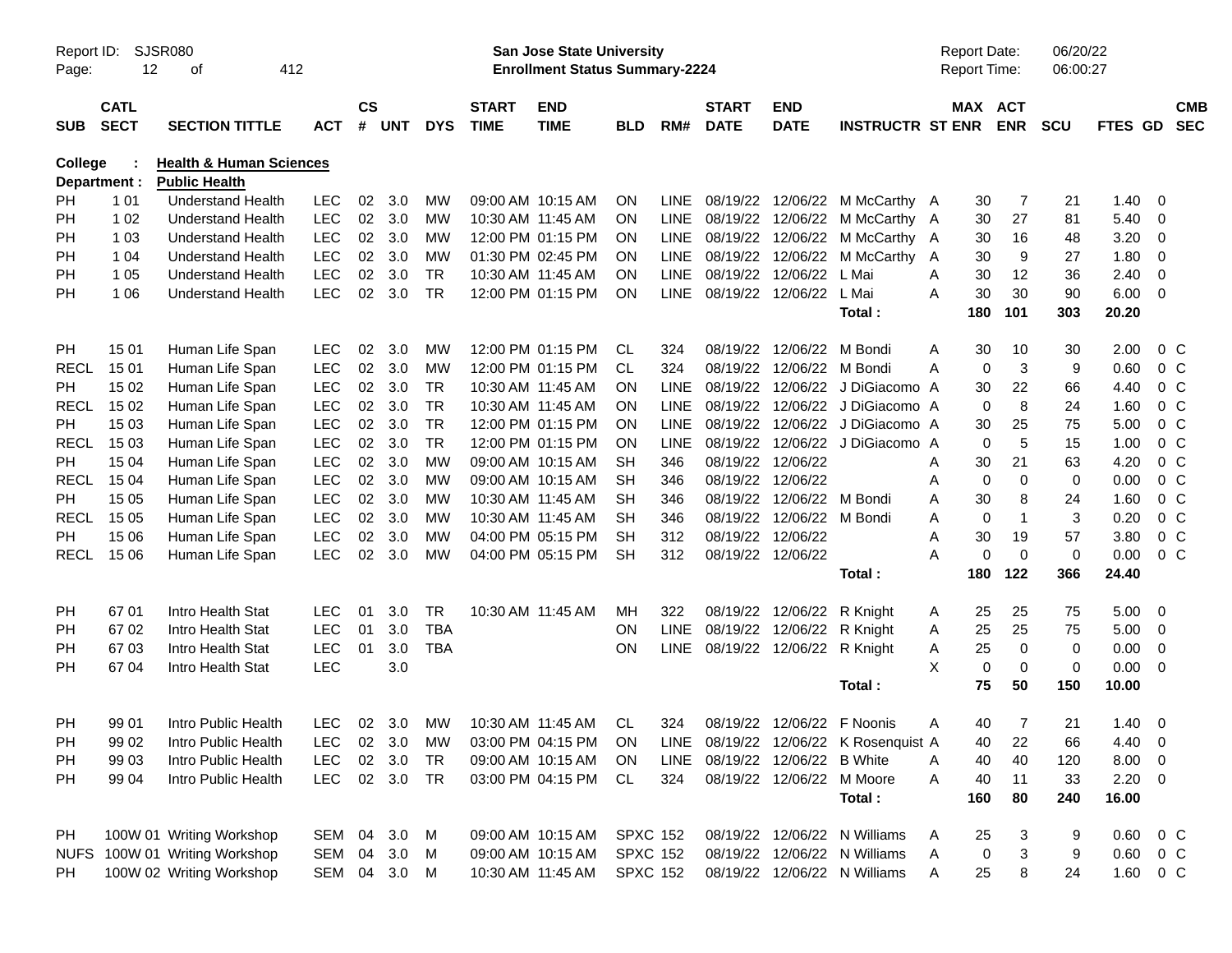Report ID: SJSR080

**San Jose State University**
**Enrollment Status Summary-2224**

Report Date: 06/20/22
Report Time: 06:00:27

**College : Health & Human Sciences**
**Department : Public Health**

| SUB | CATL SECT | SECTION TITTLE | ACT | CS # | UNT | DYS | START TIME | END TIME | BLD | RM# | START DATE | END DATE | INSTRUCTR | ST | MAX ENR | ACT ENR | SCU | FTES | GD | CMB SEC |
|---|---|---|---|---|---|---|---|---|---|---|---|---|---|---|---|---|---|---|---|---|
| PH | 1 01 | Understand Health | LEC | 02 | 3.0 | MW | 09:00 AM | 10:15 AM | ON | LINE | 08/19/22 | 12/06/22 | M McCarthy | A | 30 | 7 | 21 | 1.40 | 0 | |
| PH | 1 02 | Understand Health | LEC | 02 | 3.0 | MW | 10:30 AM | 11:45 AM | ON | LINE | 08/19/22 | 12/06/22 | M McCarthy | A | 30 | 27 | 81 | 5.40 | 0 | |
| PH | 1 03 | Understand Health | LEC | 02 | 3.0 | MW | 12:00 PM | 01:15 PM | ON | LINE | 08/19/22 | 12/06/22 | M McCarthy | A | 30 | 16 | 48 | 3.20 | 0 | |
| PH | 1 04 | Understand Health | LEC | 02 | 3.0 | MW | 01:30 PM | 02:45 PM | ON | LINE | 08/19/22 | 12/06/22 | M McCarthy | A | 30 | 9 | 27 | 1.80 | 0 | |
| PH | 1 05 | Understand Health | LEC | 02 | 3.0 | TR | 10:30 AM | 11:45 AM | ON | LINE | 08/19/22 | 12/06/22 | L Mai | A | 30 | 12 | 36 | 2.40 | 0 | |
| PH | 1 06 | Understand Health | LEC | 02 | 3.0 | TR | 12:00 PM | 01:15 PM | ON | LINE | 08/19/22 | 12/06/22 | L Mai | A | 30 | 30 | 90 | 6.00 | 0 | |
| | | | | | | | | | | | | | **Total :** | | **180** | **101** | **303** | **20.20** | | |
| PH | 15 01 | Human Life Span | LEC | 02 | 3.0 | MW | 12:00 PM | 01:15 PM | CL | 324 | 08/19/22 | 12/06/22 | M Bondi | A | 30 | 10 | 30 | 2.00 | 0 | C |
| RECL | 15 01 | Human Life Span | LEC | 02 | 3.0 | MW | 12:00 PM | 01:15 PM | CL | 324 | 08/19/22 | 12/06/22 | M Bondi | A | 0 | 3 | 9 | 0.60 | 0 | C |
| PH | 15 02 | Human Life Span | LEC | 02 | 3.0 | TR | 10:30 AM | 11:45 AM | ON | LINE | 08/19/22 | 12/06/22 | J DiGiacomo | A | 30 | 22 | 66 | 4.40 | 0 | C |
| RECL | 15 02 | Human Life Span | LEC | 02 | 3.0 | TR | 10:30 AM | 11:45 AM | ON | LINE | 08/19/22 | 12/06/22 | J DiGiacomo | A | 0 | 8 | 24 | 1.60 | 0 | C |
| PH | 15 03 | Human Life Span | LEC | 02 | 3.0 | TR | 12:00 PM | 01:15 PM | ON | LINE | 08/19/22 | 12/06/22 | J DiGiacomo | A | 30 | 25 | 75 | 5.00 | 0 | C |
| RECL | 15 03 | Human Life Span | LEC | 02 | 3.0 | TR | 12:00 PM | 01:15 PM | ON | LINE | 08/19/22 | 12/06/22 | J DiGiacomo | A | 0 | 5 | 15 | 1.00 | 0 | C |
| PH | 15 04 | Human Life Span | LEC | 02 | 3.0 | MW | 09:00 AM | 10:15 AM | SH | 346 | 08/19/22 | 12/06/22 | | A | 30 | 21 | 63 | 4.20 | 0 | C |
| RECL | 15 04 | Human Life Span | LEC | 02 | 3.0 | MW | 09:00 AM | 10:15 AM | SH | 346 | 08/19/22 | 12/06/22 | | A | 0 | 0 | 0 | 0.00 | 0 | C |
| PH | 15 05 | Human Life Span | LEC | 02 | 3.0 | MW | 10:30 AM | 11:45 AM | SH | 346 | 08/19/22 | 12/06/22 | M Bondi | A | 30 | 8 | 24 | 1.60 | 0 | C |
| RECL | 15 05 | Human Life Span | LEC | 02 | 3.0 | MW | 10:30 AM | 11:45 AM | SH | 346 | 08/19/22 | 12/06/22 | M Bondi | A | 0 | 1 | 3 | 0.20 | 0 | C |
| PH | 15 06 | Human Life Span | LEC | 02 | 3.0 | MW | 04:00 PM | 05:15 PM | SH | 312 | 08/19/22 | 12/06/22 | | A | 30 | 19 | 57 | 3.80 | 0 | C |
| RECL | 15 06 | Human Life Span | LEC | 02 | 3.0 | MW | 04:00 PM | 05:15 PM | SH | 312 | 08/19/22 | 12/06/22 | | A | 0 | 0 | 0 | 0.00 | 0 | C |
| | | | | | | | | | | | | | **Total :** | | **180** | **122** | **366** | **24.40** | | |
| PH | 67 01 | Intro Health Stat | LEC | 01 | 3.0 | TR | 10:30 AM | 11:45 AM | MH | 322 | 08/19/22 | 12/06/22 | R Knight | A | 25 | 25 | 75 | 5.00 | 0 | |
| PH | 67 02 | Intro Health Stat | LEC | 01 | 3.0 | TBA | | | ON | LINE | 08/19/22 | 12/06/22 | R Knight | A | 25 | 25 | 75 | 5.00 | 0 | |
| PH | 67 03 | Intro Health Stat | LEC | 01 | 3.0 | TBA | | | ON | LINE | 08/19/22 | 12/06/22 | R Knight | A | 25 | 0 | 0 | 0.00 | 0 | |
| PH | 67 04 | Intro Health Stat | LEC | | 3.0 | | | | | | | | | X | 0 | 0 | 0 | 0.00 | 0 | |
| | | | | | | | | | | | | | **Total :** | | **75** | **50** | **150** | **10.00** | | |
| PH | 99 01 | Intro Public Health | LEC | 02 | 3.0 | MW | 10:30 AM | 11:45 AM | CL | 324 | 08/19/22 | 12/06/22 | F Noonis | A | 40 | 7 | 21 | 1.40 | 0 | |
| PH | 99 02 | Intro Public Health | LEC | 02 | 3.0 | MW | 03:00 PM | 04:15 PM | ON | LINE | 08/19/22 | 12/06/22 | K Rosenquist | A | 40 | 22 | 66 | 4.40 | 0 | |
| PH | 99 03 | Intro Public Health | LEC | 02 | 3.0 | TR | 09:00 AM | 10:15 AM | ON | LINE | 08/19/22 | 12/06/22 | B White | A | 40 | 40 | 120 | 8.00 | 0 | |
| PH | 99 04 | Intro Public Health | LEC | 02 | 3.0 | TR | 03:00 PM | 04:15 PM | CL | 324 | 08/19/22 | 12/06/22 | M Moore | A | 40 | 11 | 33 | 2.20 | 0 | |
| | | | | | | | | | | | | | **Total :** | | **160** | **80** | **240** | **16.00** | | |
| PH | 100W 01 | Writing Workshop | SEM | 04 | 3.0 | M | 09:00 AM | 10:15 AM | SPXC | 152 | 08/19/22 | 12/06/22 | N Williams | A | 25 | 3 | 9 | 0.60 | 0 | C |
| NUFS | 100W 01 | Writing Workshop | SEM | 04 | 3.0 | M | 09:00 AM | 10:15 AM | SPXC | 152 | 08/19/22 | 12/06/22 | N Williams | A | 0 | 3 | 9 | 0.60 | 0 | C |
| PH | 100W 02 | Writing Workshop | SEM | 04 | 3.0 | M | 10:30 AM | 11:45 AM | SPXC | 152 | 08/19/22 | 12/06/22 | N Williams | A | 25 | 8 | 24 | 1.60 | 0 | C |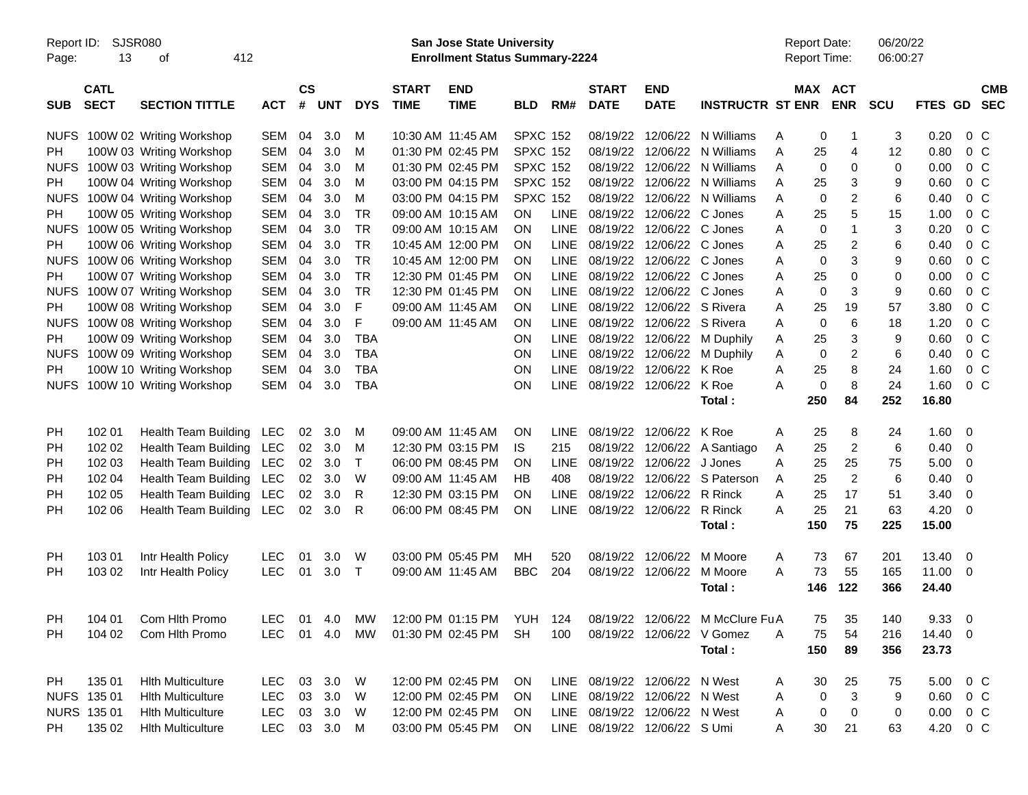Report ID: SJSR080 | San Jose State University | Report Date: 06/20/22
Page: 13 of 412 | Enrollment Status Summary-2224 | Report Time: 06:00:27

| SUB | CATL SECT | SECTION TITTLE | ACT | CS # | UNT | DYS | START TIME | END TIME | BLD | RM# | START DATE | END DATE | INSTRUCTR | ST | MAX ENR | ACT ENR | SCU | FTES | GD | CMB SEC |
|---|---|---|---|---|---|---|---|---|---|---|---|---|---|---|---|---|---|---|---|---|
| NUFS | 100W 02 | Writing Workshop | SEM | 04 | 3.0 | M | 10:30 AM | 11:45 AM | SPXC | 152 | 08/19/22 | 12/06/22 | N Williams | A | 0 | 1 | 3 | 0.20 | 0 | C |
| PH | 100W 03 | Writing Workshop | SEM | 04 | 3.0 | M | 01:30 PM | 02:45 PM | SPXC | 152 | 08/19/22 | 12/06/22 | N Williams | A | 25 | 4 | 12 | 0.80 | 0 | C |
| NUFS | 100W 03 | Writing Workshop | SEM | 04 | 3.0 | M | 01:30 PM | 02:45 PM | SPXC | 152 | 08/19/22 | 12/06/22 | N Williams | A | 0 | 0 | 0 | 0.00 | 0 | C |
| PH | 100W 04 | Writing Workshop | SEM | 04 | 3.0 | M | 03:00 PM | 04:15 PM | SPXC | 152 | 08/19/22 | 12/06/22 | N Williams | A | 25 | 3 | 9 | 0.60 | 0 | C |
| NUFS | 100W 04 | Writing Workshop | SEM | 04 | 3.0 | M | 03:00 PM | 04:15 PM | SPXC | 152 | 08/19/22 | 12/06/22 | N Williams | A | 0 | 2 | 6 | 0.40 | 0 | C |
| PH | 100W 05 | Writing Workshop | SEM | 04 | 3.0 | TR | 09:00 AM | 10:15 AM | ON | LINE | 08/19/22 | 12/06/22 | C Jones | A | 25 | 5 | 15 | 1.00 | 0 | C |
| NUFS | 100W 05 | Writing Workshop | SEM | 04 | 3.0 | TR | 09:00 AM | 10:15 AM | ON | LINE | 08/19/22 | 12/06/22 | C Jones | A | 0 | 1 | 3 | 0.20 | 0 | C |
| PH | 100W 06 | Writing Workshop | SEM | 04 | 3.0 | TR | 10:45 AM | 12:00 PM | ON | LINE | 08/19/22 | 12/06/22 | C Jones | A | 25 | 2 | 6 | 0.40 | 0 | C |
| NUFS | 100W 06 | Writing Workshop | SEM | 04 | 3.0 | TR | 10:45 AM | 12:00 PM | ON | LINE | 08/19/22 | 12/06/22 | C Jones | A | 0 | 3 | 9 | 0.60 | 0 | C |
| PH | 100W 07 | Writing Workshop | SEM | 04 | 3.0 | TR | 12:30 PM | 01:45 PM | ON | LINE | 08/19/22 | 12/06/22 | C Jones | A | 25 | 0 | 0 | 0.00 | 0 | C |
| NUFS | 100W 07 | Writing Workshop | SEM | 04 | 3.0 | TR | 12:30 PM | 01:45 PM | ON | LINE | 08/19/22 | 12/06/22 | C Jones | A | 0 | 3 | 9 | 0.60 | 0 | C |
| PH | 100W 08 | Writing Workshop | SEM | 04 | 3.0 | F | 09:00 AM | 11:45 AM | ON | LINE | 08/19/22 | 12/06/22 | S Rivera | A | 25 | 19 | 57 | 3.80 | 0 | C |
| NUFS | 100W 08 | Writing Workshop | SEM | 04 | 3.0 | F | 09:00 AM | 11:45 AM | ON | LINE | 08/19/22 | 12/06/22 | S Rivera | A | 0 | 6 | 18 | 1.20 | 0 | C |
| PH | 100W 09 | Writing Workshop | SEM | 04 | 3.0 | TBA | | | ON | LINE | 08/19/22 | 12/06/22 | M Duphily | A | 25 | 3 | 9 | 0.60 | 0 | C |
| NUFS | 100W 09 | Writing Workshop | SEM | 04 | 3.0 | TBA | | | ON | LINE | 08/19/22 | 12/06/22 | M Duphily | A | 0 | 2 | 6 | 0.40 | 0 | C |
| PH | 100W 10 | Writing Workshop | SEM | 04 | 3.0 | TBA | | | ON | LINE | 08/19/22 | 12/06/22 | K Roe | A | 25 | 8 | 24 | 1.60 | 0 | C |
| NUFS | 100W 10 | Writing Workshop | SEM | 04 | 3.0 | TBA | | | ON | LINE | 08/19/22 | 12/06/22 | K Roe | A | 0 | 8 | 24 | 1.60 | 0 | C |
| | | | | | | | | | | | | | **Total :** | | **250** | **84** | **252** | **16.80** | | |
| PH | 102 01 | Health Team Building | LEC | 02 | 3.0 | M | 09:00 AM | 11:45 AM | ON | LINE | 08/19/22 | 12/06/22 | K Roe | A | 25 | 8 | 24 | 1.60 | 0 | |
| PH | 102 02 | Health Team Building | LEC | 02 | 3.0 | M | 12:30 PM | 03:15 PM | IS | 215 | 08/19/22 | 12/06/22 | A Santiago | A | 25 | 2 | 6 | 0.40 | 0 | |
| PH | 102 03 | Health Team Building | LEC | 02 | 3.0 | T | 06:00 PM | 08:45 PM | ON | LINE | 08/19/22 | 12/06/22 | J Jones | A | 25 | 25 | 75 | 5.00 | 0 | |
| PH | 102 04 | Health Team Building | LEC | 02 | 3.0 | W | 09:00 AM | 11:45 AM | HB | 408 | 08/19/22 | 12/06/22 | S Paterson | A | 25 | 2 | 6 | 0.40 | 0 | |
| PH | 102 05 | Health Team Building | LEC | 02 | 3.0 | R | 12:30 PM | 03:15 PM | ON | LINE | 08/19/22 | 12/06/22 | R Rinck | A | 25 | 17 | 51 | 3.40 | 0 | |
| PH | 102 06 | Health Team Building | LEC | 02 | 3.0 | R | 06:00 PM | 08:45 PM | ON | LINE | 08/19/22 | 12/06/22 | R Rinck | A | 25 | 21 | 63 | 4.20 | 0 | |
| | | | | | | | | | | | | | **Total :** | | **150** | **75** | **225** | **15.00** | | |
| PH | 103 01 | Intr Health Policy | LEC | 01 | 3.0 | W | 03:00 PM | 05:45 PM | MH | 520 | 08/19/22 | 12/06/22 | M Moore | A | 73 | 67 | 201 | 13.40 | 0 | |
| PH | 103 02 | Intr Health Policy | LEC | 01 | 3.0 | T | 09:00 AM | 11:45 AM | BBC | 204 | 08/19/22 | 12/06/22 | M Moore | A | 73 | 55 | 165 | 11.00 | 0 | |
| | | | | | | | | | | | | | **Total :** | | **146** | **122** | **366** | **24.40** | | |
| PH | 104 01 | Com Hlth Promo | LEC | 01 | 4.0 | MW | 12:00 PM | 01:15 PM | YUH | 124 | 08/19/22 | 12/06/22 | M McClure Fu | A | 75 | 35 | 140 | 9.33 | 0 | |
| PH | 104 02 | Com Hlth Promo | LEC | 01 | 4.0 | MW | 01:30 PM | 02:45 PM | SH | 100 | 08/19/22 | 12/06/22 | V Gomez | A | 75 | 54 | 216 | 14.40 | 0 | |
| | | | | | | | | | | | | | **Total :** | | **150** | **89** | **356** | **23.73** | | |
| PH | 135 01 | Hlth Multiculture | LEC | 03 | 3.0 | W | 12:00 PM | 02:45 PM | ON | LINE | 08/19/22 | 12/06/22 | N West | A | 30 | 25 | 75 | 5.00 | 0 | C |
| NUFS | 135 01 | Hlth Multiculture | LEC | 03 | 3.0 | W | 12:00 PM | 02:45 PM | ON | LINE | 08/19/22 | 12/06/22 | N West | A | 0 | 3 | 9 | 0.60 | 0 | C |
| NURS | 135 01 | Hlth Multiculture | LEC | 03 | 3.0 | W | 12:00 PM | 02:45 PM | ON | LINE | 08/19/22 | 12/06/22 | N West | A | 0 | 0 | 0 | 0.00 | 0 | C |
| PH | 135 02 | Hlth Multiculture | LEC | 03 | 3.0 | M | 03:00 PM | 05:45 PM | ON | LINE | 08/19/22 | 12/06/22 | S Umi | A | 30 | 21 | 63 | 4.20 | 0 | C |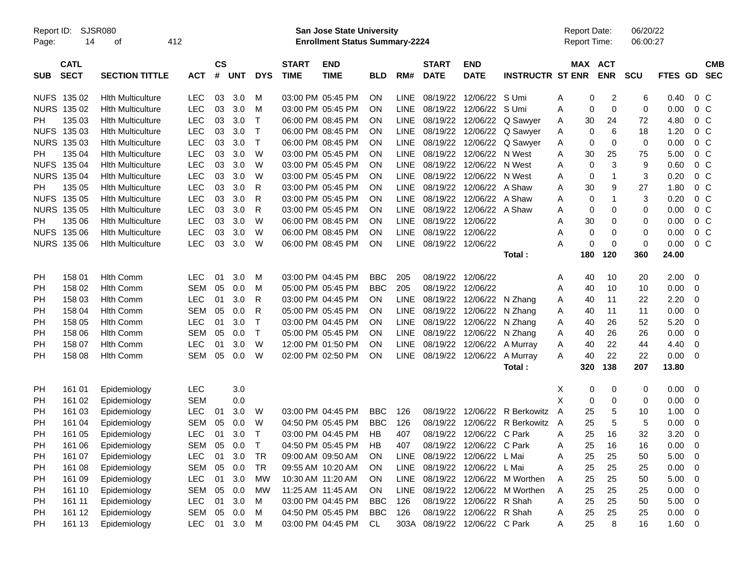Report ID: SJSR080

**San Jose State University**
**Enrollment Status Summary-2224**

Report Date: 06/20/22
Report Time: 06:00:27

| SUB | CATL SECT | SECTION TITTLE | ACT | CS # | UNT | DYS | START TIME | END TIME | BLD | RM# | START DATE | END DATE | INSTRUCTR | ST | MAX ENR | ACT ENR | SCU | FTES | GD | CMB SEC |
|---|---|---|---|---|---|---|---|---|---|---|---|---|---|---|---|---|---|---|---|---|
| NUFS | 135 02 | Hlth Multiculture | LEC | 03 | 3.0 | M | 03:00 PM | 05:45 PM | ON | LINE | 08/19/22 | 12/06/22 | S Umi | A | 0 | 2 | 6 | 0.40 | 0 | C |
| NURS | 135 02 | Hlth Multiculture | LEC | 03 | 3.0 | M | 03:00 PM | 05:45 PM | ON | LINE | 08/19/22 | 12/06/22 | S Umi | A | 0 | 0 | 0 | 0.00 | 0 | C |
| PH | 135 03 | Hlth Multiculture | LEC | 03 | 3.0 | T | 06:00 PM | 08:45 PM | ON | LINE | 08/19/22 | 12/06/22 | Q Sawyer | A | 30 | 24 | 72 | 4.80 | 0 | C |
| NUFS | 135 03 | Hlth Multiculture | LEC | 03 | 3.0 | T | 06:00 PM | 08:45 PM | ON | LINE | 08/19/22 | 12/06/22 | Q Sawyer | A | 0 | 6 | 18 | 1.20 | 0 | C |
| NURS | 135 03 | Hlth Multiculture | LEC | 03 | 3.0 | T | 06:00 PM | 08:45 PM | ON | LINE | 08/19/22 | 12/06/22 | Q Sawyer | A | 0 | 0 | 0 | 0.00 | 0 | C |
| PH | 135 04 | Hlth Multiculture | LEC | 03 | 3.0 | W | 03:00 PM | 05:45 PM | ON | LINE | 08/19/22 | 12/06/22 | N West | A | 30 | 25 | 75 | 5.00 | 0 | C |
| NUFS | 135 04 | Hlth Multiculture | LEC | 03 | 3.0 | W | 03:00 PM | 05:45 PM | ON | LINE | 08/19/22 | 12/06/22 | N West | A | 0 | 3 | 9 | 0.60 | 0 | C |
| NURS | 135 04 | Hlth Multiculture | LEC | 03 | 3.0 | W | 03:00 PM | 05:45 PM | ON | LINE | 08/19/22 | 12/06/22 | N West | A | 0 | 1 | 3 | 0.20 | 0 | C |
| PH | 135 05 | Hlth Multiculture | LEC | 03 | 3.0 | R | 03:00 PM | 05:45 PM | ON | LINE | 08/19/22 | 12/06/22 | A Shaw | A | 30 | 9 | 27 | 1.80 | 0 | C |
| NUFS | 135 05 | Hlth Multiculture | LEC | 03 | 3.0 | R | 03:00 PM | 05:45 PM | ON | LINE | 08/19/22 | 12/06/22 | A Shaw | A | 0 | 1 | 3 | 0.20 | 0 | C |
| NURS | 135 05 | Hlth Multiculture | LEC | 03 | 3.0 | R | 03:00 PM | 05:45 PM | ON | LINE | 08/19/22 | 12/06/22 | A Shaw | A | 0 | 0 | 0 | 0.00 | 0 | C |
| PH | 135 06 | Hlth Multiculture | LEC | 03 | 3.0 | W | 06:00 PM | 08:45 PM | ON | LINE | 08/19/22 | 12/06/22 | | A | 30 | 0 | 0 | 0.00 | 0 | C |
| NUFS | 135 06 | Hlth Multiculture | LEC | 03 | 3.0 | W | 06:00 PM | 08:45 PM | ON | LINE | 08/19/22 | 12/06/22 | | A | 0 | 0 | 0 | 0.00 | 0 | C |
| NURS | 135 06 | Hlth Multiculture | LEC | 03 | 3.0 | W | 06:00 PM | 08:45 PM | ON | LINE | 08/19/22 | 12/06/22 | | A | 0 | 0 | 0 | 0.00 | 0 | C |
| | | | | | | | | | | | | | **Total :** | | **180** | **120** | **360** | **24.00** | | |
| PH | 158 01 | Hlth Comm | LEC | 01 | 3.0 | M | 03:00 PM | 04:45 PM | BBC | 205 | 08/19/22 | 12/06/22 | | A | 40 | 10 | 20 | 2.00 | 0 | |
| PH | 158 02 | Hlth Comm | SEM | 05 | 0.0 | M | 05:00 PM | 05:45 PM | BBC | 205 | 08/19/22 | 12/06/22 | | A | 40 | 10 | 10 | 0.00 | 0 | |
| PH | 158 03 | Hlth Comm | LEC | 01 | 3.0 | R | 03:00 PM | 04:45 PM | ON | LINE | 08/19/22 | 12/06/22 | N Zhang | A | 40 | 11 | 22 | 2.20 | 0 | |
| PH | 158 04 | Hlth Comm | SEM | 05 | 0.0 | R | 05:00 PM | 05:45 PM | ON | LINE | 08/19/22 | 12/06/22 | N Zhang | A | 40 | 11 | 11 | 0.00 | 0 | |
| PH | 158 05 | Hlth Comm | LEC | 01 | 3.0 | T | 03:00 PM | 04:45 PM | ON | LINE | 08/19/22 | 12/06/22 | N Zhang | A | 40 | 26 | 52 | 5.20 | 0 | |
| PH | 158 06 | Hlth Comm | SEM | 05 | 0.0 | T | 05:00 PM | 05:45 PM | ON | LINE | 08/19/22 | 12/06/22 | N Zhang | A | 40 | 26 | 26 | 0.00 | 0 | |
| PH | 158 07 | Hlth Comm | LEC | 01 | 3.0 | W | 12:00 PM | 01:50 PM | ON | LINE | 08/19/22 | 12/06/22 | A Murray | A | 40 | 22 | 44 | 4.40 | 0 | |
| PH | 158 08 | Hlth Comm | SEM | 05 | 0.0 | W | 02:00 PM | 02:50 PM | ON | LINE | 08/19/22 | 12/06/22 | A Murray | A | 40 | 22 | 22 | 0.00 | 0 | |
| | | | | | | | | | | | | | **Total :** | | **320** | **138** | **207** | **13.80** | | |
| PH | 161 01 | Epidemiology | LEC | | 3.0 | | | | | | | | | X | 0 | 0 | 0 | 0.00 | 0 | |
| PH | 161 02 | Epidemiology | SEM | | 0.0 | | | | | | | | | X | 0 | 0 | 0 | 0.00 | 0 | |
| PH | 161 03 | Epidemiology | LEC | 01 | 3.0 | W | 03:00 PM | 04:45 PM | BBC | 126 | 08/19/22 | 12/06/22 | R Berkowitz | A | 25 | 5 | 10 | 1.00 | 0 | |
| PH | 161 04 | Epidemiology | SEM | 05 | 0.0 | W | 04:50 PM | 05:45 PM | BBC | 126 | 08/19/22 | 12/06/22 | R Berkowitz | A | 25 | 5 | 5 | 0.00 | 0 | |
| PH | 161 05 | Epidemiology | LEC | 01 | 3.0 | T | 03:00 PM | 04:45 PM | HB | 407 | 08/19/22 | 12/06/22 | C Park | A | 25 | 16 | 32 | 3.20 | 0 | |
| PH | 161 06 | Epidemiology | SEM | 05 | 0.0 | T | 04:50 PM | 05:45 PM | HB | 407 | 08/19/22 | 12/06/22 | C Park | A | 25 | 16 | 16 | 0.00 | 0 | |
| PH | 161 07 | Epidemiology | LEC | 01 | 3.0 | TR | 09:00 AM | 09:50 AM | ON | LINE | 08/19/22 | 12/06/22 | L Mai | A | 25 | 25 | 50 | 5.00 | 0 | |
| PH | 161 08 | Epidemiology | SEM | 05 | 0.0 | TR | 09:55 AM | 10:20 AM | ON | LINE | 08/19/22 | 12/06/22 | L Mai | A | 25 | 25 | 25 | 0.00 | 0 | |
| PH | 161 09 | Epidemiology | LEC | 01 | 3.0 | MW | 10:30 AM | 11:20 AM | ON | LINE | 08/19/22 | 12/06/22 | M Worthen | A | 25 | 25 | 50 | 5.00 | 0 | |
| PH | 161 10 | Epidemiology | SEM | 05 | 0.0 | MW | 11:25 AM | 11:45 AM | ON | LINE | 08/19/22 | 12/06/22 | M Worthen | A | 25 | 25 | 25 | 0.00 | 0 | |
| PH | 161 11 | Epidemiology | LEC | 01 | 3.0 | M | 03:00 PM | 04:45 PM | BBC | 126 | 08/19/22 | 12/06/22 | R Shah | A | 25 | 25 | 50 | 5.00 | 0 | |
| PH | 161 12 | Epidemiology | SEM | 05 | 0.0 | M | 04:50 PM | 05:45 PM | BBC | 126 | 08/19/22 | 12/06/22 | R Shah | A | 25 | 25 | 25 | 0.00 | 0 | |
| PH | 161 13 | Epidemiology | LEC | 01 | 3.0 | M | 03:00 PM | 04:45 PM | CL | 303A | 08/19/22 | 12/06/22 | C Park | A | 25 | 8 | 16 | 1.60 | 0 | |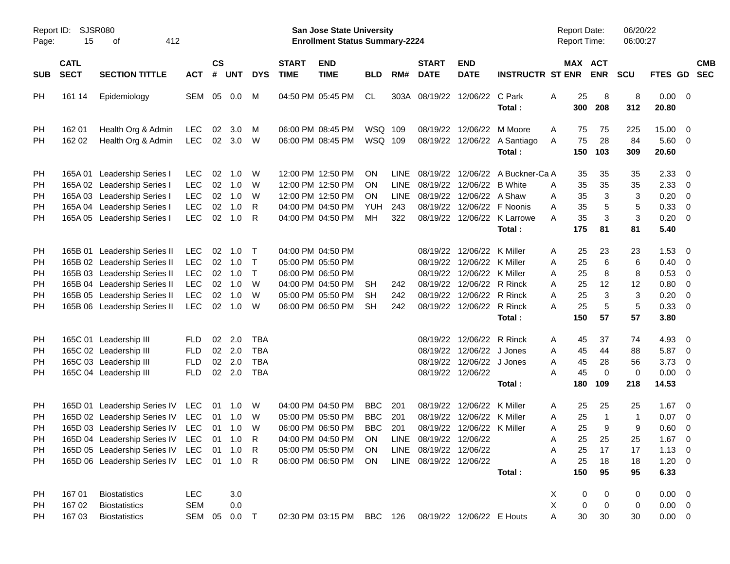Report ID: SJSR080 — San Jose State University — Enrollment Status Summary-2224 — Report Date: 06/20/22 — Report Time: 06:00:27

| SUB | CATL SECT | SECTION TITTLE | ACT | CS # | UNT | DYS | START TIME | END TIME | BLD | RM# | START DATE | END DATE | INSTRUCTR | ST | MAX ENR | ACT ENR | SCU | FTES | GD | CMB SEC |
|---|---|---|---|---|---|---|---|---|---|---|---|---|---|---|---|---|---|---|---|---|
| PH | 161 14 | Epidemiology | SEM | 05 | 0.0 | M | 04:50 PM | 05:45 PM | CL | 303A | 08/19/22 | 12/06/22 | C Park | A | 25 | 8 | 8 | 0.00 | 0 | |
| | | | | | | | | | | | | | **Total :** | | **300** | **208** | **312** | **20.80** | | |
| PH | 162 01 | Health Org & Admin | LEC | 02 | 3.0 | M | 06:00 PM | 08:45 PM | WSQ | 109 | 08/19/22 | 12/06/22 | M Moore | A | 75 | 75 | 225 | 15.00 | 0 | |
| PH | 162 02 | Health Org & Admin | LEC | 02 | 3.0 | W | 06:00 PM | 08:45 PM | WSQ | 109 | 08/19/22 | 12/06/22 | A Santiago | A | 75 | 28 | 84 | 5.60 | 0 | |
| | | | | | | | | | | | | | **Total :** | | **150** | **103** | **309** | **20.60** | | |
| PH | 165A 01 | Leadership Series I | LEC | 02 | 1.0 | W | 12:00 PM | 12:50 PM | ON | LINE | 08/19/22 | 12/06/22 | A Buckner-Ca | A | 35 | 35 | 35 | 2.33 | 0 | |
| PH | 165A 02 | Leadership Series I | LEC | 02 | 1.0 | W | 12:00 PM | 12:50 PM | ON | LINE | 08/19/22 | 12/06/22 | B White | A | 35 | 35 | 35 | 2.33 | 0 | |
| PH | 165A 03 | Leadership Series I | LEC | 02 | 1.0 | W | 12:00 PM | 12:50 PM | ON | LINE | 08/19/22 | 12/06/22 | A Shaw | A | 35 | 3 | 3 | 0.20 | 0 | |
| PH | 165A 04 | Leadership Series I | LEC | 02 | 1.0 | R | 04:00 PM | 04:50 PM | YUH | 243 | 08/19/22 | 12/06/22 | F Noonis | A | 35 | 5 | 5 | 0.33 | 0 | |
| PH | 165A 05 | Leadership Series I | LEC | 02 | 1.0 | R | 04:00 PM | 04:50 PM | MH | 322 | 08/19/22 | 12/06/22 | K Larrowe | A | 35 | 3 | 3 | 0.20 | 0 | |
| | | | | | | | | | | | | | **Total :** | | **175** | **81** | **81** | **5.40** | | |
| PH | 165B 01 | Leadership Series II | LEC | 02 | 1.0 | T | 04:00 PM | 04:50 PM | | | 08/19/22 | 12/06/22 | K Miller | A | 25 | 23 | 23 | 1.53 | 0 | |
| PH | 165B 02 | Leadership Series II | LEC | 02 | 1.0 | T | 05:00 PM | 05:50 PM | | | 08/19/22 | 12/06/22 | K Miller | A | 25 | 6 | 6 | 0.40 | 0 | |
| PH | 165B 03 | Leadership Series II | LEC | 02 | 1.0 | T | 06:00 PM | 06:50 PM | | | 08/19/22 | 12/06/22 | K Miller | A | 25 | 8 | 8 | 0.53 | 0 | |
| PH | 165B 04 | Leadership Series II | LEC | 02 | 1.0 | W | 04:00 PM | 04:50 PM | SH | 242 | 08/19/22 | 12/06/22 | R Rinck | A | 25 | 12 | 12 | 0.80 | 0 | |
| PH | 165B 05 | Leadership Series II | LEC | 02 | 1.0 | W | 05:00 PM | 05:50 PM | SH | 242 | 08/19/22 | 12/06/22 | R Rinck | A | 25 | 3 | 3 | 0.20 | 0 | |
| PH | 165B 06 | Leadership Series II | LEC | 02 | 1.0 | W | 06:00 PM | 06:50 PM | SH | 242 | 08/19/22 | 12/06/22 | R Rinck | A | 25 | 5 | 5 | 0.33 | 0 | |
| | | | | | | | | | | | | | **Total :** | | **150** | **57** | **57** | **3.80** | | |
| PH | 165C 01 | Leadership III | FLD | 02 | 2.0 | TBA | | | | | 08/19/22 | 12/06/22 | R Rinck | A | 45 | 37 | 74 | 4.93 | 0 | |
| PH | 165C 02 | Leadership III | FLD | 02 | 2.0 | TBA | | | | | 08/19/22 | 12/06/22 | J Jones | A | 45 | 44 | 88 | 5.87 | 0 | |
| PH | 165C 03 | Leadership III | FLD | 02 | 2.0 | TBA | | | | | 08/19/22 | 12/06/22 | J Jones | A | 45 | 28 | 56 | 3.73 | 0 | |
| PH | 165C 04 | Leadership III | FLD | 02 | 2.0 | TBA | | | | | 08/19/22 | 12/06/22 | | A | 45 | 0 | 0 | 0.00 | 0 | |
| | | | | | | | | | | | | | **Total :** | | **180** | **109** | **218** | **14.53** | | |
| PH | 165D 01 | Leadership Series IV | LEC | 01 | 1.0 | W | 04:00 PM | 04:50 PM | BBC | 201 | 08/19/22 | 12/06/22 | K Miller | A | 25 | 25 | 25 | 1.67 | 0 | |
| PH | 165D 02 | Leadership Series IV | LEC | 01 | 1.0 | W | 05:00 PM | 05:50 PM | BBC | 201 | 08/19/22 | 12/06/22 | K Miller | A | 25 | 1 | 1 | 0.07 | 0 | |
| PH | 165D 03 | Leadership Series IV | LEC | 01 | 1.0 | W | 06:00 PM | 06:50 PM | BBC | 201 | 08/19/22 | 12/06/22 | K Miller | A | 25 | 9 | 9 | 0.60 | 0 | |
| PH | 165D 04 | Leadership Series IV | LEC | 01 | 1.0 | R | 04:00 PM | 04:50 PM | ON | LINE | 08/19/22 | 12/06/22 | | A | 25 | 25 | 25 | 1.67 | 0 | |
| PH | 165D 05 | Leadership Series IV | LEC | 01 | 1.0 | R | 05:00 PM | 05:50 PM | ON | LINE | 08/19/22 | 12/06/22 | | A | 25 | 17 | 17 | 1.13 | 0 | |
| PH | 165D 06 | Leadership Series IV | LEC | 01 | 1.0 | R | 06:00 PM | 06:50 PM | ON | LINE | 08/19/22 | 12/06/22 | | A | 25 | 18 | 18 | 1.20 | 0 | |
| | | | | | | | | | | | | | **Total :** | | **150** | **95** | **95** | **6.33** | | |
| PH | 167 01 | Biostatistics | LEC | | 3.0 | | | | | | | | | X | 0 | 0 | 0 | 0.00 | 0 | |
| PH | 167 02 | Biostatistics | SEM | | 0.0 | | | | | | | | | X | 0 | 0 | 0 | 0.00 | 0 | |
| PH | 167 03 | Biostatistics | SEM | 05 | 0.0 | T | 02:30 PM | 03:15 PM | BBC | 126 | 08/19/22 | 12/06/22 | E Houts | A | 30 | 30 | 30 | 0.00 | 0 | |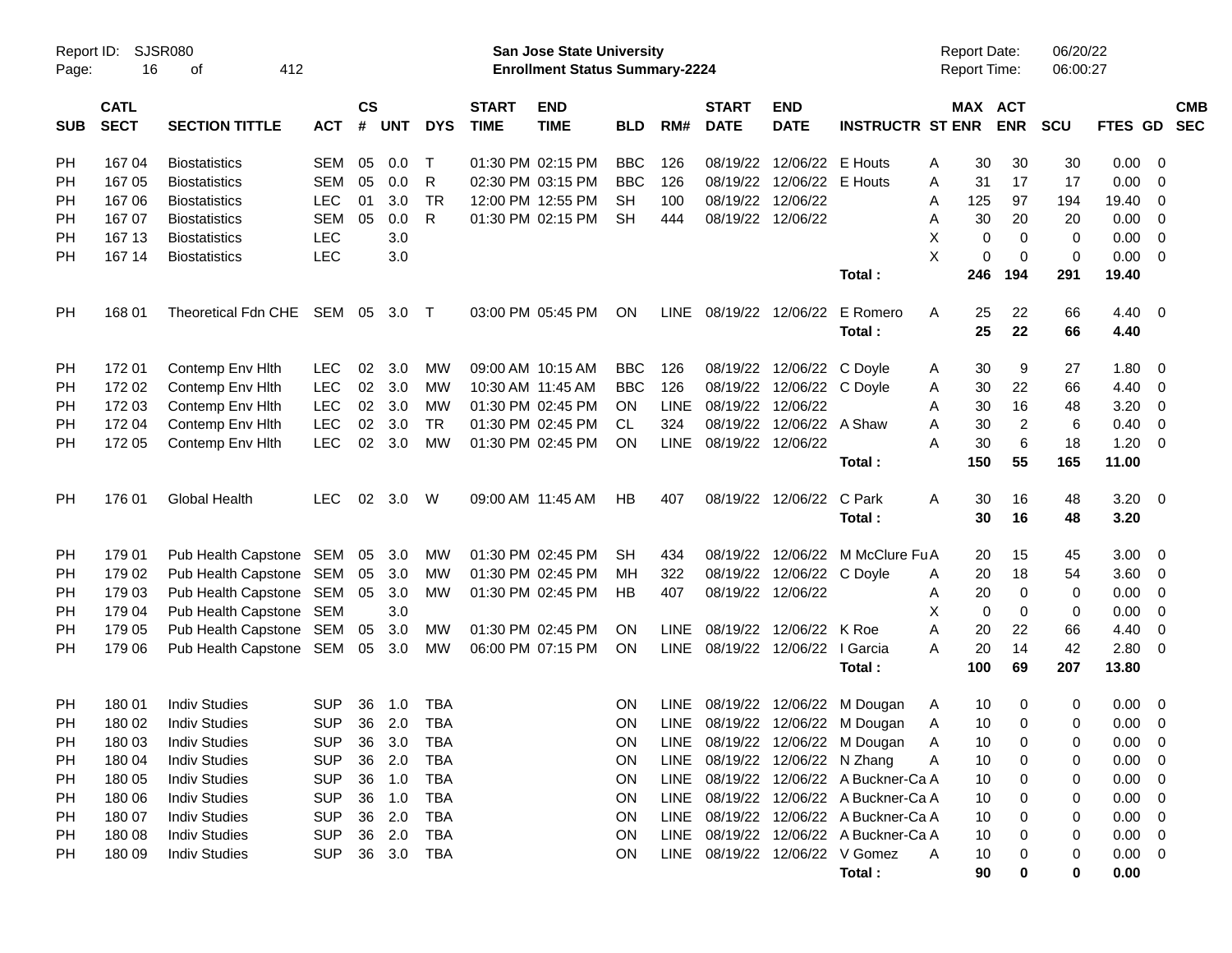Report ID: SJSR080

**San Jose State University**
**Enrollment Status Summary-2224**

Report Date: 06/20/22
Report Time: 06:00:27

| SUB | CATL SECT | SECTION TITTLE | ACT | CS # | UNT | DYS | START TIME | END TIME | BLD | RM# | START DATE | END DATE | INSTRUCTR | ST | MAX ENR | ACT ENR | SCU | FTES | GD | CMB SEC |
|---|---|---|---|---|---|---|---|---|---|---|---|---|---|---|---|---|---|---|---|---|
| PH | 167 04 | Biostatistics | SEM | 05 | 0.0 | T | 01:30 PM | 02:15 PM | BBC | 126 | 08/19/22 | 12/06/22 | E Houts | A | 30 | 30 | 30 | 0.00 | 0 | |
| PH | 167 05 | Biostatistics | SEM | 05 | 0.0 | R | 02:30 PM | 03:15 PM | BBC | 126 | 08/19/22 | 12/06/22 | E Houts | A | 31 | 17 | 17 | 0.00 | 0 | |
| PH | 167 06 | Biostatistics | LEC | 01 | 3.0 | TR | 12:00 PM | 12:55 PM | SH | 100 | 08/19/22 | 12/06/22 | | A | 125 | 97 | 194 | 19.40 | 0 | |
| PH | 167 07 | Biostatistics | SEM | 05 | 0.0 | R | 01:30 PM | 02:15 PM | SH | 444 | 08/19/22 | 12/06/22 | | A | 30 | 20 | 20 | 0.00 | 0 | |
| PH | 167 13 | Biostatistics | LEC | | 3.0 | | | | | | | | | X | 0 | 0 | 0 | 0.00 | 0 | |
| PH | 167 14 | Biostatistics | LEC | | 3.0 | | | | | | | | | X | 0 | 0 | 0 | 0.00 | 0 | |
| | | | | | | | | | | | | | **Total :** | | **246** | **194** | **291** | **19.40** | | |
| PH | 168 01 | Theoretical Fdn CHE | SEM | 05 | 3.0 | T | 03:00 PM | 05:45 PM | ON | LINE | 08/19/22 | 12/06/22 | E Romero | A | 25 | 22 | 66 | 4.40 | 0 | |
| | | | | | | | | | | | | | **Total :** | | **25** | **22** | **66** | **4.40** | | |
| PH | 172 01 | Contemp Env Hlth | LEC | 02 | 3.0 | MW | 09:00 AM | 10:15 AM | BBC | 126 | 08/19/22 | 12/06/22 | C Doyle | A | 30 | 9 | 27 | 1.80 | 0 | |
| PH | 172 02 | Contemp Env Hlth | LEC | 02 | 3.0 | MW | 10:30 AM | 11:45 AM | BBC | 126 | 08/19/22 | 12/06/22 | C Doyle | A | 30 | 22 | 66 | 4.40 | 0 | |
| PH | 172 03 | Contemp Env Hlth | LEC | 02 | 3.0 | MW | 01:30 PM | 02:45 PM | ON | LINE | 08/19/22 | 12/06/22 | | A | 30 | 16 | 48 | 3.20 | 0 | |
| PH | 172 04 | Contemp Env Hlth | LEC | 02 | 3.0 | TR | 01:30 PM | 02:45 PM | CL | 324 | 08/19/22 | 12/06/22 | A Shaw | A | 30 | 2 | 6 | 0.40 | 0 | |
| PH | 172 05 | Contemp Env Hlth | LEC | 02 | 3.0 | MW | 01:30 PM | 02:45 PM | ON | LINE | 08/19/22 | 12/06/22 | | A | 30 | 6 | 18 | 1.20 | 0 | |
| | | | | | | | | | | | | | **Total :** | | **150** | **55** | **165** | **11.00** | | |
| PH | 176 01 | Global Health | LEC | 02 | 3.0 | W | 09:00 AM | 11:45 AM | HB | 407 | 08/19/22 | 12/06/22 | C Park | A | 30 | 16 | 48 | 3.20 | 0 | |
| | | | | | | | | | | | | | **Total :** | | **30** | **16** | **48** | **3.20** | | |
| PH | 179 01 | Pub Health Capstone | SEM | 05 | 3.0 | MW | 01:30 PM | 02:45 PM | SH | 434 | 08/19/22 | 12/06/22 | M McClure Fu | A | 20 | 15 | 45 | 3.00 | 0 | |
| PH | 179 02 | Pub Health Capstone | SEM | 05 | 3.0 | MW | 01:30 PM | 02:45 PM | MH | 322 | 08/19/22 | 12/06/22 | C Doyle | A | 20 | 18 | 54 | 3.60 | 0 | |
| PH | 179 03 | Pub Health Capstone | SEM | 05 | 3.0 | MW | 01:30 PM | 02:45 PM | HB | 407 | 08/19/22 | 12/06/22 | | A | 20 | 0 | 0 | 0.00 | 0 | |
| PH | 179 04 | Pub Health Capstone | SEM | | 3.0 | | | | | | | | | X | 0 | 0 | 0 | 0.00 | 0 | |
| PH | 179 05 | Pub Health Capstone | SEM | 05 | 3.0 | MW | 01:30 PM | 02:45 PM | ON | LINE | 08/19/22 | 12/06/22 | K Roe | A | 20 | 22 | 66 | 4.40 | 0 | |
| PH | 179 06 | Pub Health Capstone | SEM | 05 | 3.0 | MW | 06:00 PM | 07:15 PM | ON | LINE | 08/19/22 | 12/06/22 | I Garcia | A | 20 | 14 | 42 | 2.80 | 0 | |
| | | | | | | | | | | | | | **Total :** | | **100** | **69** | **207** | **13.80** | | |
| PH | 180 01 | Indiv Studies | SUP | 36 | 1.0 | TBA | | | ON | LINE | 08/19/22 | 12/06/22 | M Dougan | A | 10 | 0 | 0 | 0.00 | 0 | |
| PH | 180 02 | Indiv Studies | SUP | 36 | 2.0 | TBA | | | ON | LINE | 08/19/22 | 12/06/22 | M Dougan | A | 10 | 0 | 0 | 0.00 | 0 | |
| PH | 180 03 | Indiv Studies | SUP | 36 | 3.0 | TBA | | | ON | LINE | 08/19/22 | 12/06/22 | M Dougan | A | 10 | 0 | 0 | 0.00 | 0 | |
| PH | 180 04 | Indiv Studies | SUP | 36 | 2.0 | TBA | | | ON | LINE | 08/19/22 | 12/06/22 | N Zhang | A | 10 | 0 | 0 | 0.00 | 0 | |
| PH | 180 05 | Indiv Studies | SUP | 36 | 1.0 | TBA | | | ON | LINE | 08/19/22 | 12/06/22 | A Buckner-Ca | A | 10 | 0 | 0 | 0.00 | 0 | |
| PH | 180 06 | Indiv Studies | SUP | 36 | 1.0 | TBA | | | ON | LINE | 08/19/22 | 12/06/22 | A Buckner-Ca | A | 10 | 0 | 0 | 0.00 | 0 | |
| PH | 180 07 | Indiv Studies | SUP | 36 | 2.0 | TBA | | | ON | LINE | 08/19/22 | 12/06/22 | A Buckner-Ca | A | 10 | 0 | 0 | 0.00 | 0 | |
| PH | 180 08 | Indiv Studies | SUP | 36 | 2.0 | TBA | | | ON | LINE | 08/19/22 | 12/06/22 | A Buckner-Ca | A | 10 | 0 | 0 | 0.00 | 0 | |
| PH | 180 09 | Indiv Studies | SUP | 36 | 3.0 | TBA | | | ON | LINE | 08/19/22 | 12/06/22 | V Gomez | A | 10 | 0 | 0 | 0.00 | 0 | |
| | | | | | | | | | | | | | **Total :** | | **90** | **0** | **0** | **0.00** | | |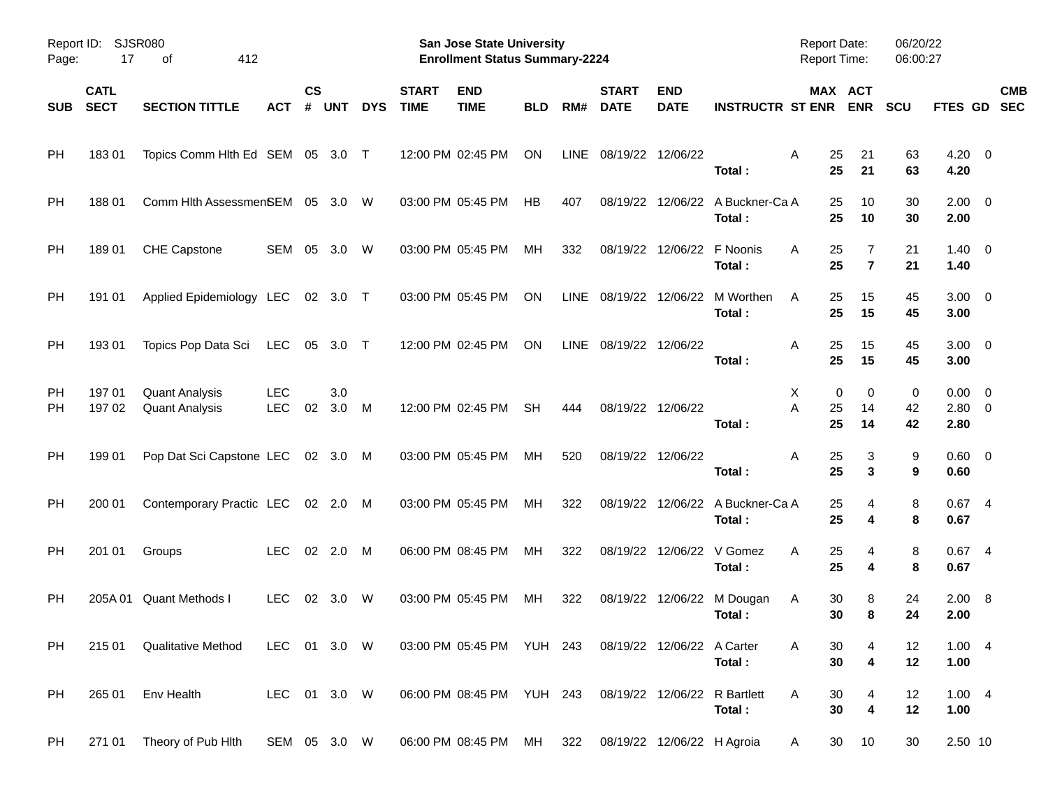Report ID: SJSR080
Page: 17 of 412

**San Jose State University**
**Enrollment Status Summary-2224**

Report Date: 06/20/22
Report Time: 06:00:27

| SUB | CATL SECT | SECTION TITTLE | ACT | CS # | UNT | DYS | START TIME | END TIME | BLD | RM# | START DATE | END DATE | INSTRUCTR | ST | MAX ENR | ACT ENR | SCU | FTES | GD | CMB SEC |
|---|---|---|---|---|---|---|---|---|---|---|---|---|---|---|---|---|---|---|---|---|
| PH | 183 01 | Topics Comm Hlth Ed | SEM | 05 | 3.0 | T | 12:00 PM | 02:45 PM | ON | LINE | 08/19/22 | 12/06/22 | | A | 25 | 21 | 63 | 4.20 | 0 | |
| | | | | | | | | | | | | | **Total :** | | **25** | **21** | **63** | **4.20** | | |
| PH | 188 01 | Comm Hlth Assessment | SEM | 05 | 3.0 | W | 03:00 PM | 05:45 PM | HB | 407 | 08/19/22 | 12/06/22 | A Buckner-Ca | A | 25 | 10 | 30 | 2.00 | 0 | |
| | | | | | | | | | | | | | **Total :** | | **25** | **10** | **30** | **2.00** | | |
| PH | 189 01 | CHE Capstone | SEM | 05 | 3.0 | W | 03:00 PM | 05:45 PM | MH | 332 | 08/19/22 | 12/06/22 | F Noonis | A | 25 | 7 | 21 | 1.40 | 0 | |
| | | | | | | | | | | | | | **Total :** | | **25** | **7** | **21** | **1.40** | | |
| PH | 191 01 | Applied Epidemiology | LEC | 02 | 3.0 | T | 03:00 PM | 05:45 PM | ON | LINE | 08/19/22 | 12/06/22 | M Worthen | A | 25 | 15 | 45 | 3.00 | 0 | |
| | | | | | | | | | | | | | **Total :** | | **25** | **15** | **45** | **3.00** | | |
| PH | 193 01 | Topics Pop Data Sci | LEC | 05 | 3.0 | T | 12:00 PM | 02:45 PM | ON | LINE | 08/19/22 | 12/06/22 | | A | 25 | 15 | 45 | 3.00 | 0 | |
| | | | | | | | | | | | | | **Total :** | | **25** | **15** | **45** | **3.00** | | |
| PH | 197 01 | Quant Analysis | LEC | | 3.0 | | | | | | | | | X | 0 | 0 | 0 | 0.00 | 0 | |
| PH | 197 02 | Quant Analysis | LEC | 02 | 3.0 | M | 12:00 PM | 02:45 PM | SH | 444 | 08/19/22 | 12/06/22 | | A | 25 | 14 | 42 | 2.80 | 0 | |
| | | | | | | | | | | | | | **Total :** | | **25** | **14** | **42** | **2.80** | | |
| PH | 199 01 | Pop Dat Sci Capstone | LEC | 02 | 3.0 | M | 03:00 PM | 05:45 PM | MH | 520 | 08/19/22 | 12/06/22 | | A | 25 | 3 | 9 | 0.60 | 0 | |
| | | | | | | | | | | | | | **Total :** | | **25** | **3** | **9** | **0.60** | | |
| PH | 200 01 | Contemporary Practic | LEC | 02 | 2.0 | M | 03:00 PM | 05:45 PM | MH | 322 | 08/19/22 | 12/06/22 | A Buckner-Ca | A | 25 | 4 | 8 | 0.67 | 4 | |
| | | | | | | | | | | | | | **Total :** | | **25** | **4** | **8** | **0.67** | | |
| PH | 201 01 | Groups | LEC | 02 | 2.0 | M | 06:00 PM | 08:45 PM | MH | 322 | 08/19/22 | 12/06/22 | V Gomez | A | 25 | 4 | 8 | 0.67 | 4 | |
| | | | | | | | | | | | | | **Total :** | | **25** | **4** | **8** | **0.67** | | |
| PH | 205A 01 | Quant Methods I | LEC | 02 | 3.0 | W | 03:00 PM | 05:45 PM | MH | 322 | 08/19/22 | 12/06/22 | M Dougan | A | 30 | 8 | 24 | 2.00 | 8 | |
| | | | | | | | | | | | | | **Total :** | | **30** | **8** | **24** | **2.00** | | |
| PH | 215 01 | Qualitative Method | LEC | 01 | 3.0 | W | 03:00 PM | 05:45 PM | YUH | 243 | 08/19/22 | 12/06/22 | A Carter | A | 30 | 4 | 12 | 1.00 | 4 | |
| | | | | | | | | | | | | | **Total :** | | **30** | **4** | **12** | **1.00** | | |
| PH | 265 01 | Env Health | LEC | 01 | 3.0 | W | 06:00 PM | 08:45 PM | YUH | 243 | 08/19/22 | 12/06/22 | R Bartlett | A | 30 | 4 | 12 | 1.00 | 4 | |
| | | | | | | | | | | | | | **Total :** | | **30** | **4** | **12** | **1.00** | | |
| PH | 271 01 | Theory of Pub Hlth | SEM | 05 | 3.0 | W | 06:00 PM | 08:45 PM | MH | 322 | 08/19/22 | 12/06/22 | H Agroia | A | 30 | 10 | 30 | 2.50 | 10 | |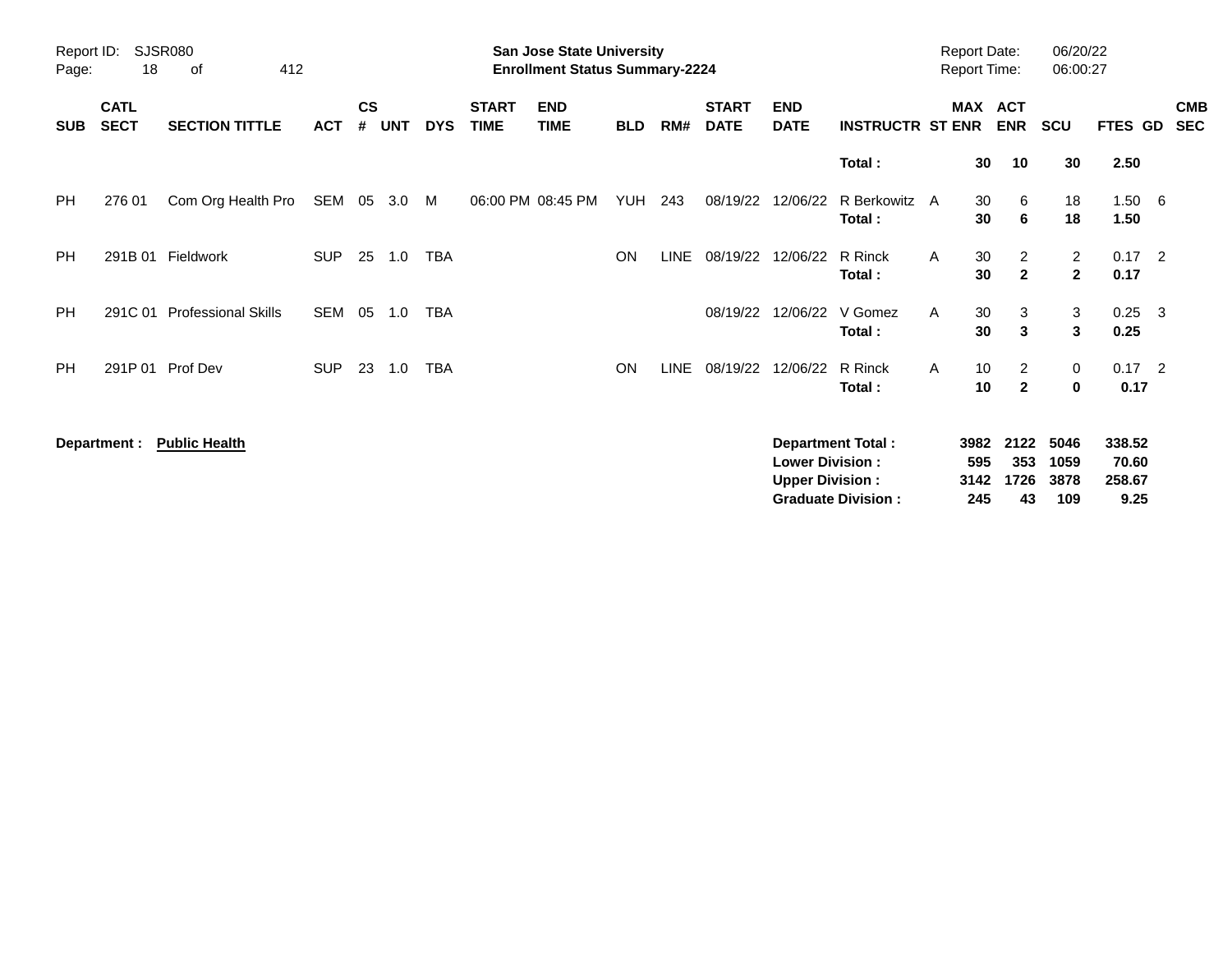**San Jose State University**
**Enrollment Status Summary-2224**

Report ID: SJSR080
Report Date: 06/20/22
Report Time: 06:00:27

| SUB | CATL SECT | SECTION TITTLE | ACT | CS # | UNT | DYS | START TIME | END TIME | BLD | RM# | START DATE | END DATE | INSTRUCTR | ST | MAX ENR | ACT ENR | SCU | FTES | GD | CMB SEC |
|---|---|---|---|---|---|---|---|---|---|---|---|---|---|---|---|---|---|---|---|---|
| | | | | | | | | | | | | | **Total :** | | **30** | **10** | **30** | **2.50** | | |
| PH | 276 01 | Com Org Health Pro | SEM | 05 | 3.0 | M | 06:00 PM | 08:45 PM | YUH | 243 | 08/19/22 | 12/06/22 | R Berkowitz | A | 30 | 6 | 18 | 1.50 | 6 | |
| | | | | | | | | | | | | | **Total :** | | **30** | **6** | **18** | **1.50** | | |
| PH | 291B 01 | Fieldwork | SUP | 25 | 1.0 | TBA | | | ON | LINE | 08/19/22 | 12/06/22 | R Rinck | A | 30 | 2 | 2 | 0.17 | 2 | |
| | | | | | | | | | | | | | **Total :** | | **30** | **2** | **2** | **0.17** | | |
| PH | 291C 01 | Professional Skills | SEM | 05 | 1.0 | TBA | | | | | 08/19/22 | 12/06/22 | V Gomez | A | 30 | 3 | 3 | 0.25 | 3 | |
| | | | | | | | | | | | | | **Total :** | | **30** | **3** | **3** | **0.25** | | |
| PH | 291P 01 | Prof Dev | SUP | 23 | 1.0 | TBA | | | ON | LINE | 08/19/22 | 12/06/22 | R Rinck | A | 10 | 2 | 0 | 0.17 | 2 | |
| | | | | | | | | | | | | | **Total :** | | **10** | **2** | **0** | **0.17** | | |

**Department : Public Health**

| | MAX ENR | ACT ENR | SCU | FTES |
|---|---|---|---|---|
| **Department Total :** | **3982** | **2122** | **5046** | **338.52** |
| **Lower Division :** | **595** | **353** | **1059** | **70.60** |
| **Upper Division :** | **3142** | **1726** | **3878** | **258.67** |
| **Graduate Division :** | **245** | **43** | **109** | **9.25** |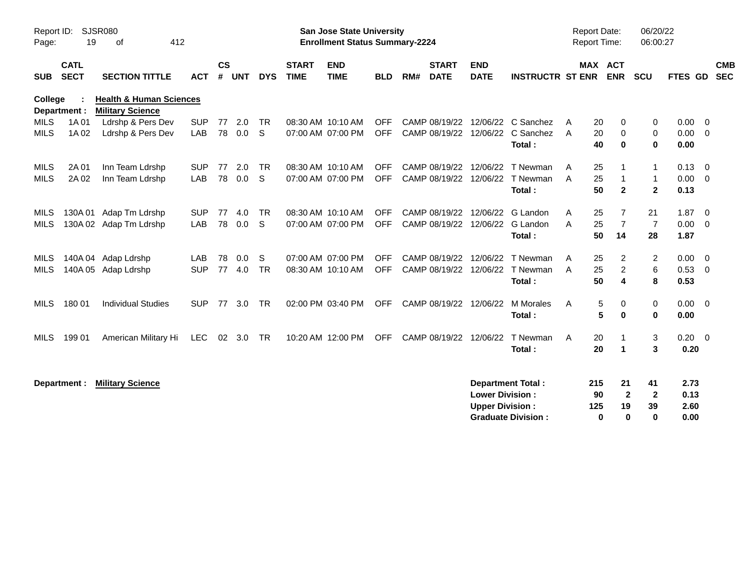Report ID: SJSR080

**San Jose State University**
**Enrollment Status Summary-2224**

Report Date: 06/20/22
Report Time: 06:00:27

| SUB | CATL SECT | SECTION TITTLE | ACT | CS # | UNT | DYS | START TIME | END TIME | BLD | RM# | START DATE | END DATE | INSTRUCTR | ST | MAX ENR | ACT ENR | SCU | FTES | GD | CMB SEC |
|---|---|---|---|---|---|---|---|---|---|---|---|---|---|---|---|---|---|---|---|---|
| **College :** | | **Health & Human Sciences** | | | | | | | | | | | | | | | | | | |
| **Department :** | | **Military Science** | | | | | | | | | | | | | | | | | | |
| MILS | 1A 01 | Ldrshp & Pers Dev | SUP | 77 | 2.0 | TR | 08:30 AM | 10:10 AM | OFF | CAMP | 08/19/22 | 12/06/22 | C Sanchez | A | 20 | 0 | 0 | 0.00 | 0 | |
| MILS | 1A 02 | Ldrshp & Pers Dev | LAB | 78 | 0.0 | S | 07:00 AM | 07:00 PM | OFF | CAMP | 08/19/22 | 12/06/22 | C Sanchez | A | 20 | 0 | 0 | 0.00 | 0 | |
| | | | | | | | | | | | | | **Total :** | | **40** | **0** | **0** | **0.00** | | |
| MILS | 2A 01 | Inn Team Ldrshp | SUP | 77 | 2.0 | TR | 08:30 AM | 10:10 AM | OFF | CAMP | 08/19/22 | 12/06/22 | T Newman | A | 25 | 1 | 1 | 0.13 | 0 | |
| MILS | 2A 02 | Inn Team Ldrshp | LAB | 78 | 0.0 | S | 07:00 AM | 07:00 PM | OFF | CAMP | 08/19/22 | 12/06/22 | T Newman | A | 25 | 1 | 1 | 0.00 | 0 | |
| | | | | | | | | | | | | | **Total :** | | **50** | **2** | **2** | **0.13** | | |
| MILS | 130A 01 | Adap Tm Ldrshp | SUP | 77 | 4.0 | TR | 08:30 AM | 10:10 AM | OFF | CAMP | 08/19/22 | 12/06/22 | G Landon | A | 25 | 7 | 21 | 1.87 | 0 | |
| MILS | 130A 02 | Adap Tm Ldrshp | LAB | 78 | 0.0 | S | 07:00 AM | 07:00 PM | OFF | CAMP | 08/19/22 | 12/06/22 | G Landon | A | 25 | 7 | 7 | 0.00 | 0 | |
| | | | | | | | | | | | | | **Total :** | | **50** | **14** | **28** | **1.87** | | |
| MILS | 140A 04 | Adap Ldrshp | LAB | 78 | 0.0 | S | 07:00 AM | 07:00 PM | OFF | CAMP | 08/19/22 | 12/06/22 | T Newman | A | 25 | 2 | 2 | 0.00 | 0 | |
| MILS | 140A 05 | Adap Ldrshp | SUP | 77 | 4.0 | TR | 08:30 AM | 10:10 AM | OFF | CAMP | 08/19/22 | 12/06/22 | T Newman | A | 25 | 2 | 6 | 0.53 | 0 | |
| | | | | | | | | | | | | | **Total :** | | **50** | **4** | **8** | **0.53** | | |
| MILS | 180 01 | Individual Studies | SUP | 77 | 3.0 | TR | 02:00 PM | 03:40 PM | OFF | CAMP | 08/19/22 | 12/06/22 | M Morales | A | 5 | 0 | 0 | 0.00 | 0 | |
| | | | | | | | | | | | | | **Total :** | | **5** | **0** | **0** | **0.00** | | |
| MILS | 199 01 | American Military Hi | LEC | 02 | 3.0 | TR | 10:20 AM | 12:00 PM | OFF | CAMP | 08/19/22 | 12/06/22 | T Newman | A | 20 | 1 | 3 | 0.20 | 0 | |
| | | | | | | | | | | | | | **Total :** | | **20** | **1** | **3** | **0.20** | | |

**Department : Military Science**

| | MAX ENR | ACT ENR | SCU | FTES |
|---|---|---|---|---|
| **Department Total :** | **215** | **21** | **41** | **2.73** |
| **Lower Division :** | **90** | **2** | **2** | **0.13** |
| **Upper Division :** | **125** | **19** | **39** | **2.60** |
| **Graduate Division :** | **0** | **0** | **0** | **0.00** |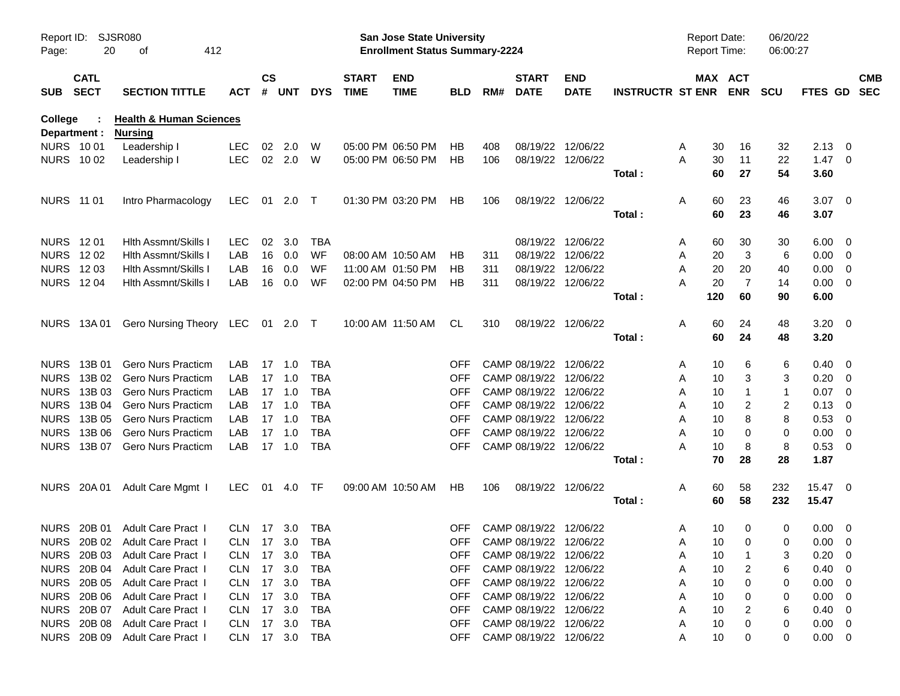Report ID: SJSR080

**San Jose State University**
**Enrollment Status Summary-2224**

Report Date: 06/20/22
Report Time: 06:00:27

**College : Health & Human Sciences**
**Department : Nursing**

| SUB | CATL SECT | SECTION TITTLE | ACT | CS # | UNT | DYS | START TIME | END TIME | BLD | RM# | START DATE | END DATE | INSTRUCTR | ST | MAX ENR | ACT ENR | SCU | FTES | GD | CMB SEC |
|---|---|---|---|---|---|---|---|---|---|---|---|---|---|---|---|---|---|---|---|---|
| NURS | 10 01 | Leadership I | LEC | 02 | 2.0 | W | 05:00 PM | 06:50 PM | HB | 408 | 08/19/22 | 12/06/22 | | A | 30 | 16 | 32 | 2.13 | 0 | |
| NURS | 10 02 | Leadership I | LEC | 02 | 2.0 | W | 05:00 PM | 06:50 PM | HB | 106 | 08/19/22 | 12/06/22 | | A | 30 | 11 | 22 | 1.47 | 0 | |
| | | | | | | | | | | | | | **Total :** | | **60** | **27** | **54** | **3.60** | | |
| NURS | 11 01 | Intro Pharmacology | LEC | 01 | 2.0 | T | 01:30 PM | 03:20 PM | HB | 106 | 08/19/22 | 12/06/22 | | A | 60 | 23 | 46 | 3.07 | 0 | |
| | | | | | | | | | | | | | **Total :** | | **60** | **23** | **46** | **3.07** | | |
| NURS | 12 01 | Hlth Assmnt/Skills I | LEC | 02 | 3.0 | TBA | | | | | 08/19/22 | 12/06/22 | | A | 60 | 30 | 30 | 6.00 | 0 | |
| NURS | 12 02 | Hlth Assmnt/Skills I | LAB | 16 | 0.0 | WF | 08:00 AM | 10:50 AM | HB | 311 | 08/19/22 | 12/06/22 | | A | 20 | 3 | 6 | 0.00 | 0 | |
| NURS | 12 03 | Hlth Assmnt/Skills I | LAB | 16 | 0.0 | WF | 11:00 AM | 01:50 PM | HB | 311 | 08/19/22 | 12/06/22 | | A | 20 | 20 | 40 | 0.00 | 0 | |
| NURS | 12 04 | Hlth Assmnt/Skills I | LAB | 16 | 0.0 | WF | 02:00 PM | 04:50 PM | HB | 311 | 08/19/22 | 12/06/22 | | A | 20 | 7 | 14 | 0.00 | 0 | |
| | | | | | | | | | | | | | **Total :** | | **120** | **60** | **90** | **6.00** | | |
| NURS | 13A 01 | Gero Nursing Theory | LEC | 01 | 2.0 | T | 10:00 AM | 11:50 AM | CL | 310 | 08/19/22 | 12/06/22 | | A | 60 | 24 | 48 | 3.20 | 0 | |
| | | | | | | | | | | | | | **Total :** | | **60** | **24** | **48** | **3.20** | | |
| NURS | 13B 01 | Gero Nurs Practicm | LAB | 17 | 1.0 | TBA | | | OFF | CAMP | 08/19/22 | 12/06/22 | | A | 10 | 6 | 6 | 0.40 | 0 | |
| NURS | 13B 02 | Gero Nurs Practicm | LAB | 17 | 1.0 | TBA | | | OFF | CAMP | 08/19/22 | 12/06/22 | | A | 10 | 3 | 3 | 0.20 | 0 | |
| NURS | 13B 03 | Gero Nurs Practicm | LAB | 17 | 1.0 | TBA | | | OFF | CAMP | 08/19/22 | 12/06/22 | | A | 10 | 1 | 1 | 0.07 | 0 | |
| NURS | 13B 04 | Gero Nurs Practicm | LAB | 17 | 1.0 | TBA | | | OFF | CAMP | 08/19/22 | 12/06/22 | | A | 10 | 2 | 2 | 0.13 | 0 | |
| NURS | 13B 05 | Gero Nurs Practicm | LAB | 17 | 1.0 | TBA | | | OFF | CAMP | 08/19/22 | 12/06/22 | | A | 10 | 8 | 8 | 0.53 | 0 | |
| NURS | 13B 06 | Gero Nurs Practicm | LAB | 17 | 1.0 | TBA | | | OFF | CAMP | 08/19/22 | 12/06/22 | | A | 10 | 0 | 0 | 0.00 | 0 | |
| NURS | 13B 07 | Gero Nurs Practicm | LAB | 17 | 1.0 | TBA | | | OFF | CAMP | 08/19/22 | 12/06/22 | | A | 10 | 8 | 8 | 0.53 | 0 | |
| | | | | | | | | | | | | | **Total :** | | **70** | **28** | **28** | **1.87** | | |
| NURS | 20A 01 | Adult Care Mgmt I | LEC | 01 | 4.0 | TF | 09:00 AM | 10:50 AM | HB | 106 | 08/19/22 | 12/06/22 | | A | 60 | 58 | 232 | 15.47 | 0 | |
| | | | | | | | | | | | | | **Total :** | | **60** | **58** | **232** | **15.47** | | |
| NURS | 20B 01 | Adult Care Pract I | CLN | 17 | 3.0 | TBA | | | OFF | CAMP | 08/19/22 | 12/06/22 | | A | 10 | 0 | 0 | 0.00 | 0 | |
| NURS | 20B 02 | Adult Care Pract I | CLN | 17 | 3.0 | TBA | | | OFF | CAMP | 08/19/22 | 12/06/22 | | A | 10 | 0 | 0 | 0.00 | 0 | |
| NURS | 20B 03 | Adult Care Pract I | CLN | 17 | 3.0 | TBA | | | OFF | CAMP | 08/19/22 | 12/06/22 | | A | 10 | 1 | 3 | 0.20 | 0 | |
| NURS | 20B 04 | Adult Care Pract I | CLN | 17 | 3.0 | TBA | | | OFF | CAMP | 08/19/22 | 12/06/22 | | A | 10 | 2 | 6 | 0.40 | 0 | |
| NURS | 20B 05 | Adult Care Pract I | CLN | 17 | 3.0 | TBA | | | OFF | CAMP | 08/19/22 | 12/06/22 | | A | 10 | 0 | 0 | 0.00 | 0 | |
| NURS | 20B 06 | Adult Care Pract I | CLN | 17 | 3.0 | TBA | | | OFF | CAMP | 08/19/22 | 12/06/22 | | A | 10 | 0 | 0 | 0.00 | 0 | |
| NURS | 20B 07 | Adult Care Pract I | CLN | 17 | 3.0 | TBA | | | OFF | CAMP | 08/19/22 | 12/06/22 | | A | 10 | 2 | 6 | 0.40 | 0 | |
| NURS | 20B 08 | Adult Care Pract I | CLN | 17 | 3.0 | TBA | | | OFF | CAMP | 08/19/22 | 12/06/22 | | A | 10 | 0 | 0 | 0.00 | 0 | |
| NURS | 20B 09 | Adult Care Pract I | CLN | 17 | 3.0 | TBA | | | OFF | CAMP | 08/19/22 | 12/06/22 | | A | 10 | 0 | 0 | 0.00 | 0 | |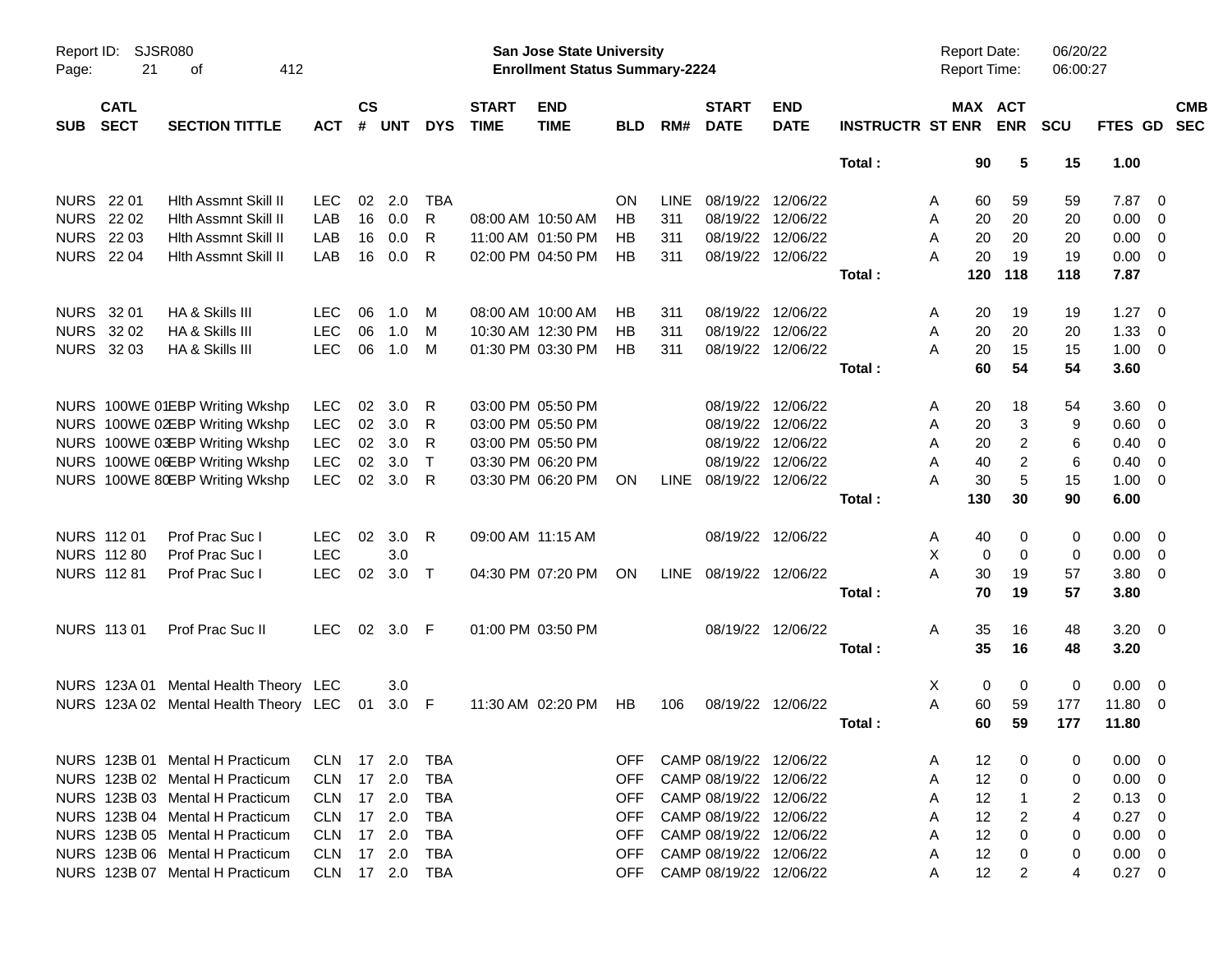| SUB | CATL SECT | SECTION TITTLE | ACT | CS # | UNT | DYS | START TIME | END TIME | BLD | RM# | START DATE | END DATE | INSTRUCTR | ST | MAX ENR | ACT ENR | SCU | FTES | GD | CMB SEC |
|---|---|---|---|---|---|---|---|---|---|---|---|---|---|---|---|---|---|---|---|---|
| | | | | | | | | | | | | | Total : | | 90 | 5 | 15 | 1.00 | | |
| NURS | 22 01 | Hlth Assmnt Skill II | LEC | 02 | 2.0 | TBA | | | ON | LINE | 08/19/22 | 12/06/22 | | A | 60 | 59 | 59 | 7.87 | 0 | |
| NURS | 22 02 | Hlth Assmnt Skill II | LAB | 16 | 0.0 | R | 08:00 AM | 10:50 AM | HB | 311 | 08/19/22 | 12/06/22 | | A | 20 | 20 | 20 | 0.00 | 0 | |
| NURS | 22 03 | Hlth Assmnt Skill II | LAB | 16 | 0.0 | R | 11:00 AM | 01:50 PM | HB | 311 | 08/19/22 | 12/06/22 | | A | 20 | 20 | 20 | 0.00 | 0 | |
| NURS | 22 04 | Hlth Assmnt Skill II | LAB | 16 | 0.0 | R | 02:00 PM | 04:50 PM | HB | 311 | 08/19/22 | 12/06/22 | | A | 20 | 19 | 19 | 0.00 | 0 | |
| | | | | | | | | | | | | | Total : | | 120 | 118 | 118 | 7.87 | | |
| NURS | 32 01 | HA & Skills III | LEC | 06 | 1.0 | M | 08:00 AM | 10:00 AM | HB | 311 | 08/19/22 | 12/06/22 | | A | 20 | 19 | 19 | 1.27 | 0 | |
| NURS | 32 02 | HA & Skills III | LEC | 06 | 1.0 | M | 10:30 AM | 12:30 PM | HB | 311 | 08/19/22 | 12/06/22 | | A | 20 | 20 | 20 | 1.33 | 0 | |
| NURS | 32 03 | HA & Skills III | LEC | 06 | 1.0 | M | 01:30 PM | 03:30 PM | HB | 311 | 08/19/22 | 12/06/22 | | A | 20 | 15 | 15 | 1.00 | 0 | |
| | | | | | | | | | | | | | Total : | | 60 | 54 | 54 | 3.60 | | |
| NURS | 100WE 01 | EBP Writing Wkshp | LEC | 02 | 3.0 | R | 03:00 PM | 05:50 PM | | | 08/19/22 | 12/06/22 | | A | 20 | 18 | 54 | 3.60 | 0 | |
| NURS | 100WE 02 | EBP Writing Wkshp | LEC | 02 | 3.0 | R | 03:00 PM | 05:50 PM | | | 08/19/22 | 12/06/22 | | A | 20 | 3 | 9 | 0.60 | 0 | |
| NURS | 100WE 03 | EBP Writing Wkshp | LEC | 02 | 3.0 | R | 03:00 PM | 05:50 PM | | | 08/19/22 | 12/06/22 | | A | 20 | 2 | 6 | 0.40 | 0 | |
| NURS | 100WE 06 | EBP Writing Wkshp | LEC | 02 | 3.0 | T | 03:30 PM | 06:20 PM | | | 08/19/22 | 12/06/22 | | A | 40 | 2 | 6 | 0.40 | 0 | |
| NURS | 100WE 80 | EBP Writing Wkshp | LEC | 02 | 3.0 | R | 03:30 PM | 06:20 PM | ON | LINE | 08/19/22 | 12/06/22 | | A | 30 | 5 | 15 | 1.00 | 0 | |
| | | | | | | | | | | | | | Total : | | 130 | 30 | 90 | 6.00 | | |
| NURS | 112 01 | Prof Prac Suc I | LEC | 02 | 3.0 | R | 09:00 AM | 11:15 AM | | | 08/19/22 | 12/06/22 | | A | 40 | 0 | 0 | 0.00 | 0 | |
| NURS | 112 80 | Prof Prac Suc I | LEC | | 3.0 | | | | | | | | | X | 0 | 0 | 0 | 0.00 | 0 | |
| NURS | 112 81 | Prof Prac Suc I | LEC | 02 | 3.0 | T | 04:30 PM | 07:20 PM | ON | LINE | 08/19/22 | 12/06/22 | | A | 30 | 19 | 57 | 3.80 | 0 | |
| | | | | | | | | | | | | | Total : | | 70 | 19 | 57 | 3.80 | | |
| NURS | 113 01 | Prof Prac Suc II | LEC | 02 | 3.0 | F | 01:00 PM | 03:50 PM | | | 08/19/22 | 12/06/22 | | A | 35 | 16 | 48 | 3.20 | 0 | |
| | | | | | | | | | | | | | Total : | | 35 | 16 | 48 | 3.20 | | |
| NURS | 123A 01 | Mental Health Theory | LEC | | 3.0 | | | | | | | | | X | 0 | 0 | 0 | 0.00 | 0 | |
| NURS | 123A 02 | Mental Health Theory | LEC | 01 | 3.0 | F | 11:30 AM | 02:20 PM | HB | 106 | 08/19/22 | 12/06/22 | | A | 60 | 59 | 177 | 11.80 | 0 | |
| | | | | | | | | | | | | | Total : | | 60 | 59 | 177 | 11.80 | | |
| NURS | 123B 01 | Mental H Practicum | CLN | 17 | 2.0 | TBA | | | OFF | CAMP | 08/19/22 | 12/06/22 | | A | 12 | 0 | 0 | 0.00 | 0 | |
| NURS | 123B 02 | Mental H Practicum | CLN | 17 | 2.0 | TBA | | | OFF | CAMP | 08/19/22 | 12/06/22 | | A | 12 | 0 | 0 | 0.00 | 0 | |
| NURS | 123B 03 | Mental H Practicum | CLN | 17 | 2.0 | TBA | | | OFF | CAMP | 08/19/22 | 12/06/22 | | A | 12 | 1 | 2 | 0.13 | 0 | |
| NURS | 123B 04 | Mental H Practicum | CLN | 17 | 2.0 | TBA | | | OFF | CAMP | 08/19/22 | 12/06/22 | | A | 12 | 2 | 4 | 0.27 | 0 | |
| NURS | 123B 05 | Mental H Practicum | CLN | 17 | 2.0 | TBA | | | OFF | CAMP | 08/19/22 | 12/06/22 | | A | 12 | 0 | 0 | 0.00 | 0 | |
| NURS | 123B 06 | Mental H Practicum | CLN | 17 | 2.0 | TBA | | | OFF | CAMP | 08/19/22 | 12/06/22 | | A | 12 | 0 | 0 | 0.00 | 0 | |
| NURS | 123B 07 | Mental H Practicum | CLN | 17 | 2.0 | TBA | | | OFF | CAMP | 08/19/22 | 12/06/22 | | A | 12 | 2 | 4 | 0.27 | 0 | |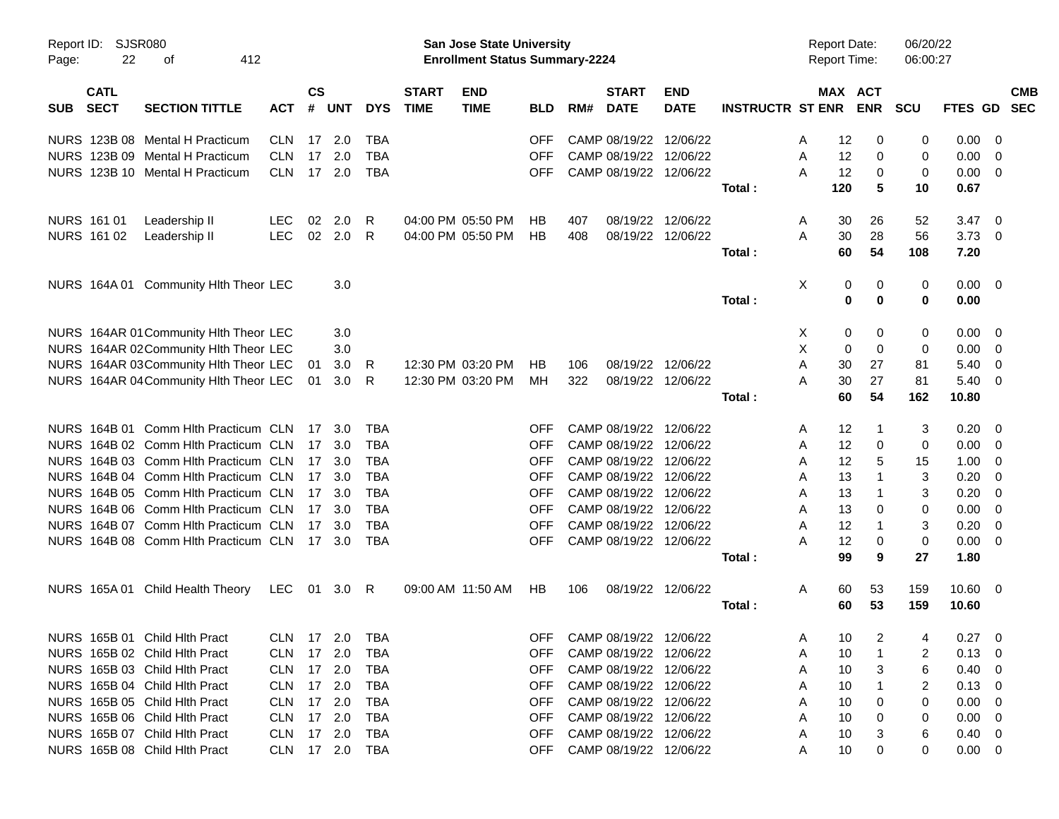Report ID: SJSR080

**San Jose State University**
**Enrollment Status Summary-2224**

Report Date: 06/20/22
Report Time: 06:00:27

| SUB | CATL SECT | SECTION TITTLE | ACT | CS # | UNT | DYS | START TIME | END TIME | BLD | RM# | START DATE | END DATE | INSTRUCTR | ST | MAX ENR | ACT ENR | SCU | FTES | GD | CMB SEC |
|---|---|---|---|---|---|---|---|---|---|---|---|---|---|---|---|---|---|---|---|---|
| NURS | 123B 08 | Mental H Practicum | CLN | 17 | 2.0 | TBA | | | OFF | CAMP | 08/19/22 | 12/06/22 | | A | 12 | 0 | 0 | 0.00 | 0 | |
| NURS | 123B 09 | Mental H Practicum | CLN | 17 | 2.0 | TBA | | | OFF | CAMP | 08/19/22 | 12/06/22 | | A | 12 | 0 | 0 | 0.00 | 0 | |
| NURS | 123B 10 | Mental H Practicum | CLN | 17 | 2.0 | TBA | | | OFF | CAMP | 08/19/22 | 12/06/22 | | A | 12 | 0 | 0 | 0.00 | 0 | |
| | | | | | | | | | | | | | Total : | | **120** | **5** | **10** | **0.67** | | |
| NURS | 161 01 | Leadership II | LEC | 02 | 2.0 | R | 04:00 PM | 05:50 PM | HB | 407 | 08/19/22 | 12/06/22 | | A | 30 | 26 | 52 | 3.47 | 0 | |
| NURS | 161 02 | Leadership II | LEC | 02 | 2.0 | R | 04:00 PM | 05:50 PM | HB | 408 | 08/19/22 | 12/06/22 | | A | 30 | 28 | 56 | 3.73 | 0 | |
| | | | | | | | | | | | | | Total : | | **60** | **54** | **108** | **7.20** | | |
| NURS | 164A 01 | Community Hlth Theor | LEC | | 3.0 | | | | | | | | | X | 0 | 0 | 0 | 0.00 | 0 | |
| | | | | | | | | | | | | | Total : | | **0** | **0** | **0** | **0.00** | | |
| NURS | 164AR 01 | Community Hlth Theor | LEC | | 3.0 | | | | | | | | | X | 0 | 0 | 0 | 0.00 | 0 | |
| NURS | 164AR 02 | Community Hlth Theor | LEC | | 3.0 | | | | | | | | | X | 0 | 0 | 0 | 0.00 | 0 | |
| NURS | 164AR 03 | Community Hlth Theor | LEC | 01 | 3.0 | R | 12:30 PM | 03:20 PM | HB | 106 | 08/19/22 | 12/06/22 | | A | 30 | 27 | 81 | 5.40 | 0 | |
| NURS | 164AR 04 | Community Hlth Theor | LEC | 01 | 3.0 | R | 12:30 PM | 03:20 PM | MH | 322 | 08/19/22 | 12/06/22 | | A | 30 | 27 | 81 | 5.40 | 0 | |
| | | | | | | | | | | | | | Total : | | **60** | **54** | **162** | **10.80** | | |
| NURS | 164B 01 | Comm Hlth Practicum | CLN | 17 | 3.0 | TBA | | | OFF | CAMP | 08/19/22 | 12/06/22 | | A | 12 | 1 | 3 | 0.20 | 0 | |
| NURS | 164B 02 | Comm Hlth Practicum | CLN | 17 | 3.0 | TBA | | | OFF | CAMP | 08/19/22 | 12/06/22 | | A | 12 | 0 | 0 | 0.00 | 0 | |
| NURS | 164B 03 | Comm Hlth Practicum | CLN | 17 | 3.0 | TBA | | | OFF | CAMP | 08/19/22 | 12/06/22 | | A | 12 | 5 | 15 | 1.00 | 0 | |
| NURS | 164B 04 | Comm Hlth Practicum | CLN | 17 | 3.0 | TBA | | | OFF | CAMP | 08/19/22 | 12/06/22 | | A | 13 | 1 | 3 | 0.20 | 0 | |
| NURS | 164B 05 | Comm Hlth Practicum | CLN | 17 | 3.0 | TBA | | | OFF | CAMP | 08/19/22 | 12/06/22 | | A | 13 | 1 | 3 | 0.20 | 0 | |
| NURS | 164B 06 | Comm Hlth Practicum | CLN | 17 | 3.0 | TBA | | | OFF | CAMP | 08/19/22 | 12/06/22 | | A | 13 | 0 | 0 | 0.00 | 0 | |
| NURS | 164B 07 | Comm Hlth Practicum | CLN | 17 | 3.0 | TBA | | | OFF | CAMP | 08/19/22 | 12/06/22 | | A | 12 | 1 | 3 | 0.20 | 0 | |
| NURS | 164B 08 | Comm Hlth Practicum | CLN | 17 | 3.0 | TBA | | | OFF | CAMP | 08/19/22 | 12/06/22 | | A | 12 | 0 | 0 | 0.00 | 0 | |
| | | | | | | | | | | | | | Total : | | **99** | **9** | **27** | **1.80** | | |
| NURS | 165A 01 | Child Health Theory | LEC | 01 | 3.0 | R | 09:00 AM | 11:50 AM | HB | 106 | 08/19/22 | 12/06/22 | | A | 60 | 53 | 159 | 10.60 | 0 | |
| | | | | | | | | | | | | | Total : | | **60** | **53** | **159** | **10.60** | | |
| NURS | 165B 01 | Child Hlth Pract | CLN | 17 | 2.0 | TBA | | | OFF | CAMP | 08/19/22 | 12/06/22 | | A | 10 | 2 | 4 | 0.27 | 0 | |
| NURS | 165B 02 | Child Hlth Pract | CLN | 17 | 2.0 | TBA | | | OFF | CAMP | 08/19/22 | 12/06/22 | | A | 10 | 1 | 2 | 0.13 | 0 | |
| NURS | 165B 03 | Child Hlth Pract | CLN | 17 | 2.0 | TBA | | | OFF | CAMP | 08/19/22 | 12/06/22 | | A | 10 | 3 | 6 | 0.40 | 0 | |
| NURS | 165B 04 | Child Hlth Pract | CLN | 17 | 2.0 | TBA | | | OFF | CAMP | 08/19/22 | 12/06/22 | | A | 10 | 1 | 2 | 0.13 | 0 | |
| NURS | 165B 05 | Child Hlth Pract | CLN | 17 | 2.0 | TBA | | | OFF | CAMP | 08/19/22 | 12/06/22 | | A | 10 | 0 | 0 | 0.00 | 0 | |
| NURS | 165B 06 | Child Hlth Pract | CLN | 17 | 2.0 | TBA | | | OFF | CAMP | 08/19/22 | 12/06/22 | | A | 10 | 0 | 0 | 0.00 | 0 | |
| NURS | 165B 07 | Child Hlth Pract | CLN | 17 | 2.0 | TBA | | | OFF | CAMP | 08/19/22 | 12/06/22 | | A | 10 | 3 | 6 | 0.40 | 0 | |
| NURS | 165B 08 | Child Hlth Pract | CLN | 17 | 2.0 | TBA | | | OFF | CAMP | 08/19/22 | 12/06/22 | | A | 10 | 0 | 0 | 0.00 | 0 | |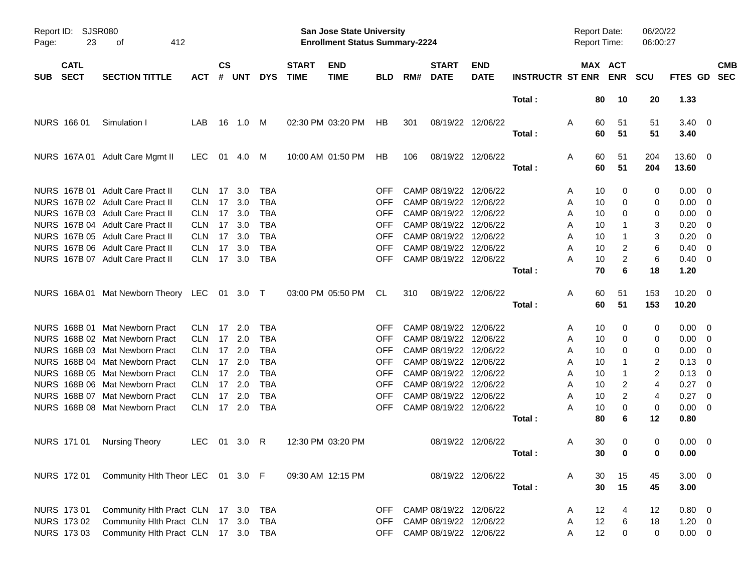Report ID: SJSR080

**San Jose State University**
**Enrollment Status Summary-2224**

Report Date: 06/20/22
Report Time: 06:00:27

| SUB | CATL SECT | SECTION TITTLE | ACT | CS # | UNT | DYS | START TIME | END TIME | BLD | RM# | START DATE | END DATE | INSTRUCTR | ST | MAX ENR | ACT ENR | SCU | FTES | GD | CMB SEC |
|---|---|---|---|---|---|---|---|---|---|---|---|---|---|---|---|---|---|---|---|---|
| | | | | | | | | | | | | | Total : | | 80 | 10 | 20 | 1.33 | | |
| NURS | 166 01 | Simulation I | LAB | 16 | 1.0 | M | 02:30 PM | 03:20 PM | HB | 301 | 08/19/22 | 12/06/22 | | A | 60 | 51 | 51 | 3.40 | 0 | |
| | | | | | | | | | | | | | Total : | | 60 | 51 | 51 | 3.40 | | |
| NURS | 167A 01 | Adult Care Mgmt II | LEC | 01 | 4.0 | M | 10:00 AM | 01:50 PM | HB | 106 | 08/19/22 | 12/06/22 | | A | 60 | 51 | 204 | 13.60 | 0 | |
| | | | | | | | | | | | | | Total : | | 60 | 51 | 204 | 13.60 | | |
| NURS | 167B 01 | Adult Care Pract II | CLN | 17 | 3.0 | TBA | | | OFF | CAMP | 08/19/22 | 12/06/22 | | A | 10 | 0 | 0 | 0.00 | 0 | |
| NURS | 167B 02 | Adult Care Pract II | CLN | 17 | 3.0 | TBA | | | OFF | CAMP | 08/19/22 | 12/06/22 | | A | 10 | 0 | 0 | 0.00 | 0 | |
| NURS | 167B 03 | Adult Care Pract II | CLN | 17 | 3.0 | TBA | | | OFF | CAMP | 08/19/22 | 12/06/22 | | A | 10 | 0 | 0 | 0.00 | 0 | |
| NURS | 167B 04 | Adult Care Pract II | CLN | 17 | 3.0 | TBA | | | OFF | CAMP | 08/19/22 | 12/06/22 | | A | 10 | 1 | 3 | 0.20 | 0 | |
| NURS | 167B 05 | Adult Care Pract II | CLN | 17 | 3.0 | TBA | | | OFF | CAMP | 08/19/22 | 12/06/22 | | A | 10 | 1 | 3 | 0.20 | 0 | |
| NURS | 167B 06 | Adult Care Pract II | CLN | 17 | 3.0 | TBA | | | OFF | CAMP | 08/19/22 | 12/06/22 | | A | 10 | 2 | 6 | 0.40 | 0 | |
| NURS | 167B 07 | Adult Care Pract II | CLN | 17 | 3.0 | TBA | | | OFF | CAMP | 08/19/22 | 12/06/22 | | A | 10 | 2 | 6 | 0.40 | 0 | |
| | | | | | | | | | | | | | Total : | | 70 | 6 | 18 | 1.20 | | |
| NURS | 168A 01 | Mat Newborn Theory | LEC | 01 | 3.0 | T | 03:00 PM | 05:50 PM | CL | 310 | 08/19/22 | 12/06/22 | | A | 60 | 51 | 153 | 10.20 | 0 | |
| | | | | | | | | | | | | | Total : | | 60 | 51 | 153 | 10.20 | | |
| NURS | 168B 01 | Mat Newborn Pract | CLN | 17 | 2.0 | TBA | | | OFF | CAMP | 08/19/22 | 12/06/22 | | A | 10 | 0 | 0 | 0.00 | 0 | |
| NURS | 168B 02 | Mat Newborn Pract | CLN | 17 | 2.0 | TBA | | | OFF | CAMP | 08/19/22 | 12/06/22 | | A | 10 | 0 | 0 | 0.00 | 0 | |
| NURS | 168B 03 | Mat Newborn Pract | CLN | 17 | 2.0 | TBA | | | OFF | CAMP | 08/19/22 | 12/06/22 | | A | 10 | 0 | 0 | 0.00 | 0 | |
| NURS | 168B 04 | Mat Newborn Pract | CLN | 17 | 2.0 | TBA | | | OFF | CAMP | 08/19/22 | 12/06/22 | | A | 10 | 1 | 2 | 0.13 | 0 | |
| NURS | 168B 05 | Mat Newborn Pract | CLN | 17 | 2.0 | TBA | | | OFF | CAMP | 08/19/22 | 12/06/22 | | A | 10 | 1 | 2 | 0.13 | 0 | |
| NURS | 168B 06 | Mat Newborn Pract | CLN | 17 | 2.0 | TBA | | | OFF | CAMP | 08/19/22 | 12/06/22 | | A | 10 | 2 | 4 | 0.27 | 0 | |
| NURS | 168B 07 | Mat Newborn Pract | CLN | 17 | 2.0 | TBA | | | OFF | CAMP | 08/19/22 | 12/06/22 | | A | 10 | 2 | 4 | 0.27 | 0 | |
| NURS | 168B 08 | Mat Newborn Pract | CLN | 17 | 2.0 | TBA | | | OFF | CAMP | 08/19/22 | 12/06/22 | | A | 10 | 0 | 0 | 0.00 | 0 | |
| | | | | | | | | | | | | | Total : | | 80 | 6 | 12 | 0.80 | | |
| NURS | 171 01 | Nursing Theory | LEC | 01 | 3.0 | R | 12:30 PM | 03:20 PM | | | 08/19/22 | 12/06/22 | | A | 30 | 0 | 0 | 0.00 | 0 | |
| | | | | | | | | | | | | | Total : | | 30 | 0 | 0 | 0.00 | | |
| NURS | 172 01 | Community Hlth Theor | LEC | 01 | 3.0 | F | 09:30 AM | 12:15 PM | | | 08/19/22 | 12/06/22 | | A | 30 | 15 | 45 | 3.00 | 0 | |
| | | | | | | | | | | | | | Total : | | 30 | 15 | 45 | 3.00 | | |
| NURS | 173 01 | Community Hlth Pract | CLN | 17 | 3.0 | TBA | | | OFF | CAMP | 08/19/22 | 12/06/22 | | A | 12 | 4 | 12 | 0.80 | 0 | |
| NURS | 173 02 | Community Hlth Pract | CLN | 17 | 3.0 | TBA | | | OFF | CAMP | 08/19/22 | 12/06/22 | | A | 12 | 6 | 18 | 1.20 | 0 | |
| NURS | 173 03 | Community Hlth Pract | CLN | 17 | 3.0 | TBA | | | OFF | CAMP | 08/19/22 | 12/06/22 | | A | 12 | 0 | 0 | 0.00 | 0 | |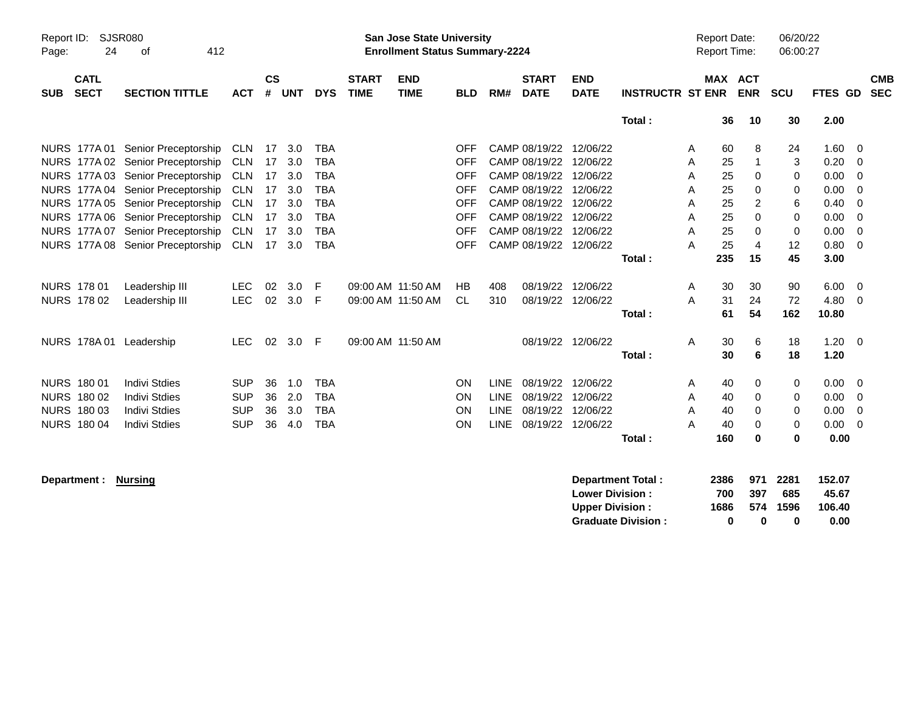Report ID: SJSR080
San Jose State University
Enrollment Status Summary-2224
Report Date: 06/20/22
Report Time: 06:00:27

| SUB | CATL SECT | SECTION TITTLE | ACT | CS # | UNT | DYS | START TIME | END TIME | BLD | RM# | START DATE | END DATE | INSTRUCTR | ST | MAX ENR | ACT ENR | SCU | FTES | GD | CMB SEC |
|---|---|---|---|---|---|---|---|---|---|---|---|---|---|---|---|---|---|---|---|---|
| | | | | | | | | | | | | | **Total :** | | **36** | **10** | **30** | **2.00** | | |
| NURS | 177A 01 | Senior Preceptorship | CLN | 17 | 3.0 | TBA | | | OFF | CAMP | 08/19/22 | 12/06/22 | | A | 60 | 8 | 24 | 1.60 | 0 | |
| NURS | 177A 02 | Senior Preceptorship | CLN | 17 | 3.0 | TBA | | | OFF | CAMP | 08/19/22 | 12/06/22 | | A | 25 | 1 | 3 | 0.20 | 0 | |
| NURS | 177A 03 | Senior Preceptorship | CLN | 17 | 3.0 | TBA | | | OFF | CAMP | 08/19/22 | 12/06/22 | | A | 25 | 0 | 0 | 0.00 | 0 | |
| NURS | 177A 04 | Senior Preceptorship | CLN | 17 | 3.0 | TBA | | | OFF | CAMP | 08/19/22 | 12/06/22 | | A | 25 | 0 | 0 | 0.00 | 0 | |
| NURS | 177A 05 | Senior Preceptorship | CLN | 17 | 3.0 | TBA | | | OFF | CAMP | 08/19/22 | 12/06/22 | | A | 25 | 2 | 6 | 0.40 | 0 | |
| NURS | 177A 06 | Senior Preceptorship | CLN | 17 | 3.0 | TBA | | | OFF | CAMP | 08/19/22 | 12/06/22 | | A | 25 | 0 | 0 | 0.00 | 0 | |
| NURS | 177A 07 | Senior Preceptorship | CLN | 17 | 3.0 | TBA | | | OFF | CAMP | 08/19/22 | 12/06/22 | | A | 25 | 0 | 0 | 0.00 | 0 | |
| NURS | 177A 08 | Senior Preceptorship | CLN | 17 | 3.0 | TBA | | | OFF | CAMP | 08/19/22 | 12/06/22 | | A | 25 | 4 | 12 | 0.80 | 0 | |
| | | | | | | | | | | | | | **Total :** | | **235** | **15** | **45** | **3.00** | | |
| NURS | 178 01 | Leadership III | LEC | 02 | 3.0 | F | 09:00 AM | 11:50 AM | HB | 408 | 08/19/22 | 12/06/22 | | A | 30 | 30 | 90 | 6.00 | 0 | |
| NURS | 178 02 | Leadership III | LEC | 02 | 3.0 | F | 09:00 AM | 11:50 AM | CL | 310 | 08/19/22 | 12/06/22 | | A | 31 | 24 | 72 | 4.80 | 0 | |
| | | | | | | | | | | | | | **Total :** | | **61** | **54** | **162** | **10.80** | | |
| NURS | 178A 01 | Leadership | LEC | 02 | 3.0 | F | 09:00 AM | 11:50 AM | | | 08/19/22 | 12/06/22 | | A | 30 | 6 | 18 | 1.20 | 0 | |
| | | | | | | | | | | | | | **Total :** | | **30** | **6** | **18** | **1.20** | | |
| NURS | 180 01 | Indivi Stdies | SUP | 36 | 1.0 | TBA | | | ON | LINE | 08/19/22 | 12/06/22 | | A | 40 | 0 | 0 | 0.00 | 0 | |
| NURS | 180 02 | Indivi Stdies | SUP | 36 | 2.0 | TBA | | | ON | LINE | 08/19/22 | 12/06/22 | | A | 40 | 0 | 0 | 0.00 | 0 | |
| NURS | 180 03 | Indivi Stdies | SUP | 36 | 3.0 | TBA | | | ON | LINE | 08/19/22 | 12/06/22 | | A | 40 | 0 | 0 | 0.00 | 0 | |
| NURS | 180 04 | Indivi Stdies | SUP | 36 | 4.0 | TBA | | | ON | LINE | 08/19/22 | 12/06/22 | | A | 40 | 0 | 0 | 0.00 | 0 | |
| | | | | | | | | | | | | | **Total :** | | **160** | **0** | **0** | **0.00** | | |

**Department :** **Nursing**

| | MAX ENR | ACT ENR | SCU | FTES |
|---|---|---|---|---|
| **Department Total :** | **2386** | **971** | **2281** | **152.07** |
| **Lower Division :** | **700** | **397** | **685** | **45.67** |
| **Upper Division :** | **1686** | **574** | **1596** | **106.40** |
| **Graduate Division :** | **0** | **0** | **0** | **0.00** |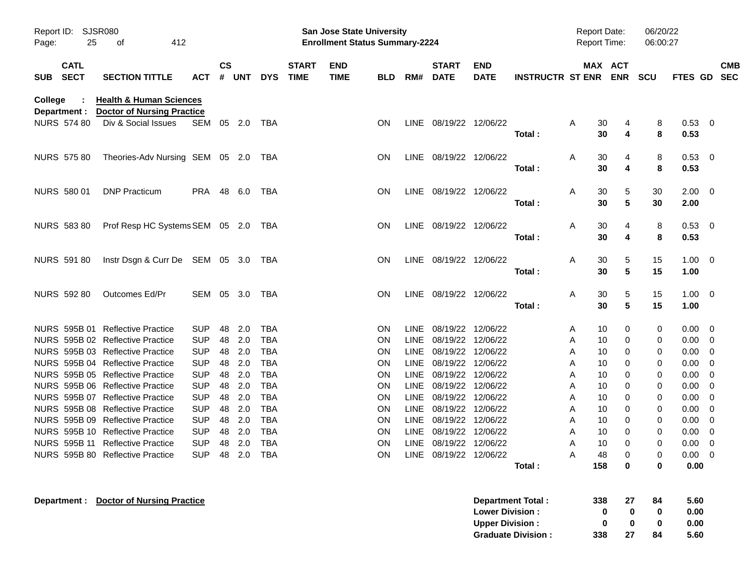Report ID: SJSR080

**San Jose State University**
**Enrollment Status Summary-2224**

Report Date: 06/20/22
Report Time: 06:00:27

**College : Health & Human Sciences**
**Department : Doctor of Nursing Practice**

| SUB | CATL SECT | SECTION TITTLE | ACT | CS # | UNT | DYS | START TIME | END TIME | BLD | RM# | START DATE | END DATE | INSTRUCTR | ST | MAX ENR | ACT ENR | SCU | FTES | GD | CMB SEC |
|---|---|---|---|---|---|---|---|---|---|---|---|---|---|---|---|---|---|---|---|---|
| NURS | 574 80 | Div & Social Issues | SEM | 05 | 2.0 | TBA | | | ON | LINE | 08/19/22 | 12/06/22 | | A | 30 | 4 | 8 | 0.53 | 0 | |
| | | | | | | | | | | | | | **Total :** | | **30** | **4** | **8** | **0.53** | | |
| NURS | 575 80 | Theories-Adv Nursing | SEM | 05 | 2.0 | TBA | | | ON | LINE | 08/19/22 | 12/06/22 | | A | 30 | 4 | 8 | 0.53 | 0 | |
| | | | | | | | | | | | | | **Total :** | | **30** | **4** | **8** | **0.53** | | |
| NURS | 580 01 | DNP Practicum | PRA | 48 | 6.0 | TBA | | | ON | LINE | 08/19/22 | 12/06/22 | | A | 30 | 5 | 30 | 2.00 | 0 | |
| | | | | | | | | | | | | | **Total :** | | **30** | **5** | **30** | **2.00** | | |
| NURS | 583 80 | Prof Resp HC Systems | SEM | 05 | 2.0 | TBA | | | ON | LINE | 08/19/22 | 12/06/22 | | A | 30 | 4 | 8 | 0.53 | 0 | |
| | | | | | | | | | | | | | **Total :** | | **30** | **4** | **8** | **0.53** | | |
| NURS | 591 80 | Instr Dsgn & Curr De | SEM | 05 | 3.0 | TBA | | | ON | LINE | 08/19/22 | 12/06/22 | | A | 30 | 5 | 15 | 1.00 | 0 | |
| | | | | | | | | | | | | | **Total :** | | **30** | **5** | **15** | **1.00** | | |
| NURS | 592 80 | Outcomes Ed/Pr | SEM | 05 | 3.0 | TBA | | | ON | LINE | 08/19/22 | 12/06/22 | | A | 30 | 5 | 15 | 1.00 | 0 | |
| | | | | | | | | | | | | | **Total :** | | **30** | **5** | **15** | **1.00** | | |
| NURS | 595B 01 | Reflective Practice | SUP | 48 | 2.0 | TBA | | | ON | LINE | 08/19/22 | 12/06/22 | | A | 10 | 0 | 0 | 0.00 | 0 | |
| NURS | 595B 02 | Reflective Practice | SUP | 48 | 2.0 | TBA | | | ON | LINE | 08/19/22 | 12/06/22 | | A | 10 | 0 | 0 | 0.00 | 0 | |
| NURS | 595B 03 | Reflective Practice | SUP | 48 | 2.0 | TBA | | | ON | LINE | 08/19/22 | 12/06/22 | | A | 10 | 0 | 0 | 0.00 | 0 | |
| NURS | 595B 04 | Reflective Practice | SUP | 48 | 2.0 | TBA | | | ON | LINE | 08/19/22 | 12/06/22 | | A | 10 | 0 | 0 | 0.00 | 0 | |
| NURS | 595B 05 | Reflective Practice | SUP | 48 | 2.0 | TBA | | | ON | LINE | 08/19/22 | 12/06/22 | | A | 10 | 0 | 0 | 0.00 | 0 | |
| NURS | 595B 06 | Reflective Practice | SUP | 48 | 2.0 | TBA | | | ON | LINE | 08/19/22 | 12/06/22 | | A | 10 | 0 | 0 | 0.00 | 0 | |
| NURS | 595B 07 | Reflective Practice | SUP | 48 | 2.0 | TBA | | | ON | LINE | 08/19/22 | 12/06/22 | | A | 10 | 0 | 0 | 0.00 | 0 | |
| NURS | 595B 08 | Reflective Practice | SUP | 48 | 2.0 | TBA | | | ON | LINE | 08/19/22 | 12/06/22 | | A | 10 | 0 | 0 | 0.00 | 0 | |
| NURS | 595B 09 | Reflective Practice | SUP | 48 | 2.0 | TBA | | | ON | LINE | 08/19/22 | 12/06/22 | | A | 10 | 0 | 0 | 0.00 | 0 | |
| NURS | 595B 10 | Reflective Practice | SUP | 48 | 2.0 | TBA | | | ON | LINE | 08/19/22 | 12/06/22 | | A | 10 | 0 | 0 | 0.00 | 0 | |
| NURS | 595B 11 | Reflective Practice | SUP | 48 | 2.0 | TBA | | | ON | LINE | 08/19/22 | 12/06/22 | | A | 10 | 0 | 0 | 0.00 | 0 | |
| NURS | 595B 80 | Reflective Practice | SUP | 48 | 2.0 | TBA | | | ON | LINE | 08/19/22 | 12/06/22 | | A | 48 | 0 | 0 | 0.00 | 0 | |
| | | | | | | | | | | | | | **Total :** | | **158** | **0** | **0** | **0.00** | | |

**Department : Doctor of Nursing Practice**

| | MAX ENR | ACT ENR | SCU | FTES |
|---|---|---|---|---|
| **Department Total :** | **338** | **27** | **84** | **5.60** |
| **Lower Division :** | **0** | **0** | **0** | **0.00** |
| **Upper Division :** | **0** | **0** | **0** | **0.00** |
| **Graduate Division :** | **338** | **27** | **84** | **5.60** |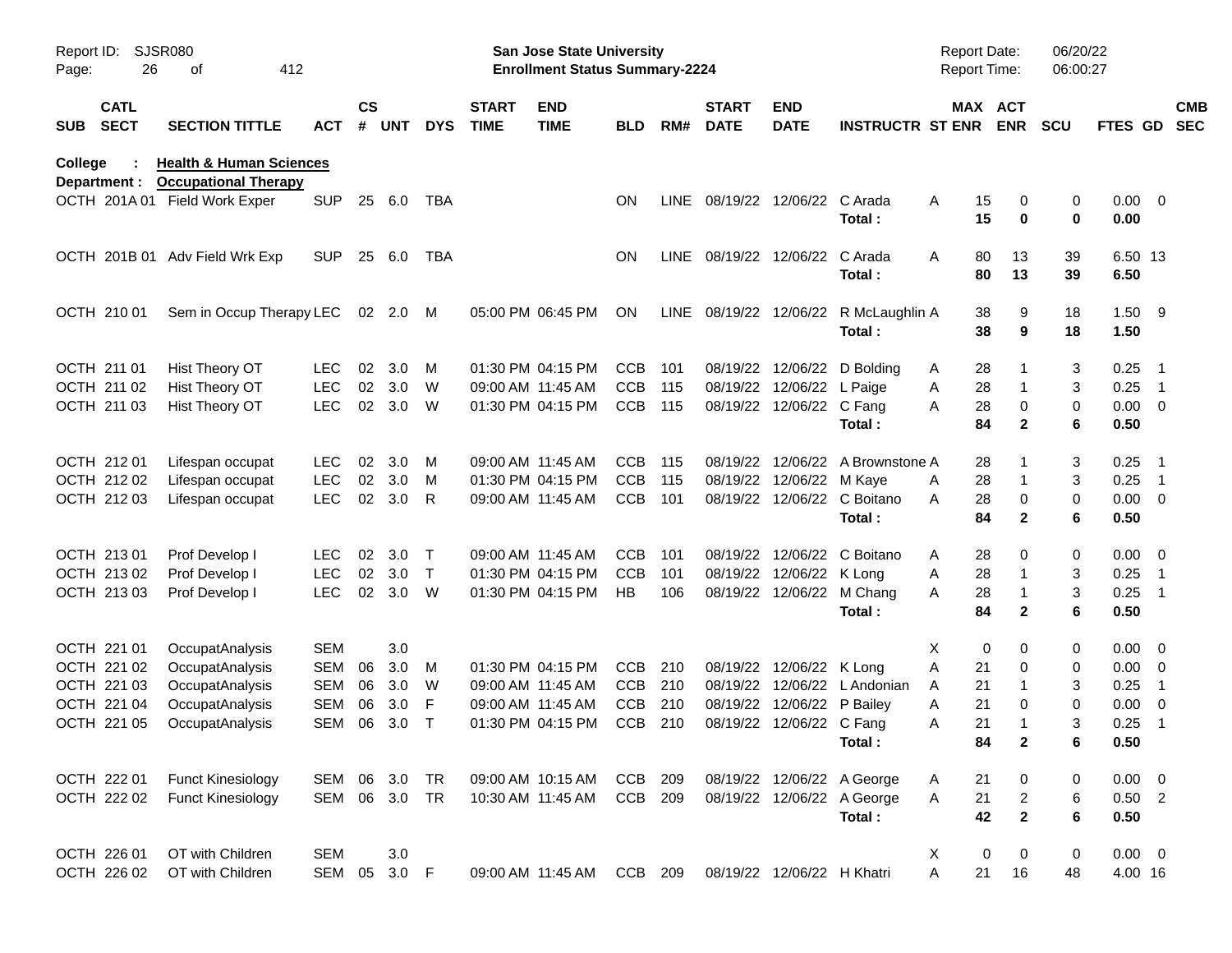Report ID: SJSR080
**San Jose State University**
**Enrollment Status Summary-2224**
Report Date: 06/20/22
Report Time: 06:00:27

| SUB | CATL SECT | SECTION TITTLE | ACT | CS # | UNT | DYS | START TIME | END TIME | BLD | RM# | START DATE | END DATE | INSTRUCTR | ST | MAX ENR | ACT ENR | SCU | FTES | GD | CMB SEC |
|---|---|---|---|---|---|---|---|---|---|---|---|---|---|---|---|---|---|---|---|---|
| **College** | : | **Health & Human Sciences** | | | | | | | | | | | | | | | | | | |
| **Department :** | | **Occupational Therapy** | | | | | | | | | | | | | | | | | | |
| OCTH | 201A 01 | Field Work Exper | SUP | 25 | 6.0 | TBA | | | ON | LINE | 08/19/22 | 12/06/22 | C Arada | A | 15 | 0 | 0 | 0.00 | 0 | |
| | | | | | | | | | | | | | **Total :** | | **15** | **0** | **0** | **0.00** | | |
| OCTH | 201B 01 | Adv Field Wrk Exp | SUP | 25 | 6.0 | TBA | | | ON | LINE | 08/19/22 | 12/06/22 | C Arada | A | 80 | 13 | 39 | 6.50 | 13 | |
| | | | | | | | | | | | | | **Total :** | | **80** | **13** | **39** | **6.50** | | |
| OCTH | 210 01 | Sem in Occup Therapy | LEC | 02 | 2.0 | M | 05:00 PM | 06:45 PM | ON | LINE | 08/19/22 | 12/06/22 | R McLaughlin | A | 38 | 9 | 18 | 1.50 | 9 | |
| | | | | | | | | | | | | | **Total :** | | **38** | **9** | **18** | **1.50** | | |
| OCTH | 211 01 | Hist Theory OT | LEC | 02 | 3.0 | M | 01:30 PM | 04:15 PM | CCB | 101 | 08/19/22 | 12/06/22 | D Bolding | A | 28 | 1 | 3 | 0.25 | 1 | |
| OCTH | 211 02 | Hist Theory OT | LEC | 02 | 3.0 | W | 09:00 AM | 11:45 AM | CCB | 115 | 08/19/22 | 12/06/22 | L Paige | A | 28 | 1 | 3 | 0.25 | 1 | |
| OCTH | 211 03 | Hist Theory OT | LEC | 02 | 3.0 | W | 01:30 PM | 04:15 PM | CCB | 115 | 08/19/22 | 12/06/22 | C Fang | A | 28 | 0 | 0 | 0.00 | 0 | |
| | | | | | | | | | | | | | **Total :** | | **84** | **2** | **6** | **0.50** | | |
| OCTH | 212 01 | Lifespan occupat | LEC | 02 | 3.0 | M | 09:00 AM | 11:45 AM | CCB | 115 | 08/19/22 | 12/06/22 | A Brownstone | A | 28 | 1 | 3 | 0.25 | 1 | |
| OCTH | 212 02 | Lifespan occupat | LEC | 02 | 3.0 | M | 01:30 PM | 04:15 PM | CCB | 115 | 08/19/22 | 12/06/22 | M Kaye | A | 28 | 1 | 3 | 0.25 | 1 | |
| OCTH | 212 03 | Lifespan occupat | LEC | 02 | 3.0 | R | 09:00 AM | 11:45 AM | CCB | 101 | 08/19/22 | 12/06/22 | C Boitano | A | 28 | 0 | 0 | 0.00 | 0 | |
| | | | | | | | | | | | | | **Total :** | | **84** | **2** | **6** | **0.50** | | |
| OCTH | 213 01 | Prof Develop I | LEC | 02 | 3.0 | T | 09:00 AM | 11:45 AM | CCB | 101 | 08/19/22 | 12/06/22 | C Boitano | A | 28 | 0 | 0 | 0.00 | 0 | |
| OCTH | 213 02 | Prof Develop I | LEC | 02 | 3.0 | T | 01:30 PM | 04:15 PM | CCB | 101 | 08/19/22 | 12/06/22 | K Long | A | 28 | 1 | 3 | 0.25 | 1 | |
| OCTH | 213 03 | Prof Develop I | LEC | 02 | 3.0 | W | 01:30 PM | 04:15 PM | HB | 106 | 08/19/22 | 12/06/22 | M Chang | A | 28 | 1 | 3 | 0.25 | 1 | |
| | | | | | | | | | | | | | **Total :** | | **84** | **2** | **6** | **0.50** | | |
| OCTH | 221 01 | OccupatAnalysis | SEM | | 3.0 | | | | | | | | | X | 0 | 0 | 0 | 0.00 | 0 | |
| OCTH | 221 02 | OccupatAnalysis | SEM | 06 | 3.0 | M | 01:30 PM | 04:15 PM | CCB | 210 | 08/19/22 | 12/06/22 | K Long | A | 21 | 0 | 0 | 0.00 | 0 | |
| OCTH | 221 03 | OccupatAnalysis | SEM | 06 | 3.0 | W | 09:00 AM | 11:45 AM | CCB | 210 | 08/19/22 | 12/06/22 | L Andonian | A | 21 | 1 | 3 | 0.25 | 1 | |
| OCTH | 221 04 | OccupatAnalysis | SEM | 06 | 3.0 | F | 09:00 AM | 11:45 AM | CCB | 210 | 08/19/22 | 12/06/22 | P Bailey | A | 21 | 0 | 0 | 0.00 | 0 | |
| OCTH | 221 05 | OccupatAnalysis | SEM | 06 | 3.0 | T | 01:30 PM | 04:15 PM | CCB | 210 | 08/19/22 | 12/06/22 | C Fang | A | 21 | 1 | 3 | 0.25 | 1 | |
| | | | | | | | | | | | | | **Total :** | | **84** | **2** | **6** | **0.50** | | |
| OCTH | 222 01 | Funct Kinesiology | SEM | 06 | 3.0 | TR | 09:00 AM | 10:15 AM | CCB | 209 | 08/19/22 | 12/06/22 | A George | A | 21 | 0 | 0 | 0.00 | 0 | |
| OCTH | 222 02 | Funct Kinesiology | SEM | 06 | 3.0 | TR | 10:30 AM | 11:45 AM | CCB | 209 | 08/19/22 | 12/06/22 | A George | A | 21 | 2 | 6 | 0.50 | 2 | |
| | | | | | | | | | | | | | **Total :** | | **42** | **2** | **6** | **0.50** | | |
| OCTH | 226 01 | OT with Children | SEM | | 3.0 | | | | | | | | | X | 0 | 0 | 0 | 0.00 | 0 | |
| OCTH | 226 02 | OT with Children | SEM | 05 | 3.0 | F | 09:00 AM | 11:45 AM | CCB | 209 | 08/19/22 | 12/06/22 | H Khatri | A | 21 | 16 | 48 | 4.00 | 16 | |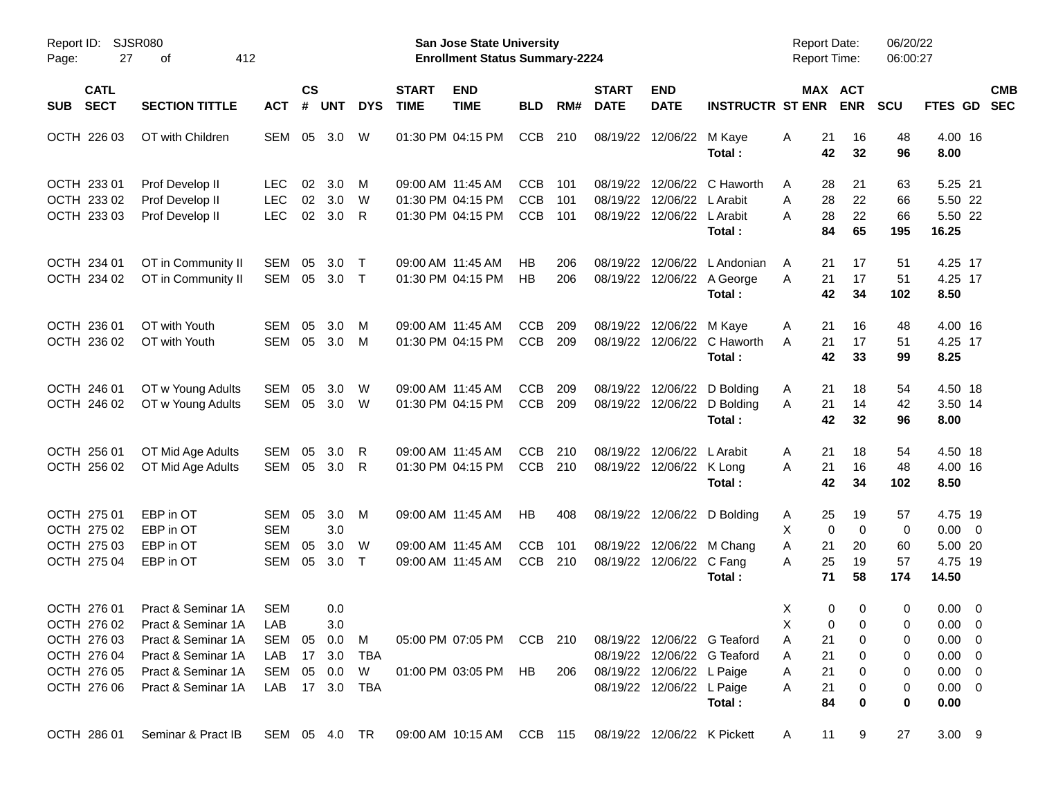Report ID: SJSR080

**San Jose State University**
**Enrollment Status Summary-2224**

Report Date: 06/20/22
Report Time: 06:00:27

| SUB | CATL SECT | SECTION TITTLE | ACT | CS # | UNT | DYS | START TIME | END TIME | BLD | RM# | START DATE | END DATE | INSTRUCTR | ST | MAX ENR | ACT ENR | SCU | FTES | GD | CMB SEC |
|---|---|---|---|---|---|---|---|---|---|---|---|---|---|---|---|---|---|---|---|---|
| OCTH | 226 03 | OT with Children | SEM | 05 | 3.0 | W | 01:30 PM | 04:15 PM | CCB | 210 | 08/19/22 | 12/06/22 | M Kaye | A | 21 | 16 | 48 | 4.00 | 16 | |
| | | | | | | | | | | | | | **Total :** | | **42** | **32** | **96** | **8.00** | | |
| OCTH | 233 01 | Prof Develop II | LEC | 02 | 3.0 | M | 09:00 AM | 11:45 AM | CCB | 101 | 08/19/22 | 12/06/22 | C Haworth | A | 28 | 21 | 63 | 5.25 | 21 | |
| OCTH | 233 02 | Prof Develop II | LEC | 02 | 3.0 | W | 01:30 PM | 04:15 PM | CCB | 101 | 08/19/22 | 12/06/22 | L Arabit | A | 28 | 22 | 66 | 5.50 | 22 | |
| OCTH | 233 03 | Prof Develop II | LEC | 02 | 3.0 | R | 01:30 PM | 04:15 PM | CCB | 101 | 08/19/22 | 12/06/22 | L Arabit | A | 28 | 22 | 66 | 5.50 | 22 | |
| | | | | | | | | | | | | | **Total :** | | **84** | **65** | **195** | **16.25** | | |
| OCTH | 234 01 | OT in Community II | SEM | 05 | 3.0 | T | 09:00 AM | 11:45 AM | HB | 206 | 08/19/22 | 12/06/22 | L Andonian | A | 21 | 17 | 51 | 4.25 | 17 | |
| OCTH | 234 02 | OT in Community II | SEM | 05 | 3.0 | T | 01:30 PM | 04:15 PM | HB | 206 | 08/19/22 | 12/06/22 | A George | A | 21 | 17 | 51 | 4.25 | 17 | |
| | | | | | | | | | | | | | **Total :** | | **42** | **34** | **102** | **8.50** | | |
| OCTH | 236 01 | OT with Youth | SEM | 05 | 3.0 | M | 09:00 AM | 11:45 AM | CCB | 209 | 08/19/22 | 12/06/22 | M Kaye | A | 21 | 16 | 48 | 4.00 | 16 | |
| OCTH | 236 02 | OT with Youth | SEM | 05 | 3.0 | M | 01:30 PM | 04:15 PM | CCB | 209 | 08/19/22 | 12/06/22 | C Haworth | A | 21 | 17 | 51 | 4.25 | 17 | |
| | | | | | | | | | | | | | **Total :** | | **42** | **33** | **99** | **8.25** | | |
| OCTH | 246 01 | OT w Young Adults | SEM | 05 | 3.0 | W | 09:00 AM | 11:45 AM | CCB | 209 | 08/19/22 | 12/06/22 | D Bolding | A | 21 | 18 | 54 | 4.50 | 18 | |
| OCTH | 246 02 | OT w Young Adults | SEM | 05 | 3.0 | W | 01:30 PM | 04:15 PM | CCB | 209 | 08/19/22 | 12/06/22 | D Bolding | A | 21 | 14 | 42 | 3.50 | 14 | |
| | | | | | | | | | | | | | **Total :** | | **42** | **32** | **96** | **8.00** | | |
| OCTH | 256 01 | OT Mid Age Adults | SEM | 05 | 3.0 | R | 09:00 AM | 11:45 AM | CCB | 210 | 08/19/22 | 12/06/22 | L Arabit | A | 21 | 18 | 54 | 4.50 | 18 | |
| OCTH | 256 02 | OT Mid Age Adults | SEM | 05 | 3.0 | R | 01:30 PM | 04:15 PM | CCB | 210 | 08/19/22 | 12/06/22 | K Long | A | 21 | 16 | 48 | 4.00 | 16 | |
| | | | | | | | | | | | | | **Total :** | | **42** | **34** | **102** | **8.50** | | |
| OCTH | 275 01 | EBP in OT | SEM | 05 | 3.0 | M | 09:00 AM | 11:45 AM | HB | 408 | 08/19/22 | 12/06/22 | D Bolding | A | 25 | 19 | 57 | 4.75 | 19 | |
| OCTH | 275 02 | EBP in OT | SEM | | 3.0 | | | | | | | | | X | 0 | 0 | 0 | 0.00 | 0 | |
| OCTH | 275 03 | EBP in OT | SEM | 05 | 3.0 | W | 09:00 AM | 11:45 AM | CCB | 101 | 08/19/22 | 12/06/22 | M Chang | A | 21 | 20 | 60 | 5.00 | 20 | |
| OCTH | 275 04 | EBP in OT | SEM | 05 | 3.0 | T | 09:00 AM | 11:45 AM | CCB | 210 | 08/19/22 | 12/06/22 | C Fang | A | 25 | 19 | 57 | 4.75 | 19 | |
| | | | | | | | | | | | | | **Total :** | | **71** | **58** | **174** | **14.50** | | |
| OCTH | 276 01 | Pract & Seminar 1A | SEM | | 0.0 | | | | | | | | | X | 0 | 0 | 0 | 0.00 | 0 | |
| OCTH | 276 02 | Pract & Seminar 1A | LAB | | 3.0 | | | | | | | | | X | 0 | 0 | 0 | 0.00 | 0 | |
| OCTH | 276 03 | Pract & Seminar 1A | SEM | 05 | 0.0 | M | 05:00 PM | 07:05 PM | CCB | 210 | 08/19/22 | 12/06/22 | G Teaford | A | 21 | 0 | 0 | 0.00 | 0 | |
| OCTH | 276 04 | Pract & Seminar 1A | LAB | 17 | 3.0 | TBA | | | | | 08/19/22 | 12/06/22 | G Teaford | A | 21 | 0 | 0 | 0.00 | 0 | |
| OCTH | 276 05 | Pract & Seminar 1A | SEM | 05 | 0.0 | W | 01:00 PM | 03:05 PM | HB | 206 | 08/19/22 | 12/06/22 | L Paige | A | 21 | 0 | 0 | 0.00 | 0 | |
| OCTH | 276 06 | Pract & Seminar 1A | LAB | 17 | 3.0 | TBA | | | | | 08/19/22 | 12/06/22 | L Paige | A | 21 | 0 | 0 | 0.00 | 0 | |
| | | | | | | | | | | | | | **Total :** | | **84** | **0** | **0** | **0.00** | | |
| OCTH | 286 01 | Seminar & Pract IB | SEM | 05 | 4.0 | TR | 09:00 AM | 10:15 AM | CCB | 115 | 08/19/22 | 12/06/22 | K Pickett | A | 11 | 9 | 27 | 3.00 | 9 | |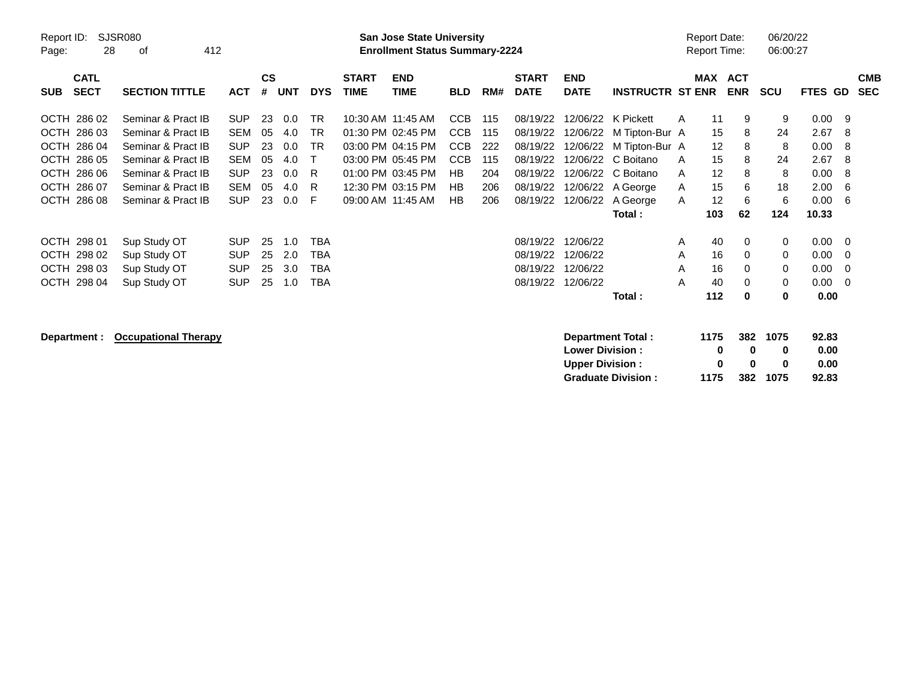Report ID: SJSR080

**San Jose State University**
**Enrollment Status Summary-2224**

Report Date: 06/20/22
Report Time: 06:00:27

| SUB | CATL SECT | SECTION TITTLE | ACT | CS # | UNT | DYS | START TIME | END TIME | BLD | RM# | START DATE | END DATE | INSTRUCTR | ST | MAX ENR | ACT ENR | SCU | FTES | GD | CMB SEC |
|---|---|---|---|---|---|---|---|---|---|---|---|---|---|---|---|---|---|---|---|---|
| OCTH | 286 02 | Seminar & Pract IB | SUP | 23 | 0.0 | TR | 10:30 AM | 11:45 AM | CCB | 115 | 08/19/22 | 12/06/22 | K Pickett | A | 11 | 9 | 9 | 0.00 | 9 | |
| OCTH | 286 03 | Seminar & Pract IB | SEM | 05 | 4.0 | TR | 01:30 PM | 02:45 PM | CCB | 115 | 08/19/22 | 12/06/22 | M Tipton-Bur | A | 15 | 8 | 24 | 2.67 | 8 | |
| OCTH | 286 04 | Seminar & Pract IB | SUP | 23 | 0.0 | TR | 03:00 PM | 04:15 PM | CCB | 222 | 08/19/22 | 12/06/22 | M Tipton-Bur | A | 12 | 8 | 8 | 0.00 | 8 | |
| OCTH | 286 05 | Seminar & Pract IB | SEM | 05 | 4.0 | T | 03:00 PM | 05:45 PM | CCB | 115 | 08/19/22 | 12/06/22 | C Boitano | A | 15 | 8 | 24 | 2.67 | 8 | |
| OCTH | 286 06 | Seminar & Pract IB | SUP | 23 | 0.0 | R | 01:00 PM | 03:45 PM | HB | 204 | 08/19/22 | 12/06/22 | C Boitano | A | 12 | 8 | 8 | 0.00 | 8 | |
| OCTH | 286 07 | Seminar & Pract IB | SEM | 05 | 4.0 | R | 12:30 PM | 03:15 PM | HB | 206 | 08/19/22 | 12/06/22 | A George | A | 15 | 6 | 18 | 2.00 | 6 | |
| OCTH | 286 08 | Seminar & Pract IB | SUP | 23 | 0.0 | F | 09:00 AM | 11:45 AM | HB | 206 | 08/19/22 | 12/06/22 | A George | A | 12 | 6 | 6 | 0.00 | 6 | |
| | | | | | | | | | | | | | **Total :** | | **103** | **62** | **124** | **10.33** | | |
| OCTH | 298 01 | Sup Study OT | SUP | 25 | 1.0 | TBA | | | | | 08/19/22 | 12/06/22 | | A | 40 | 0 | 0 | 0.00 | 0 | |
| OCTH | 298 02 | Sup Study OT | SUP | 25 | 2.0 | TBA | | | | | 08/19/22 | 12/06/22 | | A | 16 | 0 | 0 | 0.00 | 0 | |
| OCTH | 298 03 | Sup Study OT | SUP | 25 | 3.0 | TBA | | | | | 08/19/22 | 12/06/22 | | A | 16 | 0 | 0 | 0.00 | 0 | |
| OCTH | 298 04 | Sup Study OT | SUP | 25 | 1.0 | TBA | | | | | 08/19/22 | 12/06/22 | | A | 40 | 0 | 0 | 0.00 | 0 | |
| | | | | | | | | | | | | | **Total :** | | **112** | **0** | **0** | **0.00** | | |

**Department :** **Occupational Therapy**

| | MAX ENR | ACT ENR | SCU | FTES |
|---|---|---|---|---|
| **Department Total :** | **1175** | **382** | **1075** | **92.83** |
| **Lower Division :** | **0** | **0** | **0** | **0.00** |
| **Upper Division :** | **0** | **0** | **0** | **0.00** |
| **Graduate Division :** | **1175** | **382** | **1075** | **92.83** |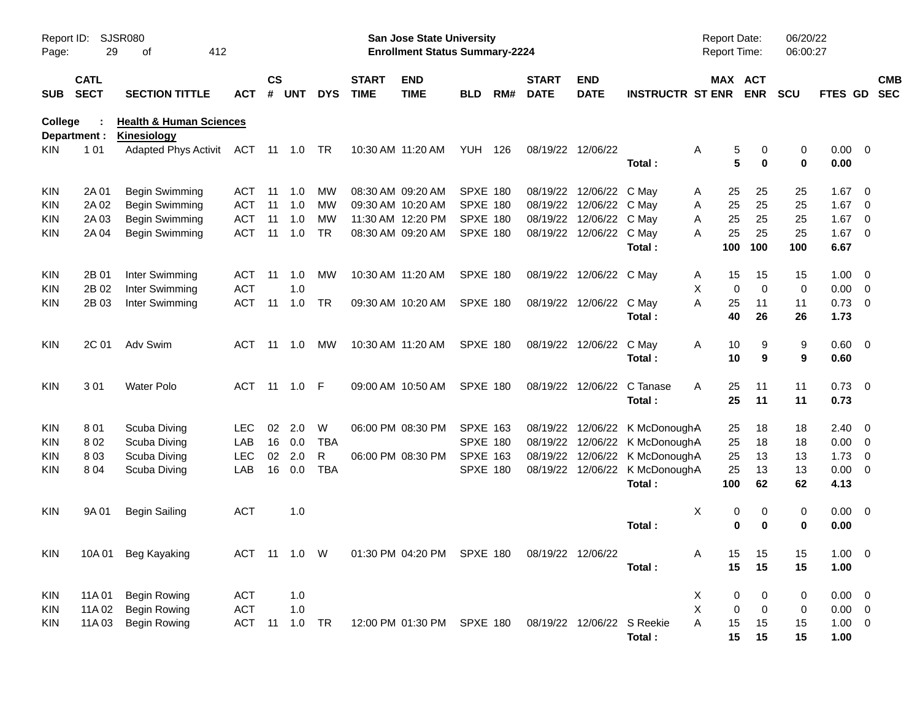Report ID: SJSR080

**San Jose State University**
**Enrollment Status Summary-2224**

Report Date: 06/20/22
Report Time: 06:00:27

**College : Health & Human Sciences**
**Department : Kinesiology**

| SUB | CATL SECT | SECTION TITTLE | ACT | CS # | UNT | DYS | START TIME | END TIME | BLD | RM# | START DATE | END DATE | INSTRUCTR | ST | MAX ENR | ACT ENR | SCU | FTES | GD | CMB SEC |
|---|---|---|---|---|---|---|---|---|---|---|---|---|---|---|---|---|---|---|---|---|
| KIN | 1 01 | Adapted Phys Activit | ACT | 11 | 1.0 | TR | 10:30 AM | 11:20 AM | YUH | 126 | 08/19/22 | 12/06/22 | | A | 5 | 0 | 0 | 0.00 | 0 | |
| | | | | | | | | | | | | | **Total :** | | **5** | **0** | **0** | **0.00** | | |
| KIN | 2A 01 | Begin Swimming | ACT | 11 | 1.0 | MW | 08:30 AM | 09:20 AM | SPXE | 180 | 08/19/22 | 12/06/22 | C May | A | 25 | 25 | 25 | 1.67 | 0 | |
| KIN | 2A 02 | Begin Swimming | ACT | 11 | 1.0 | MW | 09:30 AM | 10:20 AM | SPXE | 180 | 08/19/22 | 12/06/22 | C May | A | 25 | 25 | 25 | 1.67 | 0 | |
| KIN | 2A 03 | Begin Swimming | ACT | 11 | 1.0 | MW | 11:30 AM | 12:20 PM | SPXE | 180 | 08/19/22 | 12/06/22 | C May | A | 25 | 25 | 25 | 1.67 | 0 | |
| KIN | 2A 04 | Begin Swimming | ACT | 11 | 1.0 | TR | 08:30 AM | 09:20 AM | SPXE | 180 | 08/19/22 | 12/06/22 | C May | A | 25 | 25 | 25 | 1.67 | 0 | |
| | | | | | | | | | | | | | **Total :** | | **100** | **100** | **100** | **6.67** | | |
| KIN | 2B 01 | Inter Swimming | ACT | 11 | 1.0 | MW | 10:30 AM | 11:20 AM | SPXE | 180 | 08/19/22 | 12/06/22 | C May | A | 15 | 15 | 15 | 1.00 | 0 | |
| KIN | 2B 02 | Inter Swimming | ACT | | 1.0 | | | | | | | | | X | 0 | 0 | 0 | 0.00 | 0 | |
| KIN | 2B 03 | Inter Swimming | ACT | 11 | 1.0 | TR | 09:30 AM | 10:20 AM | SPXE | 180 | 08/19/22 | 12/06/22 | C May | A | 25 | 11 | 11 | 0.73 | 0 | |
| | | | | | | | | | | | | | **Total :** | | **40** | **26** | **26** | **1.73** | | |
| KIN | 2C 01 | Adv Swim | ACT | 11 | 1.0 | MW | 10:30 AM | 11:20 AM | SPXE | 180 | 08/19/22 | 12/06/22 | C May | A | 10 | 9 | 9 | 0.60 | 0 | |
| | | | | | | | | | | | | | **Total :** | | **10** | **9** | **9** | **0.60** | | |
| KIN | 3 01 | Water Polo | ACT | 11 | 1.0 | F | 09:00 AM | 10:50 AM | SPXE | 180 | 08/19/22 | 12/06/22 | C Tanase | A | 25 | 11 | 11 | 0.73 | 0 | |
| | | | | | | | | | | | | | **Total :** | | **25** | **11** | **11** | **0.73** | | |
| KIN | 8 01 | Scuba Diving | LEC | 02 | 2.0 | W | 06:00 PM | 08:30 PM | SPXE | 163 | 08/19/22 | 12/06/22 | K McDonough | A | 25 | 18 | 18 | 2.40 | 0 | |
| KIN | 8 02 | Scuba Diving | LAB | 16 | 0.0 | TBA | | | SPXE | 180 | 08/19/22 | 12/06/22 | K McDonough | A | 25 | 18 | 18 | 0.00 | 0 | |
| KIN | 8 03 | Scuba Diving | LEC | 02 | 2.0 | R | 06:00 PM | 08:30 PM | SPXE | 163 | 08/19/22 | 12/06/22 | K McDonough | A | 25 | 13 | 13 | 1.73 | 0 | |
| KIN | 8 04 | Scuba Diving | LAB | 16 | 0.0 | TBA | | | SPXE | 180 | 08/19/22 | 12/06/22 | K McDonough | A | 25 | 13 | 13 | 0.00 | 0 | |
| | | | | | | | | | | | | | **Total :** | | **100** | **62** | **62** | **4.13** | | |
| KIN | 9A 01 | Begin Sailing | ACT | | 1.0 | | | | | | | | | X | 0 | 0 | 0 | 0.00 | 0 | |
| | | | | | | | | | | | | | **Total :** | | **0** | **0** | **0** | **0.00** | | |
| KIN | 10A 01 | Beg Kayaking | ACT | 11 | 1.0 | W | 01:30 PM | 04:20 PM | SPXE | 180 | 08/19/22 | 12/06/22 | | A | 15 | 15 | 15 | 1.00 | 0 | |
| | | | | | | | | | | | | | **Total :** | | **15** | **15** | **15** | **1.00** | | |
| KIN | 11A 01 | Begin Rowing | ACT | | 1.0 | | | | | | | | | X | 0 | 0 | 0 | 0.00 | 0 | |
| KIN | 11A 02 | Begin Rowing | ACT | | 1.0 | | | | | | | | | X | 0 | 0 | 0 | 0.00 | 0 | |
| KIN | 11A 03 | Begin Rowing | ACT | 11 | 1.0 | TR | 12:00 PM | 01:30 PM | SPXE | 180 | 08/19/22 | 12/06/22 | S Reekie | A | 15 | 15 | 15 | 1.00 | 0 | |
| | | | | | | | | | | | | | **Total :** | | **15** | **15** | **15** | **1.00** | | |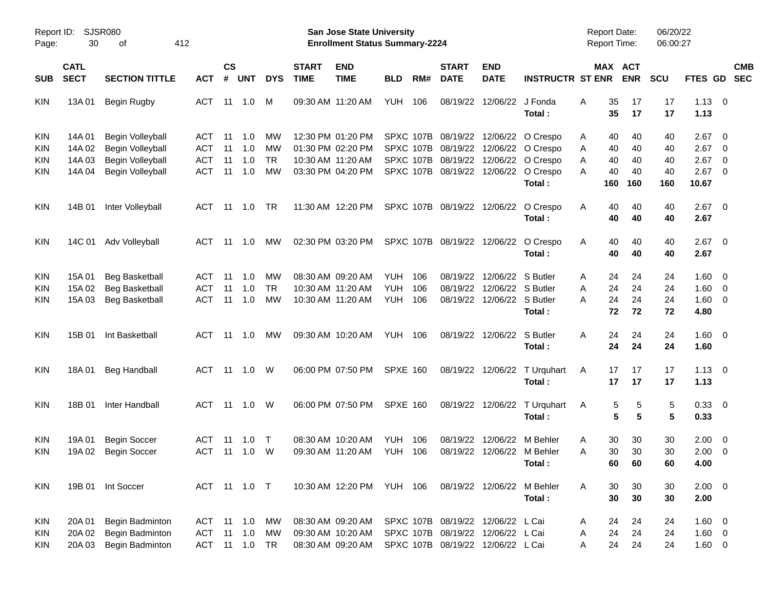Report ID: SJSR080

**San Jose State University**
**Enrollment Status Summary-2224**

Report Date: 06/20/22
Report Time: 06:00:27

| SUB | CATL SECT | SECTION TITTLE | ACT | CS # | UNT | DYS | START TIME | END TIME | BLD | RM# | START DATE | END DATE | INSTRUCTR | ST | MAX ENR | ACT ENR | SCU | FTES | GD | CMB SEC |
|---|---|---|---|---|---|---|---|---|---|---|---|---|---|---|---|---|---|---|---|---|
| KIN | 13A 01 | Begin Rugby | ACT | 11 | 1.0 | M | 09:30 AM | 11:20 AM | YUH | 106 | 08/19/22 | 12/06/22 | J Fonda | A | 35 | 17 | 17 | 1.13 | 0 | |
| | | | | | | | | | | | | | **Total :** | | **35** | **17** | **17** | **1.13** | | |
| KIN | 14A 01 | Begin Volleyball | ACT | 11 | 1.0 | MW | 12:30 PM | 01:20 PM | SPXC | 107B | 08/19/22 | 12/06/22 | O Crespo | A | 40 | 40 | 40 | 2.67 | 0 | |
| KIN | 14A 02 | Begin Volleyball | ACT | 11 | 1.0 | MW | 01:30 PM | 02:20 PM | SPXC | 107B | 08/19/22 | 12/06/22 | O Crespo | A | 40 | 40 | 40 | 2.67 | 0 | |
| KIN | 14A 03 | Begin Volleyball | ACT | 11 | 1.0 | TR | 10:30 AM | 11:20 AM | SPXC | 107B | 08/19/22 | 12/06/22 | O Crespo | A | 40 | 40 | 40 | 2.67 | 0 | |
| KIN | 14A 04 | Begin Volleyball | ACT | 11 | 1.0 | MW | 03:30 PM | 04:20 PM | SPXC | 107B | 08/19/22 | 12/06/22 | O Crespo | A | 40 | 40 | 40 | 2.67 | 0 | |
| | | | | | | | | | | | | | **Total :** | | **160** | **160** | **160** | **10.67** | | |
| KIN | 14B 01 | Inter Volleyball | ACT | 11 | 1.0 | TR | 11:30 AM | 12:20 PM | SPXC | 107B | 08/19/22 | 12/06/22 | O Crespo | A | 40 | 40 | 40 | 2.67 | 0 | |
| | | | | | | | | | | | | | **Total :** | | **40** | **40** | **40** | **2.67** | | |
| KIN | 14C 01 | Adv Volleyball | ACT | 11 | 1.0 | MW | 02:30 PM | 03:20 PM | SPXC | 107B | 08/19/22 | 12/06/22 | O Crespo | A | 40 | 40 | 40 | 2.67 | 0 | |
| | | | | | | | | | | | | | **Total :** | | **40** | **40** | **40** | **2.67** | | |
| KIN | 15A 01 | Beg Basketball | ACT | 11 | 1.0 | MW | 08:30 AM | 09:20 AM | YUH | 106 | 08/19/22 | 12/06/22 | S Butler | A | 24 | 24 | 24 | 1.60 | 0 | |
| KIN | 15A 02 | Beg Basketball | ACT | 11 | 1.0 | TR | 10:30 AM | 11:20 AM | YUH | 106 | 08/19/22 | 12/06/22 | S Butler | A | 24 | 24 | 24 | 1.60 | 0 | |
| KIN | 15A 03 | Beg Basketball | ACT | 11 | 1.0 | MW | 10:30 AM | 11:20 AM | YUH | 106 | 08/19/22 | 12/06/22 | S Butler | A | 24 | 24 | 24 | 1.60 | 0 | |
| | | | | | | | | | | | | | **Total :** | | **72** | **72** | **72** | **4.80** | | |
| KIN | 15B 01 | Int Basketball | ACT | 11 | 1.0 | MW | 09:30 AM | 10:20 AM | YUH | 106 | 08/19/22 | 12/06/22 | S Butler | A | 24 | 24 | 24 | 1.60 | 0 | |
| | | | | | | | | | | | | | **Total :** | | **24** | **24** | **24** | **1.60** | | |
| KIN | 18A 01 | Beg Handball | ACT | 11 | 1.0 | W | 06:00 PM | 07:50 PM | SPXE | 160 | 08/19/22 | 12/06/22 | T Urquhart | A | 17 | 17 | 17 | 1.13 | 0 | |
| | | | | | | | | | | | | | **Total :** | | **17** | **17** | **17** | **1.13** | | |
| KIN | 18B 01 | Inter Handball | ACT | 11 | 1.0 | W | 06:00 PM | 07:50 PM | SPXE | 160 | 08/19/22 | 12/06/22 | T Urquhart | A | 5 | 5 | 5 | 0.33 | 0 | |
| | | | | | | | | | | | | | **Total :** | | **5** | **5** | **5** | **0.33** | | |
| KIN | 19A 01 | Begin Soccer | ACT | 11 | 1.0 | T | 08:30 AM | 10:20 AM | YUH | 106 | 08/19/22 | 12/06/22 | M Behler | A | 30 | 30 | 30 | 2.00 | 0 | |
| KIN | 19A 02 | Begin Soccer | ACT | 11 | 1.0 | W | 09:30 AM | 11:20 AM | YUH | 106 | 08/19/22 | 12/06/22 | M Behler | A | 30 | 30 | 30 | 2.00 | 0 | |
| | | | | | | | | | | | | | **Total :** | | **60** | **60** | **60** | **4.00** | | |
| KIN | 19B 01 | Int Soccer | ACT | 11 | 1.0 | T | 10:30 AM | 12:20 PM | YUH | 106 | 08/19/22 | 12/06/22 | M Behler | A | 30 | 30 | 30 | 2.00 | 0 | |
| | | | | | | | | | | | | | **Total :** | | **30** | **30** | **30** | **2.00** | | |
| KIN | 20A 01 | Begin Badminton | ACT | 11 | 1.0 | MW | 08:30 AM | 09:20 AM | SPXC | 107B | 08/19/22 | 12/06/22 | L Cai | A | 24 | 24 | 24 | 1.60 | 0 | |
| KIN | 20A 02 | Begin Badminton | ACT | 11 | 1.0 | MW | 09:30 AM | 10:20 AM | SPXC | 107B | 08/19/22 | 12/06/22 | L Cai | A | 24 | 24 | 24 | 1.60 | 0 | |
| KIN | 20A 03 | Begin Badminton | ACT | 11 | 1.0 | TR | 08:30 AM | 09:20 AM | SPXC | 107B | 08/19/22 | 12/06/22 | L Cai | A | 24 | 24 | 24 | 1.60 | 0 | |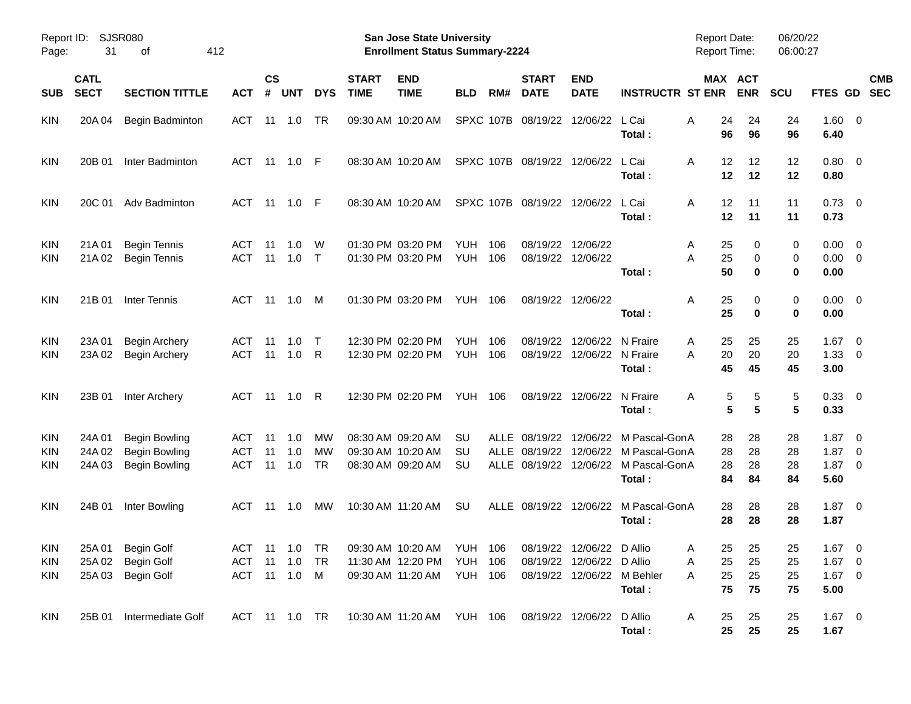Report ID: SJSR080

**San Jose State University**
**Enrollment Status Summary-2224**

Report Date: 06/20/22
Report Time: 06:00:27

| SUB | CATL SECT | SECTION TITTLE | ACT | CS # | UNT | DYS | START TIME | END TIME | BLD | RM# | START DATE | END DATE | INSTRUCTR | ST | MAX ENR | ACT ENR | SCU | FTES | GD | CMB SEC |
|---|---|---|---|---|---|---|---|---|---|---|---|---|---|---|---|---|---|---|---|---|
| KIN | 20A 04 | Begin Badminton | ACT | 11 | 1.0 | TR | 09:30 AM | 10:20 AM | SPXC | 107B | 08/19/22 | 12/06/22 | L Cai | A | 24 | 24 | 24 | 1.60 | 0 | |
| | | | | | | | | | | | | | **Total :** | | **96** | **96** | **96** | **6.40** | | |
| KIN | 20B 01 | Inter Badminton | ACT | 11 | 1.0 | F | 08:30 AM | 10:20 AM | SPXC | 107B | 08/19/22 | 12/06/22 | L Cai | A | 12 | 12 | 12 | 0.80 | 0 | |
| | | | | | | | | | | | | | **Total :** | | **12** | **12** | **12** | **0.80** | | |
| KIN | 20C 01 | Adv Badminton | ACT | 11 | 1.0 | F | 08:30 AM | 10:20 AM | SPXC | 107B | 08/19/22 | 12/06/22 | L Cai | A | 12 | 11 | 11 | 0.73 | 0 | |
| | | | | | | | | | | | | | **Total :** | | **12** | **11** | **11** | **0.73** | | |
| KIN | 21A 01 | Begin Tennis | ACT | 11 | 1.0 | W | 01:30 PM | 03:20 PM | YUH | 106 | 08/19/22 | 12/06/22 | | A | 25 | 0 | 0 | 0.00 | 0 | |
| KIN | 21A 02 | Begin Tennis | ACT | 11 | 1.0 | T | 01:30 PM | 03:20 PM | YUH | 106 | 08/19/22 | 12/06/22 | | A | 25 | 0 | 0 | 0.00 | 0 | |
| | | | | | | | | | | | | | **Total :** | | **50** | **0** | **0** | **0.00** | | |
| KIN | 21B 01 | Inter Tennis | ACT | 11 | 1.0 | M | 01:30 PM | 03:20 PM | YUH | 106 | 08/19/22 | 12/06/22 | | A | 25 | 0 | 0 | 0.00 | 0 | |
| | | | | | | | | | | | | | **Total :** | | **25** | **0** | **0** | **0.00** | | |
| KIN | 23A 01 | Begin Archery | ACT | 11 | 1.0 | T | 12:30 PM | 02:20 PM | YUH | 106 | 08/19/22 | 12/06/22 | N Fraire | A | 25 | 25 | 25 | 1.67 | 0 | |
| KIN | 23A 02 | Begin Archery | ACT | 11 | 1.0 | R | 12:30 PM | 02:20 PM | YUH | 106 | 08/19/22 | 12/06/22 | N Fraire | A | 20 | 20 | 20 | 1.33 | 0 | |
| | | | | | | | | | | | | | **Total :** | | **45** | **45** | **45** | **3.00** | | |
| KIN | 23B 01 | Inter Archery | ACT | 11 | 1.0 | R | 12:30 PM | 02:20 PM | YUH | 106 | 08/19/22 | 12/06/22 | N Fraire | A | 5 | 5 | 5 | 0.33 | 0 | |
| | | | | | | | | | | | | | **Total :** | | **5** | **5** | **5** | **0.33** | | |
| KIN | 24A 01 | Begin Bowling | ACT | 11 | 1.0 | MW | 08:30 AM | 09:20 AM | SU | ALLE | 08/19/22 | 12/06/22 | M Pascal-Gon | A | 28 | 28 | 28 | 1.87 | 0 | |
| KIN | 24A 02 | Begin Bowling | ACT | 11 | 1.0 | MW | 09:30 AM | 10:20 AM | SU | ALLE | 08/19/22 | 12/06/22 | M Pascal-Gon | A | 28 | 28 | 28 | 1.87 | 0 | |
| KIN | 24A 03 | Begin Bowling | ACT | 11 | 1.0 | TR | 08:30 AM | 09:20 AM | SU | ALLE | 08/19/22 | 12/06/22 | M Pascal-Gon | A | 28 | 28 | 28 | 1.87 | 0 | |
| | | | | | | | | | | | | | **Total :** | | **84** | **84** | **84** | **5.60** | | |
| KIN | 24B 01 | Inter Bowling | ACT | 11 | 1.0 | MW | 10:30 AM | 11:20 AM | SU | ALLE | 08/19/22 | 12/06/22 | M Pascal-Gon | A | 28 | 28 | 28 | 1.87 | 0 | |
| | | | | | | | | | | | | | **Total :** | | **28** | **28** | **28** | **1.87** | | |
| KIN | 25A 01 | Begin Golf | ACT | 11 | 1.0 | TR | 09:30 AM | 10:20 AM | YUH | 106 | 08/19/22 | 12/06/22 | D Allio | A | 25 | 25 | 25 | 1.67 | 0 | |
| KIN | 25A 02 | Begin Golf | ACT | 11 | 1.0 | TR | 11:30 AM | 12:20 PM | YUH | 106 | 08/19/22 | 12/06/22 | D Allio | A | 25 | 25 | 25 | 1.67 | 0 | |
| KIN | 25A 03 | Begin Golf | ACT | 11 | 1.0 | M | 09:30 AM | 11:20 AM | YUH | 106 | 08/19/22 | 12/06/22 | M Behler | A | 25 | 25 | 25 | 1.67 | 0 | |
| | | | | | | | | | | | | | **Total :** | | **75** | **75** | **75** | **5.00** | | |
| KIN | 25B 01 | Intermediate Golf | ACT | 11 | 1.0 | TR | 10:30 AM | 11:20 AM | YUH | 106 | 08/19/22 | 12/06/22 | D Allio | A | 25 | 25 | 25 | 1.67 | 0 | |
| | | | | | | | | | | | | | **Total :** | | **25** | **25** | **25** | **1.67** | | |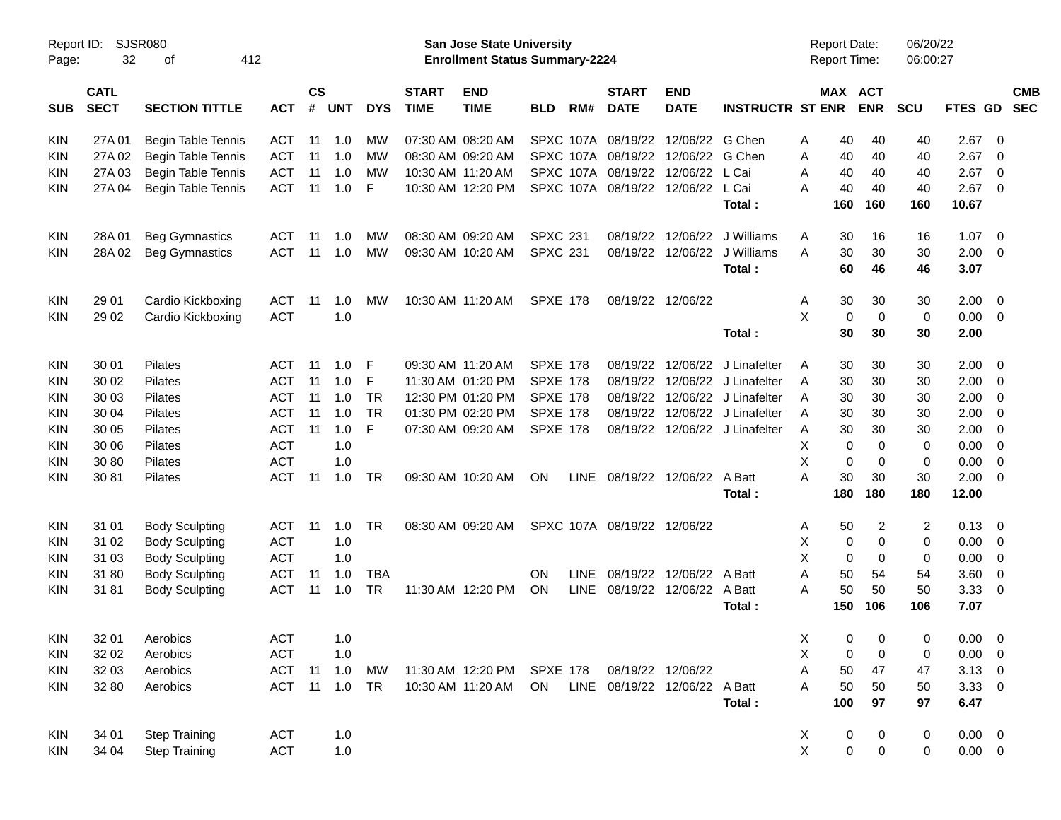Report ID: SJSR080 — San Jose State University — Report Date: 06/20/22

**Enrollment Status Summary-2224** — Report Time: 06:00:27

| SUB | CATL SECT | SECTION TITTLE | ACT | CS # | UNT | DYS | START TIME | END TIME | BLD | RM# | START DATE | END DATE | INSTRUCTR | ST | MAX ENR | ACT ENR | SCU | FTES | GD | CMB SEC |
|---|---|---|---|---|---|---|---|---|---|---|---|---|---|---|---|---|---|---|---|---|
| KIN | 27A 01 | Begin Table Tennis | ACT | 11 | 1.0 | MW | 07:30 AM | 08:20 AM | SPXC | 107A | 08/19/22 | 12/06/22 | G Chen | A | 40 | 40 | 40 | 2.67 | 0 | |
| KIN | 27A 02 | Begin Table Tennis | ACT | 11 | 1.0 | MW | 08:30 AM | 09:20 AM | SPXC | 107A | 08/19/22 | 12/06/22 | G Chen | A | 40 | 40 | 40 | 2.67 | 0 | |
| KIN | 27A 03 | Begin Table Tennis | ACT | 11 | 1.0 | MW | 10:30 AM | 11:20 AM | SPXC | 107A | 08/19/22 | 12/06/22 | L Cai | A | 40 | 40 | 40 | 2.67 | 0 | |
| KIN | 27A 04 | Begin Table Tennis | ACT | 11 | 1.0 | F | 10:30 AM | 12:20 PM | SPXC | 107A | 08/19/22 | 12/06/22 | L Cai | A | 40 | 40 | 40 | 2.67 | 0 | |
| | | | | | | | | | | | | | **Total :** | | **160** | **160** | **160** | **10.67** | | |
| KIN | 28A 01 | Beg Gymnastics | ACT | 11 | 1.0 | MW | 08:30 AM | 09:20 AM | SPXC | 231 | 08/19/22 | 12/06/22 | J Williams | A | 30 | 16 | 16 | 1.07 | 0 | |
| KIN | 28A 02 | Beg Gymnastics | ACT | 11 | 1.0 | MW | 09:30 AM | 10:20 AM | SPXC | 231 | 08/19/22 | 12/06/22 | J Williams | A | 30 | 30 | 30 | 2.00 | 0 | |
| | | | | | | | | | | | | | **Total :** | | **60** | **46** | **46** | **3.07** | | |
| KIN | 29 01 | Cardio Kickboxing | ACT | 11 | 1.0 | MW | 10:30 AM | 11:20 AM | SPXE | 178 | 08/19/22 | 12/06/22 | | A | 30 | 30 | 30 | 2.00 | 0 | |
| KIN | 29 02 | Cardio Kickboxing | ACT | | 1.0 | | | | | | | | | X | 0 | 0 | 0 | 0.00 | 0 | |
| | | | | | | | | | | | | | **Total :** | | **30** | **30** | **30** | **2.00** | | |
| KIN | 30 01 | Pilates | ACT | 11 | 1.0 | F | 09:30 AM | 11:20 AM | SPXE | 178 | 08/19/22 | 12/06/22 | J Linafelter | A | 30 | 30 | 30 | 2.00 | 0 | |
| KIN | 30 02 | Pilates | ACT | 11 | 1.0 | F | 11:30 AM | 01:20 PM | SPXE | 178 | 08/19/22 | 12/06/22 | J Linafelter | A | 30 | 30 | 30 | 2.00 | 0 | |
| KIN | 30 03 | Pilates | ACT | 11 | 1.0 | TR | 12:30 PM | 01:20 PM | SPXE | 178 | 08/19/22 | 12/06/22 | J Linafelter | A | 30 | 30 | 30 | 2.00 | 0 | |
| KIN | 30 04 | Pilates | ACT | 11 | 1.0 | TR | 01:30 PM | 02:20 PM | SPXE | 178 | 08/19/22 | 12/06/22 | J Linafelter | A | 30 | 30 | 30 | 2.00 | 0 | |
| KIN | 30 05 | Pilates | ACT | 11 | 1.0 | F | 07:30 AM | 09:20 AM | SPXE | 178 | 08/19/22 | 12/06/22 | J Linafelter | A | 30 | 30 | 30 | 2.00 | 0 | |
| KIN | 30 06 | Pilates | ACT | | 1.0 | | | | | | | | | X | 0 | 0 | 0 | 0.00 | 0 | |
| KIN | 30 80 | Pilates | ACT | | 1.0 | | | | | | | | | X | 0 | 0 | 0 | 0.00 | 0 | |
| KIN | 30 81 | Pilates | ACT | 11 | 1.0 | TR | 09:30 AM | 10:20 AM | ON | LINE | 08/19/22 | 12/06/22 | A Batt | A | 30 | 30 | 30 | 2.00 | 0 | |
| | | | | | | | | | | | | | **Total :** | | **180** | **180** | **180** | **12.00** | | |
| KIN | 31 01 | Body Sculpting | ACT | 11 | 1.0 | TR | 08:30 AM | 09:20 AM | SPXC | 107A | 08/19/22 | 12/06/22 | | A | 50 | 2 | 2 | 0.13 | 0 | |
| KIN | 31 02 | Body Sculpting | ACT | | 1.0 | | | | | | | | | X | 0 | 0 | 0 | 0.00 | 0 | |
| KIN | 31 03 | Body Sculpting | ACT | | 1.0 | | | | | | | | | X | 0 | 0 | 0 | 0.00 | 0 | |
| KIN | 31 80 | Body Sculpting | ACT | 11 | 1.0 | TBA | | | ON | LINE | 08/19/22 | 12/06/22 | A Batt | A | 50 | 54 | 54 | 3.60 | 0 | |
| KIN | 31 81 | Body Sculpting | ACT | 11 | 1.0 | TR | 11:30 AM | 12:20 PM | ON | LINE | 08/19/22 | 12/06/22 | A Batt | A | 50 | 50 | 50 | 3.33 | 0 | |
| | | | | | | | | | | | | | **Total :** | | **150** | **106** | **106** | **7.07** | | |
| KIN | 32 01 | Aerobics | ACT | | 1.0 | | | | | | | | | X | 0 | 0 | 0 | 0.00 | 0 | |
| KIN | 32 02 | Aerobics | ACT | | 1.0 | | | | | | | | | X | 0 | 0 | 0 | 0.00 | 0 | |
| KIN | 32 03 | Aerobics | ACT | 11 | 1.0 | MW | 11:30 AM | 12:20 PM | SPXE | 178 | 08/19/22 | 12/06/22 | | A | 50 | 47 | 47 | 3.13 | 0 | |
| KIN | 32 80 | Aerobics | ACT | 11 | 1.0 | TR | 10:30 AM | 11:20 AM | ON | LINE | 08/19/22 | 12/06/22 | A Batt | A | 50 | 50 | 50 | 3.33 | 0 | |
| | | | | | | | | | | | | | **Total :** | | **100** | **97** | **97** | **6.47** | | |
| KIN | 34 01 | Step Training | ACT | | 1.0 | | | | | | | | | X | 0 | 0 | 0 | 0.00 | 0 | |
| KIN | 34 04 | Step Training | ACT | | 1.0 | | | | | | | | | X | 0 | 0 | 0 | 0.00 | 0 | |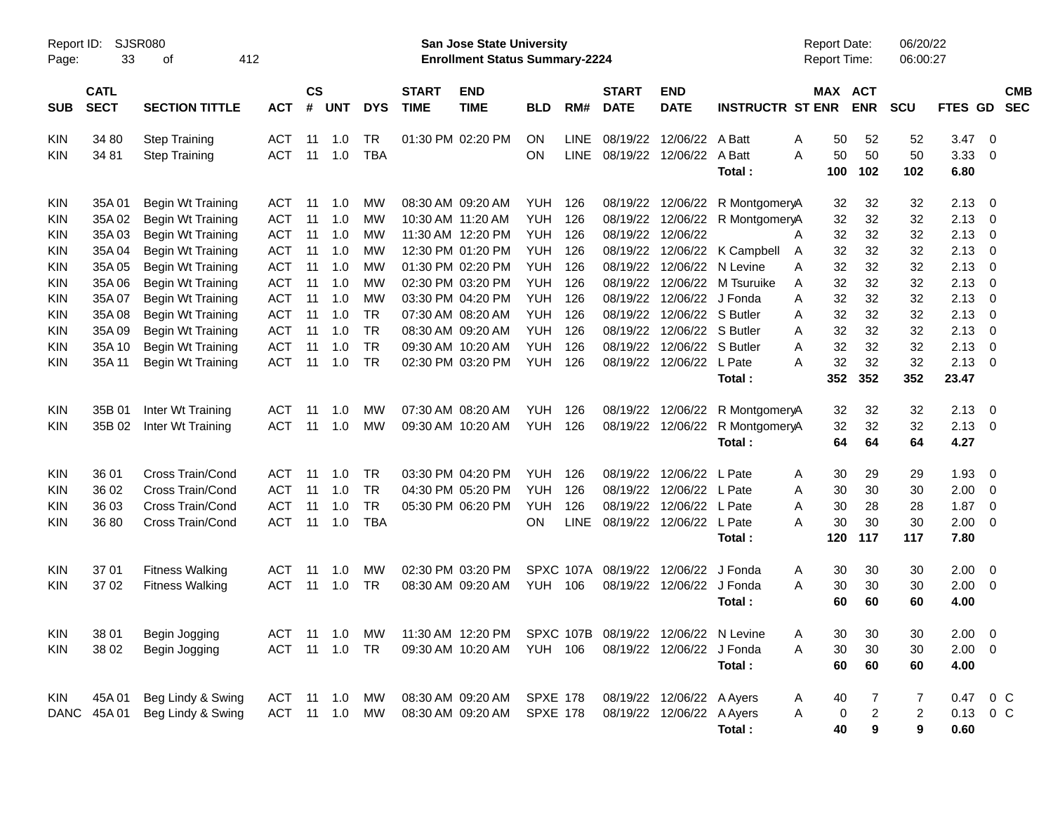Report ID: SJSR080

**San Jose State University**
**Enrollment Status Summary-2224**

Report Date: 06/20/22
Report Time: 06:00:27

| SUB | CATL SECT | SECTION TITTLE | ACT | CS # | UNT | DYS | START TIME | END TIME | BLD | RM# | START DATE | END DATE | INSTRUCTR | ST | MAX ENR | ACT ENR | SCU | FTES | GD | CMB SEC |
|---|---|---|---|---|---|---|---|---|---|---|---|---|---|---|---|---|---|---|---|---|
| KIN | 34 80 | Step Training | ACT | 11 | 1.0 | TR | 01:30 PM | 02:20 PM | ON | LINE | 08/19/22 | 12/06/22 | A Batt | A | 50 | 52 | 52 | 3.47 | 0 | |
| KIN | 34 81 | Step Training | ACT | 11 | 1.0 | TBA | | | ON | LINE | 08/19/22 | 12/06/22 | A Batt | A | 50 | 50 | 50 | 3.33 | 0 | |
| | | | | | | | | | | | | | **Total :** | | **100** | **102** | **102** | **6.80** | | |
| KIN | 35A 01 | Begin Wt Training | ACT | 11 | 1.0 | MW | 08:30 AM | 09:20 AM | YUH | 126 | 08/19/22 | 12/06/22 | R Montgomery | A | 32 | 32 | 32 | 2.13 | 0 | |
| KIN | 35A 02 | Begin Wt Training | ACT | 11 | 1.0 | MW | 10:30 AM | 11:20 AM | YUH | 126 | 08/19/22 | 12/06/22 | R Montgomery | A | 32 | 32 | 32 | 2.13 | 0 | |
| KIN | 35A 03 | Begin Wt Training | ACT | 11 | 1.0 | MW | 11:30 AM | 12:20 PM | YUH | 126 | 08/19/22 | 12/06/22 | | A | 32 | 32 | 32 | 2.13 | 0 | |
| KIN | 35A 04 | Begin Wt Training | ACT | 11 | 1.0 | MW | 12:30 PM | 01:20 PM | YUH | 126 | 08/19/22 | 12/06/22 | K Campbell | A | 32 | 32 | 32 | 2.13 | 0 | |
| KIN | 35A 05 | Begin Wt Training | ACT | 11 | 1.0 | MW | 01:30 PM | 02:20 PM | YUH | 126 | 08/19/22 | 12/06/22 | N Levine | A | 32 | 32 | 32 | 2.13 | 0 | |
| KIN | 35A 06 | Begin Wt Training | ACT | 11 | 1.0 | MW | 02:30 PM | 03:20 PM | YUH | 126 | 08/19/22 | 12/06/22 | M Tsuruike | A | 32 | 32 | 32 | 2.13 | 0 | |
| KIN | 35A 07 | Begin Wt Training | ACT | 11 | 1.0 | MW | 03:30 PM | 04:20 PM | YUH | 126 | 08/19/22 | 12/06/22 | J Fonda | A | 32 | 32 | 32 | 2.13 | 0 | |
| KIN | 35A 08 | Begin Wt Training | ACT | 11 | 1.0 | TR | 07:30 AM | 08:20 AM | YUH | 126 | 08/19/22 | 12/06/22 | S Butler | A | 32 | 32 | 32 | 2.13 | 0 | |
| KIN | 35A 09 | Begin Wt Training | ACT | 11 | 1.0 | TR | 08:30 AM | 09:20 AM | YUH | 126 | 08/19/22 | 12/06/22 | S Butler | A | 32 | 32 | 32 | 2.13 | 0 | |
| KIN | 35A 10 | Begin Wt Training | ACT | 11 | 1.0 | TR | 09:30 AM | 10:20 AM | YUH | 126 | 08/19/22 | 12/06/22 | S Butler | A | 32 | 32 | 32 | 2.13 | 0 | |
| KIN | 35A 11 | Begin Wt Training | ACT | 11 | 1.0 | TR | 02:30 PM | 03:20 PM | YUH | 126 | 08/19/22 | 12/06/22 | L Pate | A | 32 | 32 | 32 | 2.13 | 0 | |
| | | | | | | | | | | | | | **Total :** | | **352** | **352** | **352** | **23.47** | | |
| KIN | 35B 01 | Inter Wt Training | ACT | 11 | 1.0 | MW | 07:30 AM | 08:20 AM | YUH | 126 | 08/19/22 | 12/06/22 | R Montgomery | A | 32 | 32 | 32 | 2.13 | 0 | |
| KIN | 35B 02 | Inter Wt Training | ACT | 11 | 1.0 | MW | 09:30 AM | 10:20 AM | YUH | 126 | 08/19/22 | 12/06/22 | R Montgomery | A | 32 | 32 | 32 | 2.13 | 0 | |
| | | | | | | | | | | | | | **Total :** | | **64** | **64** | **64** | **4.27** | | |
| KIN | 36 01 | Cross Train/Cond | ACT | 11 | 1.0 | TR | 03:30 PM | 04:20 PM | YUH | 126 | 08/19/22 | 12/06/22 | L Pate | A | 30 | 29 | 29 | 1.93 | 0 | |
| KIN | 36 02 | Cross Train/Cond | ACT | 11 | 1.0 | TR | 04:30 PM | 05:20 PM | YUH | 126 | 08/19/22 | 12/06/22 | L Pate | A | 30 | 30 | 30 | 2.00 | 0 | |
| KIN | 36 03 | Cross Train/Cond | ACT | 11 | 1.0 | TR | 05:30 PM | 06:20 PM | YUH | 126 | 08/19/22 | 12/06/22 | L Pate | A | 30 | 28 | 28 | 1.87 | 0 | |
| KIN | 36 80 | Cross Train/Cond | ACT | 11 | 1.0 | TBA | | | ON | LINE | 08/19/22 | 12/06/22 | L Pate | A | 30 | 30 | 30 | 2.00 | 0 | |
| | | | | | | | | | | | | | **Total :** | | **120** | **117** | **117** | **7.80** | | |
| KIN | 37 01 | Fitness Walking | ACT | 11 | 1.0 | MW | 02:30 PM | 03:20 PM | SPXC | 107A | 08/19/22 | 12/06/22 | J Fonda | A | 30 | 30 | 30 | 2.00 | 0 | |
| KIN | 37 02 | Fitness Walking | ACT | 11 | 1.0 | TR | 08:30 AM | 09:20 AM | YUH | 106 | 08/19/22 | 12/06/22 | J Fonda | A | 30 | 30 | 30 | 2.00 | 0 | |
| | | | | | | | | | | | | | **Total :** | | **60** | **60** | **60** | **4.00** | | |
| KIN | 38 01 | Begin Jogging | ACT | 11 | 1.0 | MW | 11:30 AM | 12:20 PM | SPXC | 107B | 08/19/22 | 12/06/22 | N Levine | A | 30 | 30 | 30 | 2.00 | 0 | |
| KIN | 38 02 | Begin Jogging | ACT | 11 | 1.0 | TR | 09:30 AM | 10:20 AM | YUH | 106 | 08/19/22 | 12/06/22 | J Fonda | A | 30 | 30 | 30 | 2.00 | 0 | |
| | | | | | | | | | | | | | **Total :** | | **60** | **60** | **60** | **4.00** | | |
| KIN | 45A 01 | Beg Lindy & Swing | ACT | 11 | 1.0 | MW | 08:30 AM | 09:20 AM | SPXE | 178 | 08/19/22 | 12/06/22 | A Ayers | A | 40 | 7 | 7 | 0.47 | 0 | C |
| DANC | 45A 01 | Beg Lindy & Swing | ACT | 11 | 1.0 | MW | 08:30 AM | 09:20 AM | SPXE | 178 | 08/19/22 | 12/06/22 | A Ayers | A | 0 | 2 | 2 | 0.13 | 0 | C |
| | | | | | | | | | | | | | **Total :** | | **40** | **9** | **9** | **0.60** | | |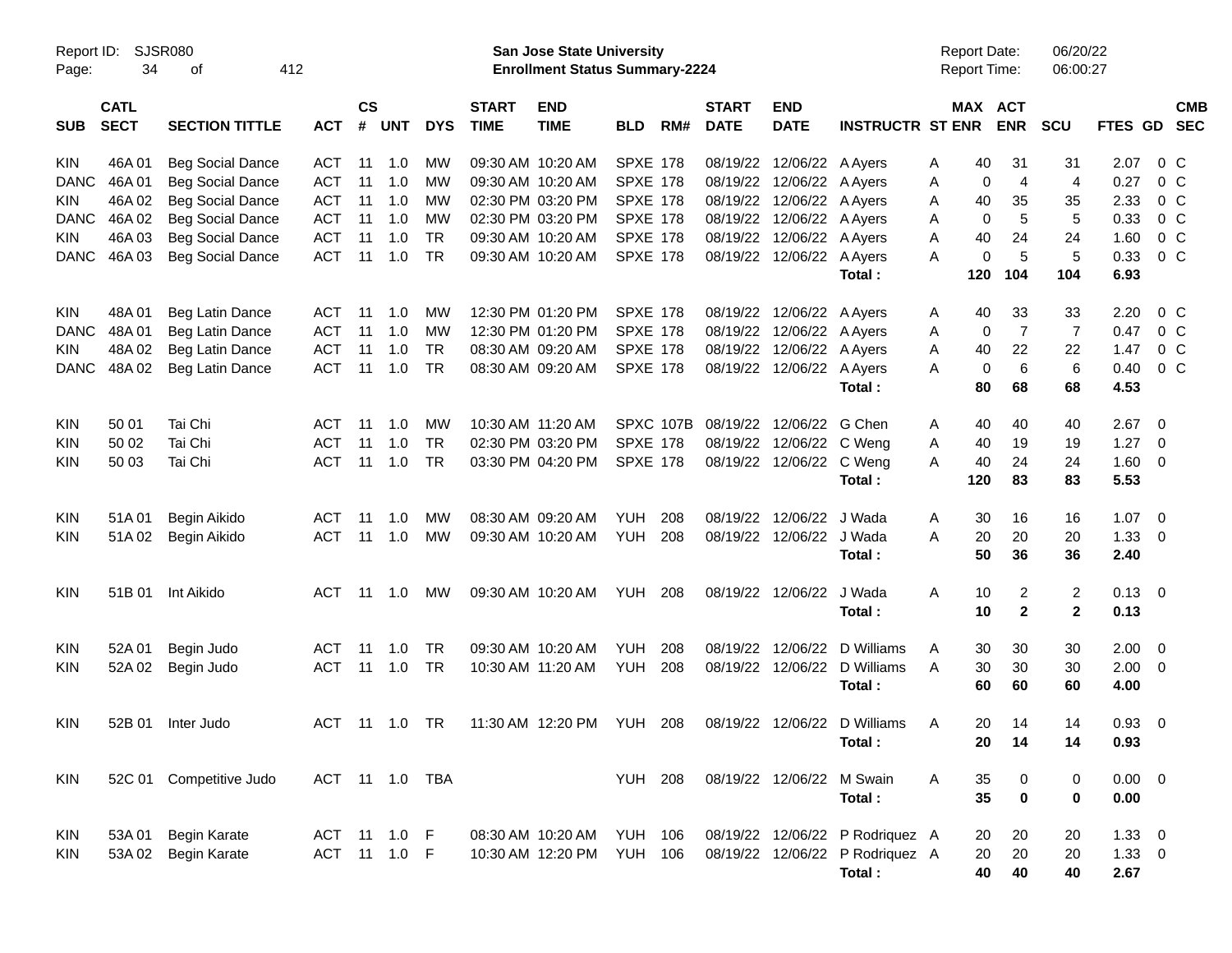Report ID: SJSR080
San Jose State University
Enrollment Status Summary-2224
Report Date: 06/20/22
Report Time: 06:00:27

| SUB | CATL SECT | SECTION TITTLE | ACT | CS # | UNT | DYS | START TIME | END TIME | BLD | RM# | START DATE | END DATE | INSTRUCTR | ST | MAX ENR | ACT ENR | SCU | FTES | GD | CMB SEC |
|---|---|---|---|---|---|---|---|---|---|---|---|---|---|---|---|---|---|---|---|---|
| KIN | 46A 01 | Beg Social Dance | ACT | 11 | 1.0 | MW | 09:30 AM | 10:20 AM | SPXE | 178 | 08/19/22 | 12/06/22 | A Ayers | A | 40 | 31 | 31 | 2.07 | 0 | C |
| DANC | 46A 01 | Beg Social Dance | ACT | 11 | 1.0 | MW | 09:30 AM | 10:20 AM | SPXE | 178 | 08/19/22 | 12/06/22 | A Ayers | A | 0 | 4 | 4 | 0.27 | 0 | C |
| KIN | 46A 02 | Beg Social Dance | ACT | 11 | 1.0 | MW | 02:30 PM | 03:20 PM | SPXE | 178 | 08/19/22 | 12/06/22 | A Ayers | A | 40 | 35 | 35 | 2.33 | 0 | C |
| DANC | 46A 02 | Beg Social Dance | ACT | 11 | 1.0 | MW | 02:30 PM | 03:20 PM | SPXE | 178 | 08/19/22 | 12/06/22 | A Ayers | A | 0 | 5 | 5 | 0.33 | 0 | C |
| KIN | 46A 03 | Beg Social Dance | ACT | 11 | 1.0 | TR | 09:30 AM | 10:20 AM | SPXE | 178 | 08/19/22 | 12/06/22 | A Ayers | A | 40 | 24 | 24 | 1.60 | 0 | C |
| DANC | 46A 03 | Beg Social Dance | ACT | 11 | 1.0 | TR | 09:30 AM | 10:20 AM | SPXE | 178 | 08/19/22 | 12/06/22 | A Ayers | A | 0 | 5 | 5 | 0.33 | 0 | C |
| | | | | | | | | | | | | | **Total :** | | **120** | **104** | **104** | **6.93** | | |
| KIN | 48A 01 | Beg Latin Dance | ACT | 11 | 1.0 | MW | 12:30 PM | 01:20 PM | SPXE | 178 | 08/19/22 | 12/06/22 | A Ayers | A | 40 | 33 | 33 | 2.20 | 0 | C |
| DANC | 48A 01 | Beg Latin Dance | ACT | 11 | 1.0 | MW | 12:30 PM | 01:20 PM | SPXE | 178 | 08/19/22 | 12/06/22 | A Ayers | A | 0 | 7 | 7 | 0.47 | 0 | C |
| KIN | 48A 02 | Beg Latin Dance | ACT | 11 | 1.0 | TR | 08:30 AM | 09:20 AM | SPXE | 178 | 08/19/22 | 12/06/22 | A Ayers | A | 40 | 22 | 22 | 1.47 | 0 | C |
| DANC | 48A 02 | Beg Latin Dance | ACT | 11 | 1.0 | TR | 08:30 AM | 09:20 AM | SPXE | 178 | 08/19/22 | 12/06/22 | A Ayers | A | 0 | 6 | 6 | 0.40 | 0 | C |
| | | | | | | | | | | | | | **Total :** | | **80** | **68** | **68** | **4.53** | | |
| KIN | 50 01 | Tai Chi | ACT | 11 | 1.0 | MW | 10:30 AM | 11:20 AM | SPXC | 107B | 08/19/22 | 12/06/22 | G Chen | A | 40 | 40 | 40 | 2.67 | 0 | |
| KIN | 50 02 | Tai Chi | ACT | 11 | 1.0 | TR | 02:30 PM | 03:20 PM | SPXE | 178 | 08/19/22 | 12/06/22 | C Weng | A | 40 | 19 | 19 | 1.27 | 0 | |
| KIN | 50 03 | Tai Chi | ACT | 11 | 1.0 | TR | 03:30 PM | 04:20 PM | SPXE | 178 | 08/19/22 | 12/06/22 | C Weng | A | 40 | 24 | 24 | 1.60 | 0 | |
| | | | | | | | | | | | | | **Total :** | | **120** | **83** | **83** | **5.53** | | |
| KIN | 51A 01 | Begin Aikido | ACT | 11 | 1.0 | MW | 08:30 AM | 09:20 AM | YUH | 208 | 08/19/22 | 12/06/22 | J Wada | A | 30 | 16 | 16 | 1.07 | 0 | |
| KIN | 51A 02 | Begin Aikido | ACT | 11 | 1.0 | MW | 09:30 AM | 10:20 AM | YUH | 208 | 08/19/22 | 12/06/22 | J Wada | A | 20 | 20 | 20 | 1.33 | 0 | |
| | | | | | | | | | | | | | **Total :** | | **50** | **36** | **36** | **2.40** | | |
| KIN | 51B 01 | Int Aikido | ACT | 11 | 1.0 | MW | 09:30 AM | 10:20 AM | YUH | 208 | 08/19/22 | 12/06/22 | J Wada | A | 10 | 2 | 2 | 0.13 | 0 | |
| | | | | | | | | | | | | | **Total :** | | **10** | **2** | **2** | **0.13** | | |
| KIN | 52A 01 | Begin Judo | ACT | 11 | 1.0 | TR | 09:30 AM | 10:20 AM | YUH | 208 | 08/19/22 | 12/06/22 | D Williams | A | 30 | 30 | 30 | 2.00 | 0 | |
| KIN | 52A 02 | Begin Judo | ACT | 11 | 1.0 | TR | 10:30 AM | 11:20 AM | YUH | 208 | 08/19/22 | 12/06/22 | D Williams | A | 30 | 30 | 30 | 2.00 | 0 | |
| | | | | | | | | | | | | | **Total :** | | **60** | **60** | **60** | **4.00** | | |
| KIN | 52B 01 | Inter Judo | ACT | 11 | 1.0 | TR | 11:30 AM | 12:20 PM | YUH | 208 | 08/19/22 | 12/06/22 | D Williams | A | 20 | 14 | 14 | 0.93 | 0 | |
| | | | | | | | | | | | | | **Total :** | | **20** | **14** | **14** | **0.93** | | |
| KIN | 52C 01 | Competitive Judo | ACT | 11 | 1.0 | TBA | | | YUH | 208 | 08/19/22 | 12/06/22 | M Swain | A | 35 | 0 | 0 | 0.00 | 0 | |
| | | | | | | | | | | | | | **Total :** | | **35** | **0** | **0** | **0.00** | | |
| KIN | 53A 01 | Begin Karate | ACT | 11 | 1.0 | F | 08:30 AM | 10:20 AM | YUH | 106 | 08/19/22 | 12/06/22 | P Rodriquez | A | 20 | 20 | 20 | 1.33 | 0 | |
| KIN | 53A 02 | Begin Karate | ACT | 11 | 1.0 | F | 10:30 AM | 12:20 PM | YUH | 106 | 08/19/22 | 12/06/22 | P Rodriquez | A | 20 | 20 | 20 | 1.33 | 0 | |
| | | | | | | | | | | | | | **Total :** | | **40** | **40** | **40** | **2.67** | | |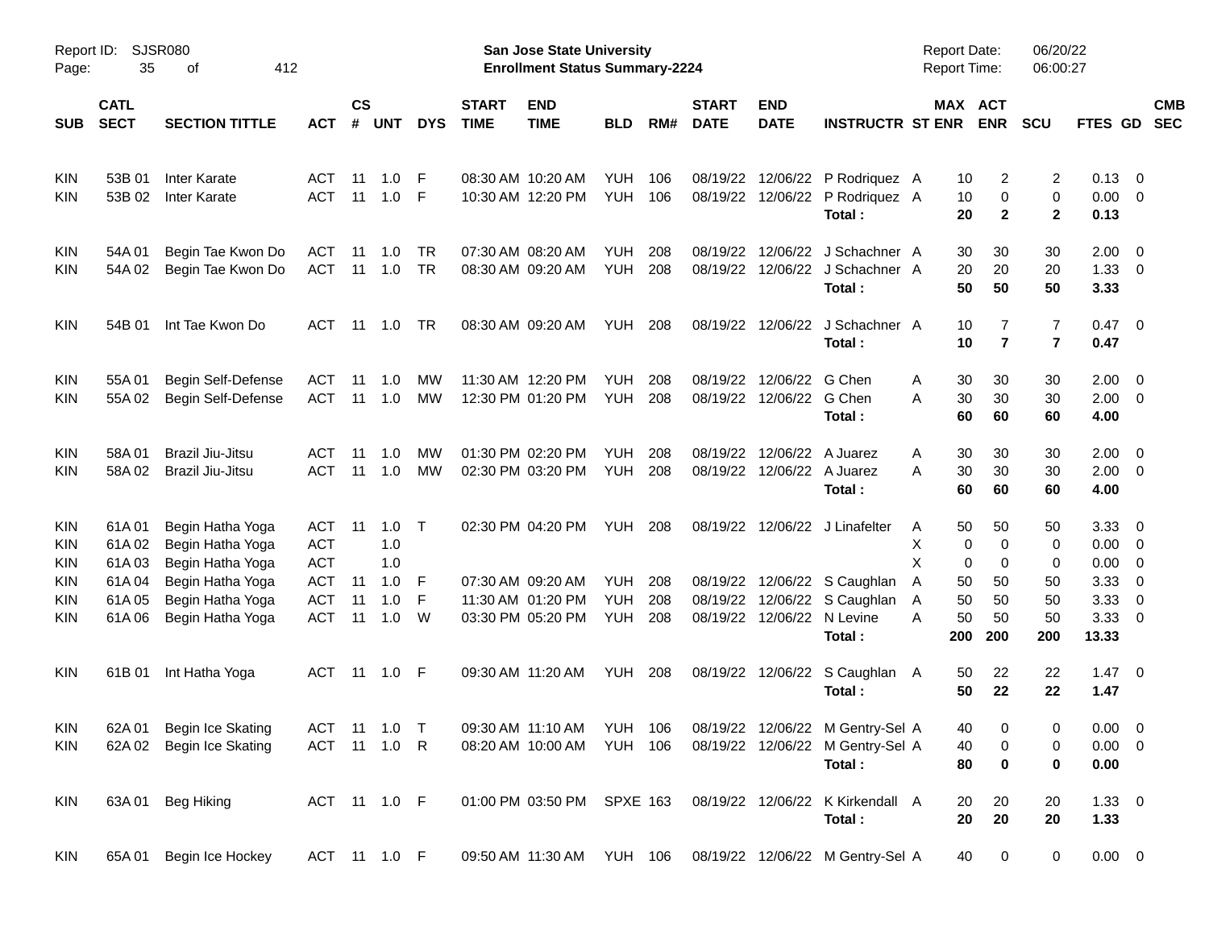Report ID: SJSR080

**San Jose State University**
**Enrollment Status Summary-2224**

Report Date: 06/20/22
Report Time: 06:00:27

| SUB | CATL SECT | SECTION TITTLE | ACT | CS # | UNT | DYS | START TIME | END TIME | BLD | RM# | START DATE | END DATE | INSTRUCTR | ST | MAX ENR | ACT ENR | SCU | FTES | GD | CMB SEC |
|---|---|---|---|---|---|---|---|---|---|---|---|---|---|---|---|---|---|---|---|---|
| KIN | 53B 01 | Inter Karate | ACT | 11 | 1.0 | F | 08:30 AM | 10:20 AM | YUH | 106 | 08/19/22 | 12/06/22 | P Rodriquez | A | 10 | 2 | 2 | 0.13 | 0 | |
| KIN | 53B 02 | Inter Karate | ACT | 11 | 1.0 | F | 10:30 AM | 12:20 PM | YUH | 106 | 08/19/22 | 12/06/22 | P Rodriquez | A | 10 | 0 | 0 | 0.00 | 0 | |
| | | | | | | | | | | | | | **Total :** | | **20** | **2** | **2** | **0.13** | | |
| KIN | 54A 01 | Begin Tae Kwon Do | ACT | 11 | 1.0 | TR | 07:30 AM | 08:20 AM | YUH | 208 | 08/19/22 | 12/06/22 | J Schachner | A | 30 | 30 | 30 | 2.00 | 0 | |
| KIN | 54A 02 | Begin Tae Kwon Do | ACT | 11 | 1.0 | TR | 08:30 AM | 09:20 AM | YUH | 208 | 08/19/22 | 12/06/22 | J Schachner | A | 20 | 20 | 20 | 1.33 | 0 | |
| | | | | | | | | | | | | | **Total :** | | **50** | **50** | **50** | **3.33** | | |
| KIN | 54B 01 | Int Tae Kwon Do | ACT | 11 | 1.0 | TR | 08:30 AM | 09:20 AM | YUH | 208 | 08/19/22 | 12/06/22 | J Schachner | A | 10 | 7 | 7 | 0.47 | 0 | |
| | | | | | | | | | | | | | **Total :** | | **10** | **7** | **7** | **0.47** | | |
| KIN | 55A 01 | Begin Self-Defense | ACT | 11 | 1.0 | MW | 11:30 AM | 12:20 PM | YUH | 208 | 08/19/22 | 12/06/22 | G Chen | A | 30 | 30 | 30 | 2.00 | 0 | |
| KIN | 55A 02 | Begin Self-Defense | ACT | 11 | 1.0 | MW | 12:30 PM | 01:20 PM | YUH | 208 | 08/19/22 | 12/06/22 | G Chen | A | 30 | 30 | 30 | 2.00 | 0 | |
| | | | | | | | | | | | | | **Total :** | | **60** | **60** | **60** | **4.00** | | |
| KIN | 58A 01 | Brazil Jiu-Jitsu | ACT | 11 | 1.0 | MW | 01:30 PM | 02:20 PM | YUH | 208 | 08/19/22 | 12/06/22 | A Juarez | A | 30 | 30 | 30 | 2.00 | 0 | |
| KIN | 58A 02 | Brazil Jiu-Jitsu | ACT | 11 | 1.0 | MW | 02:30 PM | 03:20 PM | YUH | 208 | 08/19/22 | 12/06/22 | A Juarez | A | 30 | 30 | 30 | 2.00 | 0 | |
| | | | | | | | | | | | | | **Total :** | | **60** | **60** | **60** | **4.00** | | |
| KIN | 61A 01 | Begin Hatha Yoga | ACT | 11 | 1.0 | T | 02:30 PM | 04:20 PM | YUH | 208 | 08/19/22 | 12/06/22 | J Linafelter | A | 50 | 50 | 50 | 3.33 | 0 | |
| KIN | 61A 02 | Begin Hatha Yoga | ACT | | 1.0 | | | | | | | | | X | 0 | 0 | 0 | 0.00 | 0 | |
| KIN | 61A 03 | Begin Hatha Yoga | ACT | | 1.0 | | | | | | | | | X | 0 | 0 | 0 | 0.00 | 0 | |
| KIN | 61A 04 | Begin Hatha Yoga | ACT | 11 | 1.0 | F | 07:30 AM | 09:20 AM | YUH | 208 | 08/19/22 | 12/06/22 | S Caughlan | A | 50 | 50 | 50 | 3.33 | 0 | |
| KIN | 61A 05 | Begin Hatha Yoga | ACT | 11 | 1.0 | F | 11:30 AM | 01:20 PM | YUH | 208 | 08/19/22 | 12/06/22 | S Caughlan | A | 50 | 50 | 50 | 3.33 | 0 | |
| KIN | 61A 06 | Begin Hatha Yoga | ACT | 11 | 1.0 | W | 03:30 PM | 05:20 PM | YUH | 208 | 08/19/22 | 12/06/22 | N Levine | A | 50 | 50 | 50 | 3.33 | 0 | |
| | | | | | | | | | | | | | **Total :** | | **200** | **200** | **200** | **13.33** | | |
| KIN | 61B 01 | Int Hatha Yoga | ACT | 11 | 1.0 | F | 09:30 AM | 11:20 AM | YUH | 208 | 08/19/22 | 12/06/22 | S Caughlan | A | 50 | 22 | 22 | 1.47 | 0 | |
| | | | | | | | | | | | | | **Total :** | | **50** | **22** | **22** | **1.47** | | |
| KIN | 62A 01 | Begin Ice Skating | ACT | 11 | 1.0 | T | 09:30 AM | 11:10 AM | YUH | 106 | 08/19/22 | 12/06/22 | M Gentry-Sel | A | 40 | 0 | 0 | 0.00 | 0 | |
| KIN | 62A 02 | Begin Ice Skating | ACT | 11 | 1.0 | R | 08:20 AM | 10:00 AM | YUH | 106 | 08/19/22 | 12/06/22 | M Gentry-Sel | A | 40 | 0 | 0 | 0.00 | 0 | |
| | | | | | | | | | | | | | **Total :** | | **80** | **0** | **0** | **0.00** | | |
| KIN | 63A 01 | Beg Hiking | ACT | 11 | 1.0 | F | 01:00 PM | 03:50 PM | SPXE | 163 | 08/19/22 | 12/06/22 | K Kirkendall | A | 20 | 20 | 20 | 1.33 | 0 | |
| | | | | | | | | | | | | | **Total :** | | **20** | **20** | **20** | **1.33** | | |
| KIN | 65A 01 | Begin Ice Hockey | ACT | 11 | 1.0 | F | 09:50 AM | 11:30 AM | YUH | 106 | 08/19/22 | 12/06/22 | M Gentry-Sel | A | 40 | 0 | 0 | 0.00 | 0 | |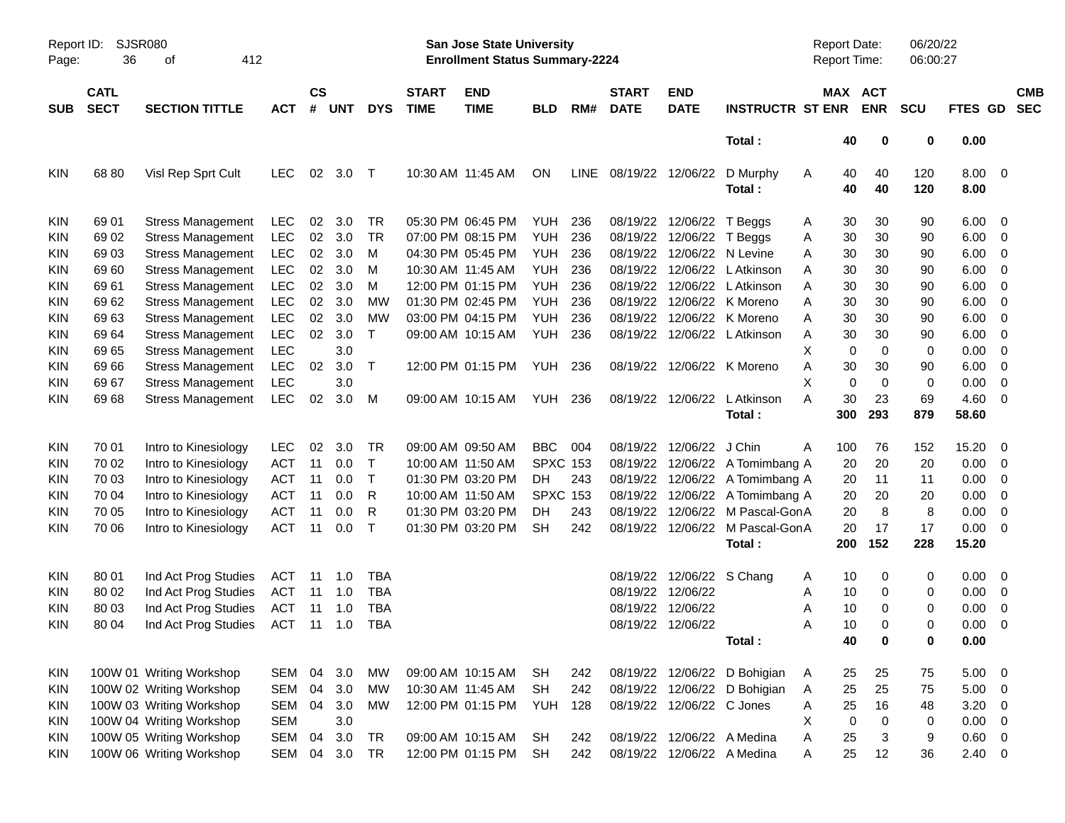Report ID: SJSR080

**San Jose State University**
**Enrollment Status Summary-2224**

Report Date: 06/20/22
Report Time: 06:00:27

| SUB | CATL SECT | SECTION TITTLE | ACT | CS # | UNT | DYS | START TIME | END TIME | BLD | RM# | START DATE | END DATE | INSTRUCTR | ST | MAX ENR | ACT ENR | SCU | FTES | GD | CMB SEC |
|---|---|---|---|---|---|---|---|---|---|---|---|---|---|---|---|---|---|---|---|---|
| | | | | | | | | | | | | | **Total :** | | **40** | **0** | **0** | **0.00** | | |
| KIN | 68 80 | Visl Rep Sprt Cult | LEC | 02 | 3.0 | T | 10:30 AM | 11:45 AM | ON | LINE | 08/19/22 | 12/06/22 | D Murphy | A | 40 | 40 | 120 | 8.00 | 0 | |
| | | | | | | | | | | | | | **Total :** | | **40** | **40** | **120** | **8.00** | | |
| KIN | 69 01 | Stress Management | LEC | 02 | 3.0 | TR | 05:30 PM | 06:45 PM | YUH | 236 | 08/19/22 | 12/06/22 | T Beggs | A | 30 | 30 | 90 | 6.00 | 0 | |
| KIN | 69 02 | Stress Management | LEC | 02 | 3.0 | TR | 07:00 PM | 08:15 PM | YUH | 236 | 08/19/22 | 12/06/22 | T Beggs | A | 30 | 30 | 90 | 6.00 | 0 | |
| KIN | 69 03 | Stress Management | LEC | 02 | 3.0 | M | 04:30 PM | 05:45 PM | YUH | 236 | 08/19/22 | 12/06/22 | N Levine | A | 30 | 30 | 90 | 6.00 | 0 | |
| KIN | 69 60 | Stress Management | LEC | 02 | 3.0 | M | 10:30 AM | 11:45 AM | YUH | 236 | 08/19/22 | 12/06/22 | L Atkinson | A | 30 | 30 | 90 | 6.00 | 0 | |
| KIN | 69 61 | Stress Management | LEC | 02 | 3.0 | M | 12:00 PM | 01:15 PM | YUH | 236 | 08/19/22 | 12/06/22 | L Atkinson | A | 30 | 30 | 90 | 6.00 | 0 | |
| KIN | 69 62 | Stress Management | LEC | 02 | 3.0 | MW | 01:30 PM | 02:45 PM | YUH | 236 | 08/19/22 | 12/06/22 | K Moreno | A | 30 | 30 | 90 | 6.00 | 0 | |
| KIN | 69 63 | Stress Management | LEC | 02 | 3.0 | MW | 03:00 PM | 04:15 PM | YUH | 236 | 08/19/22 | 12/06/22 | K Moreno | A | 30 | 30 | 90 | 6.00 | 0 | |
| KIN | 69 64 | Stress Management | LEC | 02 | 3.0 | T | 09:00 AM | 10:15 AM | YUH | 236 | 08/19/22 | 12/06/22 | L Atkinson | A | 30 | 30 | 90 | 6.00 | 0 | |
| KIN | 69 65 | Stress Management | LEC | | 3.0 | | | | | | | | | X | 0 | 0 | 0 | 0.00 | 0 | |
| KIN | 69 66 | Stress Management | LEC | 02 | 3.0 | T | 12:00 PM | 01:15 PM | YUH | 236 | 08/19/22 | 12/06/22 | K Moreno | A | 30 | 30 | 90 | 6.00 | 0 | |
| KIN | 69 67 | Stress Management | LEC | | 3.0 | | | | | | | | | X | 0 | 0 | 0 | 0.00 | 0 | |
| KIN | 69 68 | Stress Management | LEC | 02 | 3.0 | M | 09:00 AM | 10:15 AM | YUH | 236 | 08/19/22 | 12/06/22 | L Atkinson | A | 30 | 23 | 69 | 4.60 | 0 | |
| | | | | | | | | | | | | | **Total :** | | **300** | **293** | **879** | **58.60** | | |
| KIN | 70 01 | Intro to Kinesiology | LEC | 02 | 3.0 | TR | 09:00 AM | 09:50 AM | BBC | 004 | 08/19/22 | 12/06/22 | J Chin | A | 100 | 76 | 152 | 15.20 | 0 | |
| KIN | 70 02 | Intro to Kinesiology | ACT | 11 | 0.0 | T | 10:00 AM | 11:50 AM | SPXC | 153 | 08/19/22 | 12/06/22 | A Tomimbang | A | 20 | 20 | 20 | 0.00 | 0 | |
| KIN | 70 03 | Intro to Kinesiology | ACT | 11 | 0.0 | T | 01:30 PM | 03:20 PM | DH | 243 | 08/19/22 | 12/06/22 | A Tomimbang | A | 20 | 11 | 11 | 0.00 | 0 | |
| KIN | 70 04 | Intro to Kinesiology | ACT | 11 | 0.0 | R | 10:00 AM | 11:50 AM | SPXC | 153 | 08/19/22 | 12/06/22 | A Tomimbang | A | 20 | 20 | 20 | 0.00 | 0 | |
| KIN | 70 05 | Intro to Kinesiology | ACT | 11 | 0.0 | R | 01:30 PM | 03:20 PM | DH | 243 | 08/19/22 | 12/06/22 | M Pascal-Gon | A | 20 | 8 | 8 | 0.00 | 0 | |
| KIN | 70 06 | Intro to Kinesiology | ACT | 11 | 0.0 | T | 01:30 PM | 03:20 PM | SH | 242 | 08/19/22 | 12/06/22 | M Pascal-Gon | A | 20 | 17 | 17 | 0.00 | 0 | |
| | | | | | | | | | | | | | **Total :** | | **200** | **152** | **228** | **15.20** | | |
| KIN | 80 01 | Ind Act Prog Studies | ACT | 11 | 1.0 | TBA | | | | | 08/19/22 | 12/06/22 | S Chang | A | 10 | 0 | 0 | 0.00 | 0 | |
| KIN | 80 02 | Ind Act Prog Studies | ACT | 11 | 1.0 | TBA | | | | | 08/19/22 | 12/06/22 | | A | 10 | 0 | 0 | 0.00 | 0 | |
| KIN | 80 03 | Ind Act Prog Studies | ACT | 11 | 1.0 | TBA | | | | | 08/19/22 | 12/06/22 | | A | 10 | 0 | 0 | 0.00 | 0 | |
| KIN | 80 04 | Ind Act Prog Studies | ACT | 11 | 1.0 | TBA | | | | | 08/19/22 | 12/06/22 | | A | 10 | 0 | 0 | 0.00 | 0 | |
| | | | | | | | | | | | | | **Total :** | | **40** | **0** | **0** | **0.00** | | |
| KIN | 100W 01 | Writing Workshop | SEM | 04 | 3.0 | MW | 09:00 AM | 10:15 AM | SH | 242 | 08/19/22 | 12/06/22 | D Bohigian | A | 25 | 25 | 75 | 5.00 | 0 | |
| KIN | 100W 02 | Writing Workshop | SEM | 04 | 3.0 | MW | 10:30 AM | 11:45 AM | SH | 242 | 08/19/22 | 12/06/22 | D Bohigian | A | 25 | 25 | 75 | 5.00 | 0 | |
| KIN | 100W 03 | Writing Workshop | SEM | 04 | 3.0 | MW | 12:00 PM | 01:15 PM | YUH | 128 | 08/19/22 | 12/06/22 | C Jones | A | 25 | 16 | 48 | 3.20 | 0 | |
| KIN | 100W 04 | Writing Workshop | SEM | | 3.0 | | | | | | | | | X | 0 | 0 | 0 | 0.00 | 0 | |
| KIN | 100W 05 | Writing Workshop | SEM | 04 | 3.0 | TR | 09:00 AM | 10:15 AM | SH | 242 | 08/19/22 | 12/06/22 | A Medina | A | 25 | 3 | 9 | 0.60 | 0 | |
| KIN | 100W 06 | Writing Workshop | SEM | 04 | 3.0 | TR | 12:00 PM | 01:15 PM | SH | 242 | 08/19/22 | 12/06/22 | A Medina | A | 25 | 12 | 36 | 2.40 | 0 | |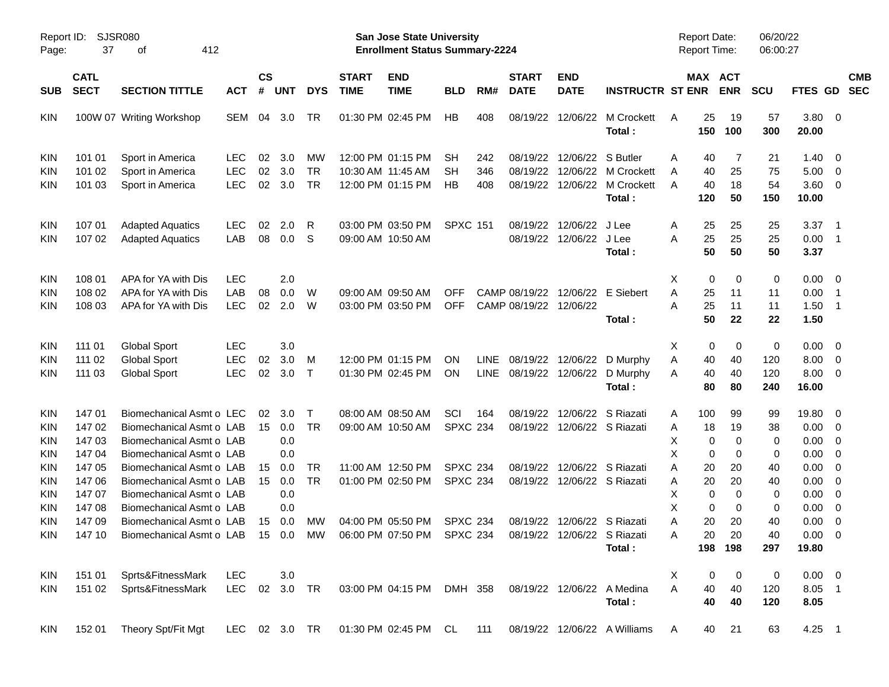Report ID: SJSR080

**San Jose State University**
**Enrollment Status Summary-2224**

Report Date: 06/20/22
Report Time: 06:00:27

| SUB | CATL SECT | SECTION TITTLE | ACT | CS # | UNT | DYS | START TIME | END TIME | BLD | RM# | START DATE | END DATE | INSTRUCTR | ST | MAX ENR | ACT ENR | SCU | FTES | GD | CMB SEC |
|---|---|---|---|---|---|---|---|---|---|---|---|---|---|---|---|---|---|---|---|---|
| KIN | 100W 07 | Writing Workshop | SEM | 04 | 3.0 | TR | 01:30 PM | 02:45 PM | HB | 408 | 08/19/22 | 12/06/22 | M Crockett | A | 25 | 19 | 57 | 3.80 | 0 | |
| | | | | | | | | | | | | | **Total :** | | **150** | **100** | **300** | **20.00** | | |
| KIN | 101 01 | Sport in America | LEC | 02 | 3.0 | MW | 12:00 PM | 01:15 PM | SH | 242 | 08/19/22 | 12/06/22 | S Butler | A | 40 | 7 | 21 | 1.40 | 0 | |
| KIN | 101 02 | Sport in America | LEC | 02 | 3.0 | TR | 10:30 AM | 11:45 AM | SH | 346 | 08/19/22 | 12/06/22 | M Crockett | A | 40 | 25 | 75 | 5.00 | 0 | |
| KIN | 101 03 | Sport in America | LEC | 02 | 3.0 | TR | 12:00 PM | 01:15 PM | HB | 408 | 08/19/22 | 12/06/22 | M Crockett | A | 40 | 18 | 54 | 3.60 | 0 | |
| | | | | | | | | | | | | | **Total :** | | **120** | **50** | **150** | **10.00** | | |
| KIN | 107 01 | Adapted Aquatics | LEC | 02 | 2.0 | R | 03:00 PM | 03:50 PM | SPXC | 151 | 08/19/22 | 12/06/22 | J Lee | A | 25 | 25 | 25 | 3.37 | 1 | |
| KIN | 107 02 | Adapted Aquatics | LAB | 08 | 0.0 | S | 09:00 AM | 10:50 AM | | | 08/19/22 | 12/06/22 | J Lee | A | 25 | 25 | 25 | 0.00 | 1 | |
| | | | | | | | | | | | | | **Total :** | | **50** | **50** | **50** | **3.37** | | |
| KIN | 108 01 | APA for YA with Dis | LEC | | 2.0 | | | | | | | | | X | 0 | 0 | 0 | 0.00 | 0 | |
| KIN | 108 02 | APA for YA with Dis | LAB | 08 | 0.0 | W | 09:00 AM | 09:50 AM | OFF | CAMP | 08/19/22 | 12/06/22 | E Siebert | A | 25 | 11 | 11 | 0.00 | 1 | |
| KIN | 108 03 | APA for YA with Dis | LEC | 02 | 2.0 | W | 03:00 PM | 03:50 PM | OFF | CAMP | 08/19/22 | 12/06/22 | | A | 25 | 11 | 11 | 1.50 | 1 | |
| | | | | | | | | | | | | | **Total :** | | **50** | **22** | **22** | **1.50** | | |
| KIN | 111 01 | Global Sport | LEC | | 3.0 | | | | | | | | | X | 0 | 0 | 0 | 0.00 | 0 | |
| KIN | 111 02 | Global Sport | LEC | 02 | 3.0 | M | 12:00 PM | 01:15 PM | ON | LINE | 08/19/22 | 12/06/22 | D Murphy | A | 40 | 40 | 120 | 8.00 | 0 | |
| KIN | 111 03 | Global Sport | LEC | 02 | 3.0 | T | 01:30 PM | 02:45 PM | ON | LINE | 08/19/22 | 12/06/22 | D Murphy | A | 40 | 40 | 120 | 8.00 | 0 | |
| | | | | | | | | | | | | | **Total :** | | **80** | **80** | **240** | **16.00** | | |
| KIN | 147 01 | Biomechanical Asmt o | LEC | 02 | 3.0 | T | 08:00 AM | 08:50 AM | SCI | 164 | 08/19/22 | 12/06/22 | S Riazati | A | 100 | 99 | 99 | 19.80 | 0 | |
| KIN | 147 02 | Biomechanical Asmt o | LAB | 15 | 0.0 | TR | 09:00 AM | 10:50 AM | SPXC | 234 | 08/19/22 | 12/06/22 | S Riazati | A | 18 | 19 | 38 | 0.00 | 0 | |
| KIN | 147 03 | Biomechanical Asmt o | LAB | | 0.0 | | | | | | | | | X | 0 | 0 | 0 | 0.00 | 0 | |
| KIN | 147 04 | Biomechanical Asmt o | LAB | | 0.0 | | | | | | | | | X | 0 | 0 | 0 | 0.00 | 0 | |
| KIN | 147 05 | Biomechanical Asmt o | LAB | 15 | 0.0 | TR | 11:00 AM | 12:50 PM | SPXC | 234 | 08/19/22 | 12/06/22 | S Riazati | A | 20 | 20 | 40 | 0.00 | 0 | |
| KIN | 147 06 | Biomechanical Asmt o | LAB | 15 | 0.0 | TR | 01:00 PM | 02:50 PM | SPXC | 234 | 08/19/22 | 12/06/22 | S Riazati | A | 20 | 20 | 40 | 0.00 | 0 | |
| KIN | 147 07 | Biomechanical Asmt o | LAB | | 0.0 | | | | | | | | | X | 0 | 0 | 0 | 0.00 | 0 | |
| KIN | 147 08 | Biomechanical Asmt o | LAB | | 0.0 | | | | | | | | | X | 0 | 0 | 0 | 0.00 | 0 | |
| KIN | 147 09 | Biomechanical Asmt o | LAB | 15 | 0.0 | MW | 04:00 PM | 05:50 PM | SPXC | 234 | 08/19/22 | 12/06/22 | S Riazati | A | 20 | 20 | 40 | 0.00 | 0 | |
| KIN | 147 10 | Biomechanical Asmt o | LAB | 15 | 0.0 | MW | 06:00 PM | 07:50 PM | SPXC | 234 | 08/19/22 | 12/06/22 | S Riazati | A | 20 | 20 | 40 | 0.00 | 0 | |
| | | | | | | | | | | | | | **Total :** | | **198** | **198** | **297** | **19.80** | | |
| KIN | 151 01 | Sprts&FitnessMark | LEC | | 3.0 | | | | | | | | | X | 0 | 0 | 0 | 0.00 | 0 | |
| KIN | 151 02 | Sprts&FitnessMark | LEC | 02 | 3.0 | TR | 03:00 PM | 04:15 PM | DMH | 358 | 08/19/22 | 12/06/22 | A Medina | A | 40 | 40 | 120 | 8.05 | 1 | |
| | | | | | | | | | | | | | **Total :** | | **40** | **40** | **120** | **8.05** | | |
| KIN | 152 01 | Theory Spt/Fit Mgt | LEC | 02 | 3.0 | TR | 01:30 PM | 02:45 PM | CL | 111 | 08/19/22 | 12/06/22 | A Williams | A | 40 | 21 | 63 | 4.25 | 1 | |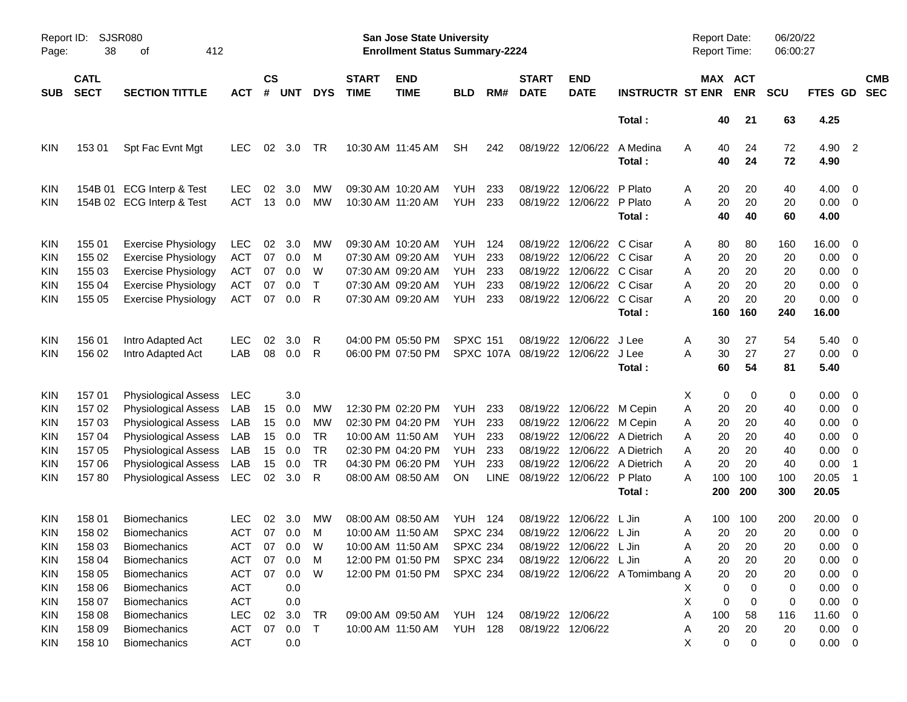| SUB | CATL SECT | SECTION TITTLE | ACT | CS # | UNT | DYS | START TIME | END TIME | BLD | RM# | START DATE | END DATE | INSTRUCTR | ST | MAX ENR | ACT ENR | SCU | FTES | GD | CMB SEC |
|---|---|---|---|---|---|---|---|---|---|---|---|---|---|---|---|---|---|---|---|---|
| | | | | | | | | | | | | | **Total :** | | **40** | **21** | **63** | **4.25** | | |
| KIN | 153 01 | Spt Fac Evnt Mgt | LEC | 02 | 3.0 | TR | 10:30 AM | 11:45 AM | SH | 242 | 08/19/22 | 12/06/22 | A Medina | A | 40 | 24 | 72 | 4.90 | 2 | |
| | | | | | | | | | | | | | **Total :** | | **40** | **24** | **72** | **4.90** | | |
| KIN | 154B 01 | ECG Interp & Test | LEC | 02 | 3.0 | MW | 09:30 AM | 10:20 AM | YUH | 233 | 08/19/22 | 12/06/22 | P Plato | A | 20 | 20 | 40 | 4.00 | 0 | |
| KIN | 154B 02 | ECG Interp & Test | ACT | 13 | 0.0 | MW | 10:30 AM | 11:20 AM | YUH | 233 | 08/19/22 | 12/06/22 | P Plato | A | 20 | 20 | 20 | 0.00 | 0 | |
| | | | | | | | | | | | | | **Total :** | | **40** | **40** | **60** | **4.00** | | |
| KIN | 155 01 | Exercise Physiology | LEC | 02 | 3.0 | MW | 09:30 AM | 10:20 AM | YUH | 124 | 08/19/22 | 12/06/22 | C Cisar | A | 80 | 80 | 160 | 16.00 | 0 | |
| KIN | 155 02 | Exercise Physiology | ACT | 07 | 0.0 | M | 07:30 AM | 09:20 AM | YUH | 233 | 08/19/22 | 12/06/22 | C Cisar | A | 20 | 20 | 20 | 0.00 | 0 | |
| KIN | 155 03 | Exercise Physiology | ACT | 07 | 0.0 | W | 07:30 AM | 09:20 AM | YUH | 233 | 08/19/22 | 12/06/22 | C Cisar | A | 20 | 20 | 20 | 0.00 | 0 | |
| KIN | 155 04 | Exercise Physiology | ACT | 07 | 0.0 | T | 07:30 AM | 09:20 AM | YUH | 233 | 08/19/22 | 12/06/22 | C Cisar | A | 20 | 20 | 20 | 0.00 | 0 | |
| KIN | 155 05 | Exercise Physiology | ACT | 07 | 0.0 | R | 07:30 AM | 09:20 AM | YUH | 233 | 08/19/22 | 12/06/22 | C Cisar | A | 20 | 20 | 20 | 0.00 | 0 | |
| | | | | | | | | | | | | | **Total :** | | **160** | **160** | **240** | **16.00** | | |
| KIN | 156 01 | Intro Adapted Act | LEC | 02 | 3.0 | R | 04:00 PM | 05:50 PM | SPXC | 151 | 08/19/22 | 12/06/22 | J Lee | A | 30 | 27 | 54 | 5.40 | 0 | |
| KIN | 156 02 | Intro Adapted Act | LAB | 08 | 0.0 | R | 06:00 PM | 07:50 PM | SPXC | 107A | 08/19/22 | 12/06/22 | J Lee | A | 30 | 27 | 27 | 0.00 | 0 | |
| | | | | | | | | | | | | | **Total :** | | **60** | **54** | **81** | **5.40** | | |
| KIN | 157 01 | Physiological Assess | LEC | | 3.0 | | | | | | | | | X | 0 | 0 | 0 | 0.00 | 0 | |
| KIN | 157 02 | Physiological Assess | LAB | 15 | 0.0 | MW | 12:30 PM | 02:20 PM | YUH | 233 | 08/19/22 | 12/06/22 | M Cepin | A | 20 | 20 | 40 | 0.00 | 0 | |
| KIN | 157 03 | Physiological Assess | LAB | 15 | 0.0 | MW | 02:30 PM | 04:20 PM | YUH | 233 | 08/19/22 | 12/06/22 | M Cepin | A | 20 | 20 | 40 | 0.00 | 0 | |
| KIN | 157 04 | Physiological Assess | LAB | 15 | 0.0 | TR | 10:00 AM | 11:50 AM | YUH | 233 | 08/19/22 | 12/06/22 | A Dietrich | A | 20 | 20 | 40 | 0.00 | 0 | |
| KIN | 157 05 | Physiological Assess | LAB | 15 | 0.0 | TR | 02:30 PM | 04:20 PM | YUH | 233 | 08/19/22 | 12/06/22 | A Dietrich | A | 20 | 20 | 40 | 0.00 | 0 | |
| KIN | 157 06 | Physiological Assess | LAB | 15 | 0.0 | TR | 04:30 PM | 06:20 PM | YUH | 233 | 08/19/22 | 12/06/22 | A Dietrich | A | 20 | 20 | 40 | 0.00 | 1 | |
| KIN | 157 80 | Physiological Assess | LEC | 02 | 3.0 | R | 08:00 AM | 08:50 AM | ON | LINE | 08/19/22 | 12/06/22 | P Plato | A | 100 | 100 | 100 | 20.05 | 1 | |
| | | | | | | | | | | | | | **Total :** | | **200** | **200** | **300** | **20.05** | | |
| KIN | 158 01 | Biomechanics | LEC | 02 | 3.0 | MW | 08:00 AM | 08:50 AM | YUH | 124 | 08/19/22 | 12/06/22 | L Jin | A | 100 | 100 | 200 | 20.00 | 0 | |
| KIN | 158 02 | Biomechanics | ACT | 07 | 0.0 | M | 10:00 AM | 11:50 AM | SPXC | 234 | 08/19/22 | 12/06/22 | L Jin | A | 20 | 20 | 20 | 0.00 | 0 | |
| KIN | 158 03 | Biomechanics | ACT | 07 | 0.0 | W | 10:00 AM | 11:50 AM | SPXC | 234 | 08/19/22 | 12/06/22 | L Jin | A | 20 | 20 | 20 | 0.00 | 0 | |
| KIN | 158 04 | Biomechanics | ACT | 07 | 0.0 | M | 12:00 PM | 01:50 PM | SPXC | 234 | 08/19/22 | 12/06/22 | L Jin | A | 20 | 20 | 20 | 0.00 | 0 | |
| KIN | 158 05 | Biomechanics | ACT | 07 | 0.0 | W | 12:00 PM | 01:50 PM | SPXC | 234 | 08/19/22 | 12/06/22 | A Tomimbang | A | 20 | 20 | 20 | 0.00 | 0 | |
| KIN | 158 06 | Biomechanics | ACT | | 0.0 | | | | | | | | | X | 0 | 0 | 0 | 0.00 | 0 | |
| KIN | 158 07 | Biomechanics | ACT | | 0.0 | | | | | | | | | X | 0 | 0 | 0 | 0.00 | 0 | |
| KIN | 158 08 | Biomechanics | LEC | 02 | 3.0 | TR | 09:00 AM | 09:50 AM | YUH | 124 | 08/19/22 | 12/06/22 | | A | 100 | 58 | 116 | 11.60 | 0 | |
| KIN | 158 09 | Biomechanics | ACT | 07 | 0.0 | T | 10:00 AM | 11:50 AM | YUH | 128 | 08/19/22 | 12/06/22 | | A | 20 | 20 | 20 | 0.00 | 0 | |
| KIN | 158 10 | Biomechanics | ACT | | 0.0 | | | | | | | | | X | 0 | 0 | 0 | 0.00 | 0 | |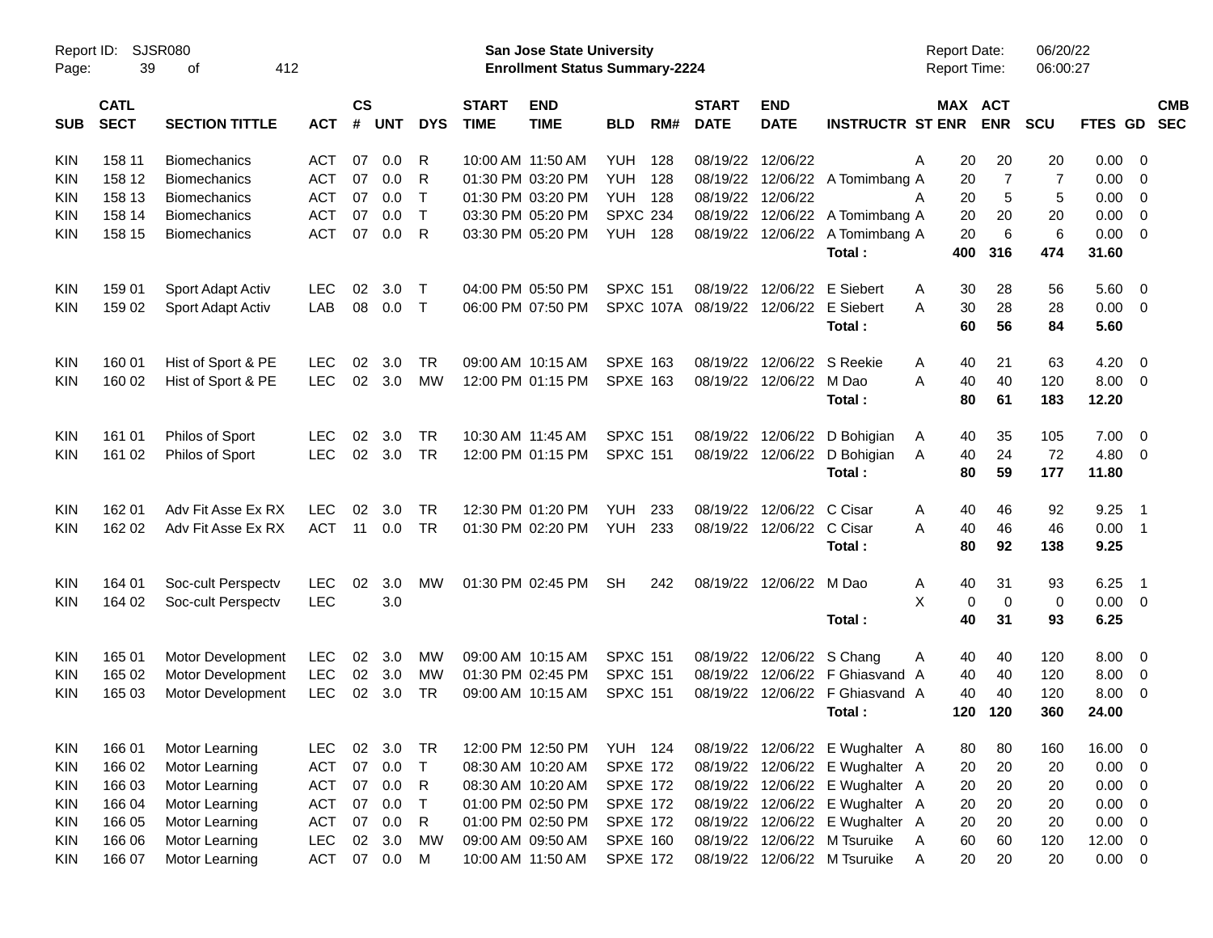Report ID: SJSR080
San Jose State University
Enrollment Status Summary-2224

Report Date: 06/20/22
Report Time: 06:00:27

| SUB | CATL SECT | SECTION TITTLE | ACT | CS # | UNT | DYS | START TIME | END TIME | BLD | RM# | START DATE | END DATE | INSTRUCTR | ST | MAX ENR | ACT ENR | SCU | FTES | GD | CMB SEC |
|---|---|---|---|---|---|---|---|---|---|---|---|---|---|---|---|---|---|---|---|---|
| KIN | 158 11 | Biomechanics | ACT | 07 | 0.0 | R | 10:00 AM | 11:50 AM | YUH | 128 | 08/19/22 | 12/06/22 | | A | 20 | 20 | 20 | 0.00 | 0 | |
| KIN | 158 12 | Biomechanics | ACT | 07 | 0.0 | R | 01:30 PM | 03:20 PM | YUH | 128 | 08/19/22 | 12/06/22 | A Tomimbang | A | 20 | 7 | 7 | 0.00 | 0 | |
| KIN | 158 13 | Biomechanics | ACT | 07 | 0.0 | T | 01:30 PM | 03:20 PM | YUH | 128 | 08/19/22 | 12/06/22 | | A | 20 | 5 | 5 | 0.00 | 0 | |
| KIN | 158 14 | Biomechanics | ACT | 07 | 0.0 | T | 03:30 PM | 05:20 PM | SPXC | 234 | 08/19/22 | 12/06/22 | A Tomimbang | A | 20 | 20 | 20 | 0.00 | 0 | |
| KIN | 158 15 | Biomechanics | ACT | 07 | 0.0 | R | 03:30 PM | 05:20 PM | YUH | 128 | 08/19/22 | 12/06/22 | A Tomimbang | A | 20 | 6 | 6 | 0.00 | 0 | |
| | | | | | | | | | | | | | Total : | | 400 | 316 | 474 | 31.60 | | |
| KIN | 159 01 | Sport Adapt Activ | LEC | 02 | 3.0 | T | 04:00 PM | 05:50 PM | SPXC | 151 | 08/19/22 | 12/06/22 | E Siebert | A | 30 | 28 | 56 | 5.60 | 0 | |
| KIN | 159 02 | Sport Adapt Activ | LAB | 08 | 0.0 | T | 06:00 PM | 07:50 PM | SPXC | 107A | 08/19/22 | 12/06/22 | E Siebert | A | 30 | 28 | 28 | 0.00 | 0 | |
| | | | | | | | | | | | | | Total : | | 60 | 56 | 84 | 5.60 | | |
| KIN | 160 01 | Hist of Sport & PE | LEC | 02 | 3.0 | TR | 09:00 AM | 10:15 AM | SPXE | 163 | 08/19/22 | 12/06/22 | S Reekie | A | 40 | 21 | 63 | 4.20 | 0 | |
| KIN | 160 02 | Hist of Sport & PE | LEC | 02 | 3.0 | MW | 12:00 PM | 01:15 PM | SPXE | 163 | 08/19/22 | 12/06/22 | M Dao | A | 40 | 40 | 120 | 8.00 | 0 | |
| | | | | | | | | | | | | | Total : | | 80 | 61 | 183 | 12.20 | | |
| KIN | 161 01 | Philos of Sport | LEC | 02 | 3.0 | TR | 10:30 AM | 11:45 AM | SPXC | 151 | 08/19/22 | 12/06/22 | D Bohigian | A | 40 | 35 | 105 | 7.00 | 0 | |
| KIN | 161 02 | Philos of Sport | LEC | 02 | 3.0 | TR | 12:00 PM | 01:15 PM | SPXC | 151 | 08/19/22 | 12/06/22 | D Bohigian | A | 40 | 24 | 72 | 4.80 | 0 | |
| | | | | | | | | | | | | | Total : | | 80 | 59 | 177 | 11.80 | | |
| KIN | 162 01 | Adv Fit Asse Ex RX | LEC | 02 | 3.0 | TR | 12:30 PM | 01:20 PM | YUH | 233 | 08/19/22 | 12/06/22 | C Cisar | A | 40 | 46 | 92 | 9.25 | 1 | |
| KIN | 162 02 | Adv Fit Asse Ex RX | ACT | 11 | 0.0 | TR | 01:30 PM | 02:20 PM | YUH | 233 | 08/19/22 | 12/06/22 | C Cisar | A | 40 | 46 | 46 | 0.00 | 1 | |
| | | | | | | | | | | | | | Total : | | 80 | 92 | 138 | 9.25 | | |
| KIN | 164 01 | Soc-cult Perspectv | LEC | 02 | 3.0 | MW | 01:30 PM | 02:45 PM | SH | 242 | 08/19/22 | 12/06/22 | M Dao | A | 40 | 31 | 93 | 6.25 | 1 | |
| KIN | 164 02 | Soc-cult Perspectv | LEC | | 3.0 | | | | | | | | | X | 0 | 0 | 0 | 0.00 | 0 | |
| | | | | | | | | | | | | | Total : | | 40 | 31 | 93 | 6.25 | | |
| KIN | 165 01 | Motor Development | LEC | 02 | 3.0 | MW | 09:00 AM | 10:15 AM | SPXC | 151 | 08/19/22 | 12/06/22 | S Chang | A | 40 | 40 | 120 | 8.00 | 0 | |
| KIN | 165 02 | Motor Development | LEC | 02 | 3.0 | MW | 01:30 PM | 02:45 PM | SPXC | 151 | 08/19/22 | 12/06/22 | F Ghiasvand | A | 40 | 40 | 120 | 8.00 | 0 | |
| KIN | 165 03 | Motor Development | LEC | 02 | 3.0 | TR | 09:00 AM | 10:15 AM | SPXC | 151 | 08/19/22 | 12/06/22 | F Ghiasvand | A | 40 | 40 | 120 | 8.00 | 0 | |
| | | | | | | | | | | | | | Total : | | 120 | 120 | 360 | 24.00 | | |
| KIN | 166 01 | Motor Learning | LEC | 02 | 3.0 | TR | 12:00 PM | 12:50 PM | YUH | 124 | 08/19/22 | 12/06/22 | E Wughalter | A | 80 | 80 | 160 | 16.00 | 0 | |
| KIN | 166 02 | Motor Learning | ACT | 07 | 0.0 | T | 08:30 AM | 10:20 AM | SPXE | 172 | 08/19/22 | 12/06/22 | E Wughalter | A | 20 | 20 | 20 | 0.00 | 0 | |
| KIN | 166 03 | Motor Learning | ACT | 07 | 0.0 | R | 08:30 AM | 10:20 AM | SPXE | 172 | 08/19/22 | 12/06/22 | E Wughalter | A | 20 | 20 | 20 | 0.00 | 0 | |
| KIN | 166 04 | Motor Learning | ACT | 07 | 0.0 | T | 01:00 PM | 02:50 PM | SPXE | 172 | 08/19/22 | 12/06/22 | E Wughalter | A | 20 | 20 | 20 | 0.00 | 0 | |
| KIN | 166 05 | Motor Learning | ACT | 07 | 0.0 | R | 01:00 PM | 02:50 PM | SPXE | 172 | 08/19/22 | 12/06/22 | E Wughalter | A | 20 | 20 | 20 | 0.00 | 0 | |
| KIN | 166 06 | Motor Learning | LEC | 02 | 3.0 | MW | 09:00 AM | 09:50 AM | SPXE | 160 | 08/19/22 | 12/06/22 | M Tsuruike | A | 60 | 60 | 120 | 12.00 | 0 | |
| KIN | 166 07 | Motor Learning | ACT | 07 | 0.0 | M | 10:00 AM | 11:50 AM | SPXE | 172 | 08/19/22 | 12/06/22 | M Tsuruike | A | 20 | 20 | 20 | 0.00 | 0 | |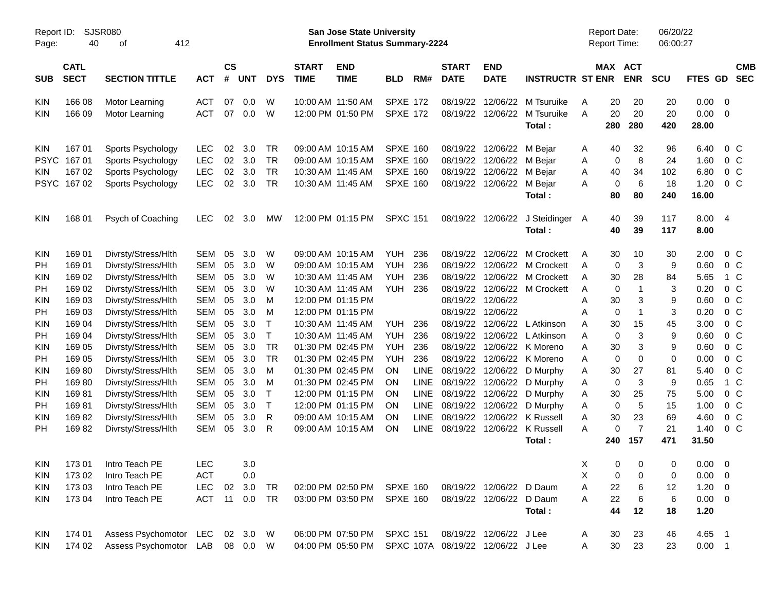Report ID: SJSR080

**San Jose State University**
**Enrollment Status Summary-2224**

Report Date: 06/20/22
Report Time: 06:00:27

| SUB | CATL SECT | SECTION TITTLE | ACT | CS # | UNT | DYS | START TIME | END TIME | BLD | RM# | START DATE | END DATE | INSTRUCTR | ST | MAX ENR | ACT ENR | SCU | FTES | GD | CMB SEC |
|---|---|---|---|---|---|---|---|---|---|---|---|---|---|---|---|---|---|---|---|---|
| KIN | 166 08 | Motor Learning | ACT | 07 | 0.0 | W | 10:00 AM | 11:50 AM | SPXE | 172 | 08/19/22 | 12/06/22 | M Tsuruike | A | 20 | 20 | 20 | 0.00 | 0 | |
| KIN | 166 09 | Motor Learning | ACT | 07 | 0.0 | W | 12:00 PM | 01:50 PM | SPXE | 172 | 08/19/22 | 12/06/22 | M Tsuruike | A | 20 | 20 | 20 | 0.00 | 0 | |
| | | | | | | | | | | | | | **Total :** | | **280** | **280** | **420** | **28.00** | | |
| KIN | 167 01 | Sports Psychology | LEC | 02 | 3.0 | TR | 09:00 AM | 10:15 AM | SPXE | 160 | 08/19/22 | 12/06/22 | M Bejar | A | 40 | 32 | 96 | 6.40 | 0 | C |
| PSYC | 167 01 | Sports Psychology | LEC | 02 | 3.0 | TR | 09:00 AM | 10:15 AM | SPXE | 160 | 08/19/22 | 12/06/22 | M Bejar | A | 0 | 8 | 24 | 1.60 | 0 | C |
| KIN | 167 02 | Sports Psychology | LEC | 02 | 3.0 | TR | 10:30 AM | 11:45 AM | SPXE | 160 | 08/19/22 | 12/06/22 | M Bejar | A | 40 | 34 | 102 | 6.80 | 0 | C |
| PSYC | 167 02 | Sports Psychology | LEC | 02 | 3.0 | TR | 10:30 AM | 11:45 AM | SPXE | 160 | 08/19/22 | 12/06/22 | M Bejar | A | 0 | 6 | 18 | 1.20 | 0 | C |
| | | | | | | | | | | | | | **Total :** | | **80** | **80** | **240** | **16.00** | | |
| KIN | 168 01 | Psych of Coaching | LEC | 02 | 3.0 | MW | 12:00 PM | 01:15 PM | SPXC | 151 | 08/19/22 | 12/06/22 | J Steidinger | A | 40 | 39 | 117 | 8.00 | 4 | |
| | | | | | | | | | | | | | **Total :** | | **40** | **39** | **117** | **8.00** | | |
| KIN | 169 01 | Divrsty/Stress/Hlth | SEM | 05 | 3.0 | W | 09:00 AM | 10:15 AM | YUH | 236 | 08/19/22 | 12/06/22 | M Crockett | A | 30 | 10 | 30 | 2.00 | 0 | C |
| PH | 169 01 | Divrsty/Stress/Hlth | SEM | 05 | 3.0 | W | 09:00 AM | 10:15 AM | YUH | 236 | 08/19/22 | 12/06/22 | M Crockett | A | 0 | 3 | 9 | 0.60 | 0 | C |
| KIN | 169 02 | Divrsty/Stress/Hlth | SEM | 05 | 3.0 | W | 10:30 AM | 11:45 AM | YUH | 236 | 08/19/22 | 12/06/22 | M Crockett | A | 30 | 28 | 84 | 5.65 | 1 | C |
| PH | 169 02 | Divrsty/Stress/Hlth | SEM | 05 | 3.0 | W | 10:30 AM | 11:45 AM | YUH | 236 | 08/19/22 | 12/06/22 | M Crockett | A | 0 | 1 | 3 | 0.20 | 0 | C |
| KIN | 169 03 | Divrsty/Stress/Hlth | SEM | 05 | 3.0 | M | 12:00 PM | 01:15 PM | | | 08/19/22 | 12/06/22 | | A | 30 | 3 | 9 | 0.60 | 0 | C |
| PH | 169 03 | Divrsty/Stress/Hlth | SEM | 05 | 3.0 | M | 12:00 PM | 01:15 PM | | | 08/19/22 | 12/06/22 | | A | 0 | 1 | 3 | 0.20 | 0 | C |
| KIN | 169 04 | Divrsty/Stress/Hlth | SEM | 05 | 3.0 | T | 10:30 AM | 11:45 AM | YUH | 236 | 08/19/22 | 12/06/22 | L Atkinson | A | 30 | 15 | 45 | 3.00 | 0 | C |
| PH | 169 04 | Divrsty/Stress/Hlth | SEM | 05 | 3.0 | T | 10:30 AM | 11:45 AM | YUH | 236 | 08/19/22 | 12/06/22 | L Atkinson | A | 0 | 3 | 9 | 0.60 | 0 | C |
| KIN | 169 05 | Divrsty/Stress/Hlth | SEM | 05 | 3.0 | TR | 01:30 PM | 02:45 PM | YUH | 236 | 08/19/22 | 12/06/22 | K Moreno | A | 30 | 3 | 9 | 0.60 | 0 | C |
| PH | 169 05 | Divrsty/Stress/Hlth | SEM | 05 | 3.0 | TR | 01:30 PM | 02:45 PM | YUH | 236 | 08/19/22 | 12/06/22 | K Moreno | A | 0 | 0 | 0 | 0.00 | 0 | C |
| KIN | 169 80 | Divrsty/Stress/Hlth | SEM | 05 | 3.0 | M | 01:30 PM | 02:45 PM | ON | LINE | 08/19/22 | 12/06/22 | D Murphy | A | 30 | 27 | 81 | 5.40 | 0 | C |
| PH | 169 80 | Divrsty/Stress/Hlth | SEM | 05 | 3.0 | M | 01:30 PM | 02:45 PM | ON | LINE | 08/19/22 | 12/06/22 | D Murphy | A | 0 | 3 | 9 | 0.65 | 1 | C |
| KIN | 169 81 | Divrsty/Stress/Hlth | SEM | 05 | 3.0 | T | 12:00 PM | 01:15 PM | ON | LINE | 08/19/22 | 12/06/22 | D Murphy | A | 30 | 25 | 75 | 5.00 | 0 | C |
| PH | 169 81 | Divrsty/Stress/Hlth | SEM | 05 | 3.0 | T | 12:00 PM | 01:15 PM | ON | LINE | 08/19/22 | 12/06/22 | D Murphy | A | 0 | 5 | 15 | 1.00 | 0 | C |
| KIN | 169 82 | Divrsty/Stress/Hlth | SEM | 05 | 3.0 | R | 09:00 AM | 10:15 AM | ON | LINE | 08/19/22 | 12/06/22 | K Russell | A | 30 | 23 | 69 | 4.60 | 0 | C |
| PH | 169 82 | Divrsty/Stress/Hlth | SEM | 05 | 3.0 | R | 09:00 AM | 10:15 AM | ON | LINE | 08/19/22 | 12/06/22 | K Russell | A | 0 | 7 | 21 | 1.40 | 0 | C |
| | | | | | | | | | | | | | **Total :** | | **240** | **157** | **471** | **31.50** | | |
| KIN | 173 01 | Intro Teach PE | LEC | | 3.0 | | | | | | | | | X | 0 | 0 | 0 | 0.00 | 0 | |
| KIN | 173 02 | Intro Teach PE | ACT | | 0.0 | | | | | | | | | X | 0 | 0 | 0 | 0.00 | 0 | |
| KIN | 173 03 | Intro Teach PE | LEC | 02 | 3.0 | TR | 02:00 PM | 02:50 PM | SPXE | 160 | 08/19/22 | 12/06/22 | D Daum | A | 22 | 6 | 12 | 1.20 | 0 | |
| KIN | 173 04 | Intro Teach PE | ACT | 11 | 0.0 | TR | 03:00 PM | 03:50 PM | SPXE | 160 | 08/19/22 | 12/06/22 | D Daum | A | 22 | 6 | 6 | 0.00 | 0 | |
| | | | | | | | | | | | | | **Total :** | | **44** | **12** | **18** | **1.20** | | |
| KIN | 174 01 | Assess Psychomotor | LEC | 02 | 3.0 | W | 06:00 PM | 07:50 PM | SPXC | 151 | 08/19/22 | 12/06/22 | J Lee | A | 30 | 23 | 46 | 4.65 | 1 | |
| KIN | 174 02 | Assess Psychomotor | LAB | 08 | 0.0 | W | 04:00 PM | 05:50 PM | SPXC | 107A | 08/19/22 | 12/06/22 | J Lee | A | 30 | 23 | 23 | 0.00 | 1 | |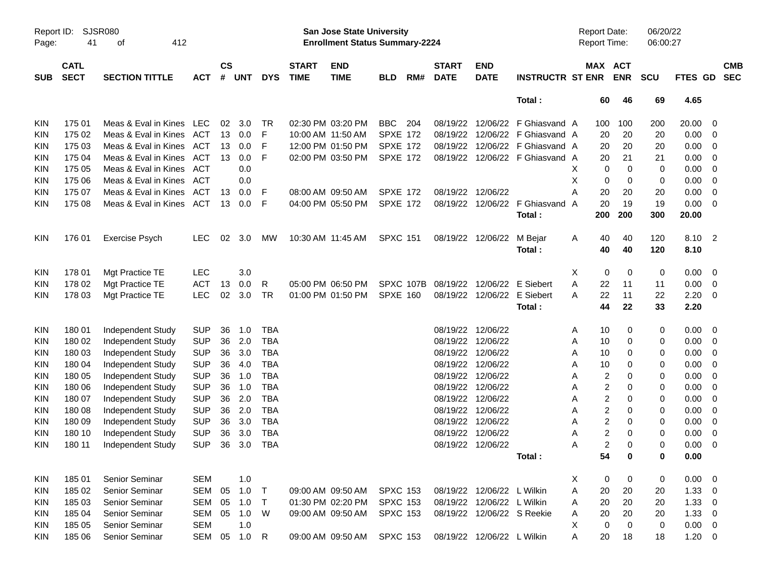**San Jose State University**
**Enrollment Status Summary-2224**

Report ID: SJSR080
Report Date: 06/20/22
Report Time: 06:00:27

| SUB | CATL SECT | SECTION TITTLE | ACT | CS # | UNT | DYS | START TIME | END TIME | BLD | RM# | START DATE | END DATE | INSTRUCTR | ST | MAX ENR | ACT ENR | SCU | FTES | GD | CMB SEC |
|---|---|---|---|---|---|---|---|---|---|---|---|---|---|---|---|---|---|---|---|---|
| | | | | | | | | | | | | | Total : | | 60 | 46 | 69 | 4.65 | | |
| KIN | 175 01 | Meas & Eval in Kines | LEC | 02 | 3.0 | TR | 02:30 PM | 03:20 PM | BBC | 204 | 08/19/22 | 12/06/22 | F Ghiasvand | A | 100 | 100 | 200 | 20.00 | 0 | |
| KIN | 175 02 | Meas & Eval in Kines | ACT | 13 | 0.0 | F | 10:00 AM | 11:50 AM | SPXE | 172 | 08/19/22 | 12/06/22 | F Ghiasvand | A | 20 | 20 | 20 | 0.00 | 0 | |
| KIN | 175 03 | Meas & Eval in Kines | ACT | 13 | 0.0 | F | 12:00 PM | 01:50 PM | SPXE | 172 | 08/19/22 | 12/06/22 | F Ghiasvand | A | 20 | 20 | 20 | 0.00 | 0 | |
| KIN | 175 04 | Meas & Eval in Kines | ACT | 13 | 0.0 | F | 02:00 PM | 03:50 PM | SPXE | 172 | 08/19/22 | 12/06/22 | F Ghiasvand | A | 20 | 21 | 21 | 0.00 | 0 | |
| KIN | 175 05 | Meas & Eval in Kines | ACT | | 0.0 | | | | | | | | | X | 0 | 0 | 0 | 0.00 | 0 | |
| KIN | 175 06 | Meas & Eval in Kines | ACT | | 0.0 | | | | | | | | | X | 0 | 0 | 0 | 0.00 | 0 | |
| KIN | 175 07 | Meas & Eval in Kines | ACT | 13 | 0.0 | F | 08:00 AM | 09:50 AM | SPXE | 172 | 08/19/22 | 12/06/22 | | A | 20 | 20 | 20 | 0.00 | 0 | |
| KIN | 175 08 | Meas & Eval in Kines | ACT | 13 | 0.0 | F | 04:00 PM | 05:50 PM | SPXE | 172 | 08/19/22 | 12/06/22 | F Ghiasvand | A | 20 | 19 | 19 | 0.00 | 0 | |
| | | | | | | | | | | | | | Total : | | 200 | 200 | 300 | 20.00 | | |
| KIN | 176 01 | Exercise Psych | LEC | 02 | 3.0 | MW | 10:30 AM | 11:45 AM | SPXC | 151 | 08/19/22 | 12/06/22 | M Bejar | A | 40 | 40 | 120 | 8.10 | 2 | |
| | | | | | | | | | | | | | Total : | | 40 | 40 | 120 | 8.10 | | |
| KIN | 178 01 | Mgt Practice TE | LEC | | 3.0 | | | | | | | | | X | 0 | 0 | 0 | 0.00 | 0 | |
| KIN | 178 02 | Mgt Practice TE | ACT | 13 | 0.0 | R | 05:00 PM | 06:50 PM | SPXC | 107B | 08/19/22 | 12/06/22 | E Siebert | A | 22 | 11 | 11 | 0.00 | 0 | |
| KIN | 178 03 | Mgt Practice TE | LEC | 02 | 3.0 | TR | 01:00 PM | 01:50 PM | SPXE | 160 | 08/19/22 | 12/06/22 | E Siebert | A | 22 | 11 | 22 | 2.20 | 0 | |
| | | | | | | | | | | | | | Total : | | 44 | 22 | 33 | 2.20 | | |
| KIN | 180 01 | Independent Study | SUP | 36 | 1.0 | TBA | | | | | 08/19/22 | 12/06/22 | | A | 10 | 0 | 0 | 0.00 | 0 | |
| KIN | 180 02 | Independent Study | SUP | 36 | 2.0 | TBA | | | | | 08/19/22 | 12/06/22 | | A | 10 | 0 | 0 | 0.00 | 0 | |
| KIN | 180 03 | Independent Study | SUP | 36 | 3.0 | TBA | | | | | 08/19/22 | 12/06/22 | | A | 10 | 0 | 0 | 0.00 | 0 | |
| KIN | 180 04 | Independent Study | SUP | 36 | 4.0 | TBA | | | | | 08/19/22 | 12/06/22 | | A | 10 | 0 | 0 | 0.00 | 0 | |
| KIN | 180 05 | Independent Study | SUP | 36 | 1.0 | TBA | | | | | 08/19/22 | 12/06/22 | | A | 2 | 0 | 0 | 0.00 | 0 | |
| KIN | 180 06 | Independent Study | SUP | 36 | 1.0 | TBA | | | | | 08/19/22 | 12/06/22 | | A | 2 | 0 | 0 | 0.00 | 0 | |
| KIN | 180 07 | Independent Study | SUP | 36 | 2.0 | TBA | | | | | 08/19/22 | 12/06/22 | | A | 2 | 0 | 0 | 0.00 | 0 | |
| KIN | 180 08 | Independent Study | SUP | 36 | 2.0 | TBA | | | | | 08/19/22 | 12/06/22 | | A | 2 | 0 | 0 | 0.00 | 0 | |
| KIN | 180 09 | Independent Study | SUP | 36 | 3.0 | TBA | | | | | 08/19/22 | 12/06/22 | | A | 2 | 0 | 0 | 0.00 | 0 | |
| KIN | 180 10 | Independent Study | SUP | 36 | 3.0 | TBA | | | | | 08/19/22 | 12/06/22 | | A | 2 | 0 | 0 | 0.00 | 0 | |
| KIN | 180 11 | Independent Study | SUP | 36 | 3.0 | TBA | | | | | 08/19/22 | 12/06/22 | | A | 2 | 0 | 0 | 0.00 | 0 | |
| | | | | | | | | | | | | | Total : | | 54 | 0 | 0 | 0.00 | | |
| KIN | 185 01 | Senior Seminar | SEM | | 1.0 | | | | | | | | | X | 0 | 0 | 0 | 0.00 | 0 | |
| KIN | 185 02 | Senior Seminar | SEM | 05 | 1.0 | T | 09:00 AM | 09:50 AM | SPXC | 153 | 08/19/22 | 12/06/22 | L Wilkin | A | 20 | 20 | 20 | 1.33 | 0 | |
| KIN | 185 03 | Senior Seminar | SEM | 05 | 1.0 | T | 01:30 PM | 02:20 PM | SPXC | 153 | 08/19/22 | 12/06/22 | L Wilkin | A | 20 | 20 | 20 | 1.33 | 0 | |
| KIN | 185 04 | Senior Seminar | SEM | 05 | 1.0 | W | 09:00 AM | 09:50 AM | SPXC | 153 | 08/19/22 | 12/06/22 | S Reekie | A | 20 | 20 | 20 | 1.33 | 0 | |
| KIN | 185 05 | Senior Seminar | SEM | | 1.0 | | | | | | | | | X | 0 | 0 | 0 | 0.00 | 0 | |
| KIN | 185 06 | Senior Seminar | SEM | 05 | 1.0 | R | 09:00 AM | 09:50 AM | SPXC | 153 | 08/19/22 | 12/06/22 | L Wilkin | A | 20 | 18 | 18 | 1.20 | 0 | |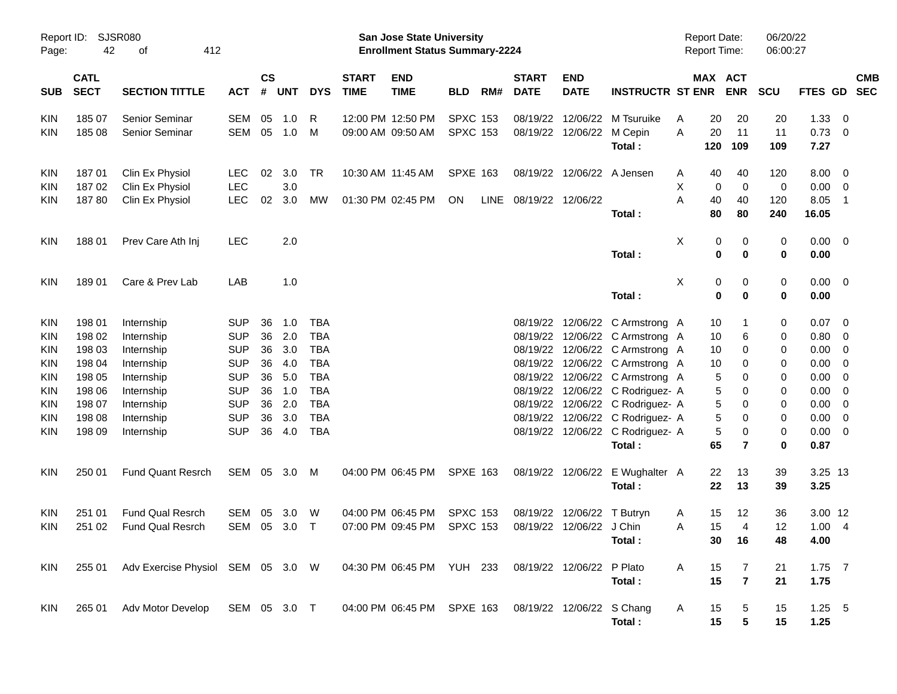Report ID: SJSR080 San Jose State University Report Date: 06/20/22
Enrollment Status Summary-2224 Report Time: 06:00:27

| SUB | CATL SECT | SECTION TITTLE | ACT | CS # | UNT | DYS | START TIME | END TIME | BLD | RM# | START DATE | END DATE | INSTRUCTR | ST | MAX ENR | ACT ENR | SCU | FTES | GD | CMB SEC |
|---|---|---|---|---|---|---|---|---|---|---|---|---|---|---|---|---|---|---|---|---|
| KIN | 185 07 | Senior Seminar | SEM | 05 | 1.0 | R | 12:00 PM | 12:50 PM | SPXC | 153 | 08/19/22 | 12/06/22 | M Tsuruike | A | 20 | 20 | 20 | 1.33 | 0 | |
| KIN | 185 08 | Senior Seminar | SEM | 05 | 1.0 | M | 09:00 AM | 09:50 AM | SPXC | 153 | 08/19/22 | 12/06/22 | M Cepin | A | 20 | 11 | 11 | 0.73 | 0 | |
| | | | | | | | | | | | | | **Total :** | | **120** | **109** | **109** | **7.27** | | |
| KIN | 187 01 | Clin Ex Physiol | LEC | 02 | 3.0 | TR | 10:30 AM | 11:45 AM | SPXE | 163 | 08/19/22 | 12/06/22 | A Jensen | A | 40 | 40 | 120 | 8.00 | 0 | |
| KIN | 187 02 | Clin Ex Physiol | LEC | | 3.0 | | | | | | | | | X | 0 | 0 | 0 | 0.00 | 0 | |
| KIN | 187 80 | Clin Ex Physiol | LEC | 02 | 3.0 | MW | 01:30 PM | 02:45 PM | ON | LINE | 08/19/22 | 12/06/22 | | A | 40 | 40 | 120 | 8.05 | 1 | |
| | | | | | | | | | | | | | **Total :** | | **80** | **80** | **240** | **16.05** | | |
| KIN | 188 01 | Prev Care Ath Inj | LEC | | 2.0 | | | | | | | | | X | 0 | 0 | 0 | 0.00 | 0 | |
| | | | | | | | | | | | | | **Total :** | | **0** | **0** | **0** | **0.00** | | |
| KIN | 189 01 | Care & Prev Lab | LAB | | 1.0 | | | | | | | | | X | 0 | 0 | 0 | 0.00 | 0 | |
| | | | | | | | | | | | | | **Total :** | | **0** | **0** | **0** | **0.00** | | |
| KIN | 198 01 | Internship | SUP | 36 | 1.0 | TBA | | | | | 08/19/22 | 12/06/22 | C Armstrong | A | 10 | 1 | 0 | 0.07 | 0 | |
| KIN | 198 02 | Internship | SUP | 36 | 2.0 | TBA | | | | | 08/19/22 | 12/06/22 | C Armstrong | A | 10 | 6 | 0 | 0.80 | 0 | |
| KIN | 198 03 | Internship | SUP | 36 | 3.0 | TBA | | | | | 08/19/22 | 12/06/22 | C Armstrong | A | 10 | 0 | 0 | 0.00 | 0 | |
| KIN | 198 04 | Internship | SUP | 36 | 4.0 | TBA | | | | | 08/19/22 | 12/06/22 | C Armstrong | A | 10 | 0 | 0 | 0.00 | 0 | |
| KIN | 198 05 | Internship | SUP | 36 | 5.0 | TBA | | | | | 08/19/22 | 12/06/22 | C Armstrong | A | 5 | 0 | 0 | 0.00 | 0 | |
| KIN | 198 06 | Internship | SUP | 36 | 1.0 | TBA | | | | | 08/19/22 | 12/06/22 | C Rodriguez- | A | 5 | 0 | 0 | 0.00 | 0 | |
| KIN | 198 07 | Internship | SUP | 36 | 2.0 | TBA | | | | | 08/19/22 | 12/06/22 | C Rodriguez- | A | 5 | 0 | 0 | 0.00 | 0 | |
| KIN | 198 08 | Internship | SUP | 36 | 3.0 | TBA | | | | | 08/19/22 | 12/06/22 | C Rodriguez- | A | 5 | 0 | 0 | 0.00 | 0 | |
| KIN | 198 09 | Internship | SUP | 36 | 4.0 | TBA | | | | | 08/19/22 | 12/06/22 | C Rodriguez- | A | 5 | 0 | 0 | 0.00 | 0 | |
| | | | | | | | | | | | | | **Total :** | | **65** | **7** | **0** | **0.87** | | |
| KIN | 250 01 | Fund Quant Resrch | SEM | 05 | 3.0 | M | 04:00 PM | 06:45 PM | SPXE | 163 | 08/19/22 | 12/06/22 | E Wughalter | A | 22 | 13 | 39 | 3.25 | 13 | |
| | | | | | | | | | | | | | **Total :** | | **22** | **13** | **39** | **3.25** | | |
| KIN | 251 01 | Fund Qual Resrch | SEM | 05 | 3.0 | W | 04:00 PM | 06:45 PM | SPXC | 153 | 08/19/22 | 12/06/22 | T Butryn | A | 15 | 12 | 36 | 3.00 | 12 | |
| KIN | 251 02 | Fund Qual Resrch | SEM | 05 | 3.0 | T | 07:00 PM | 09:45 PM | SPXC | 153 | 08/19/22 | 12/06/22 | J Chin | A | 15 | 4 | 12 | 1.00 | 4 | |
| | | | | | | | | | | | | | **Total :** | | **30** | **16** | **48** | **4.00** | | |
| KIN | 255 01 | Adv Exercise Physiol | SEM | 05 | 3.0 | W | 04:30 PM | 06:45 PM | YUH | 233 | 08/19/22 | 12/06/22 | P Plato | A | 15 | 7 | 21 | 1.75 | 7 | |
| | | | | | | | | | | | | | **Total :** | | **15** | **7** | **21** | **1.75** | | |
| KIN | 265 01 | Adv Motor Develop | SEM | 05 | 3.0 | T | 04:00 PM | 06:45 PM | SPXE | 163 | 08/19/22 | 12/06/22 | S Chang | A | 15 | 5 | 15 | 1.25 | 5 | |
| | | | | | | | | | | | | | **Total :** | | **15** | **5** | **15** | **1.25** | | |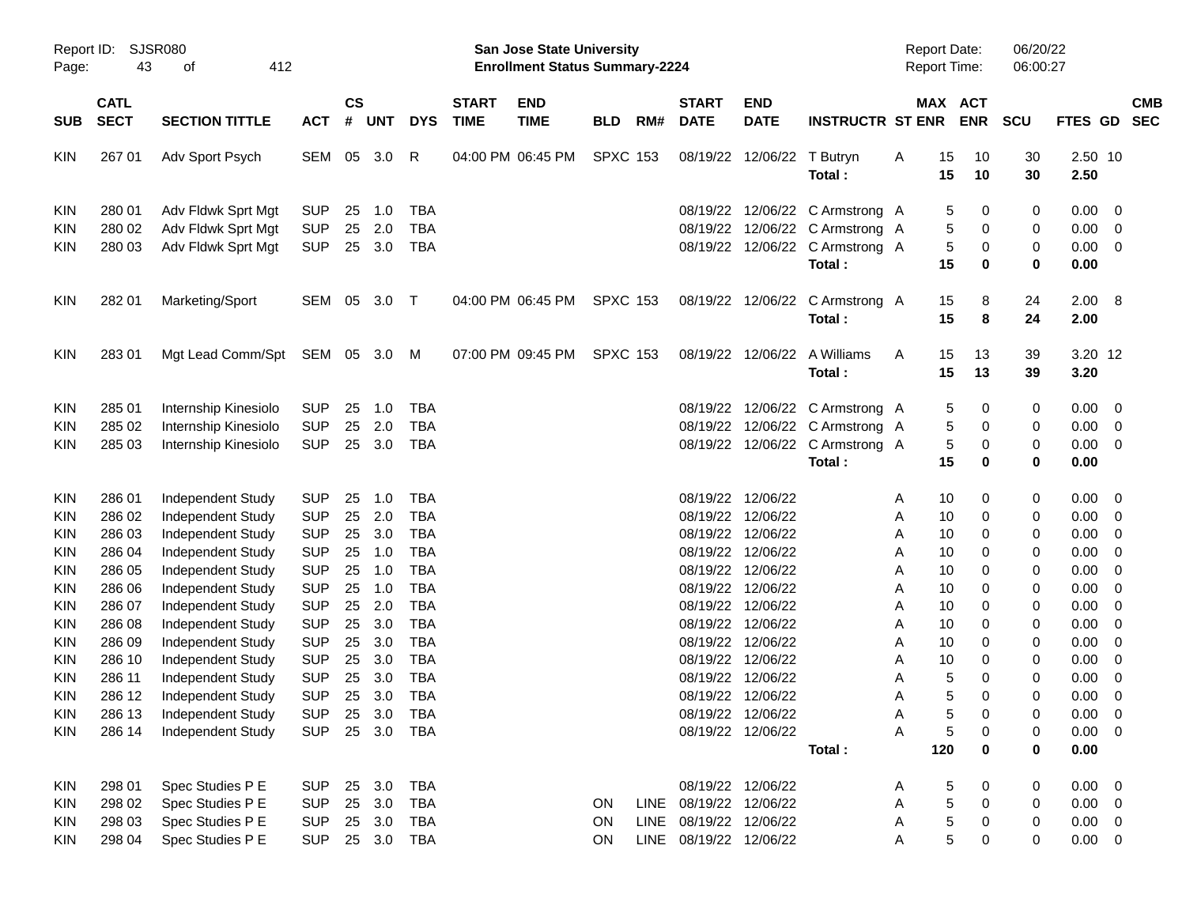Report ID: SJSR080

**San Jose State University**
**Enrollment Status Summary-2224**

Report Date: 06/20/22
Report Time: 06:00:27

| SUB | CATL SECT | SECTION TITTLE | ACT | CS # | UNT | DYS | START TIME | END TIME | BLD | RM# | START DATE | END DATE | INSTRUCTR | ST | MAX ENR | ACT ENR | SCU | FTES | GD | CMB SEC |
|---|---|---|---|---|---|---|---|---|---|---|---|---|---|---|---|---|---|---|---|---|
| KIN | 267 01 | Adv Sport Psych | SEM | 05 | 3.0 | R | 04:00 PM | 06:45 PM | SPXC | 153 | 08/19/22 | 12/06/22 | T Butryn | A | 15 | 10 | 30 | 2.50 | 10 | |
| | | | | | | | | | | | | | **Total :** | | **15** | **10** | **30** | **2.50** | | |
| KIN | 280 01 | Adv Fldwk Sprt Mgt | SUP | 25 | 1.0 | TBA | | | | | 08/19/22 | 12/06/22 | C Armstrong | A | 5 | 0 | 0 | 0.00 | 0 | |
| KIN | 280 02 | Adv Fldwk Sprt Mgt | SUP | 25 | 2.0 | TBA | | | | | 08/19/22 | 12/06/22 | C Armstrong | A | 5 | 0 | 0 | 0.00 | 0 | |
| KIN | 280 03 | Adv Fldwk Sprt Mgt | SUP | 25 | 3.0 | TBA | | | | | 08/19/22 | 12/06/22 | C Armstrong | A | 5 | 0 | 0 | 0.00 | 0 | |
| | | | | | | | | | | | | | **Total :** | | **15** | **0** | **0** | **0.00** | | |
| KIN | 282 01 | Marketing/Sport | SEM | 05 | 3.0 | T | 04:00 PM | 06:45 PM | SPXC | 153 | 08/19/22 | 12/06/22 | C Armstrong | A | 15 | 8 | 24 | 2.00 | 8 | |
| | | | | | | | | | | | | | **Total :** | | **15** | **8** | **24** | **2.00** | | |
| KIN | 283 01 | Mgt Lead Comm/Spt | SEM | 05 | 3.0 | M | 07:00 PM | 09:45 PM | SPXC | 153 | 08/19/22 | 12/06/22 | A Williams | A | 15 | 13 | 39 | 3.20 | 12 | |
| | | | | | | | | | | | | | **Total :** | | **15** | **13** | **39** | **3.20** | | |
| KIN | 285 01 | Internship Kinesiolo | SUP | 25 | 1.0 | TBA | | | | | 08/19/22 | 12/06/22 | C Armstrong | A | 5 | 0 | 0 | 0.00 | 0 | |
| KIN | 285 02 | Internship Kinesiolo | SUP | 25 | 2.0 | TBA | | | | | 08/19/22 | 12/06/22 | C Armstrong | A | 5 | 0 | 0 | 0.00 | 0 | |
| KIN | 285 03 | Internship Kinesiolo | SUP | 25 | 3.0 | TBA | | | | | 08/19/22 | 12/06/22 | C Armstrong | A | 5 | 0 | 0 | 0.00 | 0 | |
| | | | | | | | | | | | | | **Total :** | | **15** | **0** | **0** | **0.00** | | |
| KIN | 286 01 | Independent Study | SUP | 25 | 1.0 | TBA | | | | | 08/19/22 | 12/06/22 | | A | 10 | 0 | 0 | 0.00 | 0 | |
| KIN | 286 02 | Independent Study | SUP | 25 | 2.0 | TBA | | | | | 08/19/22 | 12/06/22 | | A | 10 | 0 | 0 | 0.00 | 0 | |
| KIN | 286 03 | Independent Study | SUP | 25 | 3.0 | TBA | | | | | 08/19/22 | 12/06/22 | | A | 10 | 0 | 0 | 0.00 | 0 | |
| KIN | 286 04 | Independent Study | SUP | 25 | 1.0 | TBA | | | | | 08/19/22 | 12/06/22 | | A | 10 | 0 | 0 | 0.00 | 0 | |
| KIN | 286 05 | Independent Study | SUP | 25 | 1.0 | TBA | | | | | 08/19/22 | 12/06/22 | | A | 10 | 0 | 0 | 0.00 | 0 | |
| KIN | 286 06 | Independent Study | SUP | 25 | 1.0 | TBA | | | | | 08/19/22 | 12/06/22 | | A | 10 | 0 | 0 | 0.00 | 0 | |
| KIN | 286 07 | Independent Study | SUP | 25 | 2.0 | TBA | | | | | 08/19/22 | 12/06/22 | | A | 10 | 0 | 0 | 0.00 | 0 | |
| KIN | 286 08 | Independent Study | SUP | 25 | 3.0 | TBA | | | | | 08/19/22 | 12/06/22 | | A | 10 | 0 | 0 | 0.00 | 0 | |
| KIN | 286 09 | Independent Study | SUP | 25 | 3.0 | TBA | | | | | 08/19/22 | 12/06/22 | | A | 10 | 0 | 0 | 0.00 | 0 | |
| KIN | 286 10 | Independent Study | SUP | 25 | 3.0 | TBA | | | | | 08/19/22 | 12/06/22 | | A | 10 | 0 | 0 | 0.00 | 0 | |
| KIN | 286 11 | Independent Study | SUP | 25 | 3.0 | TBA | | | | | 08/19/22 | 12/06/22 | | A | 5 | 0 | 0 | 0.00 | 0 | |
| KIN | 286 12 | Independent Study | SUP | 25 | 3.0 | TBA | | | | | 08/19/22 | 12/06/22 | | A | 5 | 0 | 0 | 0.00 | 0 | |
| KIN | 286 13 | Independent Study | SUP | 25 | 3.0 | TBA | | | | | 08/19/22 | 12/06/22 | | A | 5 | 0 | 0 | 0.00 | 0 | |
| KIN | 286 14 | Independent Study | SUP | 25 | 3.0 | TBA | | | | | 08/19/22 | 12/06/22 | | A | 5 | 0 | 0 | 0.00 | 0 | |
| | | | | | | | | | | | | | **Total :** | | **120** | **0** | **0** | **0.00** | | |
| KIN | 298 01 | Spec Studies P E | SUP | 25 | 3.0 | TBA | | | | | 08/19/22 | 12/06/22 | | A | 5 | 0 | 0 | 0.00 | 0 | |
| KIN | 298 02 | Spec Studies P E | SUP | 25 | 3.0 | TBA | | | ON | LINE | 08/19/22 | 12/06/22 | | A | 5 | 0 | 0 | 0.00 | 0 | |
| KIN | 298 03 | Spec Studies P E | SUP | 25 | 3.0 | TBA | | | ON | LINE | 08/19/22 | 12/06/22 | | A | 5 | 0 | 0 | 0.00 | 0 | |
| KIN | 298 04 | Spec Studies P E | SUP | 25 | 3.0 | TBA | | | ON | LINE | 08/19/22 | 12/06/22 | | A | 5 | 0 | 0 | 0.00 | 0 | |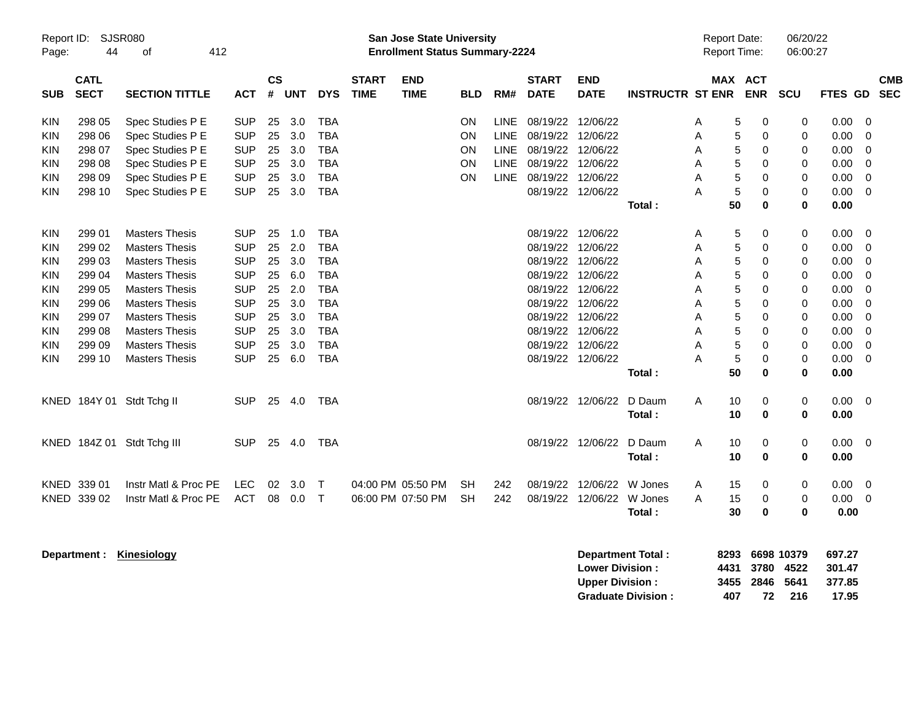Report ID: SJSR080
Page: 44 of 412

**San Jose State University**
**Enrollment Status Summary-2224**

Report Date: 06/20/22
Report Time: 06:00:27

| SUB | CATL SECT | SECTION TITTLE | ACT | CS # | UNT | DYS | START TIME | END TIME | BLD | RM# | START DATE | END DATE | INSTRUCTR | ST | MAX ENR | ACT ENR | SCU | FTES | GD | CMB SEC |
|---|---|---|---|---|---|---|---|---|---|---|---|---|---|---|---|---|---|---|---|---|
| KIN | 298 05 | Spec Studies P E | SUP | 25 | 3.0 | TBA | | | ON | LINE | 08/19/22 | 12/06/22 | | A | 5 | 0 | 0 | 0.00 | 0 | |
| KIN | 298 06 | Spec Studies P E | SUP | 25 | 3.0 | TBA | | | ON | LINE | 08/19/22 | 12/06/22 | | A | 5 | 0 | 0 | 0.00 | 0 | |
| KIN | 298 07 | Spec Studies P E | SUP | 25 | 3.0 | TBA | | | ON | LINE | 08/19/22 | 12/06/22 | | A | 5 | 0 | 0 | 0.00 | 0 | |
| KIN | 298 08 | Spec Studies P E | SUP | 25 | 3.0 | TBA | | | ON | LINE | 08/19/22 | 12/06/22 | | A | 5 | 0 | 0 | 0.00 | 0 | |
| KIN | 298 09 | Spec Studies P E | SUP | 25 | 3.0 | TBA | | | ON | LINE | 08/19/22 | 12/06/22 | | A | 5 | 0 | 0 | 0.00 | 0 | |
| KIN | 298 10 | Spec Studies P E | SUP | 25 | 3.0 | TBA | | | | | 08/19/22 | 12/06/22 | | A | 5 | 0 | 0 | 0.00 | 0 | |
| | | | | | | | | | | | | | **Total :** | | **50** | **0** | **0** | **0.00** | | |
| KIN | 299 01 | Masters Thesis | SUP | 25 | 1.0 | TBA | | | | | 08/19/22 | 12/06/22 | | A | 5 | 0 | 0 | 0.00 | 0 | |
| KIN | 299 02 | Masters Thesis | SUP | 25 | 2.0 | TBA | | | | | 08/19/22 | 12/06/22 | | A | 5 | 0 | 0 | 0.00 | 0 | |
| KIN | 299 03 | Masters Thesis | SUP | 25 | 3.0 | TBA | | | | | 08/19/22 | 12/06/22 | | A | 5 | 0 | 0 | 0.00 | 0 | |
| KIN | 299 04 | Masters Thesis | SUP | 25 | 6.0 | TBA | | | | | 08/19/22 | 12/06/22 | | A | 5 | 0 | 0 | 0.00 | 0 | |
| KIN | 299 05 | Masters Thesis | SUP | 25 | 2.0 | TBA | | | | | 08/19/22 | 12/06/22 | | A | 5 | 0 | 0 | 0.00 | 0 | |
| KIN | 299 06 | Masters Thesis | SUP | 25 | 3.0 | TBA | | | | | 08/19/22 | 12/06/22 | | A | 5 | 0 | 0 | 0.00 | 0 | |
| KIN | 299 07 | Masters Thesis | SUP | 25 | 3.0 | TBA | | | | | 08/19/22 | 12/06/22 | | A | 5 | 0 | 0 | 0.00 | 0 | |
| KIN | 299 08 | Masters Thesis | SUP | 25 | 3.0 | TBA | | | | | 08/19/22 | 12/06/22 | | A | 5 | 0 | 0 | 0.00 | 0 | |
| KIN | 299 09 | Masters Thesis | SUP | 25 | 3.0 | TBA | | | | | 08/19/22 | 12/06/22 | | A | 5 | 0 | 0 | 0.00 | 0 | |
| KIN | 299 10 | Masters Thesis | SUP | 25 | 6.0 | TBA | | | | | 08/19/22 | 12/06/22 | | A | 5 | 0 | 0 | 0.00 | 0 | |
| | | | | | | | | | | | | | **Total :** | | **50** | **0** | **0** | **0.00** | | |
| KNED | 184Y 01 | Stdt Tchg II | SUP | 25 | 4.0 | TBA | | | | | 08/19/22 | 12/06/22 | D Daum | A | 10 | 0 | 0 | 0.00 | 0 | |
| | | | | | | | | | | | | | **Total :** | | **10** | **0** | **0** | **0.00** | | |
| KNED | 184Z 01 | Stdt Tchg III | SUP | 25 | 4.0 | TBA | | | | | 08/19/22 | 12/06/22 | D Daum | A | 10 | 0 | 0 | 0.00 | 0 | |
| | | | | | | | | | | | | | **Total :** | | **10** | **0** | **0** | **0.00** | | |
| KNED | 339 01 | Instr Matl & Proc PE | LEC | 02 | 3.0 | T | 04:00 PM | 05:50 PM | SH | 242 | 08/19/22 | 12/06/22 | W Jones | A | 15 | 0 | 0 | 0.00 | 0 | |
| KNED | 339 02 | Instr Matl & Proc PE | ACT | 08 | 0.0 | T | 06:00 PM | 07:50 PM | SH | 242 | 08/19/22 | 12/06/22 | W Jones | A | 15 | 0 | 0 | 0.00 | 0 | |
| | | | | | | | | | | | | | **Total :** | | **30** | **0** | **0** | **0.00** | | |

**Department : Kinesiology**

| | MAX ENR | ACT ENR | SCU | FTES |
|---|---|---|---|---|
| **Department Total :** | **8293** | **6698** | **10379** | **697.27** |
| **Lower Division :** | **4431** | **3780** | **4522** | **301.47** |
| **Upper Division :** | **3455** | **2846** | **5641** | **377.85** |
| **Graduate Division :** | **407** | **72** | **216** | **17.95** |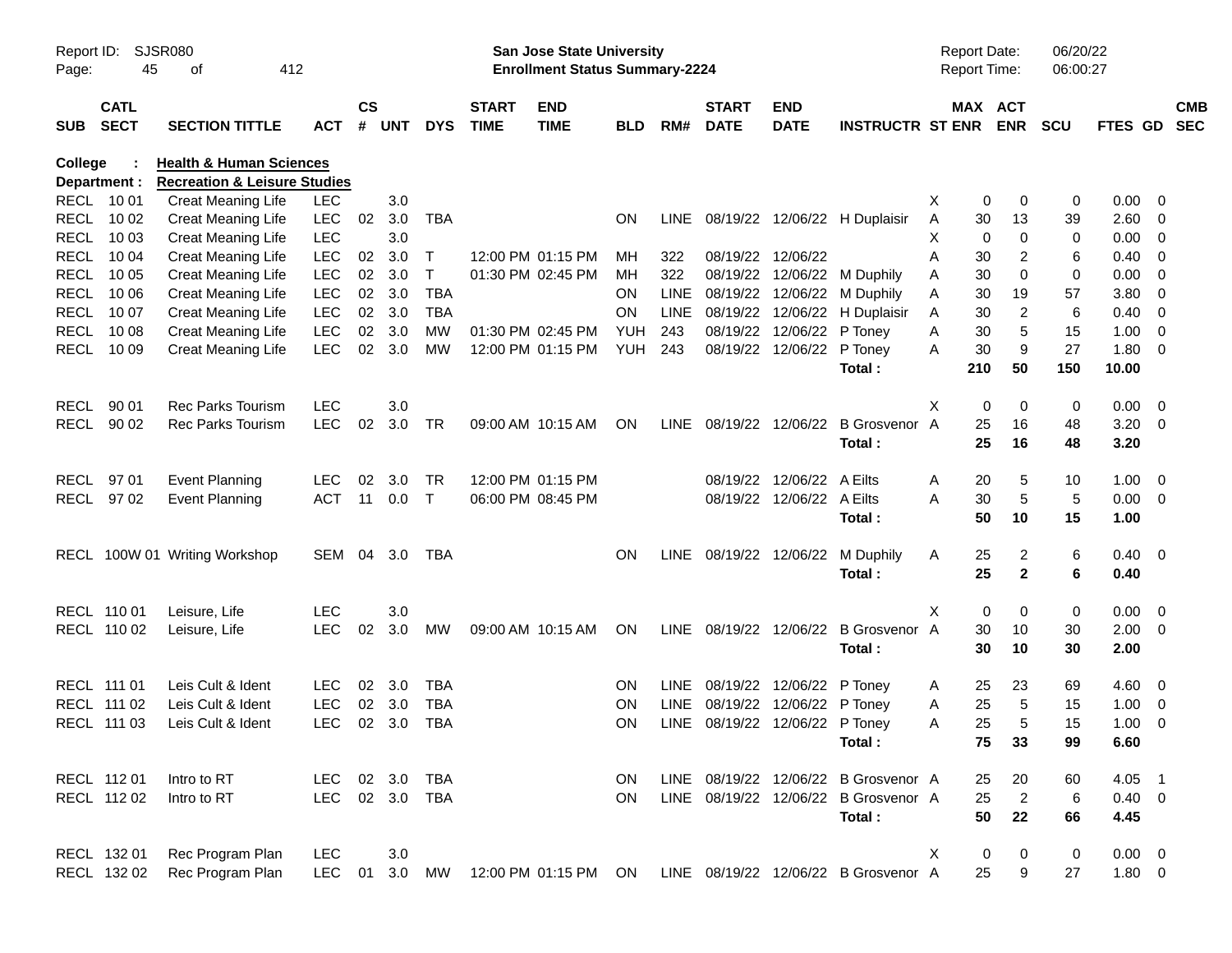Report ID: SJSR080
**San Jose State University**
**Enrollment Status Summary-2224**
Report Date: 06/20/22
Report Time: 06:00:27

| SUB | CATL SECT | SECTION TITTLE | ACT | CS # | UNT | DYS | START TIME | END TIME | BLD | RM# | START DATE | END DATE | INSTRUCTR | ST | MAX ENR | ACT ENR | SCU | FTES | GD | CMB SEC |
|---|---|---|---|---|---|---|---|---|---|---|---|---|---|---|---|---|---|---|---|---|
| **College :** | | **Health & Human Sciences** | | | | | | | | | | | | | | | | | | |
| **Department :** | | **Recreation & Leisure Studies** | | | | | | | | | | | | | | | | | | |
| RECL | 10 01 | Creat Meaning Life | LEC | | 3.0 | | | | | | | | | X | 0 | 0 | 0 | 0.00 | 0 | |
| RECL | 10 02 | Creat Meaning Life | LEC | 02 | 3.0 | TBA | | | ON | LINE | 08/19/22 | 12/06/22 | H Duplaisir | A | 30 | 13 | 39 | 2.60 | 0 | |
| RECL | 10 03 | Creat Meaning Life | LEC | | 3.0 | | | | | | | | | X | 0 | 0 | 0 | 0.00 | 0 | |
| RECL | 10 04 | Creat Meaning Life | LEC | 02 | 3.0 | T | 12:00 PM | 01:15 PM | MH | 322 | 08/19/22 | 12/06/22 | | A | 30 | 2 | 6 | 0.40 | 0 | |
| RECL | 10 05 | Creat Meaning Life | LEC | 02 | 3.0 | T | 01:30 PM | 02:45 PM | MH | 322 | 08/19/22 | 12/06/22 | M Duphily | A | 30 | 0 | 0 | 0.00 | 0 | |
| RECL | 10 06 | Creat Meaning Life | LEC | 02 | 3.0 | TBA | | | ON | LINE | 08/19/22 | 12/06/22 | M Duphily | A | 30 | 19 | 57 | 3.80 | 0 | |
| RECL | 10 07 | Creat Meaning Life | LEC | 02 | 3.0 | TBA | | | ON | LINE | 08/19/22 | 12/06/22 | H Duplaisir | A | 30 | 2 | 6 | 0.40 | 0 | |
| RECL | 10 08 | Creat Meaning Life | LEC | 02 | 3.0 | MW | 01:30 PM | 02:45 PM | YUH | 243 | 08/19/22 | 12/06/22 | P Toney | A | 30 | 5 | 15 | 1.00 | 0 | |
| RECL | 10 09 | Creat Meaning Life | LEC | 02 | 3.0 | MW | 12:00 PM | 01:15 PM | YUH | 243 | 08/19/22 | 12/06/22 | P Toney | A | 30 | 9 | 27 | 1.80 | 0 | |
| | | | | | | | | | | | | | **Total :** | | **210** | **50** | **150** | **10.00** | | |
| RECL | 90 01 | Rec Parks Tourism | LEC | | 3.0 | | | | | | | | | X | 0 | 0 | 0 | 0.00 | 0 | |
| RECL | 90 02 | Rec Parks Tourism | LEC | 02 | 3.0 | TR | 09:00 AM | 10:15 AM | ON | LINE | 08/19/22 | 12/06/22 | B Grosvenor | A | 25 | 16 | 48 | 3.20 | 0 | |
| | | | | | | | | | | | | | **Total :** | | **25** | **16** | **48** | **3.20** | | |
| RECL | 97 01 | Event Planning | LEC | 02 | 3.0 | TR | 12:00 PM | 01:15 PM | | | 08/19/22 | 12/06/22 | A Eilts | A | 20 | 5 | 10 | 1.00 | 0 | |
| RECL | 97 02 | Event Planning | ACT | 11 | 0.0 | T | 06:00 PM | 08:45 PM | | | 08/19/22 | 12/06/22 | A Eilts | A | 30 | 5 | 5 | 0.00 | 0 | |
| | | | | | | | | | | | | | **Total :** | | **50** | **10** | **15** | **1.00** | | |
| RECL | 100W 01 | Writing Workshop | SEM | 04 | 3.0 | TBA | | | ON | LINE | 08/19/22 | 12/06/22 | M Duphily | A | 25 | 2 | 6 | 0.40 | 0 | |
| | | | | | | | | | | | | | **Total :** | | **25** | **2** | **6** | **0.40** | | |
| RECL | 110 01 | Leisure, Life | LEC | | 3.0 | | | | | | | | | X | 0 | 0 | 0 | 0.00 | 0 | |
| RECL | 110 02 | Leisure, Life | LEC | 02 | 3.0 | MW | 09:00 AM | 10:15 AM | ON | LINE | 08/19/22 | 12/06/22 | B Grosvenor | A | 30 | 10 | 30 | 2.00 | 0 | |
| | | | | | | | | | | | | | **Total :** | | **30** | **10** | **30** | **2.00** | | |
| RECL | 111 01 | Leis Cult & Ident | LEC | 02 | 3.0 | TBA | | | ON | LINE | 08/19/22 | 12/06/22 | P Toney | A | 25 | 23 | 69 | 4.60 | 0 | |
| RECL | 111 02 | Leis Cult & Ident | LEC | 02 | 3.0 | TBA | | | ON | LINE | 08/19/22 | 12/06/22 | P Toney | A | 25 | 5 | 15 | 1.00 | 0 | |
| RECL | 111 03 | Leis Cult & Ident | LEC | 02 | 3.0 | TBA | | | ON | LINE | 08/19/22 | 12/06/22 | P Toney | A | 25 | 5 | 15 | 1.00 | 0 | |
| | | | | | | | | | | | | | **Total :** | | **75** | **33** | **99** | **6.60** | | |
| RECL | 112 01 | Intro to RT | LEC | 02 | 3.0 | TBA | | | ON | LINE | 08/19/22 | 12/06/22 | B Grosvenor | A | 25 | 20 | 60 | 4.05 | 1 | |
| RECL | 112 02 | Intro to RT | LEC | 02 | 3.0 | TBA | | | ON | LINE | 08/19/22 | 12/06/22 | B Grosvenor | A | 25 | 2 | 6 | 0.40 | 0 | |
| | | | | | | | | | | | | | **Total :** | | **50** | **22** | **66** | **4.45** | | |
| RECL | 132 01 | Rec Program Plan | LEC | | 3.0 | | | | | | | | | X | 0 | 0 | 0 | 0.00 | 0 | |
| RECL | 132 02 | Rec Program Plan | LEC | 01 | 3.0 | MW | 12:00 PM | 01:15 PM | ON | LINE | 08/19/22 | 12/06/22 | B Grosvenor | A | 25 | 9 | 27 | 1.80 | 0 | |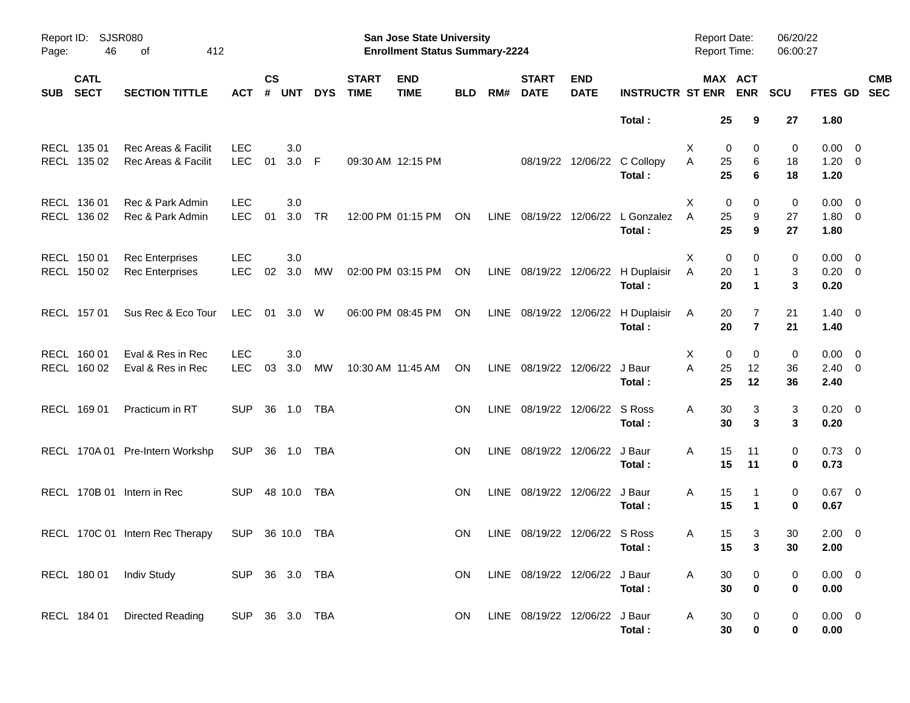| SUB | CATL SECT | SECTION TITTLE | ACT | CS # | UNT | DYS | START TIME | END TIME | BLD | RM# | START DATE | END DATE | INSTRUCTR | ST | MAX ENR | ACT ENR | SCU | FTES | GD | CMB SEC |
|---|---|---|---|---|---|---|---|---|---|---|---|---|---|---|---|---|---|---|---|---|
| | | | | | | | | | | | | | **Total :** | | **25** | **9** | **27** | **1.80** | | |
| RECL | 135 01 | Rec Areas & Facilit | LEC | | 3.0 | | | | | | | | | X | 0 | 0 | 0 | 0.00 | 0 | |
| RECL | 135 02 | Rec Areas & Facilit | LEC | 01 | 3.0 | F | 09:30 AM | 12:15 PM | | | 08/19/22 | 12/06/22 | C Collopy | A | 25 | 6 | 18 | 1.20 | 0 | |
| | | | | | | | | | | | | | **Total :** | | **25** | **6** | **18** | **1.20** | | |
| RECL | 136 01 | Rec & Park Admin | LEC | | 3.0 | | | | | | | | | X | 0 | 0 | 0 | 0.00 | 0 | |
| RECL | 136 02 | Rec & Park Admin | LEC | 01 | 3.0 | TR | 12:00 PM | 01:15 PM | ON | LINE | 08/19/22 | 12/06/22 | L Gonzalez | A | 25 | 9 | 27 | 1.80 | 0 | |
| | | | | | | | | | | | | | **Total :** | | **25** | **9** | **27** | **1.80** | | |
| RECL | 150 01 | Rec Enterprises | LEC | | 3.0 | | | | | | | | | X | 0 | 0 | 0 | 0.00 | 0 | |
| RECL | 150 02 | Rec Enterprises | LEC | 02 | 3.0 | MW | 02:00 PM | 03:15 PM | ON | LINE | 08/19/22 | 12/06/22 | H Duplaisir | A | 20 | 1 | 3 | 0.20 | 0 | |
| | | | | | | | | | | | | | **Total :** | | **20** | **1** | **3** | **0.20** | | |
| RECL | 157 01 | Sus Rec & Eco Tour | LEC | 01 | 3.0 | W | 06:00 PM | 08:45 PM | ON | LINE | 08/19/22 | 12/06/22 | H Duplaisir | A | 20 | 7 | 21 | 1.40 | 0 | |
| | | | | | | | | | | | | | **Total :** | | **20** | **7** | **21** | **1.40** | | |
| RECL | 160 01 | Eval & Res in Rec | LEC | | 3.0 | | | | | | | | | X | 0 | 0 | 0 | 0.00 | 0 | |
| RECL | 160 02 | Eval & Res in Rec | LEC | 03 | 3.0 | MW | 10:30 AM | 11:45 AM | ON | LINE | 08/19/22 | 12/06/22 | J Baur | A | 25 | 12 | 36 | 2.40 | 0 | |
| | | | | | | | | | | | | | **Total :** | | **25** | **12** | **36** | **2.40** | | |
| RECL | 169 01 | Practicum in RT | SUP | 36 | 1.0 | TBA | | | ON | LINE | 08/19/22 | 12/06/22 | S Ross | A | 30 | 3 | 3 | 0.20 | 0 | |
| | | | | | | | | | | | | | **Total :** | | **30** | **3** | **3** | **0.20** | | |
| RECL | 170A 01 | Pre-Intern Workshp | SUP | 36 | 1.0 | TBA | | | ON | LINE | 08/19/22 | 12/06/22 | J Baur | A | 15 | 11 | 0 | 0.73 | 0 | |
| | | | | | | | | | | | | | **Total :** | | **15** | **11** | **0** | **0.73** | | |
| RECL | 170B 01 | Intern in Rec | SUP | 48 | 10.0 | TBA | | | ON | LINE | 08/19/22 | 12/06/22 | J Baur | A | 15 | 1 | 0 | 0.67 | 0 | |
| | | | | | | | | | | | | | **Total :** | | **15** | **1** | **0** | **0.67** | | |
| RECL | 170C 01 | Intern Rec Therapy | SUP | 36 | 10.0 | TBA | | | ON | LINE | 08/19/22 | 12/06/22 | S Ross | A | 15 | 3 | 30 | 2.00 | 0 | |
| | | | | | | | | | | | | | **Total :** | | **15** | **3** | **30** | **2.00** | | |
| RECL | 180 01 | Indiv Study | SUP | 36 | 3.0 | TBA | | | ON | LINE | 08/19/22 | 12/06/22 | J Baur | A | 30 | 0 | 0 | 0.00 | 0 | |
| | | | | | | | | | | | | | **Total :** | | **30** | **0** | **0** | **0.00** | | |
| RECL | 184 01 | Directed Reading | SUP | 36 | 3.0 | TBA | | | ON | LINE | 08/19/22 | 12/06/22 | J Baur | A | 30 | 0 | 0 | 0.00 | 0 | |
| | | | | | | | | | | | | | **Total :** | | **30** | **0** | **0** | **0.00** | | |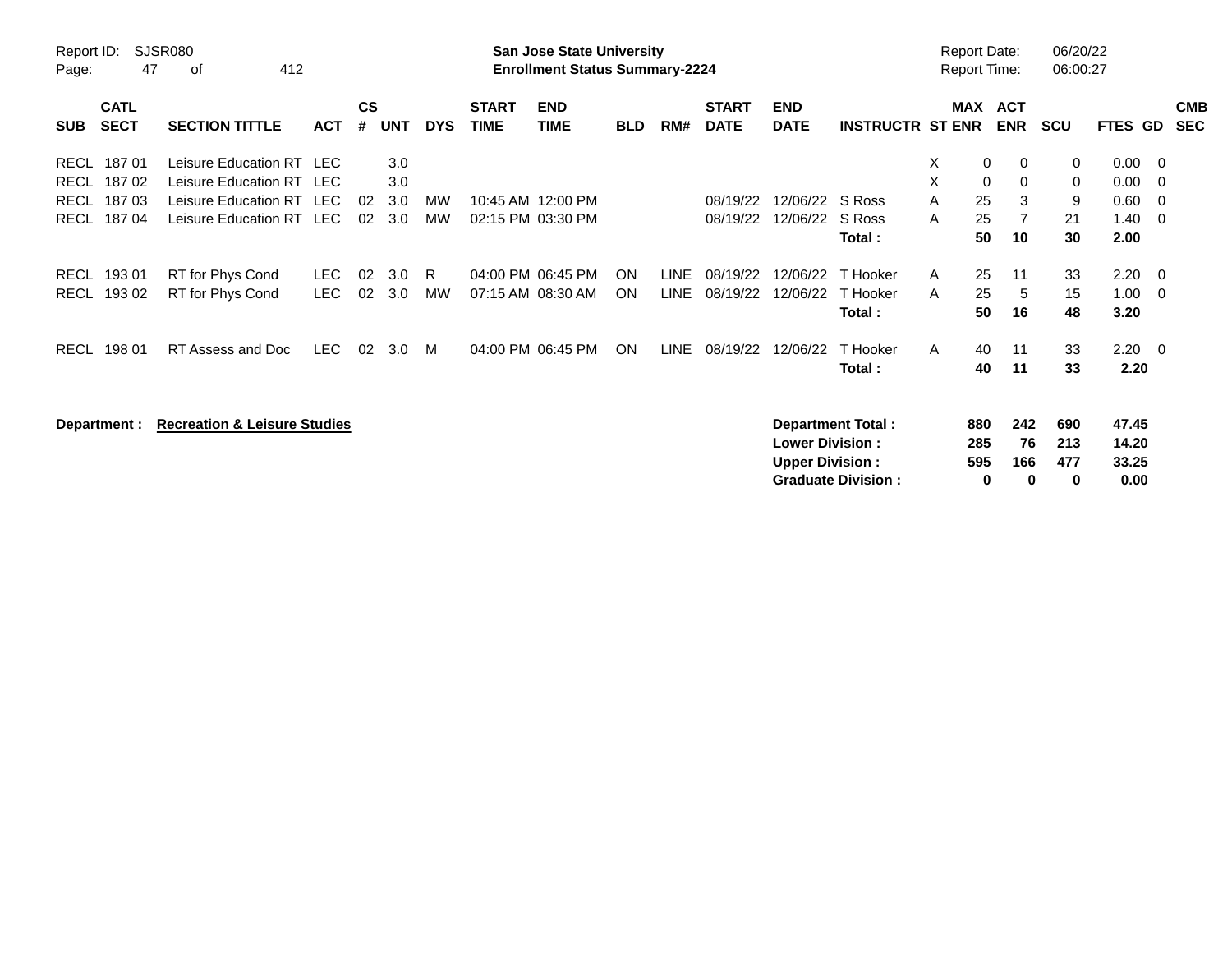San Jose State University
Enrollment Status Summary-2224

Report ID: SJSR080
Report Date: 06/20/22
Report Time: 06:00:27

| SUB | CATL SECT | SECTION TITTLE | ACT | CS # | UNT | DYS | START TIME | END TIME | BLD | RM# | START DATE | END DATE | INSTRUCTR | ST | MAX ENR | ACT ENR | SCU | FTES | GD | CMB SEC |
|---|---|---|---|---|---|---|---|---|---|---|---|---|---|---|---|---|---|---|---|---|
| RECL | 187 01 | Leisure Education RT | LEC | | 3.0 | | | | | | | | | X | 0 | 0 | 0 | 0.00 | 0 | |
| RECL | 187 02 | Leisure Education RT | LEC | | 3.0 | | | | | | | | | X | 0 | 0 | 0 | 0.00 | 0 | |
| RECL | 187 03 | Leisure Education RT | LEC | 02 | 3.0 | MW | 10:45 AM | 12:00 PM | | | 08/19/22 | 12/06/22 | S Ross | A | 25 | 3 | 9 | 0.60 | 0 | |
| RECL | 187 04 | Leisure Education RT | LEC | 02 | 3.0 | MW | 02:15 PM | 03:30 PM | | | 08/19/22 | 12/06/22 | S Ross | A | 25 | 7 | 21 | 1.40 | 0 | |
| | | | | | | | | | | | | | **Total :** | | **50** | **10** | **30** | **2.00** | | |
| RECL | 193 01 | RT for Phys Cond | LEC | 02 | 3.0 | R | 04:00 PM | 06:45 PM | ON | LINE | 08/19/22 | 12/06/22 | T Hooker | A | 25 | 11 | 33 | 2.20 | 0 | |
| RECL | 193 02 | RT for Phys Cond | LEC | 02 | 3.0 | MW | 07:15 AM | 08:30 AM | ON | LINE | 08/19/22 | 12/06/22 | T Hooker | A | 25 | 5 | 15 | 1.00 | 0 | |
| | | | | | | | | | | | | | **Total :** | | **50** | **16** | **48** | **3.20** | | |
| RECL | 198 01 | RT Assess and Doc | LEC | 02 | 3.0 | M | 04:00 PM | 06:45 PM | ON | LINE | 08/19/22 | 12/06/22 | T Hooker | A | 40 | 11 | 33 | 2.20 | 0 | |
| | | | | | | | | | | | | | **Total :** | | **40** | **11** | **33** | **2.20** | | |

**Department : Recreation & Leisure Studies**

| | MAX ENR | ACT ENR | SCU | FTES |
|---|---|---|---|---|
| **Department Total :** | **880** | **242** | **690** | **47.45** |
| **Lower Division :** | **285** | **76** | **213** | **14.20** |
| **Upper Division :** | **595** | **166** | **477** | **33.25** |
| **Graduate Division :** | **0** | **0** | **0** | **0.00** |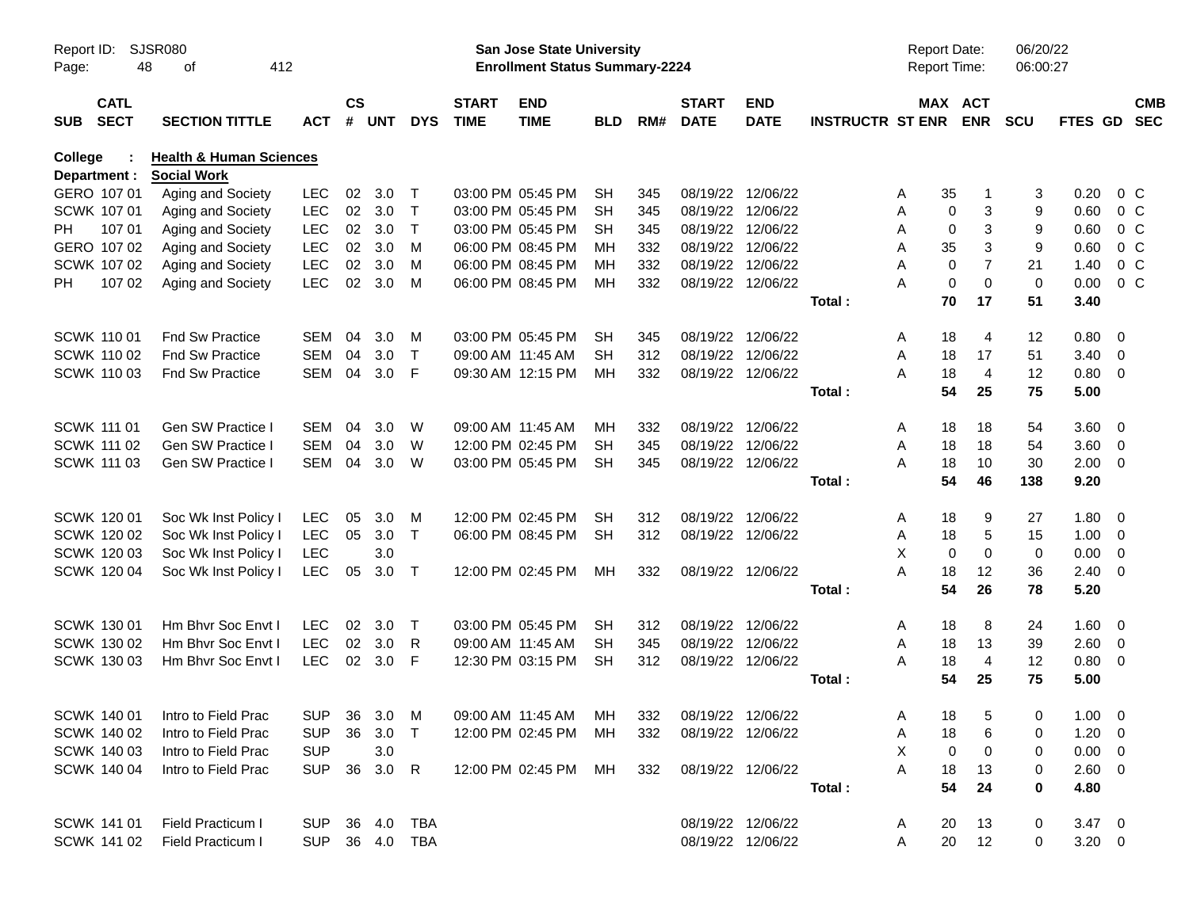Report ID: SJSR080

**San Jose State University**
**Enrollment Status Summary-2224**

Report Date: 06/20/22
Report Time: 06:00:27

**College : Health & Human Sciences**
**Department : Social Work**

| SUB | CATL SECT | SECTION TITTLE | ACT | CS # | UNT | DYS | START TIME | END TIME | BLD | RM# | START DATE | END DATE | INSTRUCTR | ST | MAX ENR | ACT ENR | SCU | FTES | GD | CMB SEC |
|---|---|---|---|---|---|---|---|---|---|---|---|---|---|---|---|---|---|---|---|---|
| GERO | 107 01 | Aging and Society | LEC | 02 | 3.0 | T | 03:00 PM | 05:45 PM | SH | 345 | 08/19/22 | 12/06/22 | | A | 35 | 1 | 3 | 0.20 | 0 | C |
| SCWK | 107 01 | Aging and Society | LEC | 02 | 3.0 | T | 03:00 PM | 05:45 PM | SH | 345 | 08/19/22 | 12/06/22 | | A | 0 | 3 | 9 | 0.60 | 0 | C |
| PH | 107 01 | Aging and Society | LEC | 02 | 3.0 | T | 03:00 PM | 05:45 PM | SH | 345 | 08/19/22 | 12/06/22 | | A | 0 | 3 | 9 | 0.60 | 0 | C |
| GERO | 107 02 | Aging and Society | LEC | 02 | 3.0 | M | 06:00 PM | 08:45 PM | MH | 332 | 08/19/22 | 12/06/22 | | A | 35 | 3 | 9 | 0.60 | 0 | C |
| SCWK | 107 02 | Aging and Society | LEC | 02 | 3.0 | M | 06:00 PM | 08:45 PM | MH | 332 | 08/19/22 | 12/06/22 | | A | 0 | 7 | 21 | 1.40 | 0 | C |
| PH | 107 02 | Aging and Society | LEC | 02 | 3.0 | M | 06:00 PM | 08:45 PM | MH | 332 | 08/19/22 | 12/06/22 | | A | 0 | 0 | 0 | 0.00 | 0 | C |
| | | | | | | | | | | | | | Total : | | **70** | **17** | **51** | **3.40** | | |
| SCWK | 110 01 | Fnd Sw Practice | SEM | 04 | 3.0 | M | 03:00 PM | 05:45 PM | SH | 345 | 08/19/22 | 12/06/22 | | A | 18 | 4 | 12 | 0.80 | 0 | |
| SCWK | 110 02 | Fnd Sw Practice | SEM | 04 | 3.0 | T | 09:00 AM | 11:45 AM | SH | 312 | 08/19/22 | 12/06/22 | | A | 18 | 17 | 51 | 3.40 | 0 | |
| SCWK | 110 03 | Fnd Sw Practice | SEM | 04 | 3.0 | F | 09:30 AM | 12:15 PM | MH | 332 | 08/19/22 | 12/06/22 | | A | 18 | 4 | 12 | 0.80 | 0 | |
| | | | | | | | | | | | | | Total : | | **54** | **25** | **75** | **5.00** | | |
| SCWK | 111 01 | Gen SW Practice I | SEM | 04 | 3.0 | W | 09:00 AM | 11:45 AM | MH | 332 | 08/19/22 | 12/06/22 | | A | 18 | 18 | 54 | 3.60 | 0 | |
| SCWK | 111 02 | Gen SW Practice I | SEM | 04 | 3.0 | W | 12:00 PM | 02:45 PM | SH | 345 | 08/19/22 | 12/06/22 | | A | 18 | 18 | 54 | 3.60 | 0 | |
| SCWK | 111 03 | Gen SW Practice I | SEM | 04 | 3.0 | W | 03:00 PM | 05:45 PM | SH | 345 | 08/19/22 | 12/06/22 | | A | 18 | 10 | 30 | 2.00 | 0 | |
| | | | | | | | | | | | | | Total : | | **54** | **46** | **138** | **9.20** | | |
| SCWK | 120 01 | Soc Wk Inst Policy I | LEC | 05 | 3.0 | M | 12:00 PM | 02:45 PM | SH | 312 | 08/19/22 | 12/06/22 | | A | 18 | 9 | 27 | 1.80 | 0 | |
| SCWK | 120 02 | Soc Wk Inst Policy I | LEC | 05 | 3.0 | T | 06:00 PM | 08:45 PM | SH | 312 | 08/19/22 | 12/06/22 | | A | 18 | 5 | 15 | 1.00 | 0 | |
| SCWK | 120 03 | Soc Wk Inst Policy I | LEC | | 3.0 | | | | | | | | | X | 0 | 0 | 0 | 0.00 | 0 | |
| SCWK | 120 04 | Soc Wk Inst Policy I | LEC | 05 | 3.0 | T | 12:00 PM | 02:45 PM | MH | 332 | 08/19/22 | 12/06/22 | | A | 18 | 12 | 36 | 2.40 | 0 | |
| | | | | | | | | | | | | | Total : | | **54** | **26** | **78** | **5.20** | | |
| SCWK | 130 01 | Hm Bhvr Soc Envt I | LEC | 02 | 3.0 | T | 03:00 PM | 05:45 PM | SH | 312 | 08/19/22 | 12/06/22 | | A | 18 | 8 | 24 | 1.60 | 0 | |
| SCWK | 130 02 | Hm Bhvr Soc Envt I | LEC | 02 | 3.0 | R | 09:00 AM | 11:45 AM | SH | 345 | 08/19/22 | 12/06/22 | | A | 18 | 13 | 39 | 2.60 | 0 | |
| SCWK | 130 03 | Hm Bhvr Soc Envt I | LEC | 02 | 3.0 | F | 12:30 PM | 03:15 PM | SH | 312 | 08/19/22 | 12/06/22 | | A | 18 | 4 | 12 | 0.80 | 0 | |
| | | | | | | | | | | | | | Total : | | **54** | **25** | **75** | **5.00** | | |
| SCWK | 140 01 | Intro to Field Prac | SUP | 36 | 3.0 | M | 09:00 AM | 11:45 AM | MH | 332 | 08/19/22 | 12/06/22 | | A | 18 | 5 | 0 | 1.00 | 0 | |
| SCWK | 140 02 | Intro to Field Prac | SUP | 36 | 3.0 | T | 12:00 PM | 02:45 PM | MH | 332 | 08/19/22 | 12/06/22 | | A | 18 | 6 | 0 | 1.20 | 0 | |
| SCWK | 140 03 | Intro to Field Prac | SUP | | 3.0 | | | | | | | | | X | 0 | 0 | 0 | 0.00 | 0 | |
| SCWK | 140 04 | Intro to Field Prac | SUP | 36 | 3.0 | R | 12:00 PM | 02:45 PM | MH | 332 | 08/19/22 | 12/06/22 | | A | 18 | 13 | 0 | 2.60 | 0 | |
| | | | | | | | | | | | | | Total : | | **54** | **24** | **0** | **4.80** | | |
| SCWK | 141 01 | Field Practicum I | SUP | 36 | 4.0 | TBA | | | | | 08/19/22 | 12/06/22 | | A | 20 | 13 | 0 | 3.47 | 0 | |
| SCWK | 141 02 | Field Practicum I | SUP | 36 | 4.0 | TBA | | | | | 08/19/22 | 12/06/22 | | A | 20 | 12 | 0 | 3.20 | 0 | |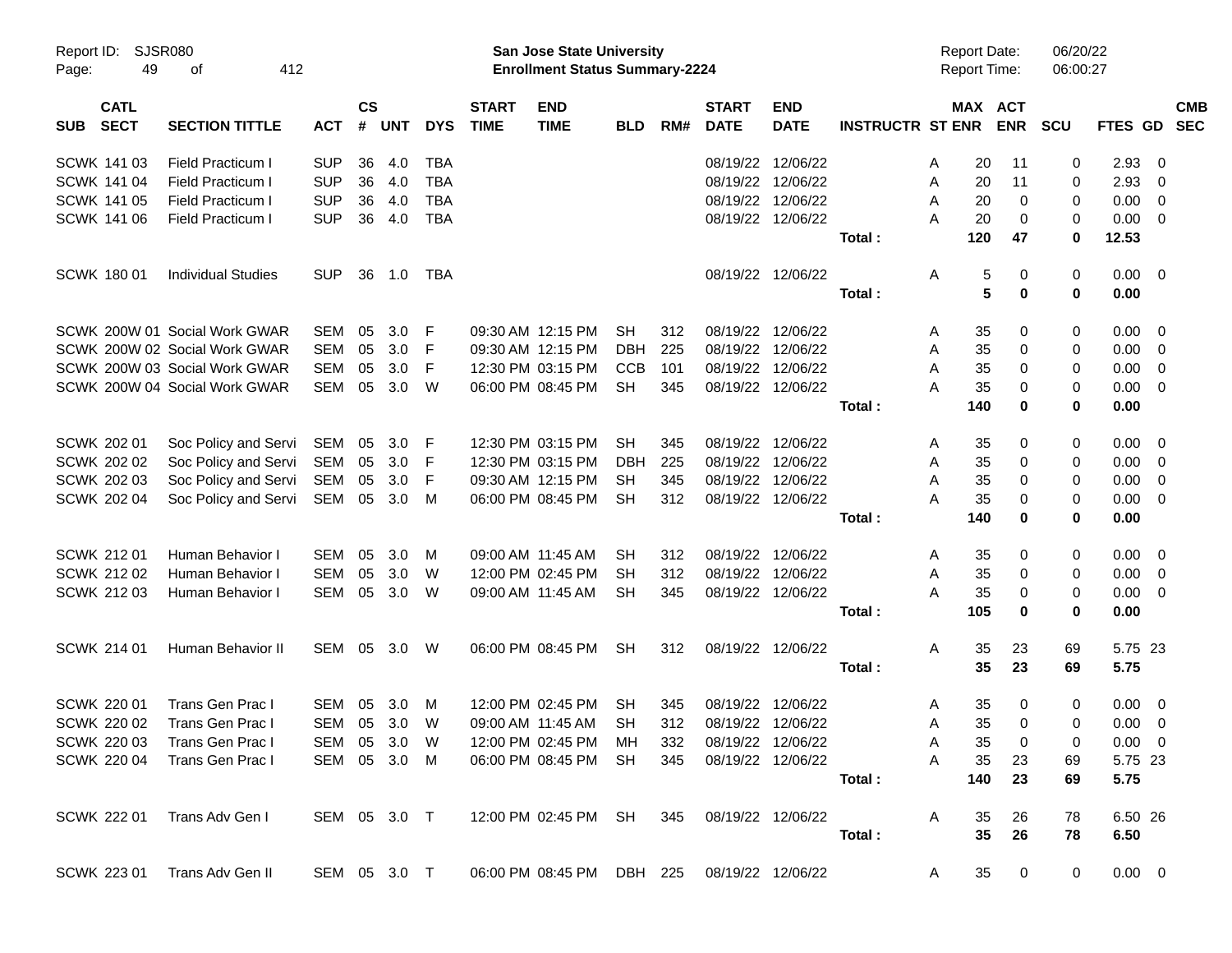| SUB | CATL SECT | SECTION TITTLE | ACT | CS # | UNT | DYS | START TIME | END TIME | BLD | RM# | START DATE | END DATE | INSTRUCTR | ST | MAX ENR | ACT ENR | SCU | FTES | GD | CMB SEC |
|---|---|---|---|---|---|---|---|---|---|---|---|---|---|---|---|---|---|---|---|---|
| SCWK | 141 03 | Field Practicum I | SUP | 36 | 4.0 | TBA | | | | | 08/19/22 | 12/06/22 | | A | 20 | 11 | 0 | 2.93 | 0 | |
| SCWK | 141 04 | Field Practicum I | SUP | 36 | 4.0 | TBA | | | | | 08/19/22 | 12/06/22 | | A | 20 | 11 | 0 | 2.93 | 0 | |
| SCWK | 141 05 | Field Practicum I | SUP | 36 | 4.0 | TBA | | | | | 08/19/22 | 12/06/22 | | A | 20 | 0 | 0 | 0.00 | 0 | |
| SCWK | 141 06 | Field Practicum I | SUP | 36 | 4.0 | TBA | | | | | 08/19/22 | 12/06/22 | | A | 20 | 0 | 0 | 0.00 | 0 | |
| | | | | | | | | | | | | | **Total :** | | **120** | **47** | **0** | **12.53** | | |
| SCWK | 180 01 | Individual Studies | SUP | 36 | 1.0 | TBA | | | | | 08/19/22 | 12/06/22 | | A | 5 | 0 | 0 | 0.00 | 0 | |
| | | | | | | | | | | | | | **Total :** | | **5** | **0** | **0** | **0.00** | | |
| SCWK | 200W 01 | Social Work GWAR | SEM | 05 | 3.0 | F | 09:30 AM | 12:15 PM | SH | 312 | 08/19/22 | 12/06/22 | | A | 35 | 0 | 0 | 0.00 | 0 | |
| SCWK | 200W 02 | Social Work GWAR | SEM | 05 | 3.0 | F | 09:30 AM | 12:15 PM | DBH | 225 | 08/19/22 | 12/06/22 | | A | 35 | 0 | 0 | 0.00 | 0 | |
| SCWK | 200W 03 | Social Work GWAR | SEM | 05 | 3.0 | F | 12:30 PM | 03:15 PM | CCB | 101 | 08/19/22 | 12/06/22 | | A | 35 | 0 | 0 | 0.00 | 0 | |
| SCWK | 200W 04 | Social Work GWAR | SEM | 05 | 3.0 | W | 06:00 PM | 08:45 PM | SH | 345 | 08/19/22 | 12/06/22 | | A | 35 | 0 | 0 | 0.00 | 0 | |
| | | | | | | | | | | | | | **Total :** | | **140** | **0** | **0** | **0.00** | | |
| SCWK | 202 01 | Soc Policy and Servi | SEM | 05 | 3.0 | F | 12:30 PM | 03:15 PM | SH | 345 | 08/19/22 | 12/06/22 | | A | 35 | 0 | 0 | 0.00 | 0 | |
| SCWK | 202 02 | Soc Policy and Servi | SEM | 05 | 3.0 | F | 12:30 PM | 03:15 PM | DBH | 225 | 08/19/22 | 12/06/22 | | A | 35 | 0 | 0 | 0.00 | 0 | |
| SCWK | 202 03 | Soc Policy and Servi | SEM | 05 | 3.0 | F | 09:30 AM | 12:15 PM | SH | 345 | 08/19/22 | 12/06/22 | | A | 35 | 0 | 0 | 0.00 | 0 | |
| SCWK | 202 04 | Soc Policy and Servi | SEM | 05 | 3.0 | M | 06:00 PM | 08:45 PM | SH | 312 | 08/19/22 | 12/06/22 | | A | 35 | 0 | 0 | 0.00 | 0 | |
| | | | | | | | | | | | | | **Total :** | | **140** | **0** | **0** | **0.00** | | |
| SCWK | 212 01 | Human Behavior I | SEM | 05 | 3.0 | M | 09:00 AM | 11:45 AM | SH | 312 | 08/19/22 | 12/06/22 | | A | 35 | 0 | 0 | 0.00 | 0 | |
| SCWK | 212 02 | Human Behavior I | SEM | 05 | 3.0 | W | 12:00 PM | 02:45 PM | SH | 312 | 08/19/22 | 12/06/22 | | A | 35 | 0 | 0 | 0.00 | 0 | |
| SCWK | 212 03 | Human Behavior I | SEM | 05 | 3.0 | W | 09:00 AM | 11:45 AM | SH | 345 | 08/19/22 | 12/06/22 | | A | 35 | 0 | 0 | 0.00 | 0 | |
| | | | | | | | | | | | | | **Total :** | | **105** | **0** | **0** | **0.00** | | |
| SCWK | 214 01 | Human Behavior II | SEM | 05 | 3.0 | W | 06:00 PM | 08:45 PM | SH | 312 | 08/19/22 | 12/06/22 | | A | 35 | 23 | 69 | 5.75 | 23 | |
| | | | | | | | | | | | | | **Total :** | | **35** | **23** | **69** | **5.75** | | |
| SCWK | 220 01 | Trans Gen Prac I | SEM | 05 | 3.0 | M | 12:00 PM | 02:45 PM | SH | 345 | 08/19/22 | 12/06/22 | | A | 35 | 0 | 0 | 0.00 | 0 | |
| SCWK | 220 02 | Trans Gen Prac I | SEM | 05 | 3.0 | W | 09:00 AM | 11:45 AM | SH | 312 | 08/19/22 | 12/06/22 | | A | 35 | 0 | 0 | 0.00 | 0 | |
| SCWK | 220 03 | Trans Gen Prac I | SEM | 05 | 3.0 | W | 12:00 PM | 02:45 PM | MH | 332 | 08/19/22 | 12/06/22 | | A | 35 | 0 | 0 | 0.00 | 0 | |
| SCWK | 220 04 | Trans Gen Prac I | SEM | 05 | 3.0 | M | 06:00 PM | 08:45 PM | SH | 345 | 08/19/22 | 12/06/22 | | A | 35 | 23 | 69 | 5.75 | 23 | |
| | | | | | | | | | | | | | **Total :** | | **140** | **23** | **69** | **5.75** | | |
| SCWK | 222 01 | Trans Adv Gen I | SEM | 05 | 3.0 | T | 12:00 PM | 02:45 PM | SH | 345 | 08/19/22 | 12/06/22 | | A | 35 | 26 | 78 | 6.50 | 26 | |
| | | | | | | | | | | | | | **Total :** | | **35** | **26** | **78** | **6.50** | | |
| SCWK | 223 01 | Trans Adv Gen II | SEM | 05 | 3.0 | T | 06:00 PM | 08:45 PM | DBH | 225 | 08/19/22 | 12/06/22 | | A | 35 | 0 | 0 | 0.00 | 0 | |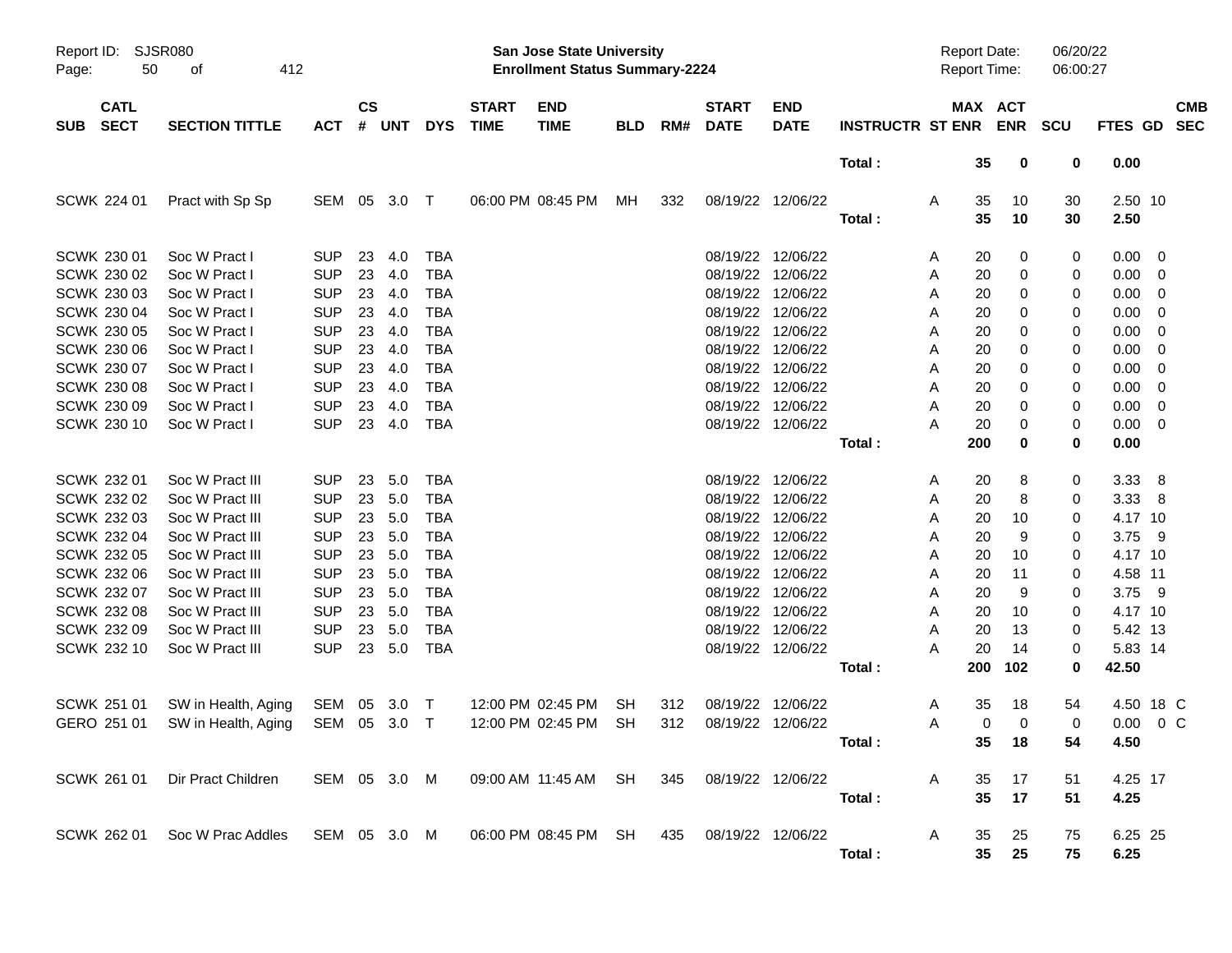# San Jose State University
## Enrollment Status Summary-2224

Report ID: SJSR080
Report Date: 06/20/22
Report Time: 06:00:27

| SUB | CATL SECT | SECTION TITTLE | ACT | CS # | UNT | DYS | START TIME | END TIME | BLD | RM# | START DATE | END DATE | INSTRUCTR | ST | MAX ENR | ACT ENR | SCU | FTES | GD | CMB SEC |
|---|---|---|---|---|---|---|---|---|---|---|---|---|---|---|---|---|---|---|---|---|
| | | | | | | | | | | | | | Total : | | **35** | **0** | **0** | **0.00** | | |
| SCWK | 224 01 | Pract with Sp Sp | SEM | 05 | 3.0 | T | 06:00 PM | 08:45 PM | MH | 332 | 08/19/22 | 12/06/22 | | A | 35 | 10 | 30 | 2.50 | 10 | |
| | | | | | | | | | | | | | Total : | | **35** | **10** | **30** | **2.50** | | |
| SCWK | 230 01 | Soc W Pract I | SUP | 23 | 4.0 | TBA | | | | | 08/19/22 | 12/06/22 | | A | 20 | 0 | 0 | 0.00 | 0 | |
| SCWK | 230 02 | Soc W Pract I | SUP | 23 | 4.0 | TBA | | | | | 08/19/22 | 12/06/22 | | A | 20 | 0 | 0 | 0.00 | 0 | |
| SCWK | 230 03 | Soc W Pract I | SUP | 23 | 4.0 | TBA | | | | | 08/19/22 | 12/06/22 | | A | 20 | 0 | 0 | 0.00 | 0 | |
| SCWK | 230 04 | Soc W Pract I | SUP | 23 | 4.0 | TBA | | | | | 08/19/22 | 12/06/22 | | A | 20 | 0 | 0 | 0.00 | 0 | |
| SCWK | 230 05 | Soc W Pract I | SUP | 23 | 4.0 | TBA | | | | | 08/19/22 | 12/06/22 | | A | 20 | 0 | 0 | 0.00 | 0 | |
| SCWK | 230 06 | Soc W Pract I | SUP | 23 | 4.0 | TBA | | | | | 08/19/22 | 12/06/22 | | A | 20 | 0 | 0 | 0.00 | 0 | |
| SCWK | 230 07 | Soc W Pract I | SUP | 23 | 4.0 | TBA | | | | | 08/19/22 | 12/06/22 | | A | 20 | 0 | 0 | 0.00 | 0 | |
| SCWK | 230 08 | Soc W Pract I | SUP | 23 | 4.0 | TBA | | | | | 08/19/22 | 12/06/22 | | A | 20 | 0 | 0 | 0.00 | 0 | |
| SCWK | 230 09 | Soc W Pract I | SUP | 23 | 4.0 | TBA | | | | | 08/19/22 | 12/06/22 | | A | 20 | 0 | 0 | 0.00 | 0 | |
| SCWK | 230 10 | Soc W Pract I | SUP | 23 | 4.0 | TBA | | | | | 08/19/22 | 12/06/22 | | A | 20 | 0 | 0 | 0.00 | 0 | |
| | | | | | | | | | | | | | Total : | | **200** | **0** | **0** | **0.00** | | |
| SCWK | 232 01 | Soc W Pract III | SUP | 23 | 5.0 | TBA | | | | | 08/19/22 | 12/06/22 | | A | 20 | 8 | 0 | 3.33 | 8 | |
| SCWK | 232 02 | Soc W Pract III | SUP | 23 | 5.0 | TBA | | | | | 08/19/22 | 12/06/22 | | A | 20 | 8 | 0 | 3.33 | 8 | |
| SCWK | 232 03 | Soc W Pract III | SUP | 23 | 5.0 | TBA | | | | | 08/19/22 | 12/06/22 | | A | 20 | 10 | 0 | 4.17 | 10 | |
| SCWK | 232 04 | Soc W Pract III | SUP | 23 | 5.0 | TBA | | | | | 08/19/22 | 12/06/22 | | A | 20 | 9 | 0 | 3.75 | 9 | |
| SCWK | 232 05 | Soc W Pract III | SUP | 23 | 5.0 | TBA | | | | | 08/19/22 | 12/06/22 | | A | 20 | 10 | 0 | 4.17 | 10 | |
| SCWK | 232 06 | Soc W Pract III | SUP | 23 | 5.0 | TBA | | | | | 08/19/22 | 12/06/22 | | A | 20 | 11 | 0 | 4.58 | 11 | |
| SCWK | 232 07 | Soc W Pract III | SUP | 23 | 5.0 | TBA | | | | | 08/19/22 | 12/06/22 | | A | 20 | 9 | 0 | 3.75 | 9 | |
| SCWK | 232 08 | Soc W Pract III | SUP | 23 | 5.0 | TBA | | | | | 08/19/22 | 12/06/22 | | A | 20 | 10 | 0 | 4.17 | 10 | |
| SCWK | 232 09 | Soc W Pract III | SUP | 23 | 5.0 | TBA | | | | | 08/19/22 | 12/06/22 | | A | 20 | 13 | 0 | 5.42 | 13 | |
| SCWK | 232 10 | Soc W Pract III | SUP | 23 | 5.0 | TBA | | | | | 08/19/22 | 12/06/22 | | A | 20 | 14 | 0 | 5.83 | 14 | |
| | | | | | | | | | | | | | Total : | | **200** | **102** | **0** | **42.50** | | |
| SCWK | 251 01 | SW in Health, Aging | SEM | 05 | 3.0 | T | 12:00 PM | 02:45 PM | SH | 312 | 08/19/22 | 12/06/22 | | A | 35 | 18 | 54 | 4.50 | 18 | C |
| GERO | 251 01 | SW in Health, Aging | SEM | 05 | 3.0 | T | 12:00 PM | 02:45 PM | SH | 312 | 08/19/22 | 12/06/22 | | A | 0 | 0 | 0 | 0.00 | 0 | C |
| | | | | | | | | | | | | | Total : | | **35** | **18** | **54** | **4.50** | | |
| SCWK | 261 01 | Dir Pract Children | SEM | 05 | 3.0 | M | 09:00 AM | 11:45 AM | SH | 345 | 08/19/22 | 12/06/22 | | A | 35 | 17 | 51 | 4.25 | 17 | |
| | | | | | | | | | | | | | Total : | | **35** | **17** | **51** | **4.25** | | |
| SCWK | 262 01 | Soc W Prac Addles | SEM | 05 | 3.0 | M | 06:00 PM | 08:45 PM | SH | 435 | 08/19/22 | 12/06/22 | | A | 35 | 25 | 75 | 6.25 | 25 | |
| | | | | | | | | | | | | | Total : | | **35** | **25** | **75** | **6.25** | | |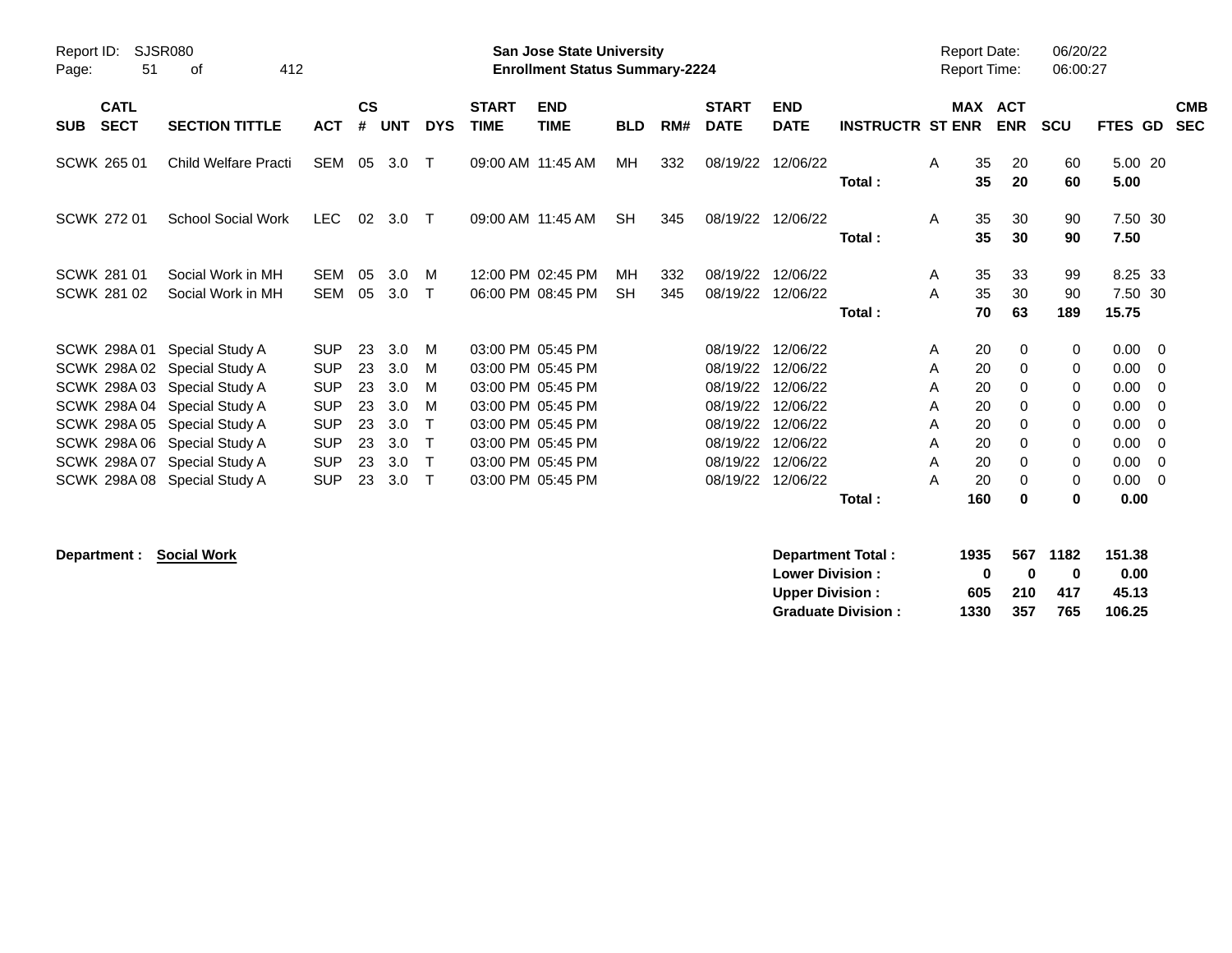Report ID: SJSR080

**San Jose State University**
**Enrollment Status Summary-2224**

Report Date: 06/20/22
Report Time: 06:00:27

| SUB | CATL SECT | SECTION TITTLE | ACT | CS # | UNT | DYS | START TIME | END TIME | BLD | RM# | START DATE | END DATE | INSTRUCTR | ST | MAX ENR | ACT ENR | SCU | FTES | GD | CMB SEC |
|---|---|---|---|---|---|---|---|---|---|---|---|---|---|---|---|---|---|---|---|---|
| SCWK | 265 01 | Child Welfare Practi | SEM | 05 | 3.0 | T | 09:00 AM | 11:45 AM | MH | 332 | 08/19/22 | 12/06/22 | | A | 35 | 20 | 60 | 5.00 | 20 | |
| | | | | | | | | | | | | | **Total :** | | **35** | **20** | **60** | **5.00** | | |
| SCWK | 272 01 | School Social Work | LEC | 02 | 3.0 | T | 09:00 AM | 11:45 AM | SH | 345 | 08/19/22 | 12/06/22 | | A | 35 | 30 | 90 | 7.50 | 30 | |
| | | | | | | | | | | | | | **Total :** | | **35** | **30** | **90** | **7.50** | | |
| SCWK | 281 01 | Social Work in MH | SEM | 05 | 3.0 | M | 12:00 PM | 02:45 PM | MH | 332 | 08/19/22 | 12/06/22 | | A | 35 | 33 | 99 | 8.25 | 33 | |
| SCWK | 281 02 | Social Work in MH | SEM | 05 | 3.0 | T | 06:00 PM | 08:45 PM | SH | 345 | 08/19/22 | 12/06/22 | | A | 35 | 30 | 90 | 7.50 | 30 | |
| | | | | | | | | | | | | | **Total :** | | **70** | **63** | **189** | **15.75** | | |
| SCWK | 298A 01 | Special Study A | SUP | 23 | 3.0 | M | 03:00 PM | 05:45 PM | | | 08/19/22 | 12/06/22 | | A | 20 | 0 | 0 | 0.00 | 0 | |
| SCWK | 298A 02 | Special Study A | SUP | 23 | 3.0 | M | 03:00 PM | 05:45 PM | | | 08/19/22 | 12/06/22 | | A | 20 | 0 | 0 | 0.00 | 0 | |
| SCWK | 298A 03 | Special Study A | SUP | 23 | 3.0 | M | 03:00 PM | 05:45 PM | | | 08/19/22 | 12/06/22 | | A | 20 | 0 | 0 | 0.00 | 0 | |
| SCWK | 298A 04 | Special Study A | SUP | 23 | 3.0 | M | 03:00 PM | 05:45 PM | | | 08/19/22 | 12/06/22 | | A | 20 | 0 | 0 | 0.00 | 0 | |
| SCWK | 298A 05 | Special Study A | SUP | 23 | 3.0 | T | 03:00 PM | 05:45 PM | | | 08/19/22 | 12/06/22 | | A | 20 | 0 | 0 | 0.00 | 0 | |
| SCWK | 298A 06 | Special Study A | SUP | 23 | 3.0 | T | 03:00 PM | 05:45 PM | | | 08/19/22 | 12/06/22 | | A | 20 | 0 | 0 | 0.00 | 0 | |
| SCWK | 298A 07 | Special Study A | SUP | 23 | 3.0 | T | 03:00 PM | 05:45 PM | | | 08/19/22 | 12/06/22 | | A | 20 | 0 | 0 | 0.00 | 0 | |
| SCWK | 298A 08 | Special Study A | SUP | 23 | 3.0 | T | 03:00 PM | 05:45 PM | | | 08/19/22 | 12/06/22 | | A | 20 | 0 | 0 | 0.00 | 0 | |
| | | | | | | | | | | | | | **Total :** | | **160** | **0** | **0** | **0.00** | | |

**Department : Social Work**

| | MAX ENR | ACT ENR | SCU | FTES |
|---|---|---|---|---|
| **Department Total :** | **1935** | **567** | **1182** | **151.38** |
| **Lower Division :** | **0** | **0** | **0** | **0.00** |
| **Upper Division :** | **605** | **210** | **417** | **45.13** |
| **Graduate Division :** | **1330** | **357** | **765** | **106.25** |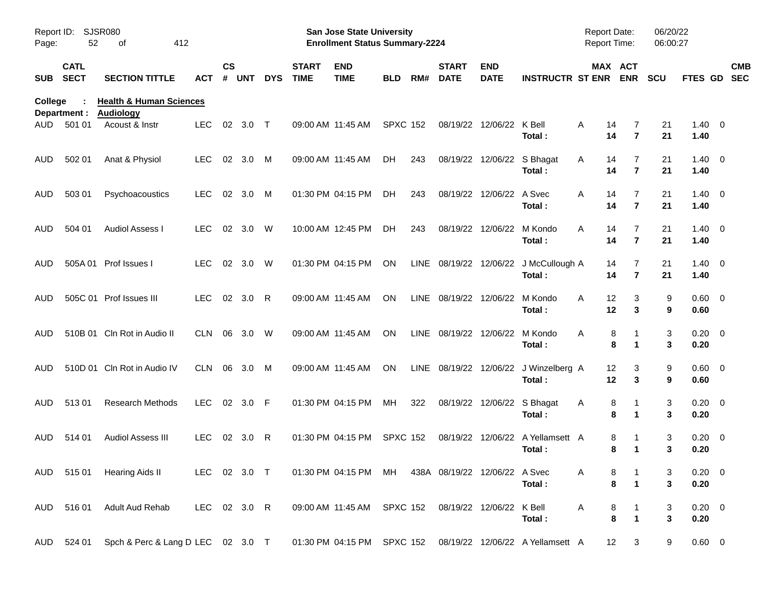Report ID: SJSR080

**San Jose State University**
**Enrollment Status Summary-2224**

Report Date: 06/20/22
Report Time: 06:00:27

| SUB | CATL SECT | SECTION TITTLE | ACT | CS # | UNT | DYS | START TIME | END TIME | BLD | RM# | START DATE | END DATE | INSTRUCTR | ST | MAX ENR | ACT ENR | SCU | FTES | GD | CMB SEC |
|---|---|---|---|---|---|---|---|---|---|---|---|---|---|---|---|---|---|---|---|---|
| **College : Health & Human Sciences** | | | | | | | | | | | | | | | | | | | | |
| **Department : Audiology** | | | | | | | | | | | | | | | | | | | | |
| AUD | 501 01 | Acoust & Instr | LEC | 02 | 3.0 | T | 09:00 AM | 11:45 AM | SPXC | 152 | 08/19/22 | 12/06/22 | K Bell | A | 14 | 7 | 21 | 1.40 | 0 | |
| | | | | | | | | | | | | | **Total :** | | **14** | **7** | **21** | **1.40** | | |
| AUD | 502 01 | Anat & Physiol | LEC | 02 | 3.0 | M | 09:00 AM | 11:45 AM | DH | 243 | 08/19/22 | 12/06/22 | S Bhagat | A | 14 | 7 | 21 | 1.40 | 0 | |
| | | | | | | | | | | | | | **Total :** | | **14** | **7** | **21** | **1.40** | | |
| AUD | 503 01 | Psychoacoustics | LEC | 02 | 3.0 | M | 01:30 PM | 04:15 PM | DH | 243 | 08/19/22 | 12/06/22 | A Svec | A | 14 | 7 | 21 | 1.40 | 0 | |
| | | | | | | | | | | | | | **Total :** | | **14** | **7** | **21** | **1.40** | | |
| AUD | 504 01 | Audiol Assess I | LEC | 02 | 3.0 | W | 10:00 AM | 12:45 PM | DH | 243 | 08/19/22 | 12/06/22 | M Kondo | A | 14 | 7 | 21 | 1.40 | 0 | |
| | | | | | | | | | | | | | **Total :** | | **14** | **7** | **21** | **1.40** | | |
| AUD | 505A 01 | Prof Issues I | LEC | 02 | 3.0 | W | 01:30 PM | 04:15 PM | ON | LINE | 08/19/22 | 12/06/22 | J McCullough | A | 14 | 7 | 21 | 1.40 | 0 | |
| | | | | | | | | | | | | | **Total :** | | **14** | **7** | **21** | **1.40** | | |
| AUD | 505C 01 | Prof Issues III | LEC | 02 | 3.0 | R | 09:00 AM | 11:45 AM | ON | LINE | 08/19/22 | 12/06/22 | M Kondo | A | 12 | 3 | 9 | 0.60 | 0 | |
| | | | | | | | | | | | | | **Total :** | | **12** | **3** | **9** | **0.60** | | |
| AUD | 510B 01 | Cln Rot in Audio II | CLN | 06 | 3.0 | W | 09:00 AM | 11:45 AM | ON | LINE | 08/19/22 | 12/06/22 | M Kondo | A | 8 | 1 | 3 | 0.20 | 0 | |
| | | | | | | | | | | | | | **Total :** | | **8** | **1** | **3** | **0.20** | | |
| AUD | 510D 01 | Cln Rot in Audio IV | CLN | 06 | 3.0 | M | 09:00 AM | 11:45 AM | ON | LINE | 08/19/22 | 12/06/22 | J Winzelberg | A | 12 | 3 | 9 | 0.60 | 0 | |
| | | | | | | | | | | | | | **Total :** | | **12** | **3** | **9** | **0.60** | | |
| AUD | 513 01 | Research Methods | LEC | 02 | 3.0 | F | 01:30 PM | 04:15 PM | MH | 322 | 08/19/22 | 12/06/22 | S Bhagat | A | 8 | 1 | 3 | 0.20 | 0 | |
| | | | | | | | | | | | | | **Total :** | | **8** | **1** | **3** | **0.20** | | |
| AUD | 514 01 | Audiol Assess III | LEC | 02 | 3.0 | R | 01:30 PM | 04:15 PM | SPXC | 152 | 08/19/22 | 12/06/22 | A Yellamsett | A | 8 | 1 | 3 | 0.20 | 0 | |
| | | | | | | | | | | | | | **Total :** | | **8** | **1** | **3** | **0.20** | | |
| AUD | 515 01 | Hearing Aids II | LEC | 02 | 3.0 | T | 01:30 PM | 04:15 PM | MH | 438A | 08/19/22 | 12/06/22 | A Svec | A | 8 | 1 | 3 | 0.20 | 0 | |
| | | | | | | | | | | | | | **Total :** | | **8** | **1** | **3** | **0.20** | | |
| AUD | 516 01 | Adult Aud Rehab | LEC | 02 | 3.0 | R | 09:00 AM | 11:45 AM | SPXC | 152 | 08/19/22 | 12/06/22 | K Bell | A | 8 | 1 | 3 | 0.20 | 0 | |
| | | | | | | | | | | | | | **Total :** | | **8** | **1** | **3** | **0.20** | | |
| AUD | 524 01 | Spch & Perc & Lang D | LEC | 02 | 3.0 | T | 01:30 PM | 04:15 PM | SPXC | 152 | 08/19/22 | 12/06/22 | A Yellamsett | A | 12 | 3 | 9 | 0.60 | 0 | |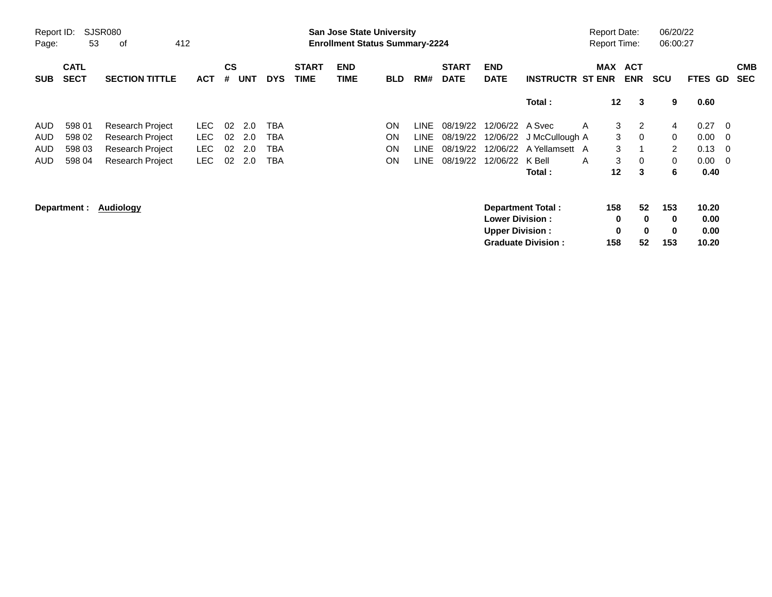**San Jose State University**
**Enrollment Status Summary-2224**

Report ID: SJSR080
Report Date: 06/20/22
Report Time: 06:00:27

| SUB | CATL SECT | SECTION TITTLE | ACT | CS # | UNT | DYS | START TIME | END TIME | BLD | RM# | START DATE | END DATE | INSTRUCTR | ST | MAX ENR | ACT ENR | SCU | FTES | GD | CMB SEC |
|---|---|---|---|---|---|---|---|---|---|---|---|---|---|---|---|---|---|---|---|---|
| | | | | | | | | | | | | | **Total :** | | **12** | **3** | **9** | **0.60** | | |
| AUD | 598 01 | Research Project | LEC | 02 | 2.0 | TBA | | | ON | LINE | 08/19/22 | 12/06/22 | A Svec | A | 3 | 2 | 4 | 0.27 | 0 | |
| AUD | 598 02 | Research Project | LEC | 02 | 2.0 | TBA | | | ON | LINE | 08/19/22 | 12/06/22 | J McCullough | A | 3 | 0 | 0 | 0.00 | 0 | |
| AUD | 598 03 | Research Project | LEC | 02 | 2.0 | TBA | | | ON | LINE | 08/19/22 | 12/06/22 | A Yellamsett | A | 3 | 1 | 2 | 0.13 | 0 | |
| AUD | 598 04 | Research Project | LEC | 02 | 2.0 | TBA | | | ON | LINE | 08/19/22 | 12/06/22 | K Bell | A | 3 | 0 | 0 | 0.00 | 0 | |
| | | | | | | | | | | | | | **Total :** | | **12** | **3** | **6** | **0.40** | | |

**Department :** **Audiology**

| | MAX ENR | ACT ENR | SCU | FTES |
|---|---|---|---|---|
| **Department Total :** | **158** | **52** | **153** | **10.20** |
| **Lower Division :** | **0** | **0** | **0** | **0.00** |
| **Upper Division :** | **0** | **0** | **0** | **0.00** |
| **Graduate Division :** | **158** | **52** | **153** | **10.20** |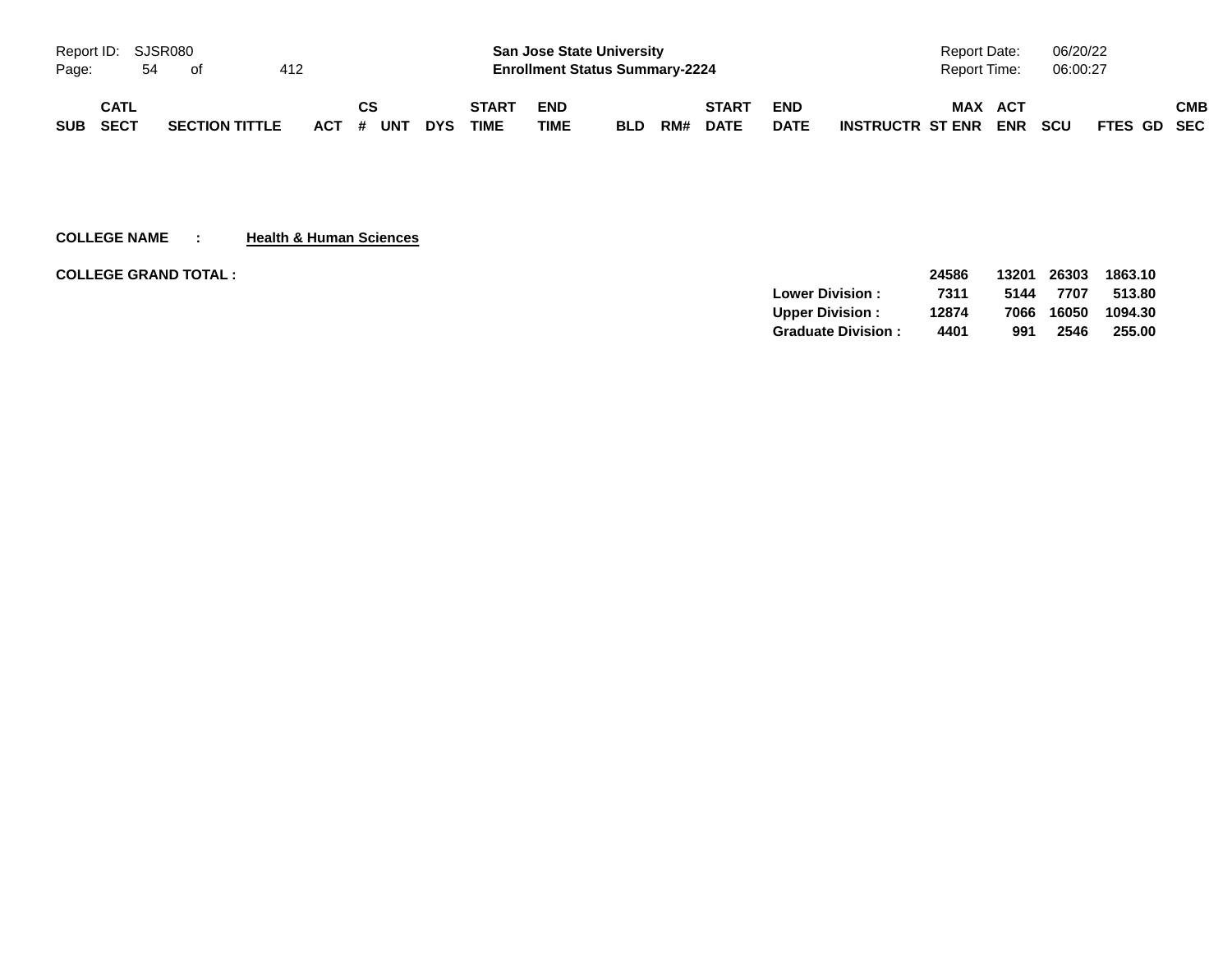Report ID: SJSR080

**San Jose State University**
**Enrollment Status Summary-2224**

Report Date: 06/20/22
Report Time: 06:00:27

| SUB | CATL SECT | SECTION TITTLE | ACT | CS # | UNT | DYS | START TIME | END TIME | BLD | RM# | START DATE | END DATE | INSTRUCTR | MAX ST ENR | ACT ENR | SCU | FTES | GD | CMB SEC |
|---|---|---|---|---|---|---|---|---|---|---|---|---|---|---|---|---|---|---|---|

**COLLEGE NAME : Health & Human Sciences**

**COLLEGE GRAND TOTAL :**

| | MAX ST ENR | ACT ENR | SCU | FTES |
|---|---|---|---|---|
| | **24586** | **13201** | **26303** | **1863.10** |
| **Lower Division :** | **7311** | **5144** | **7707** | **513.80** |
| **Upper Division :** | **12874** | **7066** | **16050** | **1094.30** |
| **Graduate Division :** | **4401** | **991** | **2546** | **255.00** |